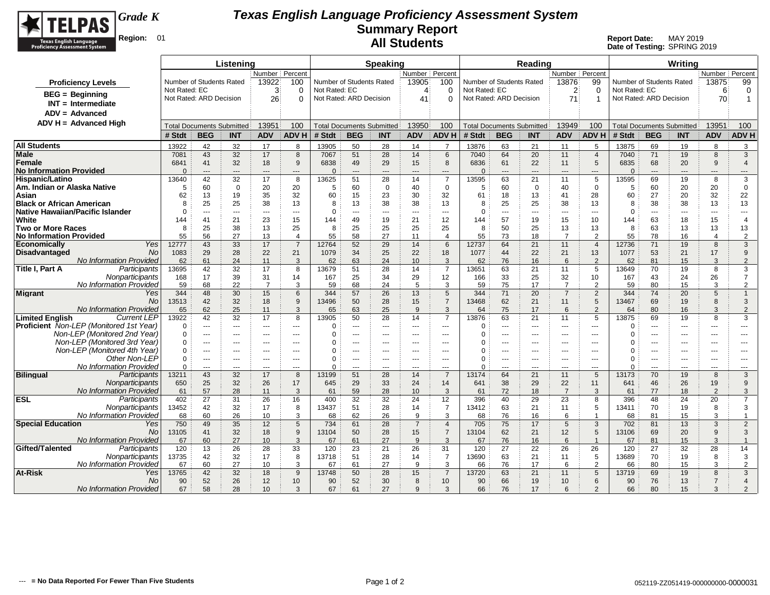# Texas English Language Proficiency Assessment System

## Summary Report

## All Students

**Grade K**

**Region:** 01

**Report Date:** MAY 2019
**Date of Testing:** SPRING 2019

**Proficiency Levels**

- BEG = Beginning
- INT = Intermediate
- ADV = Advanced
- ADV H = Advanced High

| | Listening | | | Speaking | | | Reading | | | Writing | | |
|---|---|---|---|---|---|---|---|---|---|---|---|---|
| | | Number | Percent | | Number | Percent | | Number | Percent | | Number | Percent |
| | Number of Students Rated | 13922 | 100 | Number of Students Rated | 13905 | 100 | Number of Students Rated | 13876 | 99 | Number of Students Rated | 13875 | 99 |
| | Not Rated: EC | 3 | 0 | Not Rated: EC | 4 | 0 | Not Rated: EC | 2 | 0 | Not Rated: EC | 6 | 0 |
| | Not Rated: ARD Decision | 26 | 0 | Not Rated: ARD Decision | 41 | 0 | Not Rated: ARD Decision | 71 | 1 | Not Rated: ARD Decision | 70 | 1 |
| | Total Documents Submitted | 13951 | 100 | Total Documents Submitted | 13950 | 100 | Total Documents Submitted | 13949 | 100 | Total Documents Submitted | 13951 | 100 |

| | Listening | | | | | Speaking | | | | | Reading | | | | | Writing | | | | |
|---|---|---|---|---|---|---|---|---|---|---|---|---|---|---|---|---|---|---|---|---|
| | # Stdt | BEG | INT | ADV | ADV H | # Stdt | BEG | INT | ADV | ADV H | # Stdt | BEG | INT | ADV | ADV H | # Stdt | BEG | INT | ADV | ADV H |
| **All Students** | 13922 | 42 | 32 | 17 | 8 | 13905 | 50 | 28 | 14 | 7 | 13876 | 63 | 21 | 11 | 5 | 13875 | 69 | 19 | 8 | 3 |
| **Male** | 7081 | 43 | 32 | 17 | 8 | 7067 | 51 | 28 | 14 | 6 | 7040 | 64 | 20 | 11 | 4 | 7040 | 71 | 19 | 8 | 3 |
| **Female** | 6841 | 41 | 32 | 18 | 9 | 6838 | 49 | 29 | 15 | 8 | 6836 | 61 | 22 | 11 | 5 | 6835 | 68 | 20 | 9 | 4 |
| **No Information Provided** | 0 | --- | --- | --- | --- | 0 | --- | --- | --- | --- | 0 | --- | --- | --- | --- | 0 | --- | --- | --- | --- |
| **Hispanic/Latino** | 13640 | 42 | 32 | 17 | 8 | 13625 | 51 | 28 | 14 | 7 | 13595 | 63 | 21 | 11 | 5 | 13595 | 69 | 19 | 8 | 3 |
| **Am. Indian or Alaska Native** | 5 | 60 | 0 | 20 | 20 | 5 | 60 | 0 | 40 | 0 | 5 | 60 | 0 | 40 | 0 | 5 | 60 | 20 | 20 | 0 |
| **Asian** | 62 | 13 | 19 | 35 | 32 | 60 | 15 | 23 | 30 | 32 | 61 | 18 | 13 | 41 | 28 | 60 | 27 | 20 | 32 | 22 |
| **Black or African American** | 8 | 25 | 25 | 38 | 13 | 8 | 13 | 38 | 38 | 13 | 8 | 25 | 25 | 38 | 13 | 8 | 38 | 38 | 13 | 13 |
| **Native Hawaiian/Pacific Islander** | 0 | --- | --- | --- | --- | 0 | --- | --- | --- | --- | 0 | --- | --- | --- | --- | 0 | --- | --- | --- | --- |
| **White** | 144 | 41 | 21 | 23 | 15 | 144 | 49 | 19 | 21 | 12 | 144 | 57 | 19 | 15 | 10 | 144 | 63 | 18 | 15 | 4 |
| **Two or More Races** | 8 | 25 | 38 | 13 | 25 | 8 | 25 | 25 | 25 | 25 | 8 | 50 | 25 | 13 | 13 | 8 | 63 | 13 | 13 | 13 |
| **No Information Provided** | 55 | 56 | 27 | 13 | 4 | 55 | 58 | 27 | 11 | 4 | 55 | 73 | 18 | 7 | 2 | 55 | 78 | 16 | 4 | 2 |
| **Economically Disadvantaged** *Yes* | 12777 | 43 | 33 | 17 | 7 | 12764 | 52 | 29 | 14 | 6 | 12737 | 64 | 21 | 11 | 4 | 12736 | 71 | 19 | 8 | 3 |
| *No* | 1083 | 29 | 28 | 22 | 21 | 1079 | 34 | 25 | 22 | 18 | 1077 | 44 | 22 | 21 | 13 | 1077 | 53 | 21 | 17 | 9 |
| *No Information Provided* | 62 | 61 | 24 | 11 | 3 | 62 | 63 | 24 | 10 | 3 | 62 | 76 | 16 | 6 | 2 | 62 | 81 | 15 | 3 | 2 |
| **Title I, Part A** *Participants* | 13695 | 42 | 32 | 17 | 8 | 13679 | 51 | 28 | 14 | 7 | 13651 | 63 | 21 | 11 | 5 | 13649 | 70 | 19 | 8 | 3 |
| *Nonparticipants* | 168 | 17 | 39 | 31 | 14 | 167 | 25 | 34 | 29 | 12 | 166 | 33 | 25 | 32 | 10 | 167 | 43 | 24 | 26 | 7 |
| *No Information Provided* | 59 | 68 | 22 | 7 | 3 | 59 | 68 | 24 | 5 | 3 | 59 | 75 | 17 | 7 | 2 | 59 | 80 | 15 | 3 | 2 |
| **Migrant** *Yes* | 344 | 48 | 30 | 15 | 6 | 344 | 57 | 26 | 13 | 5 | 344 | 71 | 20 | 7 | 2 | 344 | 74 | 20 | 5 | 1 |
| *No* | 13513 | 42 | 32 | 18 | 9 | 13496 | 50 | 28 | 15 | 7 | 13468 | 62 | 21 | 11 | 5 | 13467 | 69 | 19 | 8 | 3 |
| *No Information Provided* | 65 | 62 | 25 | 11 | 3 | 65 | 63 | 25 | 9 | 3 | 64 | 75 | 17 | 6 | 2 | 64 | 80 | 16 | 3 | 2 |
| **Limited English Proficient** *Current LEP* | 13922 | 42 | 32 | 17 | 8 | 13905 | 50 | 28 | 14 | 7 | 13876 | 63 | 21 | 11 | 5 | 13875 | 69 | 19 | 8 | 3 |
| *Non-LEP (Monitored 1st Year)* | 0 | --- | --- | --- | --- | 0 | --- | --- | --- | --- | 0 | --- | --- | --- | --- | 0 | --- | --- | --- | --- |
| *Non-LEP (Monitored 2nd Year)* | 0 | --- | --- | --- | --- | 0 | --- | --- | --- | --- | 0 | --- | --- | --- | --- | 0 | --- | --- | --- | --- |
| *Non-LEP (Monitored 3rd Year)* | 0 | --- | --- | --- | --- | 0 | --- | --- | --- | --- | 0 | --- | --- | --- | --- | 0 | --- | --- | --- | --- |
| *Non-LEP (Monitored 4th Year)* | 0 | --- | --- | --- | --- | 0 | --- | --- | --- | --- | 0 | --- | --- | --- | --- | 0 | --- | --- | --- | --- |
| *Other Non-LEP* | 0 | --- | --- | --- | --- | 0 | --- | --- | --- | --- | 0 | --- | --- | --- | --- | 0 | --- | --- | --- | --- |
| *No Information Provided* | 0 | --- | --- | --- | --- | 0 | --- | --- | --- | --- | 0 | --- | --- | --- | --- | 0 | --- | --- | --- | --- |
| **Bilingual** *Participants* | 13211 | 43 | 32 | 17 | 8 | 13199 | 51 | 28 | 14 | 7 | 13174 | 64 | 21 | 11 | 5 | 13173 | 70 | 19 | 8 | 3 |
| *Nonparticipants* | 650 | 25 | 32 | 26 | 17 | 645 | 29 | 33 | 24 | 14 | 641 | 38 | 29 | 22 | 11 | 641 | 46 | 26 | 19 | 9 |
| *No Information Provided* | 61 | 57 | 28 | 11 | 3 | 61 | 59 | 28 | 10 | 3 | 61 | 72 | 18 | 7 | 3 | 61 | 77 | 18 | 2 | 3 |
| **ESL** *Participants* | 402 | 27 | 31 | 26 | 16 | 400 | 32 | 32 | 24 | 12 | 396 | 40 | 29 | 23 | 8 | 396 | 48 | 24 | 20 | 7 |
| *Nonparticipants* | 13452 | 42 | 32 | 17 | 8 | 13437 | 51 | 28 | 14 | 7 | 13412 | 63 | 21 | 11 | 5 | 13411 | 70 | 19 | 8 | 3 |
| *No Information Provided* | 68 | 60 | 26 | 10 | 3 | 68 | 62 | 26 | 9 | 3 | 68 | 76 | 16 | 6 | 1 | 68 | 81 | 15 | 3 | 1 |
| **Special Education** *Yes* | 750 | 49 | 35 | 12 | 5 | 734 | 61 | 28 | 7 | 4 | 705 | 75 | 17 | 5 | 3 | 702 | 81 | 13 | 3 | 2 |
| *No* | 13105 | 41 | 32 | 18 | 9 | 13104 | 50 | 28 | 15 | 7 | 13104 | 62 | 21 | 12 | 5 | 13106 | 69 | 20 | 9 | 3 |
| *No Information Provided* | 67 | 60 | 27 | 10 | 3 | 67 | 61 | 27 | 9 | 3 | 67 | 76 | 16 | 6 | 1 | 67 | 81 | 15 | 3 | 1 |
| **Gifted/Talented** *Participants* | 120 | 13 | 26 | 28 | 33 | 120 | 23 | 21 | 26 | 31 | 120 | 27 | 22 | 26 | 26 | 120 | 27 | 32 | 28 | 14 |
| *Nonparticipants* | 13735 | 42 | 32 | 17 | 8 | 13718 | 51 | 28 | 14 | 7 | 13690 | 63 | 21 | 11 | 5 | 13689 | 70 | 19 | 8 | 3 |
| *No Information Provided* | 67 | 60 | 27 | 10 | 3 | 67 | 61 | 27 | 9 | 3 | 66 | 76 | 17 | 6 | 2 | 66 | 80 | 15 | 3 | 2 |
| **At-Risk** *Yes* | 13765 | 42 | 32 | 18 | 9 | 13748 | 50 | 28 | 15 | 7 | 13720 | 63 | 21 | 11 | 5 | 13719 | 69 | 19 | 8 | 3 |
| *No* | 90 | 52 | 26 | 12 | 10 | 90 | 52 | 30 | 8 | 10 | 90 | 66 | 19 | 10 | 6 | 90 | 76 | 13 | 7 | 4 |
| *No Information Provided* | 67 | 58 | 28 | 10 | 3 | 67 | 61 | 27 | 9 | 3 | 66 | 76 | 17 | 6 | 2 | 66 | 80 | 15 | 3 | 2 |

--- = No Data Reported For Fewer Than Five Students

052119-ZZ051419-000000000-0000031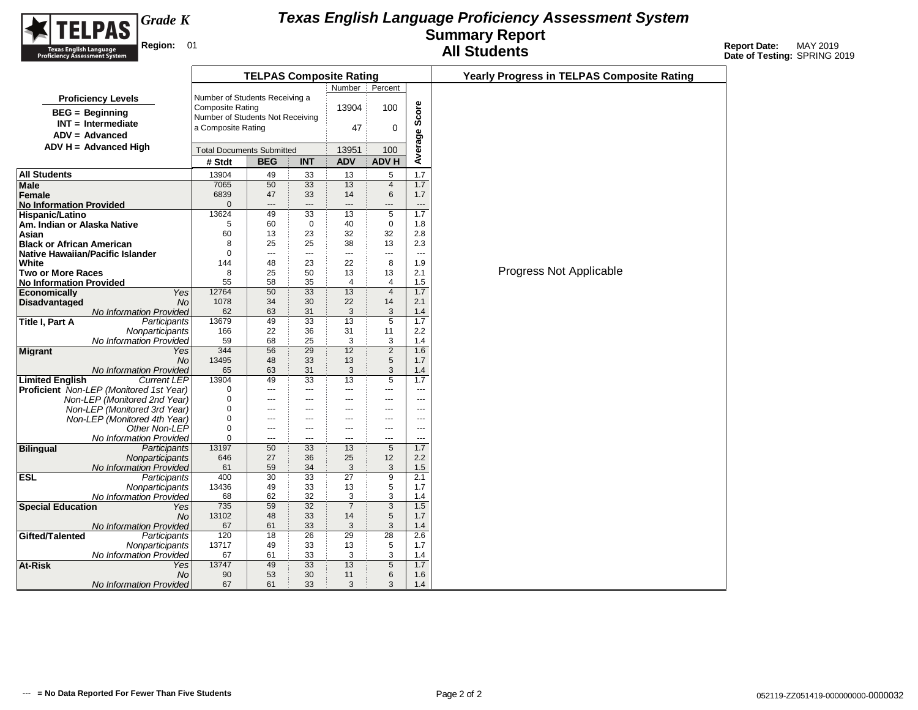# Texas English Language Proficiency Assessment System
## Summary Report
## All Students

**Grade K**

**Region:** 01

**Report Date:** MAY 2019
**Date of Testing:** SPRING 2019

**Proficiency Levels**

- **BEG = Beginning**
- **INT = Intermediate**
- **ADV = Advanced**
- **ADV H = Advanced High**

### TELPAS Composite Rating

| | Number | Percent |
|---|---|---|
| Number of Students Receiving a Composite Rating | 13904 | 100 |
| Number of Students Not Receiving a Composite Rating | 47 | 0 |
| Total Documents Submitted | 13951 | 100 |

| | | # Stdt | BEG | INT | ADV | ADV H | Average Score |
|---|---|---|---|---|---|---|---|
| **All Students** | | 13904 | 49 | 33 | 13 | 5 | 1.7 |
| **Male** | | 7065 | 50 | 33 | 13 | 4 | 1.7 |
| **Female** | | 6839 | 47 | 33 | 14 | 6 | 1.7 |
| **No Information Provided** | | 0 | --- | --- | --- | --- | --- |
| **Hispanic/Latino** | | 13624 | 49 | 33 | 13 | 5 | 1.7 |
| **Am. Indian or Alaska Native** | | 5 | 60 | 0 | 40 | 0 | 1.8 |
| **Asian** | | 60 | 13 | 23 | 32 | 32 | 2.8 |
| **Black or African American** | | 8 | 25 | 25 | 38 | 13 | 2.3 |
| **Native Hawaiian/Pacific Islander** | | 0 | --- | --- | --- | --- | --- |
| **White** | | 144 | 48 | 23 | 22 | 8 | 1.9 |
| **Two or More Races** | | 8 | 25 | 50 | 13 | 13 | 2.1 |
| **No Information Provided** | | 55 | 58 | 35 | 4 | 4 | 1.5 |
| **Economically Disadvantaged** | *Yes* | 12764 | 50 | 33 | 13 | 4 | 1.7 |
| | *No* | 1078 | 34 | 30 | 22 | 14 | 2.1 |
| | *No Information Provided* | 62 | 63 | 31 | 3 | 3 | 1.4 |
| **Title I, Part A** | *Participants* | 13679 | 49 | 33 | 13 | 5 | 1.7 |
| | *Nonparticipants* | 166 | 22 | 36 | 31 | 11 | 2.2 |
| | *No Information Provided* | 59 | 68 | 25 | 3 | 3 | 1.4 |
| **Migrant** | *Yes* | 344 | 56 | 29 | 12 | 2 | 1.6 |
| | *No* | 13495 | 48 | 33 | 13 | 5 | 1.7 |
| | *No Information Provided* | 65 | 63 | 31 | 3 | 3 | 1.4 |
| **Limited English Proficient** | *Current LEP* | 13904 | 49 | 33 | 13 | 5 | 1.7 |
| | *Non-LEP (Monitored 1st Year)* | 0 | --- | --- | --- | --- | --- |
| | *Non-LEP (Monitored 2nd Year)* | 0 | --- | --- | --- | --- | --- |
| | *Non-LEP (Monitored 3rd Year)* | 0 | --- | --- | --- | --- | --- |
| | *Non-LEP (Monitored 4th Year)* | 0 | --- | --- | --- | --- | --- |
| | *Other Non-LEP* | 0 | --- | --- | --- | --- | --- |
| | *No Information Provided* | 0 | --- | --- | --- | --- | --- |
| **Bilingual** | *Participants* | 13197 | 50 | 33 | 13 | 5 | 1.7 |
| | *Nonparticipants* | 646 | 27 | 36 | 25 | 12 | 2.2 |
| | *No Information Provided* | 61 | 59 | 34 | 3 | 3 | 1.5 |
| **ESL** | *Participants* | 400 | 30 | 33 | 27 | 9 | 2.1 |
| | *Nonparticipants* | 13436 | 49 | 33 | 13 | 5 | 1.7 |
| | *No Information Provided* | 68 | 62 | 32 | 3 | 3 | 1.4 |
| **Special Education** | *Yes* | 735 | 59 | 32 | 7 | 3 | 1.5 |
| | *No* | 13102 | 48 | 33 | 14 | 5 | 1.7 |
| | *No Information Provided* | 67 | 61 | 33 | 3 | 3 | 1.4 |
| **Gifted/Talented** | *Participants* | 120 | 18 | 26 | 29 | 28 | 2.6 |
| | *Nonparticipants* | 13717 | 49 | 33 | 13 | 5 | 1.7 |
| | *No Information Provided* | 67 | 61 | 33 | 3 | 3 | 1.4 |
| **At-Risk** | *Yes* | 13747 | 49 | 33 | 13 | 5 | 1.7 |
| | *No* | 90 | 53 | 30 | 11 | 6 | 1.6 |
| | *No Information Provided* | 67 | 61 | 33 | 3 | 3 | 1.4 |

### Yearly Progress in TELPAS Composite Rating

Progress Not Applicable

--- = No Data Reported For Fewer Than Five Students

052119-ZZ051419-000000000-0000032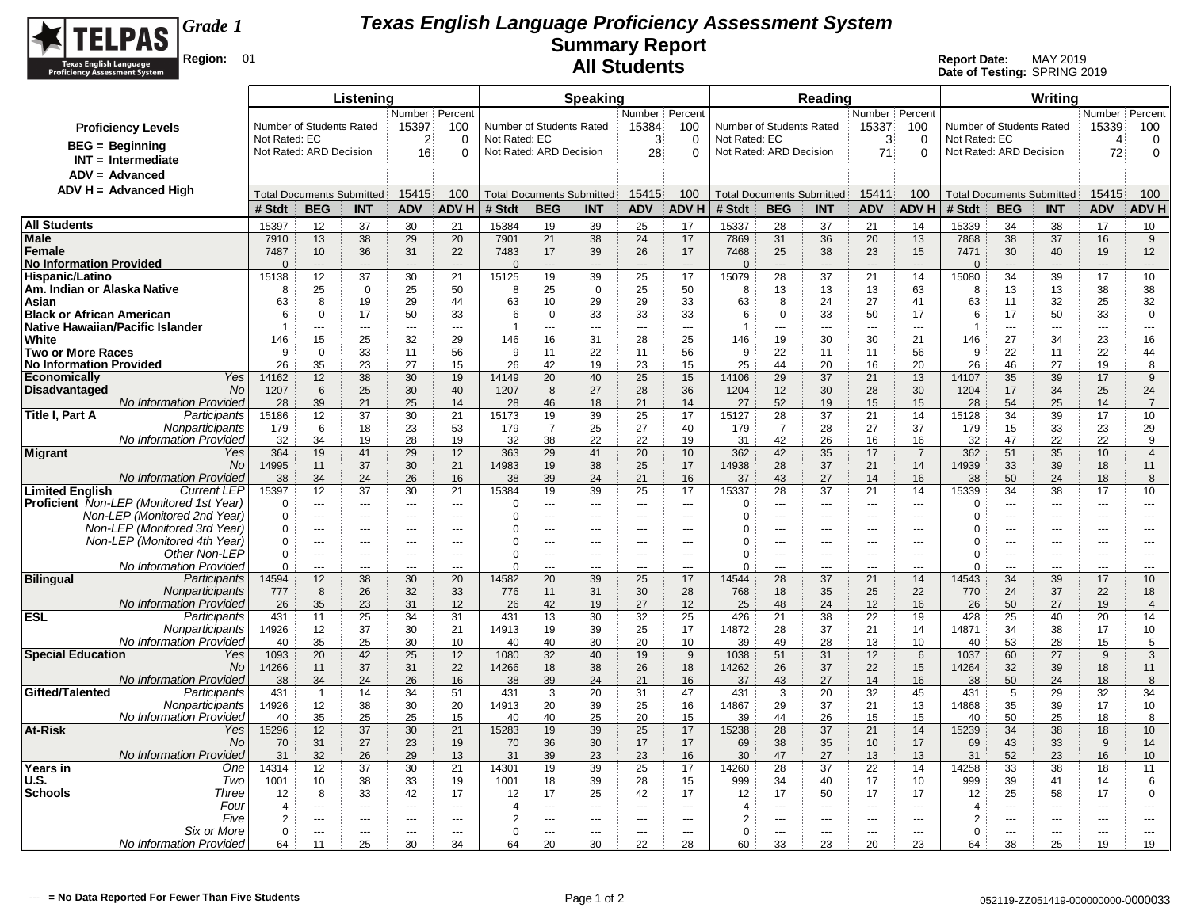# Texas English Language Proficiency Assessment System

## Summary Report

## All Students

**Grade 1**

**Region:** 01

**Report Date:** MAY 2019
**Date of Testing:** SPRING 2019

**Proficiency Levels**

- **BEG = Beginning**
- **INT = Intermediate**
- **ADV = Advanced**
- **ADV H = Advanced High**

| | Listening Number | Listening Percent | Speaking Number | Speaking Percent | Reading Number | Reading Percent | Writing Number | Writing Percent |
|---|---|---|---|---|---|---|---|---|
| Number of Students Rated | 15397 | 100 | 15384 | 100 | 15337 | 100 | 15339 | 100 |
| Not Rated: EC | 2 | 0 | 3 | 0 | 3 | 0 | 4 | 0 |
| Not Rated: ARD Decision | 16 | 0 | 28 | 0 | 71 | 0 | 72 | 0 |
| Total Documents Submitted | 15415 | 100 | 15415 | 100 | 15411 | 100 | 15415 | 100 |

| | | Listening | | | | | Speaking | | | | | Reading | | | | | Writing | | | | |
|---|---|---|---|---|---|---|---|---|---|---|---|---|---|---|---|---|---|---|---|---|---|
| | | # Stdt | BEG | INT | ADV | ADV H | # Stdt | BEG | INT | ADV | ADV H | # Stdt | BEG | INT | ADV | ADV H | # Stdt | BEG | INT | ADV | ADV H |
| **All Students** | | 15397 | 12 | 37 | 30 | 21 | 15384 | 19 | 39 | 25 | 17 | 15337 | 28 | 37 | 21 | 14 | 15339 | 34 | 38 | 17 | 10 |
| **Male** | | 7910 | 13 | 38 | 29 | 20 | 7901 | 21 | 38 | 24 | 17 | 7869 | 31 | 36 | 20 | 13 | 7868 | 38 | 37 | 16 | 9 |
| **Female** | | 7487 | 10 | 36 | 31 | 22 | 7483 | 17 | 39 | 26 | 17 | 7468 | 25 | 38 | 23 | 15 | 7471 | 30 | 40 | 19 | 12 |
| **No Information Provided** | | 0 | --- | --- | --- | --- | 0 | --- | --- | --- | --- | 0 | --- | --- | --- | --- | 0 | --- | --- | --- | --- |
| **Hispanic/Latino** | | 15138 | 12 | 37 | 30 | 21 | 15125 | 19 | 39 | 25 | 17 | 15079 | 28 | 37 | 21 | 14 | 15080 | 34 | 39 | 17 | 10 |
| **Am. Indian or Alaska Native** | | 8 | 25 | 0 | 25 | 50 | 8 | 25 | 0 | 25 | 50 | 8 | 13 | 13 | 13 | 63 | 8 | 13 | 13 | 38 | 38 |
| **Asian** | | 63 | 8 | 19 | 29 | 44 | 63 | 10 | 29 | 29 | 33 | 63 | 8 | 24 | 27 | 41 | 63 | 11 | 32 | 25 | 32 |
| **Black or African American** | | 6 | 0 | 17 | 50 | 33 | 6 | 0 | 33 | 33 | 33 | 6 | 0 | 33 | 50 | 17 | 6 | 17 | 50 | 33 | 0 |
| **Native Hawaiian/Pacific Islander** | | 1 | --- | --- | --- | --- | 1 | --- | --- | --- | --- | 1 | --- | --- | --- | --- | 1 | --- | --- | --- | --- |
| **White** | | 146 | 15 | 25 | 32 | 29 | 146 | 16 | 31 | 28 | 25 | 146 | 19 | 30 | 30 | 21 | 146 | 27 | 34 | 23 | 16 |
| **Two or More Races** | | 9 | 0 | 33 | 11 | 56 | 9 | 11 | 22 | 11 | 56 | 9 | 22 | 11 | 11 | 56 | 9 | 22 | 11 | 22 | 44 |
| **No Information Provided** | | 26 | 35 | 23 | 27 | 15 | 26 | 42 | 19 | 23 | 15 | 25 | 44 | 20 | 16 | 20 | 26 | 46 | 27 | 19 | 8 |
| **Economically Disadvantaged** | *Yes* | 14162 | 12 | 38 | 30 | 19 | 14149 | 20 | 40 | 25 | 15 | 14106 | 29 | 37 | 21 | 13 | 14107 | 35 | 39 | 17 | 9 |
| | *No* | 1207 | 6 | 25 | 30 | 40 | 1207 | 8 | 27 | 28 | 36 | 1204 | 12 | 30 | 28 | 30 | 1204 | 17 | 34 | 25 | 24 |
| | *No Information Provided* | 28 | 39 | 21 | 25 | 14 | 28 | 46 | 18 | 21 | 14 | 27 | 52 | 19 | 15 | 15 | 28 | 54 | 25 | 14 | 7 |
| **Title I, Part A** | *Participants* | 15186 | 12 | 37 | 30 | 21 | 15173 | 19 | 39 | 25 | 17 | 15127 | 28 | 37 | 21 | 14 | 15128 | 34 | 39 | 17 | 10 |
| | *Nonparticipants* | 179 | 6 | 18 | 23 | 53 | 179 | 7 | 25 | 27 | 40 | 179 | 7 | 28 | 27 | 37 | 179 | 15 | 33 | 23 | 29 |
| | *No Information Provided* | 32 | 34 | 19 | 28 | 19 | 32 | 38 | 22 | 22 | 19 | 31 | 42 | 26 | 16 | 16 | 32 | 47 | 22 | 22 | 9 |
| **Migrant** | *Yes* | 364 | 19 | 41 | 29 | 12 | 363 | 29 | 41 | 20 | 10 | 362 | 42 | 35 | 17 | 7 | 362 | 51 | 35 | 10 | 4 |
| | *No* | 14995 | 11 | 37 | 30 | 21 | 14983 | 19 | 38 | 25 | 17 | 14938 | 28 | 37 | 21 | 14 | 14939 | 33 | 39 | 18 | 11 |
| | *No Information Provided* | 38 | 34 | 24 | 26 | 16 | 38 | 39 | 24 | 21 | 16 | 37 | 43 | 27 | 14 | 16 | 38 | 50 | 24 | 18 | 8 |
| **Limited English Proficient** | *Current LEP* | 15397 | 12 | 37 | 30 | 21 | 15384 | 19 | 39 | 25 | 17 | 15337 | 28 | 37 | 21 | 14 | 15339 | 34 | 38 | 17 | 10 |
| | *Non-LEP (Monitored 1st Year)* | 0 | --- | --- | --- | --- | 0 | --- | --- | --- | --- | 0 | --- | --- | --- | --- | 0 | --- | --- | --- | --- |
| | *Non-LEP (Monitored 2nd Year)* | 0 | --- | --- | --- | --- | 0 | --- | --- | --- | --- | 0 | --- | --- | --- | --- | 0 | --- | --- | --- | --- |
| | *Non-LEP (Monitored 3rd Year)* | 0 | --- | --- | --- | --- | 0 | --- | --- | --- | --- | 0 | --- | --- | --- | --- | 0 | --- | --- | --- | --- |
| | *Non-LEP (Monitored 4th Year)* | 0 | --- | --- | --- | --- | 0 | --- | --- | --- | --- | 0 | --- | --- | --- | --- | 0 | --- | --- | --- | --- |
| | *Other Non-LEP* | 0 | --- | --- | --- | --- | 0 | --- | --- | --- | --- | 0 | --- | --- | --- | --- | 0 | --- | --- | --- | --- |
| | *No Information Provided* | 0 | --- | --- | --- | --- | 0 | --- | --- | --- | --- | 0 | --- | --- | --- | --- | 0 | --- | --- | --- | --- |
| **Bilingual** | *Participants* | 14594 | 12 | 38 | 30 | 20 | 14582 | 20 | 39 | 25 | 17 | 14544 | 28 | 37 | 21 | 14 | 14543 | 34 | 39 | 17 | 10 |
| | *Nonparticipants* | 777 | 8 | 26 | 32 | 33 | 776 | 11 | 31 | 30 | 28 | 768 | 18 | 35 | 25 | 22 | 770 | 24 | 37 | 22 | 18 |
| | *No Information Provided* | 26 | 35 | 23 | 31 | 12 | 26 | 42 | 19 | 27 | 12 | 25 | 48 | 24 | 12 | 16 | 26 | 50 | 27 | 19 | 4 |
| **ESL** | *Participants* | 431 | 11 | 25 | 34 | 31 | 431 | 13 | 30 | 32 | 25 | 426 | 21 | 38 | 22 | 19 | 428 | 25 | 40 | 20 | 14 |
| | *Nonparticipants* | 14926 | 12 | 37 | 30 | 21 | 14913 | 19 | 39 | 25 | 17 | 14872 | 28 | 37 | 21 | 14 | 14871 | 34 | 38 | 17 | 10 |
| | *No Information Provided* | 40 | 35 | 25 | 30 | 10 | 40 | 40 | 30 | 20 | 10 | 39 | 49 | 28 | 13 | 10 | 40 | 53 | 28 | 15 | 5 |
| **Special Education** | *Yes* | 1093 | 20 | 42 | 25 | 12 | 1080 | 32 | 40 | 19 | 9 | 1038 | 51 | 31 | 12 | 6 | 1037 | 60 | 27 | 9 | 3 |
| | *No* | 14266 | 11 | 37 | 31 | 22 | 14266 | 18 | 38 | 26 | 18 | 14262 | 26 | 37 | 22 | 15 | 14264 | 32 | 39 | 18 | 11 |
| | *No Information Provided* | 38 | 34 | 24 | 26 | 16 | 38 | 39 | 24 | 21 | 16 | 37 | 43 | 27 | 14 | 16 | 38 | 50 | 24 | 18 | 8 |
| **Gifted/Talented** | *Participants* | 431 | 1 | 14 | 34 | 51 | 431 | 3 | 20 | 31 | 47 | 431 | 3 | 20 | 32 | 45 | 431 | 5 | 29 | 32 | 34 |
| | *Nonparticipants* | 14926 | 12 | 38 | 30 | 20 | 14913 | 20 | 39 | 25 | 16 | 14867 | 29 | 37 | 21 | 13 | 14868 | 35 | 39 | 17 | 10 |
| | *No Information Provided* | 40 | 35 | 25 | 25 | 15 | 40 | 40 | 25 | 20 | 15 | 39 | 44 | 26 | 15 | 15 | 40 | 50 | 25 | 18 | 8 |
| **At-Risk** | *Yes* | 15296 | 12 | 37 | 30 | 21 | 15283 | 19 | 39 | 25 | 17 | 15238 | 28 | 37 | 21 | 14 | 15239 | 34 | 38 | 18 | 10 |
| | *No* | 70 | 31 | 27 | 23 | 19 | 70 | 36 | 30 | 17 | 17 | 69 | 38 | 35 | 10 | 17 | 69 | 43 | 33 | 9 | 14 |
| | *No Information Provided* | 31 | 32 | 26 | 29 | 13 | 31 | 39 | 23 | 23 | 16 | 30 | 47 | 27 | 13 | 13 | 31 | 52 | 23 | 16 | 10 |
| **Years in U.S. Schools** | *One* | 14314 | 12 | 37 | 30 | 21 | 14301 | 19 | 39 | 25 | 17 | 14260 | 28 | 37 | 22 | 14 | 14258 | 33 | 38 | 18 | 11 |
| | *Two* | 1001 | 10 | 38 | 33 | 19 | 1001 | 18 | 39 | 28 | 15 | 999 | 34 | 40 | 17 | 10 | 999 | 39 | 41 | 14 | 6 |
| | *Three* | 12 | 8 | 33 | 42 | 17 | 12 | 17 | 25 | 42 | 17 | 12 | 17 | 50 | 17 | 17 | 12 | 25 | 58 | 17 | 0 |
| | *Four* | 4 | --- | --- | --- | --- | 4 | --- | --- | --- | --- | 4 | --- | --- | --- | --- | 4 | --- | --- | --- | --- |
| | *Five* | 2 | --- | --- | --- | --- | 2 | --- | --- | --- | --- | 2 | --- | --- | --- | --- | 2 | --- | --- | --- | --- |
| | *Six or More* | 0 | --- | --- | --- | --- | 0 | --- | --- | --- | --- | 0 | --- | --- | --- | --- | 0 | --- | --- | --- | --- |
| | *No Information Provided* | 64 | 11 | 25 | 30 | 34 | 64 | 20 | 30 | 22 | 28 | 60 | 33 | 23 | 20 | 23 | 64 | 38 | 25 | 19 | 19 |

--- = No Data Reported For Fewer Than Five Students

052119-ZZ051419-000000000-0000033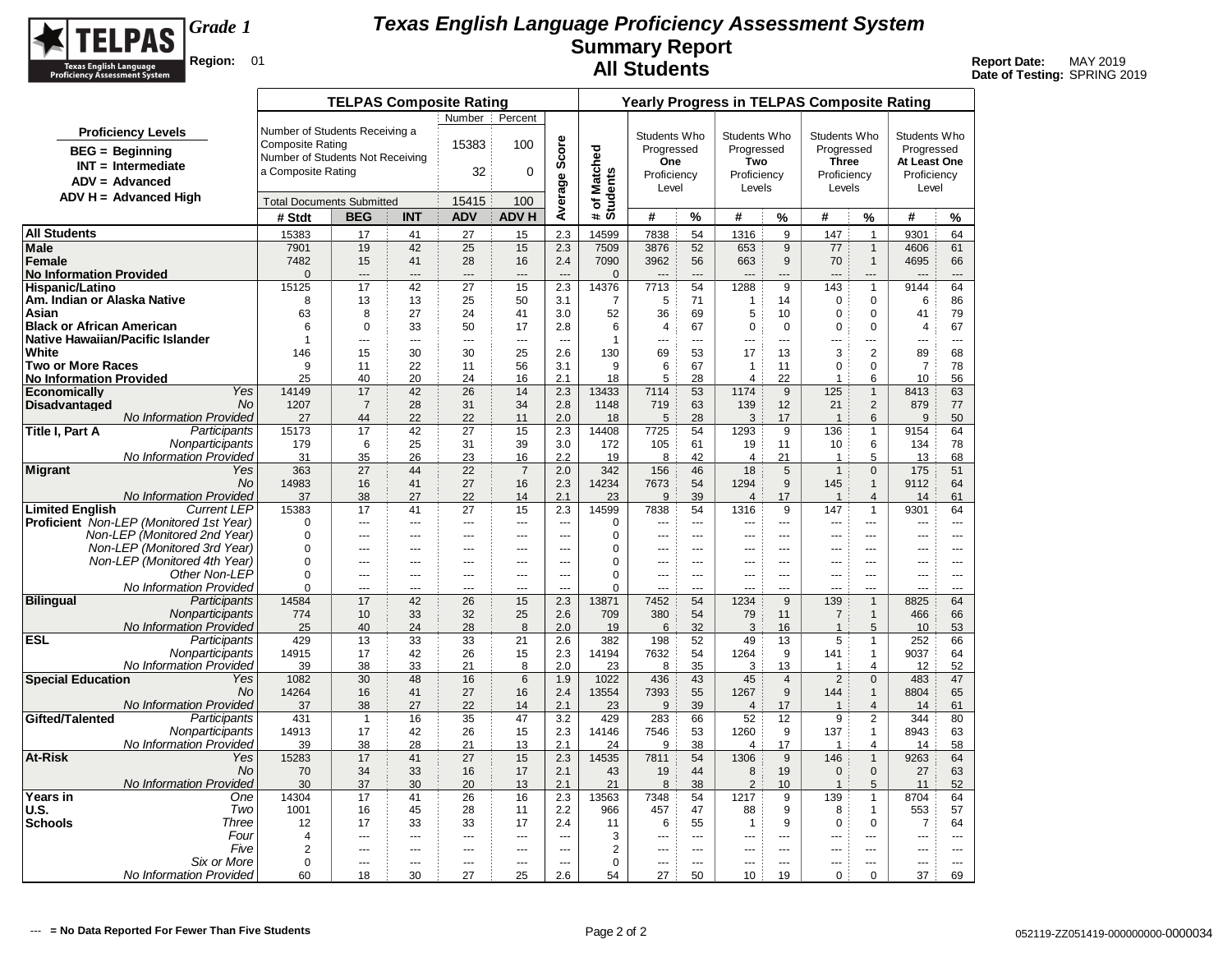# Texas English Language Proficiency Assessment System

## Summary Report

## All Students

TELPAS — Texas English Language Proficiency Assessment System

**Grade 1**

**Region:** 01

**Report Date:** MAY 2019
**Date of Testing:** SPRING 2019

**Proficiency Levels**
- BEG = Beginning
- INT = Intermediate
- ADV = Advanced
- ADV H = Advanced High

| | Number | Percent |
|---|---|---|
| Number of Students Receiving a Composite Rating | 15383 | 100 |
| Number of Students Not Receiving a Composite Rating | 32 | 0 |
| Total Documents Submitted | 15415 | 100 |

| | | TELPAS Composite Rating | | | | | | Yearly Progress in TELPAS Composite Rating | | | | | | | | |
|---|---|---|---|---|---|---|---|---|---|---|---|---|---|---|---|---|
| | | | | | | | | | Students Who Progressed One Proficiency Level | | Students Who Progressed Two Proficiency Levels | | Students Who Progressed Three Proficiency Levels | | Students Who Progressed At Least One Proficiency Level | |
| | | # Stdt | BEG | INT | ADV | ADV H | Average Score | # of Matched Students | # | % | # | % | # | % | # | % |
| **All Students** | | 15383 | 17 | 41 | 27 | 15 | 2.3 | 14599 | 7838 | 54 | 1316 | 9 | 147 | 1 | 9301 | 64 |
| **Male** | | 7901 | 19 | 42 | 25 | 15 | 2.3 | 7509 | 3876 | 52 | 653 | 9 | 77 | 1 | 4606 | 61 |
| **Female** | | 7482 | 15 | 41 | 28 | 16 | 2.4 | 7090 | 3962 | 56 | 663 | 9 | 70 | 1 | 4695 | 66 |
| **No Information Provided** | | 0 | --- | --- | --- | --- | --- | 0 | --- | --- | --- | --- | --- | --- | --- | --- |
| **Hispanic/Latino** | | 15125 | 17 | 42 | 27 | 15 | 2.3 | 14376 | 7713 | 54 | 1288 | 9 | 143 | 1 | 9144 | 64 |
| **Am. Indian or Alaska Native** | | 8 | 13 | 13 | 25 | 50 | 3.1 | 7 | 5 | 71 | 1 | 14 | 0 | 0 | 6 | 86 |
| **Asian** | | 63 | 8 | 27 | 24 | 41 | 3.0 | 52 | 36 | 69 | 5 | 10 | 0 | 0 | 41 | 79 |
| **Black or African American** | | 6 | 0 | 33 | 50 | 17 | 2.8 | 6 | 4 | 67 | 0 | 0 | 0 | 0 | 4 | 67 |
| **Native Hawaiian/Pacific Islander** | | 1 | --- | --- | --- | --- | --- | 1 | --- | --- | --- | --- | --- | --- | --- | --- |
| **White** | | 146 | 15 | 30 | 30 | 25 | 2.6 | 130 | 69 | 53 | 17 | 13 | 3 | 2 | 89 | 68 |
| **Two or More Races** | | 9 | 11 | 22 | 11 | 56 | 3.1 | 9 | 6 | 67 | 1 | 11 | 0 | 0 | 7 | 78 |
| **No Information Provided** | | 25 | 40 | 20 | 24 | 16 | 2.1 | 18 | 5 | 28 | 4 | 22 | 1 | 6 | 10 | 56 |
| **Economically Disadvantaged** | *Yes* | 14149 | 17 | 42 | 26 | 14 | 2.3 | 13433 | 7114 | 53 | 1174 | 9 | 125 | 1 | 8413 | 63 |
| | *No* | 1207 | 7 | 28 | 31 | 34 | 2.8 | 1148 | 719 | 63 | 139 | 12 | 21 | 2 | 879 | 77 |
| | *No Information Provided* | 27 | 44 | 22 | 22 | 11 | 2.0 | 18 | 5 | 28 | 3 | 17 | 1 | 6 | 9 | 50 |
| **Title I, Part A** | *Participants* | 15173 | 17 | 42 | 27 | 15 | 2.3 | 14408 | 7725 | 54 | 1293 | 9 | 136 | 1 | 9154 | 64 |
| | *Nonparticipants* | 179 | 6 | 25 | 31 | 39 | 3.0 | 172 | 105 | 61 | 19 | 11 | 10 | 6 | 134 | 78 |
| | *No Information Provided* | 31 | 35 | 26 | 23 | 16 | 2.2 | 19 | 8 | 42 | 4 | 21 | 1 | 5 | 13 | 68 |
| **Migrant** | *Yes* | 363 | 27 | 44 | 22 | 7 | 2.0 | 342 | 156 | 46 | 18 | 5 | 1 | 0 | 175 | 51 |
| | *No* | 14983 | 16 | 41 | 27 | 16 | 2.3 | 14234 | 7673 | 54 | 1294 | 9 | 145 | 1 | 9112 | 64 |
| | *No Information Provided* | 37 | 38 | 27 | 22 | 14 | 2.1 | 23 | 9 | 39 | 4 | 17 | 1 | 4 | 14 | 61 |
| **Limited English Proficient** | *Current LEP* | 15383 | 17 | 41 | 27 | 15 | 2.3 | 14599 | 7838 | 54 | 1316 | 9 | 147 | 1 | 9301 | 64 |
| | *Non-LEP (Monitored 1st Year)* | 0 | --- | --- | --- | --- | --- | 0 | --- | --- | --- | --- | --- | --- | --- | --- |
| | *Non-LEP (Monitored 2nd Year)* | 0 | --- | --- | --- | --- | --- | 0 | --- | --- | --- | --- | --- | --- | --- | --- |
| | *Non-LEP (Monitored 3rd Year)* | 0 | --- | --- | --- | --- | --- | 0 | --- | --- | --- | --- | --- | --- | --- | --- |
| | *Non-LEP (Monitored 4th Year)* | 0 | --- | --- | --- | --- | --- | 0 | --- | --- | --- | --- | --- | --- | --- | --- |
| | *Other Non-LEP* | 0 | --- | --- | --- | --- | --- | 0 | --- | --- | --- | --- | --- | --- | --- | --- |
| | *No Information Provided* | 0 | --- | --- | --- | --- | --- | 0 | --- | --- | --- | --- | --- | --- | --- | --- |
| **Bilingual** | *Participants* | 14584 | 17 | 42 | 26 | 15 | 2.3 | 13871 | 7452 | 54 | 1234 | 9 | 139 | 1 | 8825 | 64 |
| | *Nonparticipants* | 774 | 10 | 33 | 32 | 25 | 2.6 | 709 | 380 | 54 | 79 | 11 | 7 | 1 | 466 | 66 |
| | *No Information Provided* | 25 | 40 | 24 | 28 | 8 | 2.0 | 19 | 6 | 32 | 3 | 16 | 1 | 5 | 10 | 53 |
| **ESL** | *Participants* | 429 | 13 | 33 | 33 | 21 | 2.6 | 382 | 198 | 52 | 49 | 13 | 5 | 1 | 252 | 66 |
| | *Nonparticipants* | 14915 | 17 | 42 | 26 | 15 | 2.3 | 14194 | 7632 | 54 | 1264 | 9 | 141 | 1 | 9037 | 64 |
| | *No Information Provided* | 39 | 38 | 33 | 21 | 8 | 2.0 | 23 | 8 | 35 | 3 | 13 | 1 | 4 | 12 | 52 |
| **Special Education** | *Yes* | 1082 | 30 | 48 | 16 | 6 | 1.9 | 1022 | 436 | 43 | 45 | 4 | 2 | 0 | 483 | 47 |
| | *No* | 14264 | 16 | 41 | 27 | 16 | 2.4 | 13554 | 7393 | 55 | 1267 | 9 | 144 | 1 | 8804 | 65 |
| | *No Information Provided* | 37 | 38 | 27 | 22 | 14 | 2.1 | 23 | 9 | 39 | 4 | 17 | 1 | 4 | 14 | 61 |
| **Gifted/Talented** | *Participants* | 431 | 1 | 16 | 35 | 47 | 3.2 | 429 | 283 | 66 | 52 | 12 | 9 | 2 | 344 | 80 |
| | *Nonparticipants* | 14913 | 17 | 42 | 26 | 15 | 2.3 | 14146 | 7546 | 53 | 1260 | 9 | 137 | 1 | 8943 | 63 |
| | *No Information Provided* | 39 | 38 | 28 | 21 | 13 | 2.1 | 24 | 9 | 38 | 4 | 17 | 1 | 4 | 14 | 58 |
| **At-Risk** | *Yes* | 15283 | 17 | 41 | 27 | 15 | 2.3 | 14535 | 7811 | 54 | 1306 | 9 | 146 | 1 | 9263 | 64 |
| | *No* | 70 | 34 | 33 | 16 | 17 | 2.1 | 43 | 19 | 44 | 8 | 19 | 0 | 0 | 27 | 63 |
| | *No Information Provided* | 30 | 37 | 30 | 20 | 13 | 2.1 | 21 | 8 | 38 | 2 | 10 | 1 | 5 | 11 | 52 |
| **Years in U.S. Schools** | *One* | 14304 | 17 | 41 | 26 | 16 | 2.3 | 13563 | 7348 | 54 | 1217 | 9 | 139 | 1 | 8704 | 64 |
| | *Two* | 1001 | 16 | 45 | 28 | 11 | 2.2 | 966 | 457 | 47 | 88 | 9 | 8 | 1 | 553 | 57 |
| | *Three* | 12 | 17 | 33 | 33 | 17 | 2.4 | 11 | 6 | 55 | 1 | 9 | 0 | 0 | 7 | 64 |
| | *Four* | 4 | --- | --- | --- | --- | --- | 3 | --- | --- | --- | --- | --- | --- | --- | --- |
| | *Five* | 2 | --- | --- | --- | --- | --- | 2 | --- | --- | --- | --- | --- | --- | --- | --- |
| | *Six or More* | 0 | --- | --- | --- | --- | --- | 0 | --- | --- | --- | --- | --- | --- | --- | --- |
| | *No Information Provided* | 60 | 18 | 30 | 27 | 25 | 2.6 | 54 | 27 | 50 | 10 | 19 | 0 | 0 | 37 | 69 |

--- = No Data Reported For Fewer Than Five Students

052119-ZZ051419-000000000-0000034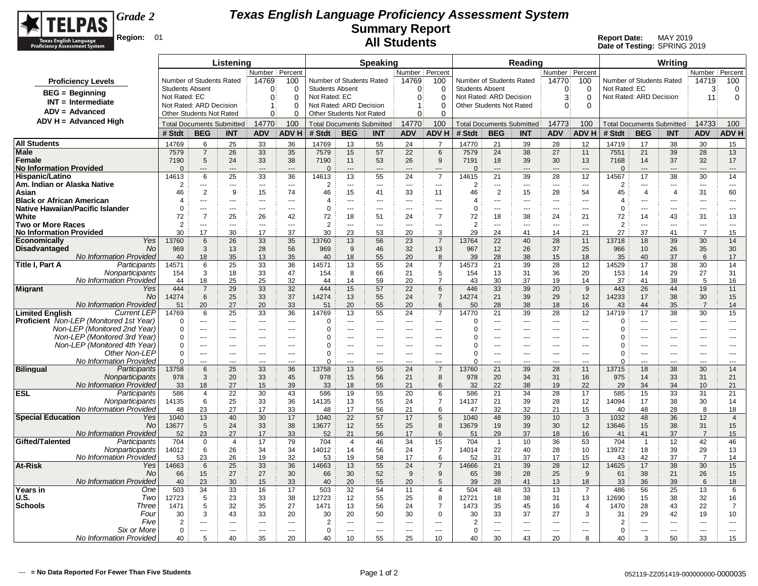# Texas English Language Proficiency Assessment System

## Summary Report

## All Students

**Grade 2**

**Region:** 01

**Report Date:** MAY 2019
**Date of Testing:** SPRING 2019

**Proficiency Levels**

- BEG = Beginning
- INT = Intermediate
- ADV = Advanced
- ADV H = Advanced High

| | Listening Number | Listening Percent | Speaking Number | Speaking Percent | Reading Number | Reading Percent | Writing Number | Writing Percent |
|---|---|---|---|---|---|---|---|---|
| Number of Students Rated | 14769 | 100 | 14769 | 100 | 14770 | 100 | 14719 | 100 |
| Students Absent | 0 | 0 | 0 | 0 | 0 | 0 | | |
| Not Rated: EC | 0 | 0 | 0 | 0 | | | 3 | 0 |
| Not Rated: ARD Decision | 1 | 0 | 1 | 0 | 3 | 0 | 11 | 0 |
| Other Students Not Rated | 0 | 0 | 0 | 0 | 0 | 0 | | |
| Total Documents Submitted | 14770 | 100 | 14770 | 100 | 14773 | 100 | 14733 | 100 |

| | | Listening # Stdt | BEG | INT | ADV | ADV H | Speaking # Stdt | BEG | INT | ADV | ADV H | Reading # Stdt | BEG | INT | ADV | ADV H | Writing # Stdt | BEG | INT | ADV | ADV H |
|---|---|---|---|---|---|---|---|---|---|---|---|---|---|---|---|---|---|---|---|---|---|
| All Students | | 14769 | 6 | 25 | 33 | 36 | 14769 | 13 | 55 | 24 | 7 | 14770 | 21 | 39 | 28 | 12 | 14719 | 17 | 38 | 30 | 15 |
| Male | | 7579 | 7 | 26 | 33 | 35 | 7579 | 15 | 57 | 22 | 6 | 7579 | 24 | 38 | 27 | 11 | 7551 | 21 | 39 | 28 | 13 |
| Female | | 7190 | 5 | 24 | 33 | 38 | 7190 | 11 | 53 | 26 | 9 | 7191 | 18 | 39 | 30 | 13 | 7168 | 14 | 37 | 32 | 17 |
| No Information Provided | | 0 | --- | --- | --- | --- | 0 | --- | --- | --- | --- | 0 | --- | --- | --- | --- | 0 | --- | --- | --- | --- |
| Hispanic/Latino | | 14613 | 6 | 25 | 33 | 36 | 14613 | 13 | 55 | 24 | 7 | 14615 | 21 | 39 | 28 | 12 | 14567 | 17 | 38 | 30 | 14 |
| Am. Indian or Alaska Native | | 2 | --- | --- | --- | --- | 2 | --- | --- | --- | --- | 2 | --- | --- | --- | --- | 2 | --- | --- | --- | --- |
| Asian | | 46 | 2 | 9 | 15 | 74 | 46 | 15 | 41 | 33 | 11 | 46 | 2 | 15 | 28 | 54 | 45 | 4 | 4 | 31 | 60 |
| Black or African American | | 4 | --- | --- | --- | --- | 4 | --- | --- | --- | --- | 4 | --- | --- | --- | --- | 4 | --- | --- | --- | --- |
| Native Hawaiian/Pacific Islander | | 0 | --- | --- | --- | --- | 0 | --- | --- | --- | --- | 0 | --- | --- | --- | --- | 0 | --- | --- | --- | --- |
| White | | 72 | 7 | 25 | 26 | 42 | 72 | 18 | 51 | 24 | 7 | 72 | 18 | 38 | 24 | 21 | 72 | 14 | 43 | 31 | 13 |
| Two or More Races | | 2 | --- | --- | --- | --- | 2 | --- | --- | --- | --- | 2 | --- | --- | --- | --- | 2 | --- | --- | --- | --- |
| No Information Provided | | 30 | 17 | 30 | 17 | 37 | 30 | 23 | 53 | 20 | 3 | 29 | 24 | 41 | 14 | 21 | 27 | 37 | 41 | 7 | 15 |
| Economically Disadvantaged | Yes | 13760 | 6 | 26 | 33 | 35 | 13760 | 13 | 56 | 23 | 7 | 13764 | 22 | 40 | 28 | 11 | 13718 | 18 | 39 | 30 | 14 |
| | No | 969 | 3 | 13 | 28 | 56 | 969 | 9 | 46 | 32 | 13 | 967 | 12 | 26 | 37 | 25 | 966 | 10 | 26 | 35 | 30 |
| | No Information Provided | 40 | 18 | 35 | 13 | 35 | 40 | 18 | 55 | 20 | 8 | 39 | 28 | 38 | 15 | 18 | 35 | 40 | 37 | 6 | 17 |
| Title I, Part A | Participants | 14571 | 6 | 25 | 33 | 36 | 14571 | 13 | 55 | 24 | 7 | 14573 | 21 | 39 | 28 | 12 | 14529 | 17 | 38 | 30 | 14 |
| | Nonparticipants | 154 | 3 | 18 | 33 | 47 | 154 | 8 | 66 | 21 | 5 | 154 | 13 | 31 | 36 | 20 | 153 | 14 | 29 | 27 | 31 |
| | No Information Provided | 44 | 18 | 25 | 25 | 32 | 44 | 14 | 59 | 20 | 7 | 43 | 30 | 37 | 19 | 14 | 37 | 41 | 38 | 5 | 16 |
| Migrant | Yes | 444 | 7 | 29 | 33 | 32 | 444 | 15 | 57 | 22 | 6 | 446 | 33 | 39 | 20 | 9 | 443 | 26 | 44 | 19 | 11 |
| | No | 14274 | 6 | 25 | 33 | 37 | 14274 | 13 | 55 | 24 | 7 | 14274 | 21 | 39 | 29 | 12 | 14233 | 17 | 38 | 30 | 15 |
| | No Information Provided | 51 | 20 | 27 | 20 | 33 | 51 | 20 | 55 | 20 | 6 | 50 | 28 | 38 | 18 | 16 | 43 | 44 | 35 | 7 | 14 |
| Limited English Proficient | Current LEP | 14769 | 6 | 25 | 33 | 36 | 14769 | 13 | 55 | 24 | 7 | 14770 | 21 | 39 | 28 | 12 | 14719 | 17 | 38 | 30 | 15 |
| | Non-LEP (Monitored 1st Year) | 0 | --- | --- | --- | --- | 0 | --- | --- | --- | --- | 0 | --- | --- | --- | --- | 0 | --- | --- | --- | --- |
| | Non-LEP (Monitored 2nd Year) | 0 | --- | --- | --- | --- | 0 | --- | --- | --- | --- | 0 | --- | --- | --- | --- | 0 | --- | --- | --- | --- |
| | Non-LEP (Monitored 3rd Year) | 0 | --- | --- | --- | --- | 0 | --- | --- | --- | --- | 0 | --- | --- | --- | --- | 0 | --- | --- | --- | --- |
| | Non-LEP (Monitored 4th Year) | 0 | --- | --- | --- | --- | 0 | --- | --- | --- | --- | 0 | --- | --- | --- | --- | 0 | --- | --- | --- | --- |
| | Other Non-LEP | 0 | --- | --- | --- | --- | 0 | --- | --- | --- | --- | 0 | --- | --- | --- | --- | 0 | --- | --- | --- | --- |
| | No Information Provided | 0 | --- | --- | --- | --- | 0 | --- | --- | --- | --- | 0 | --- | --- | --- | --- | 0 | --- | --- | --- | --- |
| Bilingual | Participants | 13758 | 6 | 25 | 33 | 36 | 13758 | 13 | 55 | 24 | 7 | 13760 | 21 | 39 | 28 | 11 | 13715 | 18 | 38 | 30 | 14 |
| | Nonparticipants | 978 | 3 | 20 | 33 | 45 | 978 | 15 | 56 | 21 | 8 | 978 | 20 | 34 | 31 | 16 | 975 | 14 | 33 | 31 | 21 |
| | No Information Provided | 33 | 18 | 27 | 15 | 39 | 33 | 18 | 55 | 21 | 6 | 32 | 22 | 38 | 19 | 22 | 29 | 34 | 34 | 10 | 21 |
| ESL | Participants | 586 | 4 | 22 | 30 | 43 | 586 | 19 | 55 | 20 | 6 | 586 | 21 | 34 | 28 | 17 | 585 | 15 | 33 | 31 | 21 |
| | Nonparticipants | 14135 | 6 | 25 | 33 | 36 | 14135 | 13 | 55 | 24 | 7 | 14137 | 21 | 39 | 28 | 12 | 14094 | 17 | 38 | 30 | 14 |
| | No Information Provided | 48 | 23 | 27 | 17 | 33 | 48 | 17 | 56 | 21 | 6 | 47 | 32 | 32 | 21 | 15 | 40 | 48 | 28 | 8 | 18 |
| Special Education | Yes | 1040 | 13 | 40 | 30 | 17 | 1040 | 22 | 57 | 17 | 5 | 1040 | 48 | 39 | 10 | 3 | 1032 | 48 | 36 | 12 | 4 |
| | No | 13677 | 5 | 24 | 33 | 38 | 13677 | 12 | 55 | 25 | 8 | 13679 | 19 | 39 | 30 | 12 | 13646 | 15 | 38 | 31 | 15 |
| | No Information Provided | 52 | 23 | 27 | 17 | 33 | 52 | 21 | 56 | 17 | 6 | 51 | 29 | 37 | 18 | 16 | 41 | 41 | 37 | 7 | 15 |
| Gifted/Talented | Participants | 704 | 0 | 4 | 17 | 79 | 704 | 4 | 46 | 34 | 15 | 704 | 1 | 10 | 36 | 53 | 704 | 1 | 12 | 42 | 46 |
| | Nonparticipants | 14012 | 6 | 26 | 34 | 34 | 14012 | 14 | 56 | 24 | 7 | 14014 | 22 | 40 | 28 | 10 | 13972 | 18 | 39 | 29 | 13 |
| | No Information Provided | 53 | 23 | 26 | 19 | 32 | 53 | 19 | 58 | 17 | 6 | 52 | 31 | 37 | 17 | 15 | 43 | 42 | 37 | 7 | 14 |
| At-Risk | Yes | 14663 | 6 | 25 | 33 | 36 | 14663 | 13 | 55 | 24 | 7 | 14666 | 21 | 39 | 28 | 12 | 14625 | 17 | 38 | 30 | 15 |
| | No | 66 | 15 | 27 | 27 | 30 | 66 | 30 | 52 | 9 | 9 | 65 | 38 | 28 | 25 | 9 | 61 | 38 | 21 | 26 | 15 |
| | No Information Provided | 40 | 23 | 30 | 15 | 33 | 40 | 20 | 55 | 20 | 5 | 39 | 28 | 41 | 13 | 18 | 33 | 36 | 39 | 6 | 18 |
| Years in U.S. Schools | One | 503 | 34 | 33 | 16 | 17 | 503 | 32 | 54 | 11 | 4 | 504 | 48 | 33 | 13 | 7 | 486 | 56 | 25 | 13 | 6 |
| | Two | 12723 | 5 | 23 | 33 | 38 | 12723 | 12 | 55 | 25 | 8 | 12721 | 18 | 38 | 31 | 13 | 12690 | 15 | 38 | 32 | 16 |
| | Three | 1471 | 5 | 32 | 35 | 27 | 1471 | 13 | 56 | 24 | 7 | 1473 | 35 | 45 | 16 | 4 | 1470 | 28 | 43 | 22 | 7 |
| | Four | 30 | 3 | 43 | 33 | 20 | 30 | 20 | 50 | 30 | 0 | 30 | 33 | 37 | 27 | 3 | 31 | 29 | 42 | 19 | 10 |
| | Five | 2 | --- | --- | --- | --- | 2 | --- | --- | --- | --- | 2 | --- | --- | --- | --- | 2 | --- | --- | --- | --- |
| | Six or More | 0 | --- | --- | --- | --- | 0 | --- | --- | --- | --- | 0 | --- | --- | --- | --- | 0 | --- | --- | --- | --- |
| | No Information Provided | 40 | 5 | 40 | 35 | 20 | 40 | 10 | 55 | 25 | 10 | 40 | 30 | 43 | 20 | 8 | 40 | 3 | 50 | 33 | 15 |

--- = No Data Reported For Fewer Than Five Students

052119-ZZ051419-000000000-0000035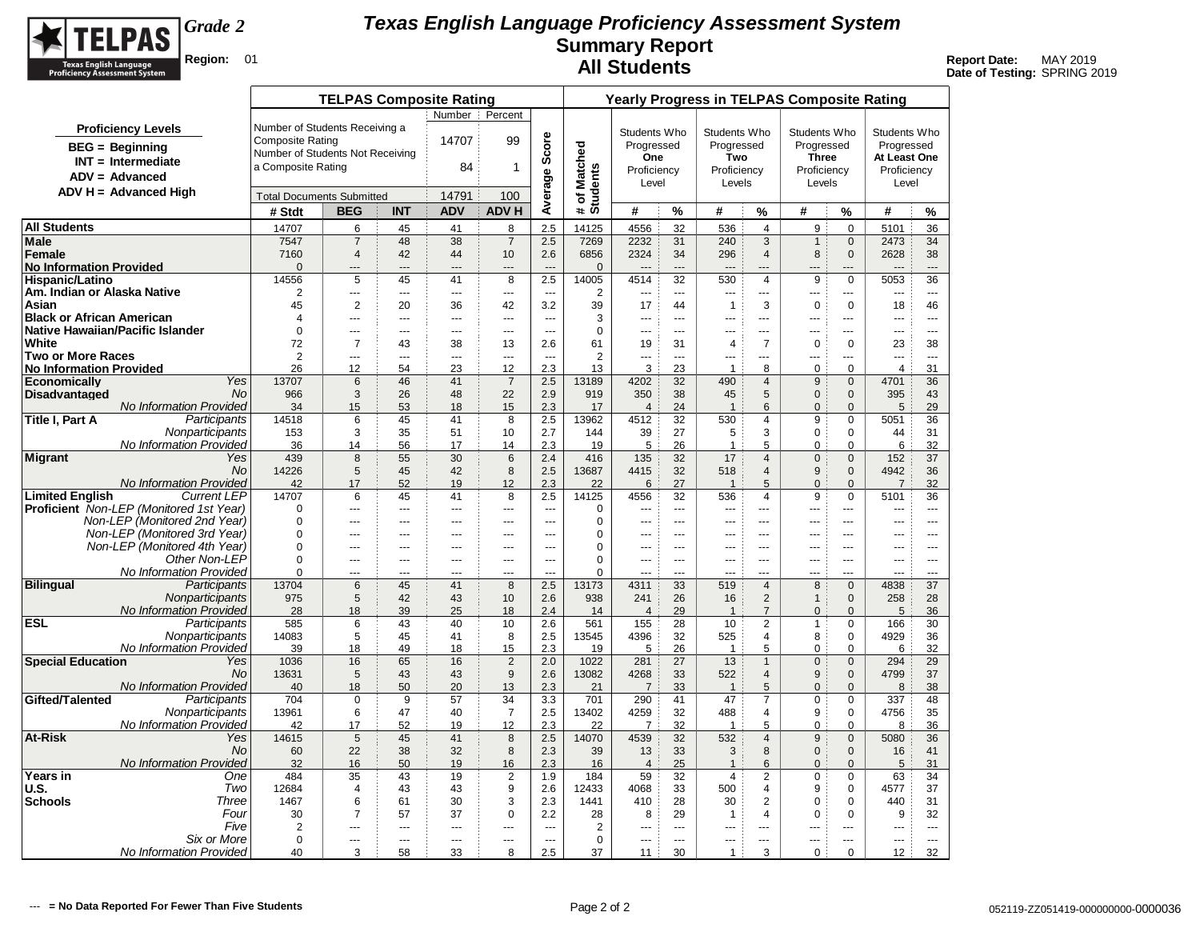# Texas English Language Proficiency Assessment System

## Summary Report

## All Students

**Grade 2**

**Region:** 01

**Report Date:** MAY 2019
**Date of Testing:** SPRING 2019

**Proficiency Levels**

- BEG = Beginning
- INT = Intermediate
- ADV = Advanced
- ADV H = Advanced High

**TELPAS Composite Rating**

| | Number | Percent |
|---|---|---|
| Number of Students Receiving a Composite Rating | 14707 | 99 |
| Number of Students Not Receiving a Composite Rating | 84 | 1 |
| Total Documents Submitted | 14791 | 100 |

| | | TELPAS Composite Rating | | | | | | Yearly Progress in TELPAS Composite Rating | | | | | | | | | |
|---|---|---|---|---|---|---|---|---|---|---|---|---|---|---|---|---|---|
| | | | | | | | | | Students Who Progressed One Proficiency Level | | Students Who Progressed Two Proficiency Levels | | Students Who Progressed Three Proficiency Levels | | Students Who Progressed At Least One Proficiency Level | |
| | | # Stdt | BEG | INT | ADV | ADV H | Average Score | # of Matched Students | # | % | # | % | # | % | # | % |
| All Students | | 14707 | 6 | 45 | 41 | 8 | 2.5 | 14125 | 4556 | 32 | 536 | 4 | 9 | 0 | 5101 | 36 |
| Male | | 7547 | 7 | 48 | 38 | 7 | 2.5 | 7269 | 2232 | 31 | 240 | 3 | 1 | 0 | 2473 | 34 |
| Female | | 7160 | 4 | 42 | 44 | 10 | 2.6 | 6856 | 2324 | 34 | 296 | 4 | 8 | 0 | 2628 | 38 |
| No Information Provided | | 0 | --- | --- | --- | --- | --- | 0 | --- | --- | --- | --- | --- | --- | --- | --- |
| Hispanic/Latino | | 14556 | 5 | 45 | 41 | 8 | 2.5 | 14005 | 4514 | 32 | 530 | 4 | 9 | 0 | 5053 | 36 |
| Am. Indian or Alaska Native | | 2 | --- | --- | --- | --- | --- | 2 | --- | --- | --- | --- | --- | --- | --- | --- |
| Asian | | 45 | 2 | 20 | 36 | 42 | 3.2 | 39 | 17 | 44 | 1 | 3 | 0 | 0 | 18 | 46 |
| Black or African American | | 4 | --- | --- | --- | --- | --- | 3 | --- | --- | --- | --- | --- | --- | --- | --- |
| Native Hawaiian/Pacific Islander | | 0 | --- | --- | --- | --- | --- | 0 | --- | --- | --- | --- | --- | --- | --- | --- |
| White | | 72 | 7 | 43 | 38 | 13 | 2.6 | 61 | 19 | 31 | 4 | 7 | 0 | 0 | 23 | 38 |
| Two or More Races | | 2 | --- | --- | --- | --- | --- | 2 | --- | --- | --- | --- | --- | --- | --- | --- |
| No Information Provided | | 26 | 12 | 54 | 23 | 12 | 2.3 | 13 | 3 | 23 | 1 | 8 | 0 | 0 | 4 | 31 |
| Economically Disadvantaged | *Yes* | 13707 | 6 | 46 | 41 | 7 | 2.5 | 13189 | 4202 | 32 | 490 | 4 | 9 | 0 | 4701 | 36 |
| | *No* | 966 | 3 | 26 | 48 | 22 | 2.9 | 919 | 350 | 38 | 45 | 5 | 0 | 0 | 395 | 43 |
| | *No Information Provided* | 34 | 15 | 53 | 18 | 15 | 2.3 | 17 | 4 | 24 | 1 | 6 | 0 | 0 | 5 | 29 |
| Title I, Part A | *Participants* | 14518 | 6 | 45 | 41 | 8 | 2.5 | 13962 | 4512 | 32 | 530 | 4 | 9 | 0 | 5051 | 36 |
| | *Nonparticipants* | 153 | 3 | 35 | 51 | 10 | 2.7 | 144 | 39 | 27 | 5 | 3 | 0 | 0 | 44 | 31 |
| | *No Information Provided* | 36 | 14 | 56 | 17 | 14 | 2.3 | 19 | 5 | 26 | 1 | 5 | 0 | 0 | 6 | 32 |
| Migrant | *Yes* | 439 | 8 | 55 | 30 | 6 | 2.4 | 416 | 135 | 32 | 17 | 4 | 0 | 0 | 152 | 37 |
| | *No* | 14226 | 5 | 45 | 42 | 8 | 2.5 | 13687 | 4415 | 32 | 518 | 4 | 9 | 0 | 4942 | 36 |
| | *No Information Provided* | 42 | 17 | 52 | 19 | 12 | 2.3 | 22 | 6 | 27 | 1 | 5 | 0 | 0 | 7 | 32 |
| Limited English Proficient | *Current LEP* | 14707 | 6 | 45 | 41 | 8 | 2.5 | 14125 | 4556 | 32 | 536 | 4 | 9 | 0 | 5101 | 36 |
| | *Non-LEP (Monitored 1st Year)* | 0 | --- | --- | --- | --- | --- | 0 | --- | --- | --- | --- | --- | --- | --- | --- |
| | *Non-LEP (Monitored 2nd Year)* | 0 | --- | --- | --- | --- | --- | 0 | --- | --- | --- | --- | --- | --- | --- | --- |
| | *Non-LEP (Monitored 3rd Year)* | 0 | --- | --- | --- | --- | --- | 0 | --- | --- | --- | --- | --- | --- | --- | --- |
| | *Non-LEP (Monitored 4th Year)* | 0 | --- | --- | --- | --- | --- | 0 | --- | --- | --- | --- | --- | --- | --- | --- |
| | *Other Non-LEP* | 0 | --- | --- | --- | --- | --- | 0 | --- | --- | --- | --- | --- | --- | --- | --- |
| | *No Information Provided* | 0 | --- | --- | --- | --- | --- | 0 | --- | --- | --- | --- | --- | --- | --- | --- |
| Bilingual | *Participants* | 13704 | 6 | 45 | 41 | 8 | 2.5 | 13173 | 4311 | 33 | 519 | 4 | 8 | 0 | 4838 | 37 |
| | *Nonparticipants* | 975 | 5 | 42 | 43 | 10 | 2.6 | 938 | 241 | 26 | 16 | 2 | 1 | 0 | 258 | 28 |
| | *No Information Provided* | 28 | 18 | 39 | 25 | 18 | 2.4 | 14 | 4 | 29 | 1 | 7 | 0 | 0 | 5 | 36 |
| ESL | *Participants* | 585 | 6 | 43 | 40 | 10 | 2.6 | 561 | 155 | 28 | 10 | 2 | 1 | 0 | 166 | 30 |
| | *Nonparticipants* | 14083 | 5 | 45 | 41 | 8 | 2.5 | 13545 | 4396 | 32 | 525 | 4 | 8 | 0 | 4929 | 36 |
| | *No Information Provided* | 39 | 18 | 49 | 18 | 15 | 2.3 | 19 | 5 | 26 | 1 | 5 | 0 | 0 | 6 | 32 |
| Special Education | *Yes* | 1036 | 16 | 65 | 16 | 2 | 2.0 | 1022 | 281 | 27 | 13 | 1 | 0 | 0 | 294 | 29 |
| | *No* | 13631 | 5 | 43 | 43 | 9 | 2.6 | 13082 | 4268 | 33 | 522 | 4 | 9 | 0 | 4799 | 37 |
| | *No Information Provided* | 40 | 18 | 50 | 20 | 13 | 2.3 | 21 | 7 | 33 | 1 | 5 | 0 | 0 | 8 | 38 |
| Gifted/Talented | *Participants* | 704 | 0 | 9 | 57 | 34 | 3.3 | 701 | 290 | 41 | 47 | 7 | 0 | 0 | 337 | 48 |
| | *Nonparticipants* | 13961 | 6 | 47 | 40 | 7 | 2.5 | 13402 | 4259 | 32 | 488 | 4 | 9 | 0 | 4756 | 35 |
| | *No Information Provided* | 42 | 17 | 52 | 19 | 12 | 2.3 | 22 | 7 | 32 | 1 | 5 | 0 | 0 | 8 | 36 |
| At-Risk | *Yes* | 14615 | 5 | 45 | 41 | 8 | 2.5 | 14070 | 4539 | 32 | 532 | 4 | 9 | 0 | 5080 | 36 |
| | *No* | 60 | 22 | 38 | 32 | 8 | 2.3 | 39 | 13 | 33 | 3 | 8 | 0 | 0 | 16 | 41 |
| | *No Information Provided* | 32 | 16 | 50 | 19 | 16 | 2.3 | 16 | 4 | 25 | 1 | 6 | 0 | 0 | 5 | 31 |
| Years in U.S. Schools | *One* | 484 | 35 | 43 | 19 | 2 | 1.9 | 184 | 59 | 32 | 4 | 2 | 0 | 0 | 63 | 34 |
| | *Two* | 12684 | 4 | 43 | 43 | 9 | 2.6 | 12433 | 4068 | 33 | 500 | 4 | 9 | 0 | 4577 | 37 |
| | *Three* | 1467 | 6 | 61 | 30 | 3 | 2.3 | 1441 | 410 | 28 | 30 | 2 | 0 | 0 | 440 | 31 |
| | *Four* | 30 | 7 | 57 | 37 | 0 | 2.2 | 28 | 8 | 29 | 1 | 4 | 0 | 0 | 9 | 32 |
| | *Five* | 2 | --- | --- | --- | --- | --- | 2 | --- | --- | --- | --- | --- | --- | --- | --- |
| | *Six or More* | 0 | --- | --- | --- | --- | --- | 0 | --- | --- | --- | --- | --- | --- | --- | --- |
| | *No Information Provided* | 40 | 3 | 58 | 33 | 8 | 2.5 | 37 | 11 | 30 | 1 | 3 | 0 | 0 | 12 | 32 |

--- = No Data Reported For Fewer Than Five Students

052119-ZZ051419-000000000-0000036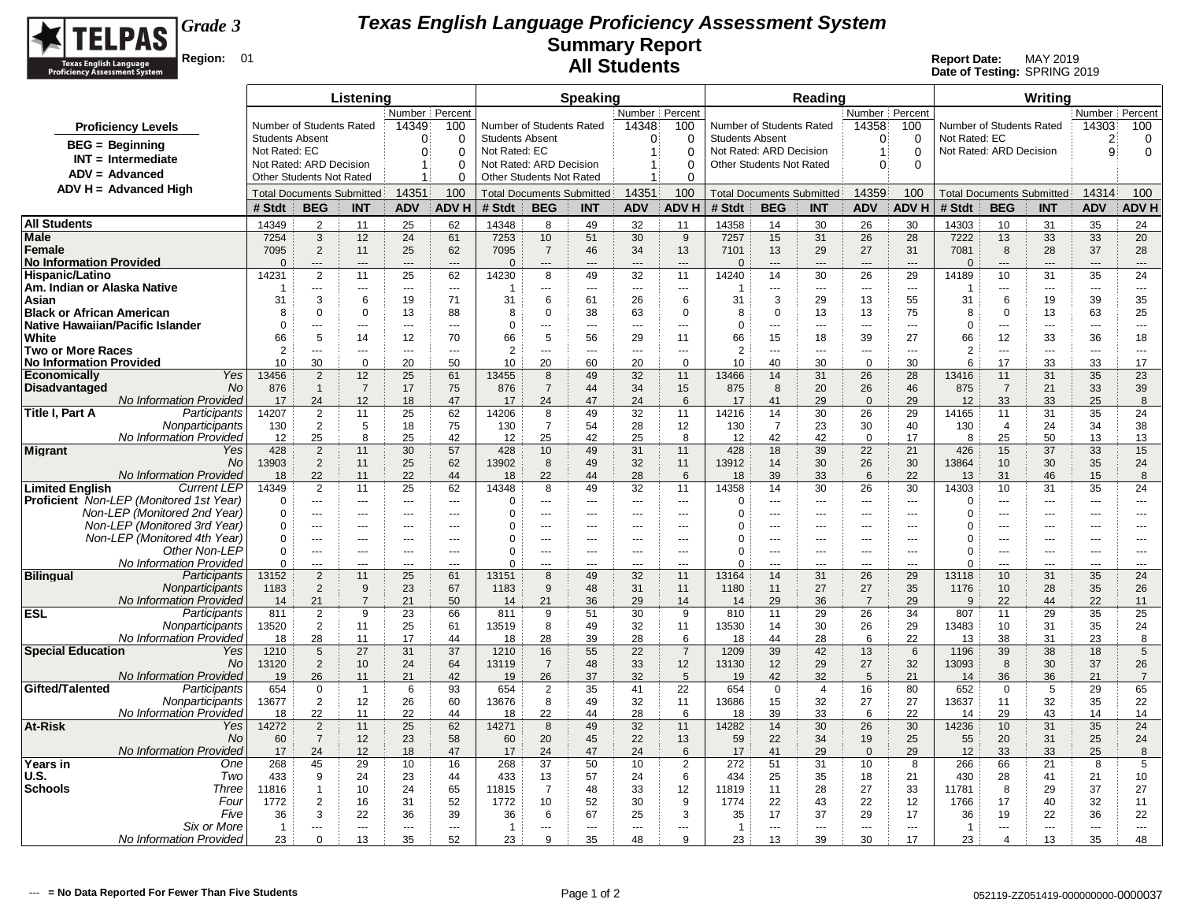# Texas English Language Proficiency Assessment System
## Summary Report
## All Students

Grade 3

Region: 01

Report Date: MAY 2019
Date of Testing: SPRING 2019

**Proficiency Levels**

- BEG = Beginning
- INT = Intermediate
- ADV = Advanced
- ADV H = Advanced High

| Listening | Number | Percent | Speaking | Number | Percent | Reading | Number | Percent | Writing | Number | Percent |
|---|---|---|---|---|---|---|---|---|---|---|---|
| Number of Students Rated | 14349 | 100 | Number of Students Rated | 14348 | 100 | Number of Students Rated | 14358 | 100 | Number of Students Rated | 14303 | 100 |
| Students Absent | 0 | 0 | Students Absent | 0 | 0 | Students Absent | 0 | 0 | Not Rated: EC | 2 | 0 |
| Not Rated: EC | 0 | 0 | Not Rated: EC | 1 | 0 | Not Rated: ARD Decision | 1 | 0 | Not Rated: ARD Decision | 9 | 0 |
| Not Rated: ARD Decision | 1 | 0 | Not Rated: ARD Decision | 1 | 0 | Other Students Not Rated | 0 | 0 | | | |
| Other Students Not Rated | 1 | 0 | Other Students Not Rated | 1 | 0 | | | | | | |
| Total Documents Submitted | 14351 | 100 | Total Documents Submitted | 14351 | 100 | Total Documents Submitted | 14359 | 100 | Total Documents Submitted | 14314 | 100 |

| | | Listening | | | | | Speaking | | | | | Reading | | | | | Writing | | | | |
|---|---|---|---|---|---|---|---|---|---|---|---|---|---|---|---|---|---|---|---|---|---|
| | | # Stdt | BEG | INT | ADV | ADV H | # Stdt | BEG | INT | ADV | ADV H | # Stdt | BEG | INT | ADV | ADV H | # Stdt | BEG | INT | ADV | ADV H |
| All Students | | 14349 | 2 | 11 | 25 | 62 | 14348 | 8 | 49 | 32 | 11 | 14358 | 14 | 30 | 26 | 30 | 14303 | 10 | 31 | 35 | 24 |
| Male | | 7254 | 3 | 12 | 24 | 61 | 7253 | 10 | 51 | 30 | 9 | 7257 | 15 | 31 | 26 | 28 | 7222 | 13 | 33 | 33 | 20 |
| Female | | 7095 | 2 | 11 | 25 | 62 | 7095 | 7 | 46 | 34 | 13 | 7101 | 13 | 29 | 27 | 31 | 7081 | 8 | 28 | 37 | 28 |
| No Information Provided | | 0 | --- | --- | --- | --- | 0 | --- | --- | --- | --- | 0 | --- | --- | --- | --- | 0 | --- | --- | --- | --- |
| Hispanic/Latino | | 14231 | 2 | 11 | 25 | 62 | 14230 | 8 | 49 | 32 | 11 | 14240 | 14 | 30 | 26 | 29 | 14189 | 10 | 31 | 35 | 24 |
| Am. Indian or Alaska Native | | 1 | --- | --- | --- | --- | 1 | --- | --- | --- | --- | 1 | --- | --- | --- | --- | 1 | --- | --- | --- | --- |
| Asian | | 31 | 3 | 6 | 19 | 71 | 31 | 6 | 61 | 26 | 6 | 31 | 3 | 29 | 13 | 55 | 31 | 6 | 19 | 39 | 35 |
| Black or African American | | 8 | 0 | 0 | 13 | 88 | 8 | 0 | 38 | 63 | 0 | 8 | 0 | 13 | 13 | 75 | 8 | 0 | 13 | 63 | 25 |
| Native Hawaiian/Pacific Islander | | 0 | --- | --- | --- | --- | 0 | --- | --- | --- | --- | 0 | --- | --- | --- | --- | 0 | --- | --- | --- | --- |
| White | | 66 | 5 | 14 | 12 | 70 | 66 | 5 | 56 | 29 | 11 | 66 | 15 | 18 | 39 | 27 | 66 | 12 | 33 | 36 | 18 |
| Two or More Races | | 2 | --- | --- | --- | --- | 2 | --- | --- | --- | --- | 2 | --- | --- | --- | --- | 2 | --- | --- | --- | --- |
| No Information Provided | | 10 | 30 | 0 | 20 | 50 | 10 | 20 | 60 | 20 | 0 | 10 | 40 | 30 | 0 | 30 | 6 | 17 | 33 | 33 | 17 |
| Economically Disadvantaged | Yes | 13456 | 2 | 12 | 25 | 61 | 13455 | 8 | 49 | 32 | 11 | 13466 | 14 | 31 | 26 | 28 | 13416 | 11 | 31 | 35 | 23 |
| | No | 876 | 1 | 7 | 17 | 75 | 876 | 7 | 44 | 34 | 15 | 875 | 8 | 20 | 26 | 46 | 875 | 7 | 21 | 33 | 39 |
| | No Information Provided | 17 | 24 | 12 | 18 | 47 | 17 | 24 | 47 | 24 | 6 | 17 | 41 | 29 | 0 | 29 | 12 | 33 | 33 | 25 | 8 |
| Title I, Part A | Participants | 14207 | 2 | 11 | 25 | 62 | 14206 | 8 | 49 | 32 | 11 | 14216 | 14 | 30 | 26 | 29 | 14165 | 11 | 31 | 35 | 24 |
| | Nonparticipants | 130 | 2 | 5 | 18 | 75 | 130 | 7 | 54 | 28 | 12 | 130 | 7 | 23 | 30 | 40 | 130 | 4 | 24 | 34 | 38 |
| | No Information Provided | 12 | 25 | 8 | 25 | 42 | 12 | 25 | 42 | 25 | 8 | 12 | 42 | 42 | 0 | 17 | 8 | 25 | 50 | 13 | 13 |
| Migrant | Yes | 428 | 2 | 11 | 30 | 57 | 428 | 10 | 49 | 31 | 11 | 428 | 18 | 39 | 22 | 21 | 426 | 15 | 37 | 33 | 15 |
| | No | 13903 | 2 | 11 | 25 | 62 | 13902 | 8 | 49 | 32 | 11 | 13912 | 14 | 30 | 26 | 30 | 13864 | 10 | 30 | 35 | 24 |
| | No Information Provided | 18 | 22 | 11 | 22 | 44 | 18 | 22 | 44 | 28 | 6 | 18 | 39 | 33 | 6 | 22 | 13 | 31 | 46 | 15 | 8 |
| Limited English Proficient | Current LEP | 14349 | 2 | 11 | 25 | 62 | 14348 | 8 | 49 | 32 | 11 | 14358 | 14 | 30 | 26 | 30 | 14303 | 10 | 31 | 35 | 24 |
| | Non-LEP (Monitored 1st Year) | 0 | --- | --- | --- | --- | 0 | --- | --- | --- | --- | 0 | --- | --- | --- | --- | 0 | --- | --- | --- | --- |
| | Non-LEP (Monitored 2nd Year) | 0 | --- | --- | --- | --- | 0 | --- | --- | --- | --- | 0 | --- | --- | --- | --- | 0 | --- | --- | --- | --- |
| | Non-LEP (Monitored 3rd Year) | 0 | --- | --- | --- | --- | 0 | --- | --- | --- | --- | 0 | --- | --- | --- | --- | 0 | --- | --- | --- | --- |
| | Non-LEP (Monitored 4th Year) | 0 | --- | --- | --- | --- | 0 | --- | --- | --- | --- | 0 | --- | --- | --- | --- | 0 | --- | --- | --- | --- |
| | Other Non-LEP | 0 | --- | --- | --- | --- | 0 | --- | --- | --- | --- | 0 | --- | --- | --- | --- | 0 | --- | --- | --- | --- |
| | No Information Provided | 0 | --- | --- | --- | --- | 0 | --- | --- | --- | --- | 0 | --- | --- | --- | --- | 0 | --- | --- | --- | --- |
| Bilingual | Participants | 13152 | 2 | 11 | 25 | 61 | 13151 | 8 | 49 | 32 | 11 | 13164 | 14 | 31 | 26 | 29 | 13118 | 10 | 31 | 35 | 24 |
| | Nonparticipants | 1183 | 2 | 9 | 23 | 67 | 1183 | 9 | 48 | 31 | 11 | 1180 | 11 | 27 | 27 | 35 | 1176 | 10 | 28 | 35 | 26 |
| | No Information Provided | 14 | 21 | 7 | 21 | 50 | 14 | 21 | 36 | 29 | 14 | 14 | 29 | 36 | 7 | 29 | 9 | 22 | 44 | 22 | 11 |
| ESL | Participants | 811 | 2 | 9 | 23 | 66 | 811 | 9 | 51 | 30 | 9 | 810 | 11 | 29 | 26 | 34 | 807 | 11 | 29 | 35 | 25 |
| | Nonparticipants | 13520 | 2 | 11 | 25 | 61 | 13519 | 8 | 49 | 32 | 11 | 13530 | 14 | 30 | 26 | 29 | 13483 | 10 | 31 | 35 | 24 |
| | No Information Provided | 18 | 28 | 11 | 17 | 44 | 18 | 28 | 39 | 28 | 6 | 18 | 44 | 28 | 6 | 22 | 13 | 38 | 31 | 23 | 8 |
| Special Education | Yes | 1210 | 5 | 27 | 31 | 37 | 1210 | 16 | 55 | 22 | 7 | 1209 | 39 | 42 | 13 | 6 | 1196 | 39 | 38 | 18 | 5 |
| | No | 13120 | 2 | 10 | 24 | 64 | 13119 | 7 | 48 | 33 | 12 | 13130 | 12 | 29 | 27 | 32 | 13093 | 8 | 30 | 37 | 26 |
| | No Information Provided | 19 | 26 | 11 | 21 | 42 | 19 | 26 | 37 | 32 | 5 | 19 | 42 | 32 | 5 | 21 | 14 | 36 | 36 | 21 | 7 |
| Gifted/Talented | Participants | 654 | 0 | 1 | 6 | 93 | 654 | 2 | 35 | 41 | 22 | 654 | 0 | 4 | 16 | 80 | 652 | 0 | 5 | 29 | 65 |
| | Nonparticipants | 13677 | 2 | 12 | 26 | 60 | 13676 | 8 | 49 | 32 | 11 | 13686 | 15 | 32 | 27 | 27 | 13637 | 11 | 32 | 35 | 22 |
| | No Information Provided | 18 | 22 | 11 | 22 | 44 | 18 | 22 | 44 | 28 | 6 | 18 | 39 | 33 | 6 | 22 | 14 | 29 | 43 | 14 | 14 |
| At-Risk | Yes | 14272 | 2 | 11 | 25 | 62 | 14271 | 8 | 49 | 32 | 11 | 14282 | 14 | 30 | 26 | 30 | 14236 | 10 | 31 | 35 | 24 |
| | No | 60 | 7 | 12 | 23 | 58 | 60 | 20 | 45 | 22 | 13 | 59 | 22 | 34 | 19 | 25 | 55 | 20 | 31 | 25 | 24 |
| | No Information Provided | 17 | 24 | 12 | 18 | 47 | 17 | 24 | 47 | 24 | 6 | 17 | 41 | 29 | 0 | 29 | 12 | 33 | 33 | 25 | 8 |
| Years in U.S. Schools | One | 268 | 45 | 29 | 10 | 16 | 268 | 37 | 50 | 10 | 2 | 272 | 51 | 31 | 10 | 8 | 266 | 66 | 21 | 8 | 5 |
| | Two | 433 | 9 | 24 | 23 | 44 | 433 | 13 | 57 | 24 | 6 | 434 | 25 | 35 | 18 | 21 | 430 | 28 | 41 | 21 | 10 |
| | Three | 11816 | 1 | 10 | 24 | 65 | 11815 | 7 | 48 | 33 | 12 | 11819 | 11 | 28 | 27 | 33 | 11781 | 8 | 29 | 37 | 27 |
| | Four | 1772 | 2 | 16 | 31 | 52 | 1772 | 10 | 52 | 30 | 9 | 1774 | 22 | 43 | 22 | 12 | 1766 | 17 | 40 | 32 | 11 |
| | Five | 36 | 3 | 22 | 36 | 39 | 36 | 6 | 67 | 25 | 3 | 35 | 17 | 37 | 29 | 17 | 36 | 19 | 22 | 36 | 22 |
| | Six or More | 1 | --- | --- | --- | --- | 1 | --- | --- | --- | --- | 1 | --- | --- | --- | --- | 1 | --- | --- | --- | --- |
| | No Information Provided | 23 | 0 | 13 | 35 | 52 | 23 | 9 | 35 | 48 | 9 | 23 | 13 | 39 | 30 | 17 | 23 | 4 | 13 | 35 | 48 |

--- = No Data Reported For Fewer Than Five Students

052119-ZZ051419-000000000-0000037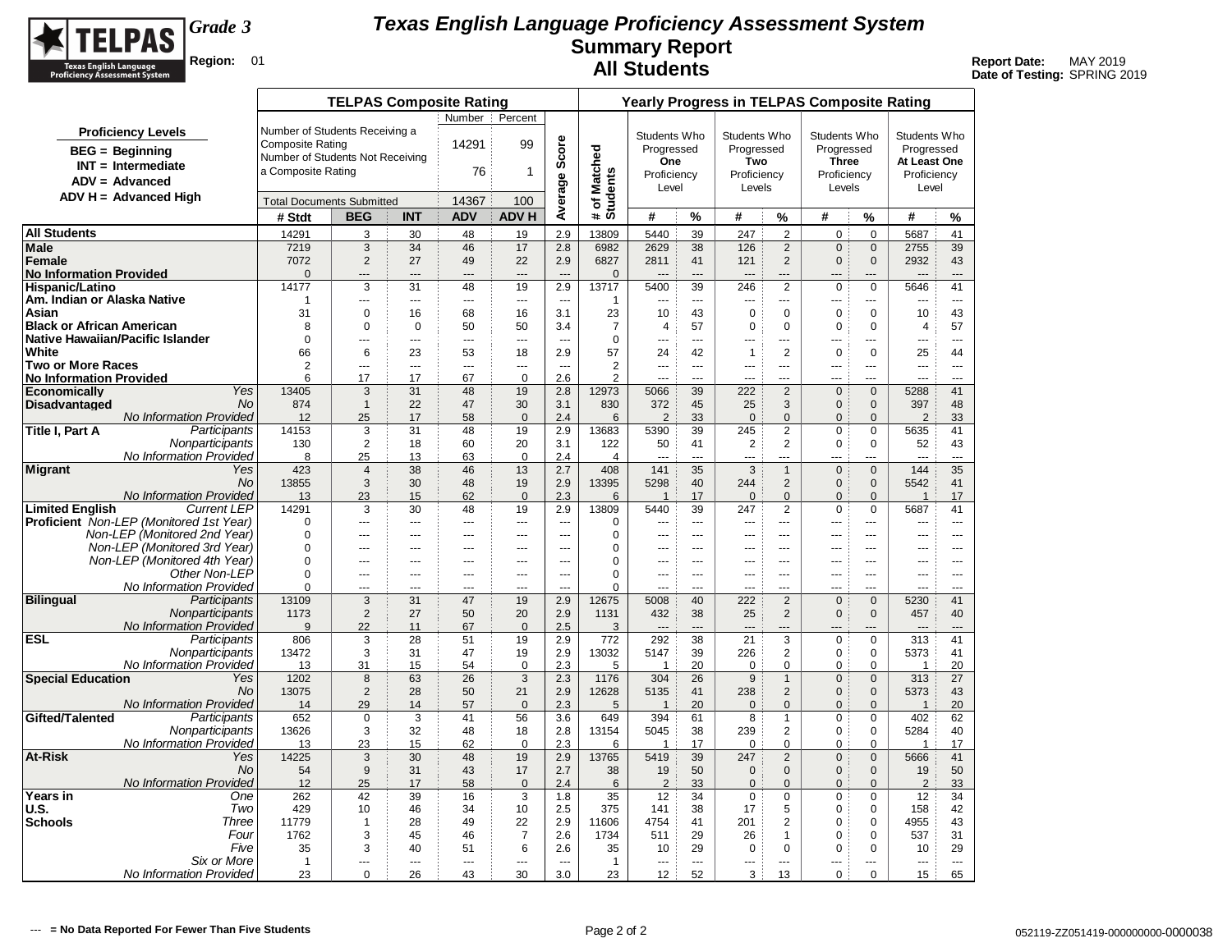# Texas English Language Proficiency Assessment System
## Summary Report
## All Students

**Grade 3**
**Region:** 01

**Report Date:** MAY 2019
**Date of Testing:** SPRING 2019

**Proficiency Levels**
- BEG = Beginning
- INT = Intermediate
- ADV = Advanced
- ADV H = Advanced High

**TELPAS Composite Rating**

| | Number | Percent |
|---|---|---|
| Number of Students Receiving a Composite Rating | 14291 | 99 |
| Number of Students Not Receiving a Composite Rating | 76 | 1 |
| Total Documents Submitted | 14367 | 100 |

| | | TELPAS Composite Rating | | | | | | | Yearly Progress in TELPAS Composite Rating | | | | | | | |
|---|---|---|---|---|---|---|---|---|---|---|---|---|---|---|---|---|
| | | | | | | | | | Students Who Progressed One Proficiency Level | | Students Who Progressed Two Proficiency Levels | | Students Who Progressed Three Proficiency Levels | | Students Who Progressed At Least One Proficiency Level | |
| | | # Stdt | BEG | INT | ADV | ADV H | Average Score | # of Matched Students | # | % | # | % | # | % | # | % |
| **All Students** | | 14291 | 3 | 30 | 48 | 19 | 2.9 | 13809 | 5440 | 39 | 247 | 2 | 0 | 0 | 5687 | 41 |
| **Male** | | 7219 | 3 | 34 | 46 | 17 | 2.8 | 6982 | 2629 | 38 | 126 | 2 | 0 | 0 | 2755 | 39 |
| **Female** | | 7072 | 2 | 27 | 49 | 22 | 2.9 | 6827 | 2811 | 41 | 121 | 2 | 0 | 0 | 2932 | 43 |
| **No Information Provided** | | 0 | --- | --- | --- | --- | --- | 0 | --- | --- | --- | --- | --- | --- | --- | --- |
| **Hispanic/Latino** | | 14177 | 3 | 31 | 48 | 19 | 2.9 | 13717 | 5400 | 39 | 246 | 2 | 0 | 0 | 5646 | 41 |
| **Am. Indian or Alaska Native** | | 1 | --- | --- | --- | --- | --- | 1 | --- | --- | --- | --- | --- | --- | --- | --- |
| **Asian** | | 31 | 0 | 16 | 68 | 16 | 3.1 | 23 | 10 | 43 | 0 | 0 | 0 | 0 | 10 | 43 |
| **Black or African American** | | 8 | 0 | 0 | 50 | 50 | 3.4 | 7 | 4 | 57 | 0 | 0 | 0 | 0 | 4 | 57 |
| **Native Hawaiian/Pacific Islander** | | 0 | --- | --- | --- | --- | --- | 0 | --- | --- | --- | --- | --- | --- | --- | --- |
| **White** | | 66 | 6 | 23 | 53 | 18 | 2.9 | 57 | 24 | 42 | 1 | 2 | 0 | 0 | 25 | 44 |
| **Two or More Races** | | 2 | --- | --- | --- | --- | --- | 2 | --- | --- | --- | --- | --- | --- | --- | --- |
| **No Information Provided** | | 6 | 17 | 17 | 67 | 0 | 2.6 | 2 | --- | --- | --- | --- | --- | --- | --- | --- |
| **Economically Disadvantaged** | *Yes* | 13405 | 3 | 31 | 48 | 19 | 2.8 | 12973 | 5066 | 39 | 222 | 2 | 0 | 0 | 5288 | 41 |
| | *No* | 874 | 1 | 22 | 47 | 30 | 3.1 | 830 | 372 | 45 | 25 | 3 | 0 | 0 | 397 | 48 |
| | *No Information Provided* | 12 | 25 | 17 | 58 | 0 | 2.4 | 6 | 2 | 33 | 0 | 0 | 0 | 0 | 2 | 33 |
| **Title I, Part A** | *Participants* | 14153 | 3 | 31 | 48 | 19 | 2.9 | 13683 | 5390 | 39 | 245 | 2 | 0 | 0 | 5635 | 41 |
| | *Nonparticipants* | 130 | 2 | 18 | 60 | 20 | 3.1 | 122 | 50 | 41 | 2 | 2 | 0 | 0 | 52 | 43 |
| | *No Information Provided* | 8 | 25 | 13 | 63 | 0 | 2.4 | 4 | --- | --- | --- | --- | --- | --- | --- | --- |
| **Migrant** | *Yes* | 423 | 4 | 38 | 46 | 13 | 2.7 | 408 | 141 | 35 | 3 | 1 | 0 | 0 | 144 | 35 |
| | *No* | 13855 | 3 | 30 | 48 | 19 | 2.9 | 13395 | 5298 | 40 | 244 | 2 | 0 | 0 | 5542 | 41 |
| | *No Information Provided* | 13 | 23 | 15 | 62 | 0 | 2.3 | 6 | 1 | 17 | 0 | 0 | 0 | 0 | 1 | 17 |
| **Limited English Proficient** | *Current LEP* | 14291 | 3 | 30 | 48 | 19 | 2.9 | 13809 | 5440 | 39 | 247 | 2 | 0 | 0 | 5687 | 41 |
| | *Non-LEP (Monitored 1st Year)* | 0 | --- | --- | --- | --- | --- | 0 | --- | --- | --- | --- | --- | --- | --- | --- |
| | *Non-LEP (Monitored 2nd Year)* | 0 | --- | --- | --- | --- | --- | 0 | --- | --- | --- | --- | --- | --- | --- | --- |
| | *Non-LEP (Monitored 3rd Year)* | 0 | --- | --- | --- | --- | --- | 0 | --- | --- | --- | --- | --- | --- | --- | --- |
| | *Non-LEP (Monitored 4th Year)* | 0 | --- | --- | --- | --- | --- | 0 | --- | --- | --- | --- | --- | --- | --- | --- |
| | *Other Non-LEP* | 0 | --- | --- | --- | --- | --- | 0 | --- | --- | --- | --- | --- | --- | --- | --- |
| | *No Information Provided* | 0 | --- | --- | --- | --- | --- | 0 | --- | --- | --- | --- | --- | --- | --- | --- |
| **Bilingual** | *Participants* | 13109 | 3 | 31 | 47 | 19 | 2.9 | 12675 | 5008 | 40 | 222 | 2 | 0 | 0 | 5230 | 41 |
| | *Nonparticipants* | 1173 | 2 | 27 | 50 | 20 | 2.9 | 1131 | 432 | 38 | 25 | 2 | 0 | 0 | 457 | 40 |
| | *No Information Provided* | 9 | 22 | 11 | 67 | 0 | 2.5 | 3 | --- | --- | --- | --- | --- | --- | --- | --- |
| **ESL** | *Participants* | 806 | 3 | 28 | 51 | 19 | 2.9 | 772 | 292 | 38 | 21 | 3 | 0 | 0 | 313 | 41 |
| | *Nonparticipants* | 13472 | 3 | 31 | 47 | 19 | 2.9 | 13032 | 5147 | 39 | 226 | 2 | 0 | 0 | 5373 | 41 |
| | *No Information Provided* | 13 | 31 | 15 | 54 | 0 | 2.3 | 5 | 1 | 20 | 0 | 0 | 0 | 0 | 1 | 20 |
| **Special Education** | *Yes* | 1202 | 8 | 63 | 26 | 3 | 2.3 | 1176 | 304 | 26 | 9 | 1 | 0 | 0 | 313 | 27 |
| | *No* | 13075 | 2 | 28 | 50 | 21 | 2.9 | 12628 | 5135 | 41 | 238 | 2 | 0 | 0 | 5373 | 43 |
| | *No Information Provided* | 14 | 29 | 14 | 57 | 0 | 2.3 | 5 | 1 | 20 | 0 | 0 | 0 | 0 | 1 | 20 |
| **Gifted/Talented** | *Participants* | 652 | 0 | 3 | 41 | 56 | 3.6 | 649 | 394 | 61 | 8 | 1 | 0 | 0 | 402 | 62 |
| | *Nonparticipants* | 13626 | 3 | 32 | 48 | 18 | 2.8 | 13154 | 5045 | 38 | 239 | 2 | 0 | 0 | 5284 | 40 |
| | *No Information Provided* | 13 | 23 | 15 | 62 | 0 | 2.3 | 6 | 1 | 17 | 0 | 0 | 0 | 0 | 1 | 17 |
| **At-Risk** | *Yes* | 14225 | 3 | 30 | 48 | 19 | 2.9 | 13765 | 5419 | 39 | 247 | 2 | 0 | 0 | 5666 | 41 |
| | *No* | 54 | 9 | 31 | 43 | 17 | 2.7 | 38 | 19 | 50 | 0 | 0 | 0 | 0 | 19 | 50 |
| | *No Information Provided* | 12 | 25 | 17 | 58 | 0 | 2.4 | 6 | 2 | 33 | 0 | 0 | 0 | 0 | 2 | 33 |
| **Years in U.S. Schools** | *One* | 262 | 42 | 39 | 16 | 3 | 1.8 | 35 | 12 | 34 | 0 | 0 | 0 | 0 | 12 | 34 |
| | *Two* | 429 | 10 | 46 | 34 | 10 | 2.5 | 375 | 141 | 38 | 17 | 5 | 0 | 0 | 158 | 42 |
| | *Three* | 11779 | 1 | 28 | 49 | 22 | 2.9 | 11606 | 4754 | 41 | 201 | 2 | 0 | 0 | 4955 | 43 |
| | *Four* | 1762 | 3 | 45 | 46 | 7 | 2.6 | 1734 | 511 | 29 | 26 | 1 | 0 | 0 | 537 | 31 |
| | *Five* | 35 | 3 | 40 | 51 | 6 | 2.6 | 35 | 10 | 29 | 0 | 0 | 0 | 0 | 10 | 29 |
| | *Six or More* | 1 | --- | --- | --- | --- | --- | 1 | --- | --- | --- | --- | --- | --- | --- | --- |
| | *No Information Provided* | 23 | 0 | 26 | 43 | 30 | 3.0 | 23 | 12 | 52 | 3 | 13 | 0 | 0 | 15 | 65 |

--- = No Data Reported For Fewer Than Five Students

052119-ZZ051419-000000000-0000038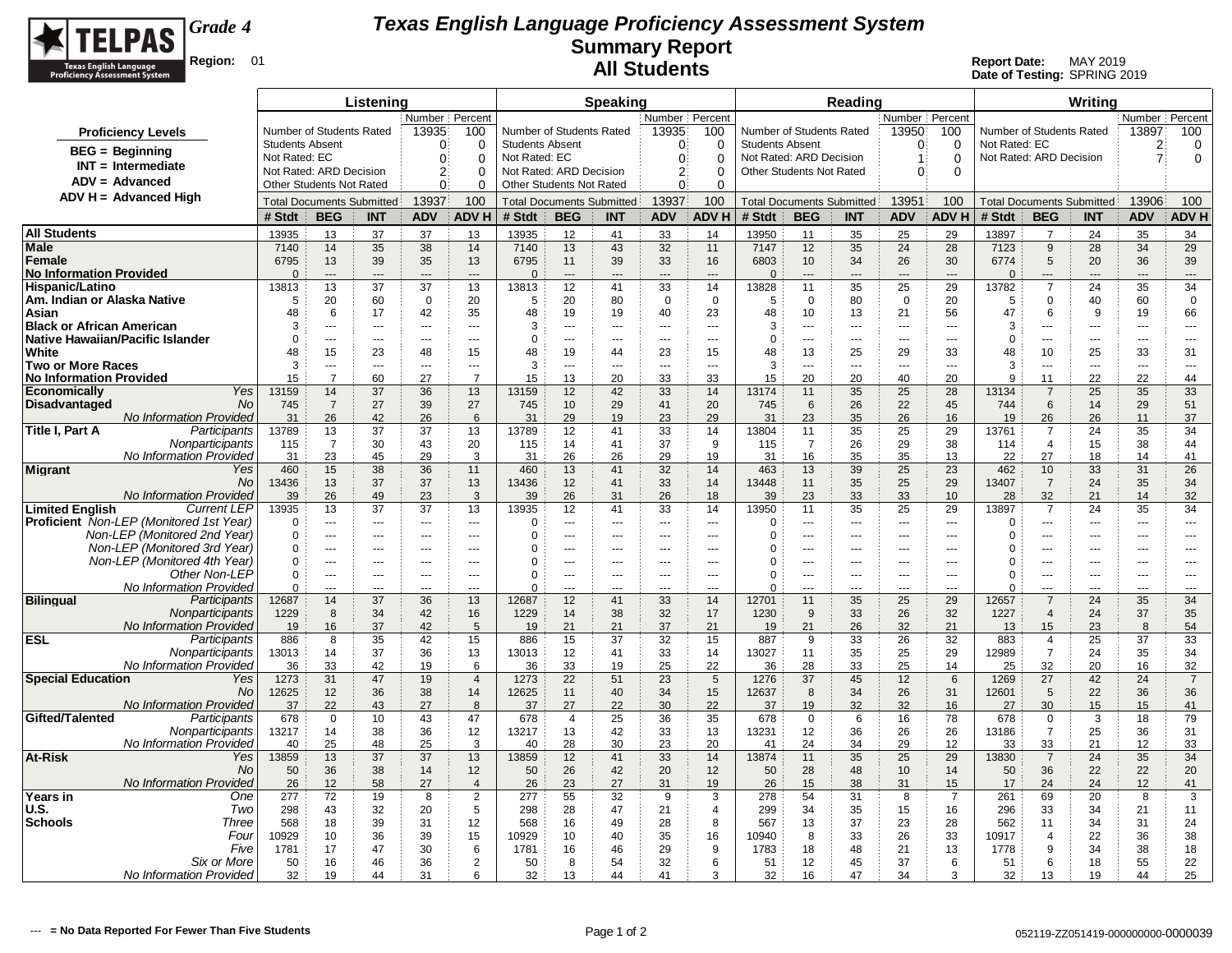# TELPAS Grade 4

**Texas English Language Proficiency Assessment System**

**Summary Report**

**All Students**

Region: 01

Report Date: MAY 2019

Date of Testing: SPRING 2019

**Proficiency Levels**

- BEG = Beginning
- INT = Intermediate
- ADV = Advanced
- ADV H = Advanced High

| | Listening Number | Listening Percent | Speaking Number | Speaking Percent | Reading Number | Reading Percent | Writing Number | Writing Percent |
|---|---|---|---|---|---|---|---|---|
| Number of Students Rated | 13935 | 100 | 13935 | 100 | 13950 | 100 | 13897 | 100 |
| Students Absent | 0 | 0 | 0 | 0 | 0 | 0 | | |
| Not Rated: EC | 0 | 0 | 0 | 0 | | | 2 | 0 |
| Not Rated: ARD Decision | 2 | 0 | 2 | 0 | 1 | 0 | 7 | 0 |
| Other Students Not Rated | 0 | 0 | 0 | 0 | 0 | 0 | | |
| Total Documents Submitted | 13937 | 100 | 13937 | 100 | 13951 | 100 | 13906 | 100 |

| | | Listening | | | | | Speaking | | | | | Reading | | | | | Writing | | | | |
|---|---|---|---|---|---|---|---|---|---|---|---|---|---|---|---|---|---|---|---|---|---|
| | | # Stdt | BEG | INT | ADV | ADV H | # Stdt | BEG | INT | ADV | ADV H | # Stdt | BEG | INT | ADV | ADV H | # Stdt | BEG | INT | ADV | ADV H |
| **All Students** | | 13935 | 13 | 37 | 37 | 13 | 13935 | 12 | 41 | 33 | 14 | 13950 | 11 | 35 | 25 | 29 | 13897 | 7 | 24 | 35 | 34 |
| **Male** | | 7140 | 14 | 35 | 38 | 14 | 7140 | 13 | 43 | 32 | 11 | 7147 | 12 | 35 | 24 | 28 | 7123 | 9 | 28 | 34 | 29 |
| **Female** | | 6795 | 13 | 39 | 35 | 13 | 6795 | 11 | 39 | 33 | 16 | 6803 | 10 | 34 | 26 | 30 | 6774 | 5 | 20 | 36 | 39 |
| **No Information Provided** | | 0 | --- | --- | --- | --- | 0 | --- | --- | --- | --- | 0 | --- | --- | --- | --- | 0 | --- | --- | --- | --- |
| **Hispanic/Latino** | | 13813 | 13 | 37 | 37 | 13 | 13813 | 12 | 41 | 33 | 14 | 13828 | 11 | 35 | 25 | 29 | 13782 | 7 | 24 | 35 | 34 |
| **Am. Indian or Alaska Native** | | 5 | 20 | 60 | 0 | 20 | 5 | 20 | 80 | 0 | 0 | 5 | 0 | 80 | 0 | 20 | 5 | 0 | 40 | 60 | 0 |
| **Asian** | | 48 | 6 | 17 | 42 | 35 | 48 | 19 | 19 | 40 | 23 | 48 | 10 | 13 | 21 | 56 | 47 | 6 | 9 | 19 | 66 |
| **Black or African American** | | 3 | --- | --- | --- | --- | 3 | --- | --- | --- | --- | 3 | --- | --- | --- | --- | 3 | --- | --- | --- | --- |
| **Native Hawaiian/Pacific Islander** | | 0 | --- | --- | --- | --- | 0 | --- | --- | --- | --- | 0 | --- | --- | --- | --- | 0 | --- | --- | --- | --- |
| **White** | | 48 | 15 | 23 | 48 | 15 | 48 | 19 | 44 | 23 | 15 | 48 | 13 | 25 | 29 | 33 | 48 | 10 | 25 | 33 | 31 |
| **Two or More Races** | | 3 | --- | --- | --- | --- | 3 | --- | --- | --- | --- | 3 | --- | --- | --- | --- | 3 | --- | --- | --- | --- |
| **No Information Provided** | | 15 | 7 | 60 | 27 | 7 | 15 | 13 | 20 | 33 | 33 | 15 | 20 | 20 | 40 | 20 | 9 | 11 | 22 | 22 | 44 |
| **Economically Disadvantaged** | *Yes* | 13159 | 14 | 37 | 36 | 13 | 13159 | 12 | 42 | 33 | 14 | 13174 | 11 | 35 | 25 | 28 | 13134 | 7 | 25 | 35 | 33 |
| | *No* | 745 | 7 | 27 | 39 | 27 | 745 | 10 | 29 | 41 | 20 | 745 | 6 | 26 | 22 | 45 | 744 | 6 | 14 | 29 | 51 |
| | *No Information Provided* | 31 | 26 | 42 | 26 | 6 | 31 | 29 | 19 | 23 | 29 | 31 | 23 | 35 | 26 | 16 | 19 | 26 | 26 | 11 | 37 |
| **Title I, Part A** | *Participants* | 13789 | 13 | 37 | 37 | 13 | 13789 | 12 | 41 | 33 | 14 | 13804 | 11 | 35 | 25 | 29 | 13761 | 7 | 24 | 35 | 34 |
| | *Nonparticipants* | 115 | 7 | 30 | 43 | 20 | 115 | 14 | 41 | 37 | 9 | 115 | 7 | 26 | 29 | 38 | 114 | 4 | 15 | 38 | 44 |
| | *No Information Provided* | 31 | 23 | 45 | 29 | 3 | 31 | 26 | 26 | 29 | 19 | 31 | 16 | 35 | 35 | 13 | 22 | 27 | 18 | 14 | 41 |
| **Migrant** | *Yes* | 460 | 15 | 38 | 36 | 11 | 460 | 13 | 41 | 32 | 14 | 463 | 13 | 39 | 25 | 23 | 462 | 10 | 33 | 31 | 26 |
| | *No* | 13436 | 13 | 37 | 37 | 13 | 13436 | 12 | 41 | 33 | 14 | 13448 | 11 | 35 | 25 | 29 | 13407 | 7 | 24 | 35 | 34 |
| | *No Information Provided* | 39 | 26 | 49 | 23 | 3 | 39 | 26 | 31 | 26 | 18 | 39 | 23 | 33 | 33 | 10 | 28 | 32 | 21 | 14 | 32 |
| **Limited English Proficient** | *Current LEP* | 13935 | 13 | 37 | 37 | 13 | 13935 | 12 | 41 | 33 | 14 | 13950 | 11 | 35 | 25 | 29 | 13897 | 7 | 24 | 35 | 34 |
| | *Non-LEP (Monitored 1st Year)* | 0 | --- | --- | --- | --- | 0 | --- | --- | --- | --- | 0 | --- | --- | --- | --- | 0 | --- | --- | --- | --- |
| | *Non-LEP (Monitored 2nd Year)* | 0 | --- | --- | --- | --- | 0 | --- | --- | --- | --- | 0 | --- | --- | --- | --- | 0 | --- | --- | --- | --- |
| | *Non-LEP (Monitored 3rd Year)* | 0 | --- | --- | --- | --- | 0 | --- | --- | --- | --- | 0 | --- | --- | --- | --- | 0 | --- | --- | --- | --- |
| | *Non-LEP (Monitored 4th Year)* | 0 | --- | --- | --- | --- | 0 | --- | --- | --- | --- | 0 | --- | --- | --- | --- | 0 | --- | --- | --- | --- |
| | *Other Non-LEP* | 0 | --- | --- | --- | --- | 0 | --- | --- | --- | --- | 0 | --- | --- | --- | --- | 0 | --- | --- | --- | --- |
| | *No Information Provided* | 0 | --- | --- | --- | --- | 0 | --- | --- | --- | --- | 0 | --- | --- | --- | --- | 0 | --- | --- | --- | --- |
| **Bilingual** | *Participants* | 12687 | 14 | 37 | 36 | 13 | 12687 | 12 | 41 | 33 | 14 | 12701 | 11 | 35 | 25 | 29 | 12657 | 7 | 24 | 35 | 34 |
| | *Nonparticipants* | 1229 | 8 | 34 | 42 | 16 | 1229 | 14 | 38 | 32 | 17 | 1230 | 9 | 33 | 26 | 32 | 1227 | 4 | 24 | 37 | 35 |
| | *No Information Provided* | 19 | 16 | 37 | 42 | 5 | 19 | 21 | 21 | 37 | 21 | 19 | 21 | 26 | 32 | 21 | 13 | 15 | 23 | 8 | 54 |
| **ESL** | *Participants* | 886 | 8 | 35 | 42 | 15 | 886 | 15 | 37 | 32 | 15 | 887 | 9 | 33 | 26 | 32 | 883 | 4 | 25 | 37 | 33 |
| | *Nonparticipants* | 13013 | 14 | 37 | 36 | 13 | 13013 | 12 | 41 | 33 | 14 | 13027 | 11 | 35 | 25 | 29 | 12989 | 7 | 24 | 35 | 34 |
| | *No Information Provided* | 36 | 33 | 42 | 19 | 6 | 36 | 33 | 19 | 25 | 22 | 36 | 28 | 33 | 25 | 14 | 25 | 32 | 20 | 16 | 32 |
| **Special Education** | *Yes* | 1273 | 31 | 47 | 19 | 4 | 1273 | 22 | 51 | 23 | 5 | 1276 | 37 | 45 | 12 | 6 | 1269 | 27 | 42 | 24 | 7 |
| | *No* | 12625 | 12 | 36 | 38 | 14 | 12625 | 11 | 40 | 34 | 15 | 12637 | 8 | 34 | 26 | 31 | 12601 | 5 | 22 | 36 | 36 |
| | *No Information Provided* | 37 | 22 | 43 | 27 | 8 | 37 | 27 | 22 | 30 | 22 | 37 | 19 | 32 | 32 | 16 | 27 | 30 | 15 | 15 | 41 |
| **Gifted/Talented** | *Participants* | 678 | 0 | 10 | 43 | 47 | 678 | 4 | 25 | 36 | 35 | 678 | 0 | 6 | 16 | 78 | 678 | 0 | 3 | 18 | 79 |
| | *Nonparticipants* | 13217 | 14 | 38 | 36 | 12 | 13217 | 13 | 42 | 33 | 13 | 13231 | 12 | 36 | 26 | 26 | 13186 | 7 | 25 | 36 | 31 |
| | *No Information Provided* | 40 | 25 | 48 | 25 | 3 | 40 | 28 | 30 | 23 | 20 | 41 | 24 | 34 | 29 | 12 | 33 | 33 | 21 | 12 | 33 |
| **At-Risk** | *Yes* | 13859 | 13 | 37 | 37 | 13 | 13859 | 12 | 41 | 33 | 14 | 13874 | 11 | 35 | 25 | 29 | 13830 | 7 | 24 | 35 | 34 |
| | *No* | 50 | 36 | 38 | 14 | 12 | 50 | 26 | 42 | 20 | 12 | 50 | 28 | 48 | 10 | 14 | 50 | 36 | 22 | 22 | 20 |
| | *No Information Provided* | 26 | 12 | 58 | 27 | 4 | 26 | 23 | 27 | 31 | 19 | 26 | 15 | 38 | 31 | 15 | 17 | 24 | 24 | 12 | 41 |
| **Years in U.S. Schools** | *One* | 277 | 72 | 19 | 8 | 2 | 277 | 55 | 32 | 9 | 3 | 278 | 54 | 31 | 8 | 7 | 261 | 69 | 20 | 8 | 3 |
| | *Two* | 298 | 43 | 32 | 20 | 5 | 298 | 28 | 47 | 21 | 4 | 299 | 34 | 35 | 15 | 16 | 296 | 33 | 34 | 21 | 11 |
| | *Three* | 568 | 18 | 39 | 31 | 12 | 568 | 16 | 49 | 28 | 8 | 567 | 13 | 37 | 23 | 28 | 562 | 11 | 34 | 31 | 24 |
| | *Four* | 10929 | 10 | 36 | 39 | 15 | 10929 | 10 | 40 | 35 | 16 | 10940 | 8 | 33 | 26 | 33 | 10917 | 4 | 22 | 36 | 38 |
| | *Five* | 1781 | 17 | 47 | 30 | 6 | 1781 | 16 | 46 | 29 | 9 | 1783 | 18 | 48 | 21 | 13 | 1778 | 9 | 34 | 38 | 18 |
| | *Six or More* | 50 | 16 | 46 | 36 | 2 | 50 | 8 | 54 | 32 | 6 | 51 | 12 | 45 | 37 | 6 | 51 | 6 | 18 | 55 | 22 |
| | *No Information Provided* | 32 | 19 | 44 | 31 | 6 | 32 | 13 | 44 | 41 | 3 | 32 | 16 | 47 | 34 | 3 | 32 | 13 | 19 | 44 | 25 |

--- = No Data Reported For Fewer Than Five Students

052119-ZZ051419-000000000-0000039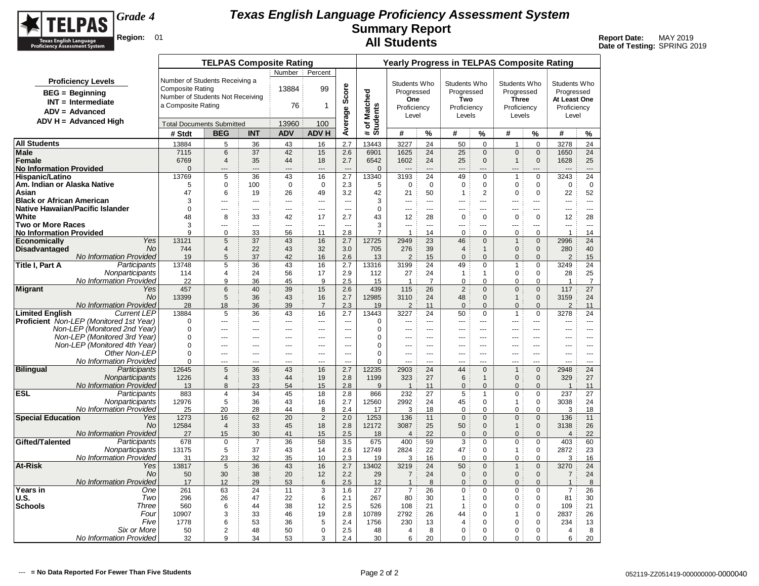# Texas English Language Proficiency Assessment System
## Summary Report
## All Students

**Grade 4**

**Region:** 01

**Report Date:** MAY 2019
**Date of Testing:** SPRING 2019

**Proficiency Levels**
- BEG = Beginning
- INT = Intermediate
- ADV = Advanced
- ADV H = Advanced High

**TELPAS Composite Rating**

| | Number | Percent |
|---|---|---|
| Number of Students Receiving a Composite Rating | 13884 | 99 |
| Number of Students Not Receiving a Composite Rating | 76 | 1 |
| Total Documents Submitted | 13960 | 100 |

| | | TELPAS Composite Rating | | | | | | Yearly Progress in TELPAS Composite Rating | | | | | | | | |
|---|---|---|---|---|---|---|---|---|---|---|---|---|---|---|---|---|
| | | | | | | | Average Score | # of Matched Students | Students Who Progressed One Proficiency Level | | Students Who Progressed Two Proficiency Levels | | Students Who Progressed Three Proficiency Levels | | Students Who Progressed At Least One Proficiency Level | |
| | | # Stdt | BEG | INT | ADV | ADV H | | | # | % | # | % | # | % | # | % |
| All Students | | 13884 | 5 | 36 | 43 | 16 | 2.7 | 13443 | 3227 | 24 | 50 | 0 | 1 | 0 | 3278 | 24 |
| Male | | 7115 | 6 | 37 | 42 | 15 | 2.6 | 6901 | 1625 | 24 | 25 | 0 | 0 | 0 | 1650 | 24 |
| Female | | 6769 | 4 | 35 | 44 | 18 | 2.7 | 6542 | 1602 | 24 | 25 | 0 | 1 | 0 | 1628 | 25 |
| No Information Provided | | 0 | --- | --- | --- | --- | --- | 0 | --- | --- | --- | --- | --- | --- | --- | --- |
| Hispanic/Latino | | 13769 | 5 | 36 | 43 | 16 | 2.7 | 13340 | 3193 | 24 | 49 | 0 | 1 | 0 | 3243 | 24 |
| Am. Indian or Alaska Native | | 5 | 0 | 100 | 0 | 0 | 2.3 | 5 | 0 | 0 | 0 | 0 | 0 | 0 | 0 | 0 |
| Asian | | 47 | 6 | 19 | 26 | 49 | 3.2 | 42 | 21 | 50 | 1 | 2 | 0 | 0 | 22 | 52 |
| Black or African American | | 3 | --- | --- | --- | --- | --- | 3 | --- | --- | --- | --- | --- | --- | --- | --- |
| Native Hawaiian/Pacific Islander | | 0 | --- | --- | --- | --- | --- | 0 | --- | --- | --- | --- | --- | --- | --- | --- |
| White | | 48 | 8 | 33 | 42 | 17 | 2.7 | 43 | 12 | 28 | 0 | 0 | 0 | 0 | 12 | 28 |
| Two or More Races | | 3 | --- | --- | --- | --- | --- | 3 | --- | --- | --- | --- | --- | --- | --- | --- |
| No Information Provided | | 9 | 0 | 33 | 56 | 11 | 2.8 | 7 | 1 | 14 | 0 | 0 | 0 | 0 | 1 | 14 |
| Economically Disadvantaged | *Yes* | 13121 | 5 | 37 | 43 | 16 | 2.7 | 12725 | 2949 | 23 | 46 | 0 | 1 | 0 | 2996 | 24 |
| | *No* | 744 | 4 | 22 | 43 | 32 | 3.0 | 705 | 276 | 39 | 4 | 1 | 0 | 0 | 280 | 40 |
| | *No Information Provided* | 19 | 5 | 37 | 42 | 16 | 2.6 | 13 | 2 | 15 | 0 | 0 | 0 | 0 | 2 | 15 |
| Title I, Part A | *Participants* | 13748 | 5 | 36 | 43 | 16 | 2.7 | 13316 | 3199 | 24 | 49 | 0 | 1 | 0 | 3249 | 24 |
| | *Nonparticipants* | 114 | 4 | 24 | 56 | 17 | 2.9 | 112 | 27 | 24 | 1 | 1 | 0 | 0 | 28 | 25 |
| | *No Information Provided* | 22 | 9 | 36 | 45 | 9 | 2.5 | 15 | 1 | 7 | 0 | 0 | 0 | 0 | 1 | 7 |
| Migrant | *Yes* | 457 | 6 | 40 | 39 | 15 | 2.6 | 439 | 115 | 26 | 2 | 0 | 0 | 0 | 117 | 27 |
| | *No* | 13399 | 5 | 36 | 43 | 16 | 2.7 | 12985 | 3110 | 24 | 48 | 0 | 1 | 0 | 3159 | 24 |
| | *No Information Provided* | 28 | 18 | 36 | 39 | 7 | 2.3 | 19 | 2 | 11 | 0 | 0 | 0 | 0 | 2 | 11 |
| Limited English Proficient | *Current LEP* | 13884 | 5 | 36 | 43 | 16 | 2.7 | 13443 | 3227 | 24 | 50 | 0 | 1 | 0 | 3278 | 24 |
| | *Non-LEP (Monitored 1st Year)* | 0 | --- | --- | --- | --- | --- | 0 | --- | --- | --- | --- | --- | --- | --- | --- |
| | *Non-LEP (Monitored 2nd Year)* | 0 | --- | --- | --- | --- | --- | 0 | --- | --- | --- | --- | --- | --- | --- | --- |
| | *Non-LEP (Monitored 3rd Year)* | 0 | --- | --- | --- | --- | --- | 0 | --- | --- | --- | --- | --- | --- | --- | --- |
| | *Non-LEP (Monitored 4th Year)* | 0 | --- | --- | --- | --- | --- | 0 | --- | --- | --- | --- | --- | --- | --- | --- |
| | *Other Non-LEP* | 0 | --- | --- | --- | --- | --- | 0 | --- | --- | --- | --- | --- | --- | --- | --- |
| | *No Information Provided* | 0 | --- | --- | --- | --- | --- | 0 | --- | --- | --- | --- | --- | --- | --- | --- |
| Bilingual | *Participants* | 12645 | 5 | 36 | 43 | 16 | 2.7 | 12235 | 2903 | 24 | 44 | 0 | 1 | 0 | 2948 | 24 |
| | *Nonparticipants* | 1226 | 4 | 33 | 44 | 19 | 2.8 | 1199 | 323 | 27 | 6 | 1 | 0 | 0 | 329 | 27 |
| | *No Information Provided* | 13 | 8 | 23 | 54 | 15 | 2.8 | 9 | 1 | 11 | 0 | 0 | 0 | 0 | 1 | 11 |
| ESL | *Participants* | 883 | 4 | 34 | 45 | 18 | 2.8 | 866 | 232 | 27 | 5 | 1 | 0 | 0 | 237 | 27 |
| | *Nonparticipants* | 12976 | 5 | 36 | 43 | 16 | 2.7 | 12560 | 2992 | 24 | 45 | 0 | 1 | 0 | 3038 | 24 |
| | *No Information Provided* | 25 | 20 | 28 | 44 | 8 | 2.4 | 17 | 3 | 18 | 0 | 0 | 0 | 0 | 3 | 18 |
| Special Education | *Yes* | 1273 | 16 | 62 | 20 | 2 | 2.0 | 1253 | 136 | 11 | 0 | 0 | 0 | 0 | 136 | 11 |
| | *No* | 12584 | 4 | 33 | 45 | 18 | 2.8 | 12172 | 3087 | 25 | 50 | 0 | 1 | 0 | 3138 | 26 |
| | *No Information Provided* | 27 | 15 | 30 | 41 | 15 | 2.5 | 18 | 4 | 22 | 0 | 0 | 0 | 0 | 4 | 22 |
| Gifted/Talented | *Participants* | 678 | 0 | 7 | 36 | 58 | 3.5 | 675 | 400 | 59 | 3 | 0 | 0 | 0 | 403 | 60 |
| | *Nonparticipants* | 13175 | 5 | 37 | 43 | 14 | 2.6 | 12749 | 2824 | 22 | 47 | 0 | 1 | 0 | 2872 | 23 |
| | *No Information Provided* | 31 | 23 | 32 | 35 | 10 | 2.3 | 19 | 3 | 16 | 0 | 0 | 0 | 0 | 3 | 16 |
| At-Risk | *Yes* | 13817 | 5 | 36 | 43 | 16 | 2.7 | 13402 | 3219 | 24 | 50 | 0 | 1 | 0 | 3270 | 24 |
| | *No* | 50 | 30 | 38 | 20 | 12 | 2.2 | 29 | 7 | 24 | 0 | 0 | 0 | 0 | 7 | 24 |
| | *No Information Provided* | 17 | 12 | 29 | 53 | 6 | 2.5 | 12 | 1 | 8 | 0 | 0 | 0 | 0 | 1 | 8 |
| Years in U.S. Schools | *One* | 261 | 63 | 24 | 11 | 3 | 1.6 | 27 | 7 | 26 | 0 | 0 | 0 | 0 | 7 | 26 |
| | *Two* | 296 | 26 | 47 | 22 | 6 | 2.1 | 267 | 80 | 30 | 1 | 0 | 0 | 0 | 81 | 30 |
| | *Three* | 560 | 6 | 44 | 38 | 12 | 2.5 | 526 | 108 | 21 | 1 | 0 | 0 | 0 | 109 | 21 |
| | *Four* | 10907 | 3 | 33 | 46 | 19 | 2.8 | 10789 | 2792 | 26 | 44 | 0 | 1 | 0 | 2837 | 26 |
| | *Five* | 1778 | 6 | 53 | 36 | 5 | 2.4 | 1756 | 230 | 13 | 4 | 0 | 0 | 0 | 234 | 13 |
| | *Six or More* | 50 | 2 | 48 | 50 | 0 | 2.5 | 48 | 4 | 8 | 0 | 0 | 0 | 0 | 4 | 8 |
| | *No Information Provided* | 32 | 9 | 34 | 53 | 3 | 2.4 | 30 | 6 | 20 | 0 | 0 | 0 | 0 | 6 | 20 |

--- = No Data Reported For Fewer Than Five Students

052119-ZZ051419-000000000-0000040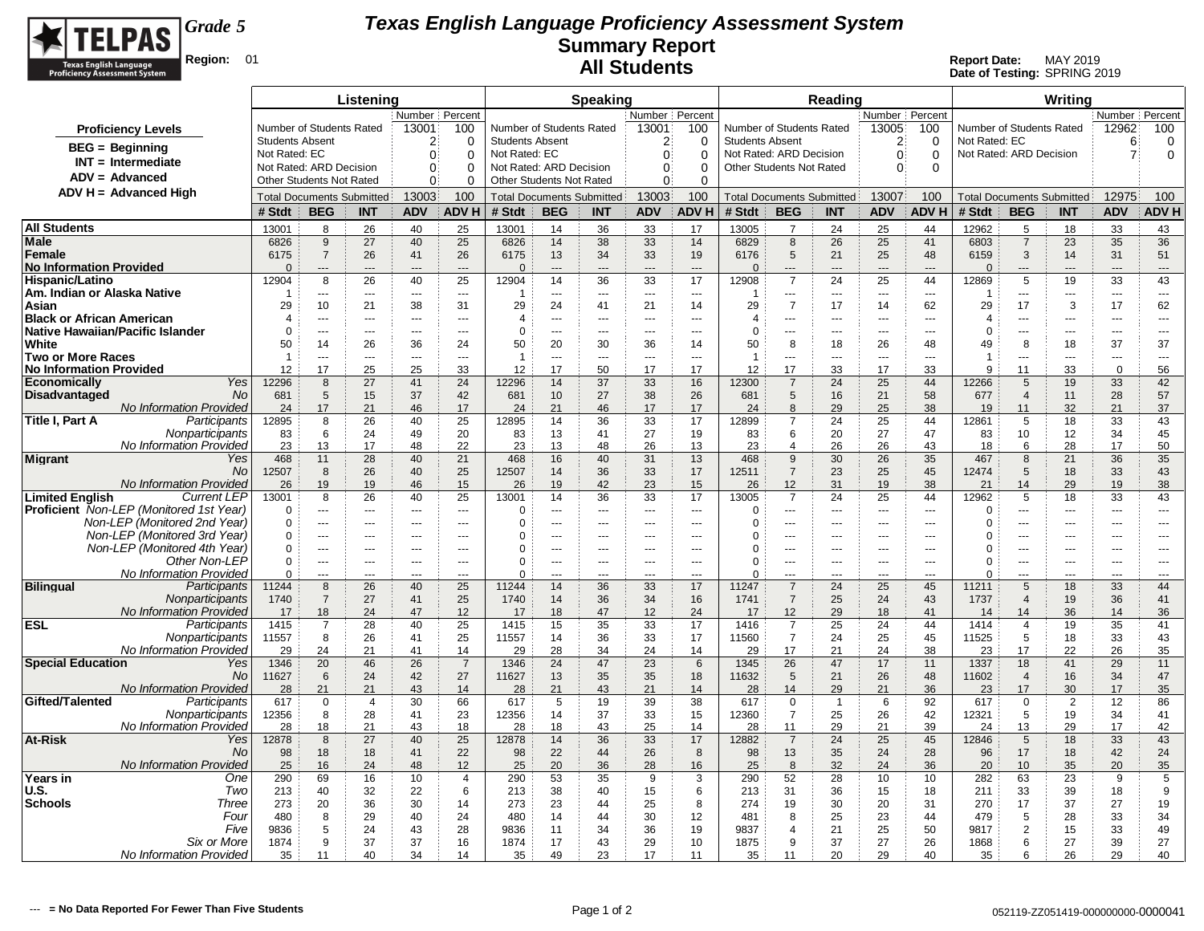# Texas English Language Proficiency Assessment System
## Summary Report
## All Students

Grade 5

Region: 01

Report Date: MAY 2019
Date of Testing: SPRING 2019

**Proficiency Levels**

- BEG = Beginning
- INT = Intermediate
- ADV = Advanced
- ADV H = Advanced High

| | Listening | | Speaking | | Reading | | Writing | |
|---|---|---|---|---|---|---|---|---|
| | Number | Percent | Number | Percent | Number | Percent | Number | Percent |
| Number of Students Rated | 13001 | 100 | 13001 | 100 | 13005 | 100 | 12962 | 100 |
| Students Absent | 2 | 0 | 2 | 0 | 2 | 0 | | |
| Not Rated: EC | 0 | 0 | 0 | 0 | | | 6 | 0 |
| Not Rated: ARD Decision | 0 | 0 | 0 | 0 | 0 | 0 | 7 | 0 |
| Other Students Not Rated | 0 | 0 | 0 | 0 | 0 | 0 | | |
| Total Documents Submitted | 13003 | 100 | 13003 | 100 | 13007 | 100 | 12975 | 100 |

| | | Listening # Stdt | BEG | INT | ADV | ADV H | Speaking # Stdt | BEG | INT | ADV | ADV H | Reading # Stdt | BEG | INT | ADV | ADV H | Writing # Stdt | BEG | INT | ADV | ADV H |
|---|---|---|---|---|---|---|---|---|---|---|---|---|---|---|---|---|---|---|---|---|---|
| **All Students** | | 13001 | 8 | 26 | 40 | 25 | 13001 | 14 | 36 | 33 | 17 | 13005 | 7 | 24 | 25 | 44 | 12962 | 5 | 18 | 33 | 43 |
| **Male** | | 6826 | 9 | 27 | 40 | 25 | 6826 | 14 | 38 | 33 | 14 | 6829 | 8 | 26 | 25 | 41 | 6803 | 7 | 23 | 35 | 36 |
| **Female** | | 6175 | 7 | 26 | 41 | 26 | 6175 | 13 | 34 | 33 | 19 | 6176 | 5 | 21 | 25 | 48 | 6159 | 3 | 14 | 31 | 51 |
| **No Information Provided** | | 0 | --- | --- | --- | --- | 0 | --- | --- | --- | --- | 0 | --- | --- | --- | --- | 0 | --- | --- | --- | --- |
| **Hispanic/Latino** | | 12904 | 8 | 26 | 40 | 25 | 12904 | 14 | 36 | 33 | 17 | 12908 | 7 | 24 | 25 | 44 | 12869 | 5 | 19 | 33 | 43 |
| **Am. Indian or Alaska Native** | | 1 | --- | --- | --- | --- | 1 | --- | --- | --- | --- | 1 | --- | --- | --- | --- | 1 | --- | --- | --- | --- |
| **Asian** | | 29 | 10 | 21 | 38 | 31 | 29 | 24 | 41 | 21 | 14 | 29 | 7 | 17 | 14 | 62 | 29 | 17 | 3 | 17 | 62 |
| **Black or African American** | | 4 | --- | --- | --- | --- | 4 | --- | --- | --- | --- | 4 | --- | --- | --- | --- | 4 | --- | --- | --- | --- |
| **Native Hawaiian/Pacific Islander** | | 0 | --- | --- | --- | --- | 0 | --- | --- | --- | --- | 0 | --- | --- | --- | --- | 0 | --- | --- | --- | --- |
| **White** | | 50 | 14 | 26 | 36 | 24 | 50 | 20 | 30 | 36 | 14 | 50 | 8 | 18 | 26 | 48 | 49 | 8 | 18 | 37 | 37 |
| **Two or More Races** | | 1 | --- | --- | --- | --- | 1 | --- | --- | --- | --- | 1 | --- | --- | --- | --- | 1 | --- | --- | --- | --- |
| **No Information Provided** | | 12 | 17 | 25 | 25 | 33 | 12 | 17 | 50 | 17 | 17 | 12 | 17 | 33 | 17 | 33 | 9 | 11 | 33 | 0 | 56 |
| **Economically Disadvantaged** | *Yes* | 12296 | 8 | 27 | 41 | 24 | 12296 | 14 | 37 | 33 | 16 | 12300 | 7 | 24 | 25 | 44 | 12266 | 5 | 19 | 33 | 42 |
| | *No* | 681 | 5 | 15 | 37 | 42 | 681 | 10 | 27 | 38 | 26 | 681 | 5 | 16 | 21 | 58 | 677 | 4 | 11 | 28 | 57 |
| | *No Information Provided* | 24 | 17 | 21 | 46 | 17 | 24 | 21 | 46 | 17 | 17 | 24 | 8 | 29 | 25 | 38 | 19 | 11 | 32 | 21 | 37 |
| **Title I, Part A** | *Participants* | 12895 | 8 | 26 | 40 | 25 | 12895 | 14 | 36 | 33 | 17 | 12899 | 7 | 24 | 25 | 44 | 12861 | 5 | 18 | 33 | 43 |
| | *Nonparticipants* | 83 | 6 | 24 | 49 | 20 | 83 | 13 | 41 | 27 | 19 | 83 | 6 | 20 | 27 | 47 | 83 | 10 | 12 | 34 | 45 |
| | *No Information Provided* | 23 | 13 | 17 | 48 | 22 | 23 | 13 | 48 | 26 | 13 | 23 | 4 | 26 | 26 | 43 | 18 | 6 | 28 | 17 | 50 |
| **Migrant** | *Yes* | 468 | 11 | 28 | 40 | 21 | 468 | 16 | 40 | 31 | 13 | 468 | 9 | 30 | 26 | 35 | 467 | 8 | 21 | 36 | 35 |
| | *No* | 12507 | 8 | 26 | 40 | 25 | 12507 | 14 | 36 | 33 | 17 | 12511 | 7 | 23 | 25 | 45 | 12474 | 5 | 18 | 33 | 43 |
| | *No Information Provided* | 26 | 19 | 19 | 46 | 15 | 26 | 19 | 42 | 23 | 15 | 26 | 12 | 31 | 19 | 38 | 21 | 14 | 29 | 19 | 38 |
| **Limited English Proficient** | *Current LEP* | 13001 | 8 | 26 | 40 | 25 | 13001 | 14 | 36 | 33 | 17 | 13005 | 7 | 24 | 25 | 44 | 12962 | 5 | 18 | 33 | 43 |
| | *Non-LEP (Monitored 1st Year)* | 0 | --- | --- | --- | --- | 0 | --- | --- | --- | --- | 0 | --- | --- | --- | --- | 0 | --- | --- | --- | --- |
| | *Non-LEP (Monitored 2nd Year)* | 0 | --- | --- | --- | --- | 0 | --- | --- | --- | --- | 0 | --- | --- | --- | --- | 0 | --- | --- | --- | --- |
| | *Non-LEP (Monitored 3rd Year)* | 0 | --- | --- | --- | --- | 0 | --- | --- | --- | --- | 0 | --- | --- | --- | --- | 0 | --- | --- | --- | --- |
| | *Non-LEP (Monitored 4th Year)* | 0 | --- | --- | --- | --- | 0 | --- | --- | --- | --- | 0 | --- | --- | --- | --- | 0 | --- | --- | --- | --- |
| | *Other Non-LEP* | 0 | --- | --- | --- | --- | 0 | --- | --- | --- | --- | 0 | --- | --- | --- | --- | 0 | --- | --- | --- | --- |
| | *No Information Provided* | 0 | --- | --- | --- | --- | 0 | --- | --- | --- | --- | 0 | --- | --- | --- | --- | 0 | --- | --- | --- | --- |
| **Bilingual** | *Participants* | 11244 | 8 | 26 | 40 | 25 | 11244 | 14 | 36 | 33 | 17 | 11247 | 7 | 24 | 25 | 45 | 11211 | 5 | 18 | 33 | 44 |
| | *Nonparticipants* | 1740 | 7 | 27 | 41 | 25 | 1740 | 14 | 36 | 34 | 16 | 1741 | 7 | 25 | 24 | 43 | 1737 | 4 | 19 | 36 | 41 |
| | *No Information Provided* | 17 | 18 | 24 | 47 | 12 | 17 | 18 | 47 | 12 | 24 | 17 | 12 | 29 | 18 | 41 | 14 | 14 | 36 | 14 | 36 |
| **ESL** | *Participants* | 1415 | 7 | 28 | 40 | 25 | 1415 | 15 | 35 | 33 | 17 | 1416 | 7 | 25 | 24 | 44 | 1414 | 4 | 19 | 35 | 41 |
| | *Nonparticipants* | 11557 | 8 | 26 | 41 | 25 | 11557 | 14 | 36 | 33 | 17 | 11560 | 7 | 24 | 25 | 45 | 11525 | 5 | 18 | 33 | 43 |
| | *No Information Provided* | 29 | 24 | 21 | 41 | 14 | 29 | 28 | 34 | 24 | 14 | 29 | 17 | 21 | 24 | 38 | 23 | 17 | 22 | 26 | 35 |
| **Special Education** | *Yes* | 1346 | 20 | 46 | 26 | 7 | 1346 | 24 | 47 | 23 | 6 | 1345 | 26 | 47 | 17 | 11 | 1337 | 18 | 41 | 29 | 11 |
| | *No* | 11627 | 6 | 24 | 42 | 27 | 11627 | 13 | 35 | 35 | 18 | 11632 | 5 | 21 | 26 | 48 | 11602 | 4 | 16 | 34 | 47 |
| | *No Information Provided* | 28 | 21 | 21 | 43 | 14 | 28 | 21 | 43 | 21 | 14 | 28 | 14 | 29 | 21 | 36 | 23 | 17 | 30 | 17 | 35 |
| **Gifted/Talented** | *Participants* | 617 | 0 | 4 | 30 | 66 | 617 | 5 | 19 | 39 | 38 | 617 | 0 | 1 | 6 | 92 | 617 | 0 | 2 | 12 | 86 |
| | *Nonparticipants* | 12356 | 8 | 28 | 41 | 23 | 12356 | 14 | 37 | 33 | 15 | 12360 | 7 | 25 | 26 | 42 | 12321 | 5 | 19 | 34 | 41 |
| | *No Information Provided* | 28 | 18 | 21 | 43 | 18 | 28 | 18 | 43 | 25 | 14 | 28 | 11 | 29 | 21 | 39 | 24 | 13 | 29 | 17 | 42 |
| **At-Risk** | *Yes* | 12878 | 8 | 27 | 40 | 25 | 12878 | 14 | 36 | 33 | 17 | 12882 | 7 | 24 | 25 | 45 | 12846 | 5 | 18 | 33 | 43 |
| | *No* | 98 | 18 | 18 | 41 | 22 | 98 | 22 | 44 | 26 | 8 | 98 | 13 | 35 | 24 | 28 | 96 | 17 | 18 | 42 | 24 |
| | *No Information Provided* | 25 | 16 | 24 | 48 | 12 | 25 | 20 | 36 | 28 | 16 | 25 | 8 | 32 | 24 | 36 | 20 | 10 | 35 | 20 | 35 |
| **Years in U.S. Schools** | *One* | 290 | 69 | 16 | 10 | 4 | 290 | 53 | 35 | 9 | 3 | 290 | 52 | 28 | 10 | 10 | 282 | 63 | 23 | 9 | 5 |
| | *Two* | 213 | 40 | 32 | 22 | 6 | 213 | 38 | 40 | 15 | 6 | 213 | 31 | 36 | 15 | 18 | 211 | 33 | 39 | 18 | 9 |
| | *Three* | 273 | 20 | 36 | 30 | 14 | 273 | 23 | 44 | 25 | 8 | 274 | 19 | 30 | 20 | 31 | 270 | 17 | 37 | 27 | 19 |
| | *Four* | 480 | 8 | 29 | 40 | 24 | 480 | 14 | 44 | 30 | 12 | 481 | 8 | 25 | 23 | 44 | 479 | 5 | 28 | 33 | 34 |
| | *Five* | 9836 | 5 | 24 | 43 | 28 | 9836 | 11 | 34 | 36 | 19 | 9837 | 4 | 21 | 25 | 50 | 9817 | 2 | 15 | 33 | 49 |
| | *Six or More* | 1874 | 9 | 37 | 37 | 16 | 1874 | 17 | 43 | 29 | 10 | 1875 | 9 | 37 | 27 | 26 | 1868 | 6 | 27 | 39 | 27 |
| | *No Information Provided* | 35 | 11 | 40 | 34 | 14 | 35 | 49 | 23 | 17 | 11 | 35 | 11 | 20 | 29 | 40 | 35 | 6 | 26 | 29 | 40 |

--- = No Data Reported For Fewer Than Five Students

052119-ZZ051419-000000000-0000041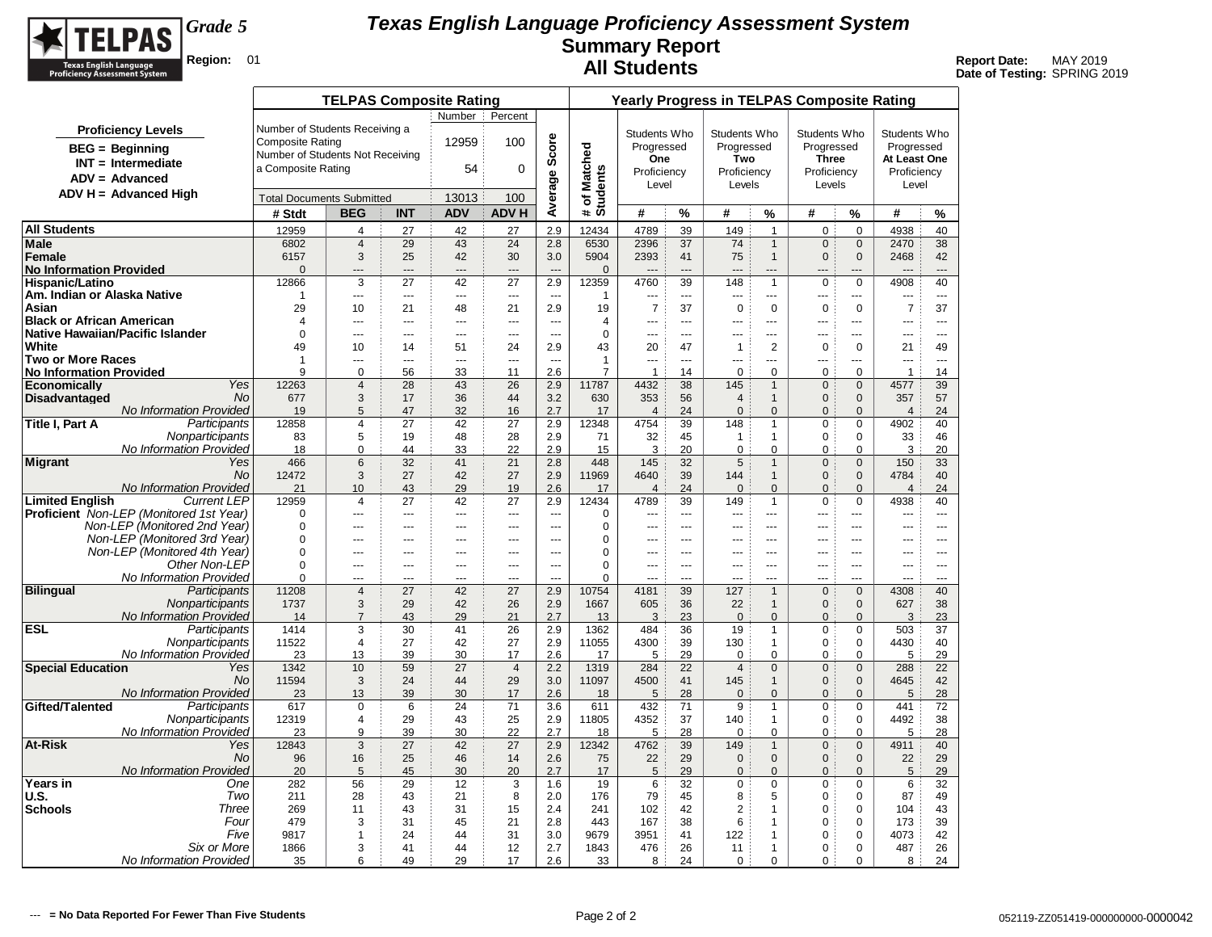# Texas English Language Proficiency Assessment System
## Summary Report
## All Students

**Grade 5**
**Region:** 01

**Report Date:** MAY 2019
**Date of Testing:** SPRING 2019

**Proficiency Levels**
- BEG = Beginning
- INT = Intermediate
- ADV = Advanced
- ADV H = Advanced High

**TELPAS Composite Rating**

| | Number | Percent |
|---|---|---|
| Number of Students Receiving a Composite Rating | 12959 | 100 |
| Number of Students Not Receiving a Composite Rating | 54 | 0 |
| Total Documents Submitted | 13013 | 100 |

| | | TELPAS Composite Rating | | | | | | Yearly Progress in TELPAS Composite Rating | | | | | | | | | |
|---|---|---|---|---|---|---|---|---|---|---|---|---|---|---|---|---|---|
| | | | | | | | | | Students Who Progressed One Proficiency Level | | Students Who Progressed Two Proficiency Levels | | Students Who Progressed Three Proficiency Levels | | Students Who Progressed At Least One Proficiency Level | |
| | | # Stdt | BEG | INT | ADV | ADV H | Average Score | # of Matched Students | # | % | # | % | # | % | # | % |
| **All Students** | | 12959 | 4 | 27 | 42 | 27 | 2.9 | 12434 | 4789 | 39 | 149 | 1 | 0 | 0 | 4938 | 40 |
| **Male** | | 6802 | 4 | 29 | 43 | 24 | 2.8 | 6530 | 2396 | 37 | 74 | 1 | 0 | 0 | 2470 | 38 |
| **Female** | | 6157 | 3 | 25 | 42 | 30 | 3.0 | 5904 | 2393 | 41 | 75 | 1 | 0 | 0 | 2468 | 42 |
| **No Information Provided** | | 0 | --- | --- | --- | --- | --- | 0 | --- | --- | --- | --- | --- | --- | --- | --- |
| **Hispanic/Latino** | | 12866 | 3 | 27 | 42 | 27 | 2.9 | 12359 | 4760 | 39 | 148 | 1 | 0 | 0 | 4908 | 40 |
| **Am. Indian or Alaska Native** | | 1 | --- | --- | --- | --- | --- | 1 | --- | --- | --- | --- | --- | --- | --- | --- |
| **Asian** | | 29 | 10 | 21 | 48 | 21 | 2.9 | 19 | 7 | 37 | 0 | 0 | 0 | 0 | 7 | 37 |
| **Black or African American** | | 4 | --- | --- | --- | --- | --- | 4 | --- | --- | --- | --- | --- | --- | --- | --- |
| **Native Hawaiian/Pacific Islander** | | 0 | --- | --- | --- | --- | --- | 0 | --- | --- | --- | --- | --- | --- | --- | --- |
| **White** | | 49 | 10 | 14 | 51 | 24 | 2.9 | 43 | 20 | 47 | 1 | 2 | 0 | 0 | 21 | 49 |
| **Two or More Races** | | 1 | --- | --- | --- | --- | --- | 1 | --- | --- | --- | --- | --- | --- | --- | --- |
| **No Information Provided** | | 9 | 0 | 56 | 33 | 11 | 2.6 | 7 | 1 | 14 | 0 | 0 | 0 | 0 | 1 | 14 |
| **Economically Disadvantaged** | *Yes* | 12263 | 4 | 28 | 43 | 26 | 2.9 | 11787 | 4432 | 38 | 145 | 1 | 0 | 0 | 4577 | 39 |
| | *No* | 677 | 3 | 17 | 36 | 44 | 3.2 | 630 | 353 | 56 | 4 | 1 | 0 | 0 | 357 | 57 |
| | *No Information Provided* | 19 | 5 | 47 | 32 | 16 | 2.7 | 17 | 4 | 24 | 0 | 0 | 0 | 0 | 4 | 24 |
| **Title I, Part A** | *Participants* | 12858 | 4 | 27 | 42 | 27 | 2.9 | 12348 | 4754 | 39 | 148 | 1 | 0 | 0 | 4902 | 40 |
| | *Nonparticipants* | 83 | 5 | 19 | 48 | 28 | 2.9 | 71 | 32 | 45 | 1 | 1 | 0 | 0 | 33 | 46 |
| | *No Information Provided* | 18 | 0 | 44 | 33 | 22 | 2.9 | 15 | 3 | 20 | 0 | 0 | 0 | 0 | 3 | 20 |
| **Migrant** | *Yes* | 466 | 6 | 32 | 41 | 21 | 2.8 | 448 | 145 | 32 | 5 | 1 | 0 | 0 | 150 | 33 |
| | *No* | 12472 | 3 | 27 | 42 | 27 | 2.9 | 11969 | 4640 | 39 | 144 | 1 | 0 | 0 | 4784 | 40 |
| | *No Information Provided* | 21 | 10 | 43 | 29 | 19 | 2.6 | 17 | 4 | 24 | 0 | 0 | 0 | 0 | 4 | 24 |
| **Limited English Proficient** | *Current LEP* | 12959 | 4 | 27 | 42 | 27 | 2.9 | 12434 | 4789 | 39 | 149 | 1 | 0 | 0 | 4938 | 40 |
| | *Non-LEP (Monitored 1st Year)* | 0 | --- | --- | --- | --- | --- | 0 | --- | --- | --- | --- | --- | --- | --- | --- |
| | *Non-LEP (Monitored 2nd Year)* | 0 | --- | --- | --- | --- | --- | 0 | --- | --- | --- | --- | --- | --- | --- | --- |
| | *Non-LEP (Monitored 3rd Year)* | 0 | --- | --- | --- | --- | --- | 0 | --- | --- | --- | --- | --- | --- | --- | --- |
| | *Non-LEP (Monitored 4th Year)* | 0 | --- | --- | --- | --- | --- | 0 | --- | --- | --- | --- | --- | --- | --- | --- |
| | *Other Non-LEP* | 0 | --- | --- | --- | --- | --- | 0 | --- | --- | --- | --- | --- | --- | --- | --- |
| | *No Information Provided* | 0 | --- | --- | --- | --- | --- | 0 | --- | --- | --- | --- | --- | --- | --- | --- |
| **Bilingual** | *Participants* | 11208 | 4 | 27 | 42 | 27 | 2.9 | 10754 | 4181 | 39 | 127 | 1 | 0 | 0 | 4308 | 40 |
| | *Nonparticipants* | 1737 | 3 | 29 | 42 | 26 | 2.9 | 1667 | 605 | 36 | 22 | 1 | 0 | 0 | 627 | 38 |
| | *No Information Provided* | 14 | 7 | 43 | 29 | 21 | 2.7 | 13 | 3 | 23 | 0 | 0 | 0 | 0 | 3 | 23 |
| **ESL** | *Participants* | 1414 | 3 | 30 | 41 | 26 | 2.9 | 1362 | 484 | 36 | 19 | 1 | 0 | 0 | 503 | 37 |
| | *Nonparticipants* | 11522 | 4 | 27 | 42 | 27 | 2.9 | 11055 | 4300 | 39 | 130 | 1 | 0 | 0 | 4430 | 40 |
| | *No Information Provided* | 23 | 13 | 39 | 30 | 17 | 2.6 | 17 | 5 | 29 | 0 | 0 | 0 | 0 | 5 | 29 |
| **Special Education** | *Yes* | 1342 | 10 | 59 | 27 | 4 | 2.2 | 1319 | 284 | 22 | 4 | 0 | 0 | 0 | 288 | 22 |
| | *No* | 11594 | 3 | 24 | 44 | 29 | 3.0 | 11097 | 4500 | 41 | 145 | 1 | 0 | 0 | 4645 | 42 |
| | *No Information Provided* | 23 | 13 | 39 | 30 | 17 | 2.6 | 18 | 5 | 28 | 0 | 0 | 0 | 0 | 5 | 28 |
| **Gifted/Talented** | *Participants* | 617 | 0 | 6 | 24 | 71 | 3.6 | 611 | 432 | 71 | 9 | 1 | 0 | 0 | 441 | 72 |
| | *Nonparticipants* | 12319 | 4 | 29 | 43 | 25 | 2.9 | 11805 | 4352 | 37 | 140 | 1 | 0 | 0 | 4492 | 38 |
| | *No Information Provided* | 23 | 9 | 39 | 30 | 22 | 2.7 | 18 | 5 | 28 | 0 | 0 | 0 | 0 | 5 | 28 |
| **At-Risk** | *Yes* | 12843 | 3 | 27 | 42 | 27 | 2.9 | 12342 | 4762 | 39 | 149 | 1 | 0 | 0 | 4911 | 40 |
| | *No* | 96 | 16 | 25 | 46 | 14 | 2.6 | 75 | 22 | 29 | 0 | 0 | 0 | 0 | 22 | 29 |
| | *No Information Provided* | 20 | 5 | 45 | 30 | 20 | 2.7 | 17 | 5 | 29 | 0 | 0 | 0 | 0 | 5 | 29 |
| **Years in U.S. Schools** | *One* | 282 | 56 | 29 | 12 | 3 | 1.6 | 19 | 6 | 32 | 0 | 0 | 0 | 0 | 6 | 32 |
| | *Two* | 211 | 28 | 43 | 21 | 8 | 2.0 | 176 | 79 | 45 | 8 | 5 | 0 | 0 | 87 | 49 |
| | *Three* | 269 | 11 | 43 | 31 | 15 | 2.4 | 241 | 102 | 42 | 2 | 1 | 0 | 0 | 104 | 43 |
| | *Four* | 479 | 3 | 31 | 45 | 21 | 2.8 | 443 | 167 | 38 | 6 | 1 | 0 | 0 | 173 | 39 |
| | *Five* | 9817 | 1 | 24 | 44 | 31 | 3.0 | 9679 | 3951 | 41 | 122 | 1 | 0 | 0 | 4073 | 42 |
| | *Six or More* | 1866 | 3 | 41 | 44 | 12 | 2.7 | 1843 | 476 | 26 | 11 | 1 | 0 | 0 | 487 | 26 |
| | *No Information Provided* | 35 | 6 | 49 | 29 | 17 | 2.6 | 33 | 8 | 24 | 0 | 0 | 0 | 0 | 8 | 24 |

--- = No Data Reported For Fewer Than Five Students

052119-ZZ051419-000000000-0000042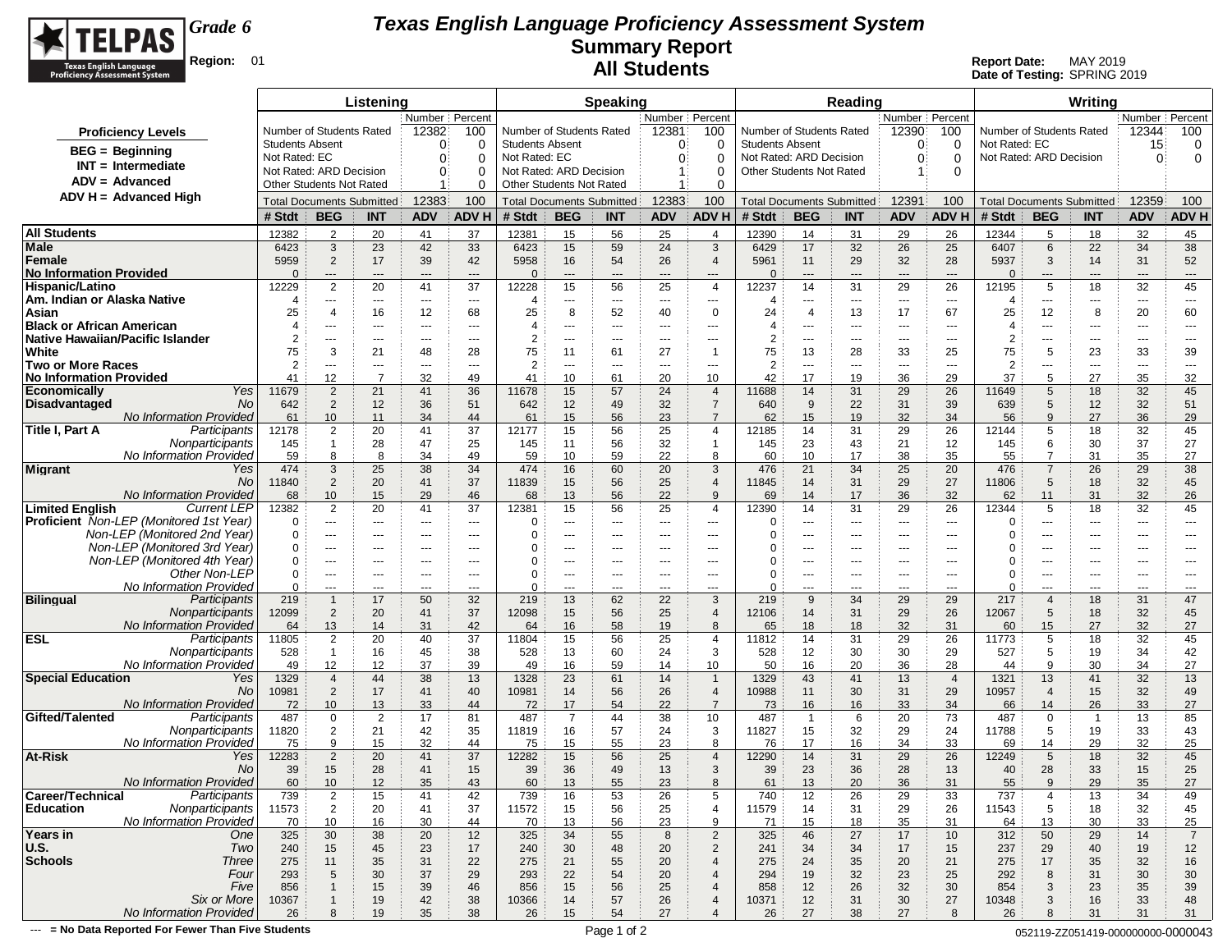# Texas English Language Proficiency Assessment System
## Summary Report
## All Students

TELPAS — Texas English Language Proficiency Assessment System

**Grade 6**

**Region:** 01

**Report Date:** MAY 2019
**Date of Testing:** SPRING 2019

**Proficiency Levels**
- BEG = Beginning
- INT = Intermediate
- ADV = Advanced
- ADV H = Advanced High

| | Listening Number | Listening Percent | Speaking Number | Speaking Percent | Reading Number | Reading Percent | Writing Number | Writing Percent |
|---|---|---|---|---|---|---|---|---|
| Number of Students Rated | 12382 | 100 | 12381 | 100 | 12390 | 100 | 12344 | 100 |
| Students Absent | 0 | 0 | 0 | 0 | 0 | 0 | | |
| Not Rated: EC | 0 | 0 | 0 | 0 | | | 15 | 0 |
| Not Rated: ARD Decision | 0 | 0 | 1 | 0 | 0 | 0 | 0 | 0 |
| Other Students Not Rated | 1 | 0 | 1 | 0 | 1 | 0 | | |
| Total Documents Submitted | 12383 | 100 | 12383 | 100 | 12391 | 100 | 12359 | 100 |

| | | Listening # Stdt | BEG | INT | ADV | ADV H | Speaking # Stdt | BEG | INT | ADV | ADV H | Reading # Stdt | BEG | INT | ADV | ADV H | Writing # Stdt | BEG | INT | ADV | ADV H |
|---|---|---|---|---|---|---|---|---|---|---|---|---|---|---|---|---|---|---|---|---|---|
| **All Students** | | 12382 | 2 | 20 | 41 | 37 | 12381 | 15 | 56 | 25 | 4 | 12390 | 14 | 31 | 29 | 26 | 12344 | 5 | 18 | 32 | 45 |
| **Male** | | 6423 | 3 | 23 | 42 | 33 | 6423 | 15 | 59 | 24 | 3 | 6429 | 17 | 32 | 26 | 25 | 6407 | 6 | 22 | 34 | 38 |
| **Female** | | 5959 | 2 | 17 | 39 | 42 | 5958 | 16 | 54 | 26 | 4 | 5961 | 11 | 29 | 32 | 28 | 5937 | 3 | 14 | 31 | 52 |
| **No Information Provided** | | 0 | --- | --- | --- | --- | 0 | --- | --- | --- | --- | 0 | --- | --- | --- | --- | 0 | --- | --- | --- | --- |
| **Hispanic/Latino** | | 12229 | 2 | 20 | 41 | 37 | 12228 | 15 | 56 | 25 | 4 | 12237 | 14 | 31 | 29 | 26 | 12195 | 5 | 18 | 32 | 45 |
| **Am. Indian or Alaska Native** | | 4 | --- | --- | --- | --- | 4 | --- | --- | --- | --- | 4 | --- | --- | --- | --- | 4 | --- | --- | --- | --- |
| **Asian** | | 25 | 4 | 16 | 12 | 68 | 25 | 8 | 52 | 40 | 0 | 24 | 4 | 13 | 17 | 67 | 25 | 12 | 8 | 20 | 60 |
| **Black or African American** | | 4 | --- | --- | --- | --- | 4 | --- | --- | --- | --- | 4 | --- | --- | --- | --- | 4 | --- | --- | --- | --- |
| **Native Hawaiian/Pacific Islander** | | 2 | --- | --- | --- | --- | 2 | --- | --- | --- | --- | 2 | --- | --- | --- | --- | 2 | --- | --- | --- | --- |
| **White** | | 75 | 3 | 21 | 48 | 28 | 75 | 11 | 61 | 27 | 1 | 75 | 13 | 28 | 33 | 25 | 75 | 5 | 23 | 33 | 39 |
| **Two or More Races** | | 2 | --- | --- | --- | --- | 2 | --- | --- | --- | --- | 2 | --- | --- | --- | --- | 2 | --- | --- | --- | --- |
| **No Information Provided** | | 41 | 12 | 7 | 32 | 49 | 41 | 10 | 61 | 20 | 10 | 42 | 17 | 19 | 36 | 29 | 37 | 5 | 27 | 35 | 32 |
| **Economically Disadvantaged** | *Yes* | 11679 | 2 | 21 | 41 | 36 | 11678 | 15 | 57 | 24 | 4 | 11688 | 14 | 31 | 29 | 26 | 11649 | 5 | 18 | 32 | 45 |
| | *No* | 642 | 2 | 12 | 36 | 51 | 642 | 12 | 49 | 32 | 7 | 640 | 9 | 22 | 31 | 39 | 639 | 5 | 12 | 32 | 51 |
| | *No Information Provided* | 61 | 10 | 11 | 34 | 44 | 61 | 15 | 56 | 23 | 7 | 62 | 15 | 19 | 32 | 34 | 56 | 9 | 27 | 36 | 29 |
| **Title I, Part A** | *Participants* | 12178 | 2 | 20 | 41 | 37 | 12177 | 15 | 56 | 25 | 4 | 12185 | 14 | 31 | 29 | 26 | 12144 | 5 | 18 | 32 | 45 |
| | *Nonparticipants* | 145 | 1 | 28 | 47 | 25 | 145 | 11 | 56 | 32 | 1 | 145 | 23 | 43 | 21 | 12 | 145 | 6 | 30 | 37 | 27 |
| | *No Information Provided* | 59 | 8 | 8 | 34 | 49 | 59 | 10 | 59 | 22 | 8 | 60 | 10 | 17 | 38 | 35 | 55 | 7 | 31 | 35 | 27 |
| **Migrant** | *Yes* | 474 | 3 | 25 | 38 | 34 | 474 | 16 | 60 | 20 | 3 | 476 | 21 | 34 | 25 | 20 | 476 | 7 | 26 | 29 | 38 |
| | *No* | 11840 | 2 | 20 | 41 | 37 | 11839 | 15 | 56 | 25 | 4 | 11845 | 14 | 31 | 29 | 27 | 11806 | 5 | 18 | 32 | 45 |
| | *No Information Provided* | 68 | 10 | 15 | 29 | 46 | 68 | 13 | 56 | 22 | 9 | 69 | 14 | 17 | 36 | 32 | 62 | 11 | 31 | 32 | 26 |
| **Limited English Proficient** | *Current LEP* | 12382 | 2 | 20 | 41 | 37 | 12381 | 15 | 56 | 25 | 4 | 12390 | 14 | 31 | 29 | 26 | 12344 | 5 | 18 | 32 | 45 |
| | *Non-LEP (Monitored 1st Year)* | 0 | --- | --- | --- | --- | 0 | --- | --- | --- | --- | 0 | --- | --- | --- | --- | 0 | --- | --- | --- | --- |
| | *Non-LEP (Monitored 2nd Year)* | 0 | --- | --- | --- | --- | 0 | --- | --- | --- | --- | 0 | --- | --- | --- | --- | 0 | --- | --- | --- | --- |
| | *Non-LEP (Monitored 3rd Year)* | 0 | --- | --- | --- | --- | 0 | --- | --- | --- | --- | 0 | --- | --- | --- | --- | 0 | --- | --- | --- | --- |
| | *Non-LEP (Monitored 4th Year)* | 0 | --- | --- | --- | --- | 0 | --- | --- | --- | --- | 0 | --- | --- | --- | --- | 0 | --- | --- | --- | --- |
| | *Other Non-LEP* | 0 | --- | --- | --- | --- | 0 | --- | --- | --- | --- | 0 | --- | --- | --- | --- | 0 | --- | --- | --- | --- |
| | *No Information Provided* | 0 | --- | --- | --- | --- | 0 | --- | --- | --- | --- | 0 | --- | --- | --- | --- | 0 | --- | --- | --- | --- |
| **Bilingual** | *Participants* | 219 | 1 | 17 | 50 | 32 | 219 | 13 | 62 | 22 | 3 | 219 | 9 | 34 | 29 | 29 | 217 | 4 | 18 | 31 | 47 |
| | *Nonparticipants* | 12099 | 2 | 20 | 41 | 37 | 12098 | 15 | 56 | 25 | 4 | 12106 | 14 | 31 | 29 | 26 | 12067 | 5 | 18 | 32 | 45 |
| | *No Information Provided* | 64 | 13 | 14 | 31 | 42 | 64 | 16 | 58 | 19 | 8 | 65 | 18 | 18 | 32 | 31 | 60 | 15 | 27 | 32 | 27 |
| **ESL** | *Participants* | 11805 | 2 | 20 | 40 | 37 | 11804 | 15 | 56 | 25 | 4 | 11812 | 14 | 31 | 29 | 26 | 11773 | 5 | 18 | 32 | 45 |
| | *Nonparticipants* | 528 | 1 | 16 | 45 | 38 | 528 | 13 | 60 | 24 | 3 | 528 | 12 | 30 | 30 | 29 | 527 | 5 | 19 | 34 | 42 |
| | *No Information Provided* | 49 | 12 | 12 | 37 | 39 | 49 | 16 | 59 | 14 | 10 | 50 | 16 | 20 | 36 | 28 | 44 | 9 | 30 | 34 | 27 |
| **Special Education** | *Yes* | 1329 | 4 | 44 | 38 | 13 | 1328 | 23 | 61 | 14 | 1 | 1329 | 43 | 41 | 13 | 4 | 1321 | 13 | 41 | 32 | 13 |
| | *No* | 10981 | 2 | 17 | 41 | 40 | 10981 | 14 | 56 | 26 | 4 | 10988 | 11 | 30 | 31 | 29 | 10957 | 4 | 15 | 32 | 49 |
| | *No Information Provided* | 72 | 10 | 13 | 33 | 44 | 72 | 17 | 54 | 22 | 7 | 73 | 16 | 16 | 33 | 34 | 66 | 14 | 26 | 33 | 27 |
| **Gifted/Talented** | *Participants* | 487 | 0 | 2 | 17 | 81 | 487 | 7 | 44 | 38 | 10 | 487 | 1 | 6 | 20 | 73 | 487 | 0 | 1 | 13 | 85 |
| | *Nonparticipants* | 11820 | 2 | 21 | 42 | 35 | 11819 | 16 | 57 | 24 | 3 | 11827 | 15 | 32 | 29 | 24 | 11788 | 5 | 19 | 33 | 43 |
| | *No Information Provided* | 75 | 9 | 15 | 32 | 44 | 75 | 15 | 55 | 23 | 8 | 76 | 17 | 16 | 34 | 33 | 69 | 14 | 29 | 32 | 25 |
| **At-Risk** | *Yes* | 12283 | 2 | 20 | 41 | 37 | 12282 | 15 | 56 | 25 | 4 | 12290 | 14 | 31 | 29 | 26 | 12249 | 5 | 18 | 32 | 45 |
| | *No* | 39 | 15 | 28 | 41 | 15 | 39 | 36 | 49 | 13 | 3 | 39 | 23 | 36 | 28 | 13 | 40 | 28 | 33 | 15 | 25 |
| | *No Information Provided* | 60 | 10 | 12 | 35 | 43 | 60 | 13 | 55 | 23 | 8 | 61 | 13 | 20 | 36 | 31 | 55 | 9 | 29 | 35 | 27 |
| **Career/Technical Education** | *Participants* | 739 | 2 | 15 | 41 | 42 | 739 | 16 | 53 | 26 | 5 | 740 | 12 | 26 | 29 | 33 | 737 | 4 | 13 | 34 | 49 |
| | *Nonparticipants* | 11573 | 2 | 20 | 41 | 37 | 11572 | 15 | 56 | 25 | 4 | 11579 | 14 | 31 | 29 | 26 | 11543 | 5 | 18 | 32 | 45 |
| | *No Information Provided* | 70 | 10 | 16 | 30 | 44 | 70 | 13 | 56 | 23 | 9 | 71 | 15 | 18 | 35 | 31 | 64 | 13 | 30 | 33 | 25 |
| **Years in U.S. Schools** | *One* | 325 | 30 | 38 | 20 | 12 | 325 | 34 | 55 | 8 | 2 | 325 | 46 | 27 | 17 | 10 | 312 | 50 | 29 | 14 | 7 |
| | *Two* | 240 | 15 | 45 | 23 | 17 | 240 | 30 | 48 | 20 | 2 | 241 | 34 | 34 | 17 | 15 | 237 | 29 | 40 | 19 | 12 |
| | *Three* | 275 | 11 | 35 | 31 | 22 | 275 | 21 | 55 | 20 | 4 | 275 | 24 | 35 | 20 | 21 | 275 | 17 | 35 | 32 | 16 |
| | *Four* | 293 | 5 | 30 | 37 | 29 | 293 | 22 | 54 | 20 | 4 | 294 | 19 | 32 | 23 | 25 | 292 | 8 | 31 | 30 | 30 |
| | *Five* | 856 | 1 | 15 | 39 | 46 | 856 | 15 | 56 | 25 | 4 | 858 | 12 | 26 | 32 | 30 | 854 | 3 | 23 | 35 | 39 |
| | *Six or More* | 10367 | 1 | 19 | 42 | 38 | 10366 | 14 | 57 | 26 | 4 | 10371 | 12 | 31 | 30 | 27 | 10348 | 3 | 16 | 33 | 48 |
| | *No Information Provided* | 26 | 8 | 19 | 35 | 38 | 26 | 15 | 54 | 27 | 4 | 26 | 27 | 38 | 27 | 8 | 26 | 8 | 31 | 31 | 31 |

--- = No Data Reported For Fewer Than Five Students

052119-ZZ051419-000000000-0000043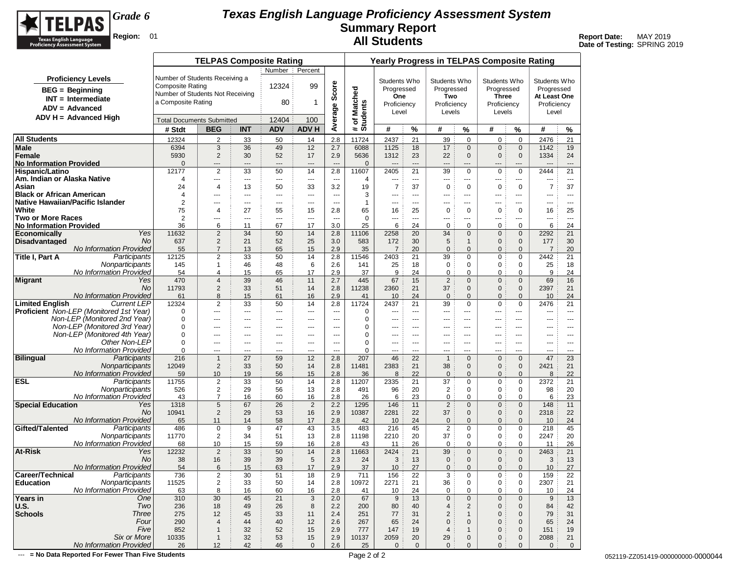# Texas English Language Proficiency Assessment System

## Summary Report

## All Students

**Grade 6**

**Region:** 01

**Report Date:** MAY 2019
**Date of Testing:** SPRING 2019

**Proficiency Levels**
- BEG = Beginning
- INT = Intermediate
- ADV = Advanced
- ADV H = Advanced High

**TELPAS Composite Rating**

| | Number | Percent |
|---|---|---|
| Number of Students Receiving a Composite Rating | 12324 | 99 |
| Number of Students Not Receiving a Composite Rating | 80 | 1 |
| Total Documents Submitted | 12404 | 100 |

| | | TELPAS Composite Rating | | | | | | Yearly Progress in TELPAS Composite Rating | | | | | | | | | |
|---|---|---|---|---|---|---|---|---|---|---|---|---|---|---|---|---|---|
| | | | | | | | Average Score | # of Matched Students | Students Who Progressed One Proficiency Level | | Students Who Progressed Two Proficiency Levels | | Students Who Progressed Three Proficiency Levels | | Students Who Progressed At Least One Proficiency Level | |
| | | # Stdt | BEG | INT | ADV | ADV H | | | # | % | # | % | # | % | # | % |
| All Students | | 12324 | 2 | 33 | 50 | 14 | 2.8 | 11724 | 2437 | 21 | 39 | 0 | 0 | 0 | 2476 | 21 |
| Male | | 6394 | 3 | 36 | 49 | 12 | 2.7 | 6088 | 1125 | 18 | 17 | 0 | 0 | 0 | 1142 | 19 |
| Female | | 5930 | 2 | 30 | 52 | 17 | 2.9 | 5636 | 1312 | 23 | 22 | 0 | 0 | 0 | 1334 | 24 |
| No Information Provided | | 0 | --- | --- | --- | --- | --- | 0 | --- | --- | --- | --- | --- | --- | --- | --- |
| Hispanic/Latino | | 12177 | 2 | 33 | 50 | 14 | 2.8 | 11607 | 2405 | 21 | 39 | 0 | 0 | 0 | 2444 | 21 |
| Am. Indian or Alaska Native | | 4 | --- | --- | --- | --- | --- | 4 | --- | --- | --- | --- | --- | --- | --- | --- |
| Asian | | 24 | 4 | 13 | 50 | 33 | 3.2 | 19 | 7 | 37 | 0 | 0 | 0 | 0 | 7 | 37 |
| Black or African American | | 4 | --- | --- | --- | --- | --- | 3 | --- | --- | --- | --- | --- | --- | --- | --- |
| Native Hawaiian/Pacific Islander | | 2 | --- | --- | --- | --- | --- | 1 | --- | --- | --- | --- | --- | --- | --- | --- |
| White | | 75 | 4 | 27 | 55 | 15 | 2.8 | 65 | 16 | 25 | 0 | 0 | 0 | 0 | 16 | 25 |
| Two or More Races | | 2 | --- | --- | --- | --- | --- | 0 | --- | --- | --- | --- | --- | --- | --- | --- |
| No Information Provided | | 36 | 6 | 11 | 67 | 17 | 3.0 | 25 | 6 | 24 | 0 | 0 | 0 | 0 | 6 | 24 |
| Economically Disadvantaged | Yes | 11632 | 2 | 34 | 50 | 14 | 2.8 | 11106 | 2258 | 20 | 34 | 0 | 0 | 0 | 2292 | 21 |
| | No | 637 | 2 | 21 | 52 | 25 | 3.0 | 583 | 172 | 30 | 5 | 1 | 0 | 0 | 177 | 30 |
| | No Information Provided | 55 | 7 | 13 | 65 | 15 | 2.9 | 35 | 7 | 20 | 0 | 0 | 0 | 0 | 7 | 20 |
| Title I, Part A | Participants | 12125 | 2 | 33 | 50 | 14 | 2.8 | 11546 | 2403 | 21 | 39 | 0 | 0 | 0 | 2442 | 21 |
| | Nonparticipants | 145 | 1 | 46 | 48 | 6 | 2.6 | 141 | 25 | 18 | 0 | 0 | 0 | 0 | 25 | 18 |
| | No Information Provided | 54 | 4 | 15 | 65 | 17 | 2.9 | 37 | 9 | 24 | 0 | 0 | 0 | 0 | 9 | 24 |
| Migrant | Yes | 470 | 4 | 39 | 46 | 11 | 2.7 | 445 | 67 | 15 | 2 | 0 | 0 | 0 | 69 | 16 |
| | No | 11793 | 2 | 33 | 51 | 14 | 2.8 | 11238 | 2360 | 21 | 37 | 0 | 0 | 0 | 2397 | 21 |
| | No Information Provided | 61 | 8 | 15 | 61 | 16 | 2.9 | 41 | 10 | 24 | 0 | 0 | 0 | 0 | 10 | 24 |
| Limited English Proficient | Current LEP | 12324 | 2 | 33 | 50 | 14 | 2.8 | 11724 | 2437 | 21 | 39 | 0 | 0 | 0 | 2476 | 21 |
| | Non-LEP (Monitored 1st Year) | 0 | --- | --- | --- | --- | --- | 0 | --- | --- | --- | --- | --- | --- | --- | --- |
| | Non-LEP (Monitored 2nd Year) | 0 | --- | --- | --- | --- | --- | 0 | --- | --- | --- | --- | --- | --- | --- | --- |
| | Non-LEP (Monitored 3rd Year) | 0 | --- | --- | --- | --- | --- | 0 | --- | --- | --- | --- | --- | --- | --- | --- |
| | Non-LEP (Monitored 4th Year) | 0 | --- | --- | --- | --- | --- | 0 | --- | --- | --- | --- | --- | --- | --- | --- |
| | Other Non-LEP | 0 | --- | --- | --- | --- | --- | 0 | --- | --- | --- | --- | --- | --- | --- | --- |
| | No Information Provided | 0 | --- | --- | --- | --- | --- | 0 | --- | --- | --- | --- | --- | --- | --- | --- |
| Bilingual | Participants | 216 | 1 | 27 | 59 | 12 | 2.8 | 207 | 46 | 22 | 1 | 0 | 0 | 0 | 47 | 23 |
| | Nonparticipants | 12049 | 2 | 33 | 50 | 14 | 2.8 | 11481 | 2383 | 21 | 38 | 0 | 0 | 0 | 2421 | 21 |
| | No Information Provided | 59 | 10 | 19 | 56 | 15 | 2.8 | 36 | 8 | 22 | 0 | 0 | 0 | 0 | 8 | 22 |
| ESL | Participants | 11755 | 2 | 33 | 50 | 14 | 2.8 | 11207 | 2335 | 21 | 37 | 0 | 0 | 0 | 2372 | 21 |
| | Nonparticipants | 526 | 2 | 29 | 56 | 13 | 2.8 | 491 | 96 | 20 | 2 | 0 | 0 | 0 | 98 | 20 |
| | No Information Provided | 43 | 7 | 16 | 60 | 16 | 2.8 | 26 | 6 | 23 | 0 | 0 | 0 | 0 | 6 | 23 |
| Special Education | Yes | 1318 | 5 | 67 | 26 | 2 | 2.2 | 1295 | 146 | 11 | 2 | 0 | 0 | 0 | 148 | 11 |
| | No | 10941 | 2 | 29 | 53 | 16 | 2.9 | 10387 | 2281 | 22 | 37 | 0 | 0 | 0 | 2318 | 22 |
| | No Information Provided | 65 | 11 | 14 | 58 | 17 | 2.8 | 42 | 10 | 24 | 0 | 0 | 0 | 0 | 10 | 24 |
| Gifted/Talented | Participants | 486 | 0 | 9 | 47 | 43 | 3.5 | 483 | 216 | 45 | 2 | 0 | 0 | 0 | 218 | 45 |
| | Nonparticipants | 11770 | 2 | 34 | 51 | 13 | 2.8 | 11198 | 2210 | 20 | 37 | 0 | 0 | 0 | 2247 | 20 |
| | No Information Provided | 68 | 10 | 15 | 59 | 16 | 2.8 | 43 | 11 | 26 | 0 | 0 | 0 | 0 | 11 | 26 |
| At-Risk | Yes | 12232 | 2 | 33 | 50 | 14 | 2.8 | 11663 | 2424 | 21 | 39 | 0 | 0 | 0 | 2463 | 21 |
| | No | 38 | 16 | 39 | 39 | 5 | 2.3 | 24 | 3 | 13 | 0 | 0 | 0 | 0 | 3 | 13 |
| | No Information Provided | 54 | 6 | 15 | 63 | 17 | 2.9 | 37 | 10 | 27 | 0 | 0 | 0 | 0 | 10 | 27 |
| Career/Technical Education | Participants | 736 | 2 | 30 | 51 | 18 | 2.9 | 711 | 156 | 22 | 3 | 0 | 0 | 0 | 159 | 22 |
| | Nonparticipants | 11525 | 2 | 33 | 50 | 14 | 2.8 | 10972 | 2271 | 21 | 36 | 0 | 0 | 0 | 2307 | 21 |
| | No Information Provided | 63 | 8 | 16 | 60 | 16 | 2.8 | 41 | 10 | 24 | 0 | 0 | 0 | 0 | 10 | 24 |
| Years in U.S. Schools | One | 310 | 30 | 45 | 21 | 3 | 2.0 | 67 | 9 | 13 | 0 | 0 | 0 | 0 | 9 | 13 |
| | Two | 236 | 18 | 49 | 26 | 8 | 2.2 | 200 | 80 | 40 | 4 | 2 | 0 | 0 | 84 | 42 |
| | Three | 275 | 12 | 45 | 33 | 11 | 2.4 | 251 | 77 | 31 | 2 | 1 | 0 | 0 | 79 | 31 |
| | Four | 290 | 4 | 44 | 40 | 12 | 2.6 | 267 | 65 | 24 | 0 | 0 | 0 | 0 | 65 | 24 |
| | Five | 852 | 1 | 32 | 52 | 15 | 2.9 | 777 | 147 | 19 | 4 | 1 | 0 | 0 | 151 | 19 |
| | Six or More | 10335 | 1 | 32 | 53 | 15 | 2.9 | 10137 | 2059 | 20 | 29 | 0 | 0 | 0 | 2088 | 21 |
| | No Information Provided | 26 | 12 | 42 | 46 | 0 | 2.6 | 25 | 0 | 0 | 0 | 0 | 0 | 0 | 0 | 0 |

--- = No Data Reported For Fewer Than Five Students

052119-ZZ051419-000000000-0000044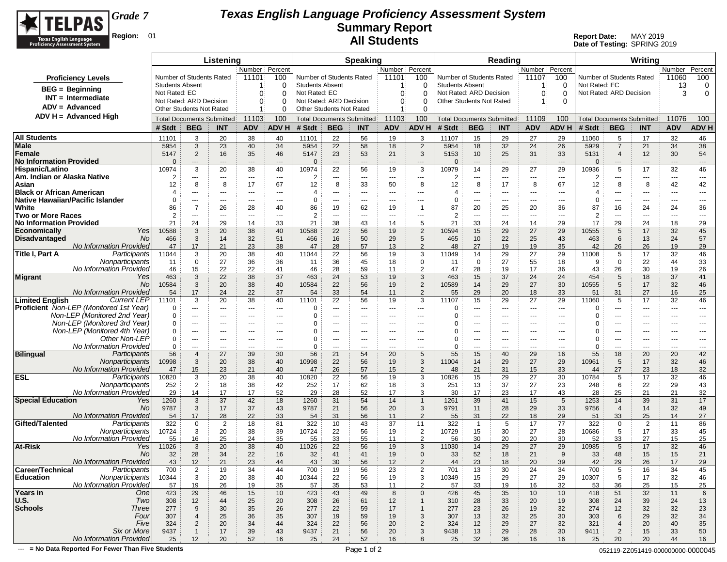# Texas English Language Proficiency Assessment System
## Summary Report
## All Students

**Grade 7**
**Region:** 01

**Report Date:** MAY 2019
**Date of Testing:** SPRING 2019

**Proficiency Levels**
- BEG = Beginning
- INT = Intermediate
- ADV = Advanced
- ADV H = Advanced High

| Listening | Number | Percent |
|---|---|---|
| Number of Students Rated | 11101 | 100 |
| Students Absent | 1 | 0 |
| Not Rated: EC | 0 | 0 |
| Not Rated: ARD Decision | 0 | 0 |
| Other Students Not Rated | 1 | 0 |
| Total Documents Submitted | 11103 | 100 |

| Speaking | Number | Percent |
|---|---|---|
| Number of Students Rated | 11101 | 100 |
| Students Absent | 1 | 0 |
| Not Rated: EC | 0 | 0 |
| Not Rated: ARD Decision | 0 | 0 |
| Other Students Not Rated | 1 | 0 |
| Total Documents Submitted | 11103 | 100 |

| Reading | Number | Percent |
|---|---|---|
| Number of Students Rated | 11107 | 100 |
| Students Absent | 1 | 0 |
| Not Rated: ARD Decision | 0 | 0 |
| Other Students Not Rated | 1 | 0 |
| Total Documents Submitted | 11109 | 100 |

| Writing | Number | Percent |
|---|---|---|
| Number of Students Rated | 11060 | 100 |
| Not Rated: EC | 13 | 0 |
| Not Rated: ARD Decision | 3 | 0 |
| Total Documents Submitted | 11076 | 100 |

| | | Listening | | | | | Speaking | | | | | Reading | | | | | Writing | | | | |
|---|---|---|---|---|---|---|---|---|---|---|---|---|---|---|---|---|---|---|---|---|---|
| | | # Stdt | BEG | INT | ADV | ADV H | # Stdt | BEG | INT | ADV | ADV H | # Stdt | BEG | INT | ADV | ADV H | # Stdt | BEG | INT | ADV | ADV H |
| All Students | | 11101 | 3 | 20 | 38 | 40 | 11101 | 22 | 56 | 19 | 3 | 11107 | 15 | 29 | 27 | 29 | 11060 | 5 | 17 | 32 | 46 |
| Male | | 5954 | 3 | 23 | 40 | 34 | 5954 | 22 | 58 | 18 | 2 | 5954 | 18 | 32 | 24 | 26 | 5929 | 7 | 21 | 34 | 38 |
| Female | | 5147 | 2 | 16 | 35 | 46 | 5147 | 23 | 53 | 21 | 3 | 5153 | 10 | 25 | 31 | 33 | 5131 | 4 | 12 | 30 | 54 |
| No Information Provided | | 0 | --- | --- | --- | --- | 0 | --- | --- | --- | --- | 0 | --- | --- | --- | --- | 0 | --- | --- | --- | --- |
| Hispanic/Latino | | 10974 | 3 | 20 | 38 | 40 | 10974 | 22 | 56 | 19 | 3 | 10979 | 14 | 29 | 27 | 29 | 10936 | 5 | 17 | 32 | 46 |
| Am. Indian or Alaska Native | | 2 | --- | --- | --- | --- | 2 | --- | --- | --- | --- | 2 | --- | --- | --- | --- | 2 | --- | --- | --- | --- |
| Asian | | 12 | 8 | 8 | 17 | 67 | 12 | 8 | 33 | 50 | 8 | 12 | 8 | 17 | 8 | 67 | 12 | 8 | 8 | 42 | 42 |
| Black or African American | | 4 | --- | --- | --- | --- | 4 | --- | --- | --- | --- | 4 | --- | --- | --- | --- | 4 | --- | --- | --- | --- |
| Native Hawaiian/Pacific Islander | | 0 | --- | --- | --- | --- | 0 | --- | --- | --- | --- | 0 | --- | --- | --- | --- | 0 | --- | --- | --- | --- |
| White | | 86 | 7 | 26 | 28 | 40 | 86 | 19 | 62 | 19 | 1 | 87 | 20 | 25 | 20 | 36 | 87 | 16 | 24 | 24 | 36 |
| Two or More Races | | 2 | --- | --- | --- | --- | 2 | --- | --- | --- | --- | 2 | --- | --- | --- | --- | 2 | --- | --- | --- | --- |
| No Information Provided | | 21 | 24 | 29 | 14 | 33 | 21 | 38 | 43 | 14 | 5 | 21 | 33 | 24 | 14 | 29 | 17 | 29 | 24 | 18 | 29 |
| Economically Disadvantaged | *Yes* | 10588 | 3 | 20 | 38 | 40 | 10588 | 22 | 56 | 19 | 2 | 10594 | 15 | 29 | 27 | 29 | 10555 | 5 | 17 | 32 | 45 |
| | *No* | 466 | 3 | 14 | 32 | 51 | 466 | 16 | 50 | 29 | 5 | 465 | 10 | 22 | 25 | 43 | 463 | 6 | 13 | 24 | 57 |
| | *No Information Provided* | 47 | 17 | 21 | 23 | 38 | 47 | 28 | 57 | 13 | 2 | 48 | 27 | 19 | 19 | 35 | 42 | 26 | 26 | 19 | 29 |
| Title I, Part A | *Participants* | 11044 | 3 | 20 | 38 | 40 | 11044 | 22 | 56 | 19 | 3 | 11049 | 14 | 29 | 27 | 29 | 11008 | 5 | 17 | 32 | 46 |
| | *Nonparticipants* | 11 | 0 | 27 | 36 | 36 | 11 | 36 | 45 | 18 | 0 | 11 | 0 | 27 | 55 | 18 | 9 | 0 | 22 | 44 | 33 |
| | *No Information Provided* | 46 | 15 | 22 | 22 | 41 | 46 | 28 | 59 | 11 | 2 | 47 | 28 | 19 | 17 | 36 | 43 | 26 | 30 | 19 | 26 |
| Migrant | *Yes* | 463 | 3 | 22 | 38 | 37 | 463 | 24 | 53 | 19 | 3 | 463 | 15 | 37 | 24 | 24 | 454 | 5 | 18 | 37 | 41 |
| | *No* | 10584 | 3 | 20 | 38 | 40 | 10584 | 22 | 56 | 19 | 2 | 10589 | 14 | 29 | 27 | 30 | 10555 | 5 | 17 | 32 | 46 |
| | *No Information Provided* | 54 | 17 | 24 | 22 | 37 | 54 | 33 | 54 | 11 | 2 | 55 | 29 | 20 | 18 | 33 | 51 | 31 | 27 | 16 | 25 |
| Limited English Proficient | *Current LEP* | 11101 | 3 | 20 | 38 | 40 | 11101 | 22 | 56 | 19 | 3 | 11107 | 15 | 29 | 27 | 29 | 11060 | 5 | 17 | 32 | 46 |
| | *Non-LEP (Monitored 1st Year)* | 0 | --- | --- | --- | --- | 0 | --- | --- | --- | --- | 0 | --- | --- | --- | --- | 0 | --- | --- | --- | --- |
| | *Non-LEP (Monitored 2nd Year)* | 0 | --- | --- | --- | --- | 0 | --- | --- | --- | --- | 0 | --- | --- | --- | --- | 0 | --- | --- | --- | --- |
| | *Non-LEP (Monitored 3rd Year)* | 0 | --- | --- | --- | --- | 0 | --- | --- | --- | --- | 0 | --- | --- | --- | --- | 0 | --- | --- | --- | --- |
| | *Non-LEP (Monitored 4th Year)* | 0 | --- | --- | --- | --- | 0 | --- | --- | --- | --- | 0 | --- | --- | --- | --- | 0 | --- | --- | --- | --- |
| | *Other Non-LEP* | 0 | --- | --- | --- | --- | 0 | --- | --- | --- | --- | 0 | --- | --- | --- | --- | 0 | --- | --- | --- | --- |
| | *No Information Provided* | 0 | --- | --- | --- | --- | 0 | --- | --- | --- | --- | 0 | --- | --- | --- | --- | 0 | --- | --- | --- | --- |
| Bilingual | *Participants* | 56 | 4 | 27 | 39 | 30 | 56 | 21 | 54 | 20 | 5 | 55 | 15 | 40 | 29 | 16 | 55 | 18 | 20 | 20 | 42 |
| | *Nonparticipants* | 10998 | 3 | 20 | 38 | 40 | 10998 | 22 | 56 | 19 | 3 | 11004 | 14 | 29 | 27 | 29 | 10961 | 5 | 17 | 32 | 46 |
| | *No Information Provided* | 47 | 15 | 23 | 21 | 40 | 47 | 26 | 57 | 15 | 2 | 48 | 21 | 31 | 15 | 33 | 44 | 27 | 23 | 18 | 32 |
| ESL | *Participants* | 10820 | 3 | 20 | 38 | 40 | 10820 | 22 | 56 | 19 | 3 | 10826 | 15 | 29 | 27 | 30 | 10784 | 5 | 17 | 32 | 46 |
| | *Nonparticipants* | 252 | 2 | 18 | 38 | 42 | 252 | 17 | 62 | 18 | 3 | 251 | 13 | 37 | 27 | 23 | 248 | 6 | 22 | 29 | 43 |
| | *No Information Provided* | 29 | 14 | 17 | 17 | 52 | 29 | 28 | 52 | 17 | 3 | 30 | 17 | 23 | 17 | 43 | 28 | 25 | 21 | 21 | 32 |
| Special Education | *Yes* | 1260 | 3 | 37 | 42 | 18 | 1260 | 31 | 54 | 14 | 1 | 1261 | 39 | 41 | 15 | 5 | 1253 | 14 | 39 | 31 | 17 |
| | *No* | 9787 | 3 | 17 | 37 | 43 | 9787 | 21 | 56 | 20 | 3 | 9791 | 11 | 28 | 29 | 33 | 9756 | 4 | 14 | 32 | 49 |
| | *No Information Provided* | 54 | 17 | 28 | 22 | 33 | 54 | 31 | 56 | 11 | 2 | 55 | 31 | 22 | 18 | 29 | 51 | 33 | 25 | 14 | 27 |
| Gifted/Talented | *Participants* | 322 | 0 | 2 | 18 | 81 | 322 | 10 | 43 | 37 | 11 | 322 | 1 | 5 | 17 | 77 | 322 | 0 | 2 | 11 | 86 |
| | *Nonparticipants* | 10724 | 3 | 20 | 38 | 39 | 10724 | 22 | 56 | 19 | 2 | 10729 | 15 | 30 | 27 | 28 | 10686 | 5 | 17 | 33 | 45 |
| | *No Information Provided* | 55 | 16 | 25 | 24 | 35 | 55 | 33 | 55 | 11 | 2 | 56 | 30 | 20 | 20 | 30 | 52 | 33 | 27 | 15 | 25 |
| At-Risk | *Yes* | 11026 | 3 | 20 | 38 | 40 | 11026 | 22 | 56 | 19 | 3 | 11030 | 14 | 29 | 27 | 29 | 10985 | 5 | 17 | 32 | 46 |
| | *No* | 32 | 28 | 34 | 22 | 16 | 32 | 41 | 41 | 19 | 0 | 33 | 52 | 18 | 21 | 9 | 33 | 48 | 15 | 15 | 21 |
| | *No Information Provided* | 43 | 12 | 21 | 23 | 44 | 43 | 30 | 56 | 12 | 2 | 44 | 23 | 18 | 20 | 39 | 42 | 29 | 26 | 17 | 29 |
| Career/Technical Education | *Participants* | 700 | 2 | 19 | 34 | 44 | 700 | 19 | 56 | 23 | 2 | 701 | 13 | 30 | 24 | 34 | 700 | 5 | 16 | 34 | 45 |
| | *Nonparticipants* | 10344 | 3 | 20 | 38 | 40 | 10344 | 22 | 56 | 19 | 3 | 10349 | 15 | 29 | 27 | 29 | 10307 | 5 | 17 | 32 | 46 |
| | *No Information Provided* | 57 | 19 | 26 | 19 | 35 | 57 | 35 | 53 | 11 | 2 | 57 | 33 | 19 | 16 | 32 | 53 | 36 | 25 | 15 | 25 |
| Years in U.S. Schools | *One* | 423 | 29 | 46 | 15 | 10 | 423 | 43 | 49 | 8 | 0 | 426 | 45 | 35 | 10 | 10 | 418 | 51 | 32 | 11 | 6 |
| | *Two* | 308 | 12 | 44 | 25 | 20 | 308 | 26 | 61 | 12 | 1 | 310 | 28 | 33 | 20 | 19 | 308 | 24 | 39 | 24 | 13 |
| | *Three* | 277 | 9 | 30 | 35 | 26 | 277 | 22 | 59 | 17 | 1 | 277 | 23 | 26 | 19 | 32 | 274 | 12 | 32 | 32 | 23 |
| | *Four* | 307 | 4 | 25 | 36 | 35 | 307 | 19 | 59 | 19 | 3 | 307 | 13 | 32 | 25 | 30 | 303 | 6 | 29 | 32 | 34 |
| | *Five* | 324 | 2 | 20 | 34 | 44 | 324 | 22 | 56 | 20 | 2 | 324 | 12 | 29 | 27 | 32 | 321 | 4 | 20 | 40 | 35 |
| | *Six or More* | 9437 | 1 | 17 | 39 | 43 | 9437 | 21 | 56 | 20 | 3 | 9438 | 13 | 29 | 28 | 30 | 9411 | 2 | 15 | 33 | 50 |
| | *No Information Provided* | 25 | 12 | 20 | 52 | 16 | 25 | 24 | 52 | 16 | 8 | 25 | 32 | 36 | 16 | 16 | 25 | 20 | 20 | 44 | 16 |

--- = No Data Reported For Fewer Than Five Students

052119-ZZ051419-000000000-0000045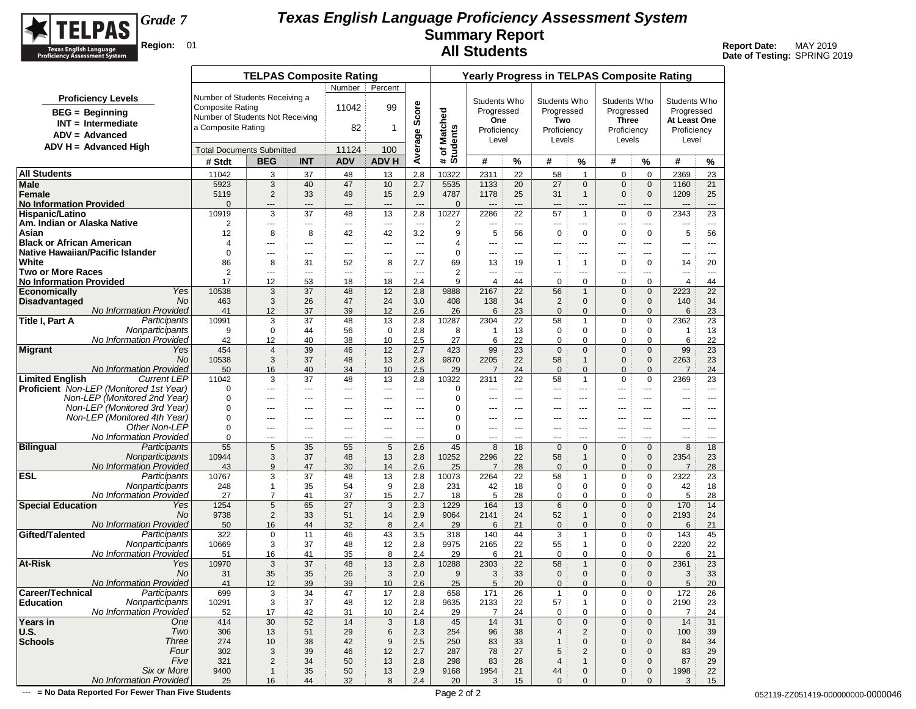# Texas English Language Proficiency Assessment System

## Summary Report

## All Students

**Grade 7**

**Region:** 01

**Report Date:** MAY 2019
**Date of Testing:** SPRING 2019

**Proficiency Levels**
- BEG = Beginning
- INT = Intermediate
- ADV = Advanced
- ADV H = Advanced High

**TELPAS Composite Rating**

| | Number | Percent |
|---|---|---|
| Number of Students Receiving a Composite Rating | 11042 | 99 |
| Number of Students Not Receiving a Composite Rating | 82 | 1 |
| Total Documents Submitted | 11124 | 100 |

| | | TELPAS Composite Rating | | | | | | Yearly Progress in TELPAS Composite Rating | | | | | | | | |
|---|---|---|---|---|---|---|---|---|---|---|---|---|---|---|---|---|
| | | | | | | | | | Students Who Progressed One Proficiency Level | | Students Who Progressed Two Proficiency Levels | | Students Who Progressed Three Proficiency Levels | | Students Who Progressed At Least One Proficiency Level | |
| | | # Stdt | BEG | INT | ADV | ADV H | Average Score | # of Matched Students | # | % | # | % | # | % | # | % |
| **All Students** | | 11042 | 3 | 37 | 48 | 13 | 2.8 | 10322 | 2311 | 22 | 58 | 1 | 0 | 0 | 2369 | 23 |
| **Male** | | 5923 | 3 | 40 | 47 | 10 | 2.7 | 5535 | 1133 | 20 | 27 | 0 | 0 | 0 | 1160 | 21 |
| **Female** | | 5119 | 2 | 33 | 49 | 15 | 2.9 | 4787 | 1178 | 25 | 31 | 1 | 0 | 0 | 1209 | 25 |
| **No Information Provided** | | 0 | --- | --- | --- | --- | --- | 0 | --- | --- | --- | --- | --- | --- | --- | --- |
| **Hispanic/Latino** | | 10919 | 3 | 37 | 48 | 13 | 2.8 | 10227 | 2286 | 22 | 57 | 1 | 0 | 0 | 2343 | 23 |
| **Am. Indian or Alaska Native** | | 2 | --- | --- | --- | --- | --- | 2 | --- | --- | --- | --- | --- | --- | --- | --- |
| **Asian** | | 12 | 8 | 8 | 42 | 42 | 3.2 | 9 | 5 | 56 | 0 | 0 | 0 | 0 | 5 | 56 |
| **Black or African American** | | 4 | --- | --- | --- | --- | --- | 4 | --- | --- | --- | --- | --- | --- | --- | --- |
| **Native Hawaiian/Pacific Islander** | | 0 | --- | --- | --- | --- | --- | 0 | --- | --- | --- | --- | --- | --- | --- | --- |
| **White** | | 86 | 8 | 31 | 52 | 8 | 2.7 | 69 | 13 | 19 | 1 | 1 | 0 | 0 | 14 | 20 |
| **Two or More Races** | | 2 | --- | --- | --- | --- | --- | 2 | --- | --- | --- | --- | --- | --- | --- | --- |
| **No Information Provided** | | 17 | 12 | 53 | 18 | 18 | 2.4 | 9 | 4 | 44 | 0 | 0 | 0 | 0 | 4 | 44 |
| **Economically Disadvantaged** | *Yes* | 10538 | 3 | 37 | 48 | 12 | 2.8 | 9888 | 2167 | 22 | 56 | 1 | 0 | 0 | 2223 | 22 |
| | *No* | 463 | 3 | 26 | 47 | 24 | 3.0 | 408 | 138 | 34 | 2 | 0 | 0 | 0 | 140 | 34 |
| | *No Information Provided* | 41 | 12 | 37 | 39 | 12 | 2.6 | 26 | 6 | 23 | 0 | 0 | 0 | 0 | 6 | 23 |
| **Title I, Part A** | *Participants* | 10991 | 3 | 37 | 48 | 13 | 2.8 | 10287 | 2304 | 22 | 58 | 1 | 0 | 0 | 2362 | 23 |
| | *Nonparticipants* | 9 | 0 | 44 | 56 | 0 | 2.8 | 8 | 1 | 13 | 0 | 0 | 0 | 0 | 1 | 13 |
| | *No Information Provided* | 42 | 12 | 40 | 38 | 10 | 2.5 | 27 | 6 | 22 | 0 | 0 | 0 | 0 | 6 | 22 |
| **Migrant** | *Yes* | 454 | 4 | 39 | 46 | 12 | 2.7 | 423 | 99 | 23 | 0 | 0 | 0 | 0 | 99 | 23 |
| | *No* | 10538 | 3 | 37 | 48 | 13 | 2.8 | 9870 | 2205 | 22 | 58 | 1 | 0 | 0 | 2263 | 23 |
| | *No Information Provided* | 50 | 16 | 40 | 34 | 10 | 2.5 | 29 | 7 | 24 | 0 | 0 | 0 | 0 | 7 | 24 |
| **Limited English Proficient** | *Current LEP* | 11042 | 3 | 37 | 48 | 13 | 2.8 | 10322 | 2311 | 22 | 58 | 1 | 0 | 0 | 2369 | 23 |
| | *Non-LEP (Monitored 1st Year)* | 0 | --- | --- | --- | --- | --- | 0 | --- | --- | --- | --- | --- | --- | --- | --- |
| | *Non-LEP (Monitored 2nd Year)* | 0 | --- | --- | --- | --- | --- | 0 | --- | --- | --- | --- | --- | --- | --- | --- |
| | *Non-LEP (Monitored 3rd Year)* | 0 | --- | --- | --- | --- | --- | 0 | --- | --- | --- | --- | --- | --- | --- | --- |
| | *Non-LEP (Monitored 4th Year)* | 0 | --- | --- | --- | --- | --- | 0 | --- | --- | --- | --- | --- | --- | --- | --- |
| | *Other Non-LEP* | 0 | --- | --- | --- | --- | --- | 0 | --- | --- | --- | --- | --- | --- | --- | --- |
| | *No Information Provided* | 0 | --- | --- | --- | --- | --- | 0 | --- | --- | --- | --- | --- | --- | --- | --- |
| **Bilingual** | *Participants* | 55 | 5 | 35 | 55 | 5 | 2.6 | 45 | 8 | 18 | 0 | 0 | 0 | 0 | 8 | 18 |
| | *Nonparticipants* | 10944 | 3 | 37 | 48 | 13 | 2.8 | 10252 | 2296 | 22 | 58 | 1 | 0 | 0 | 2354 | 23 |
| | *No Information Provided* | 43 | 9 | 47 | 30 | 14 | 2.6 | 25 | 7 | 28 | 0 | 0 | 0 | 0 | 7 | 28 |
| **ESL** | *Participants* | 10767 | 3 | 37 | 48 | 13 | 2.8 | 10073 | 2264 | 22 | 58 | 1 | 0 | 0 | 2322 | 23 |
| | *Nonparticipants* | 248 | 1 | 35 | 54 | 9 | 2.8 | 231 | 42 | 18 | 0 | 0 | 0 | 0 | 42 | 18 |
| | *No Information Provided* | 27 | 7 | 41 | 37 | 15 | 2.7 | 18 | 5 | 28 | 0 | 0 | 0 | 0 | 5 | 28 |
| **Special Education** | *Yes* | 1254 | 5 | 65 | 27 | 3 | 2.3 | 1229 | 164 | 13 | 6 | 0 | 0 | 0 | 170 | 14 |
| | *No* | 9738 | 2 | 33 | 51 | 14 | 2.9 | 9064 | 2141 | 24 | 52 | 1 | 0 | 0 | 2193 | 24 |
| | *No Information Provided* | 50 | 16 | 44 | 32 | 8 | 2.4 | 29 | 6 | 21 | 0 | 0 | 0 | 0 | 6 | 21 |
| **Gifted/Talented** | *Participants* | 322 | 0 | 11 | 46 | 43 | 3.5 | 318 | 140 | 44 | 3 | 1 | 0 | 0 | 143 | 45 |
| | *Nonparticipants* | 10669 | 3 | 37 | 48 | 12 | 2.8 | 9975 | 2165 | 22 | 55 | 1 | 0 | 0 | 2220 | 22 |
| | *No Information Provided* | 51 | 16 | 41 | 35 | 8 | 2.4 | 29 | 6 | 21 | 0 | 0 | 0 | 0 | 6 | 21 |
| **At-Risk** | *Yes* | 10970 | 3 | 37 | 48 | 13 | 2.8 | 10288 | 2303 | 22 | 58 | 1 | 0 | 0 | 2361 | 23 |
| | *No* | 31 | 35 | 35 | 26 | 3 | 2.0 | 9 | 3 | 33 | 0 | 0 | 0 | 0 | 3 | 33 |
| | *No Information Provided* | 41 | 12 | 39 | 39 | 10 | 2.6 | 25 | 5 | 20 | 0 | 0 | 0 | 0 | 5 | 20 |
| **Career/Technical Education** | *Participants* | 699 | 3 | 34 | 47 | 17 | 2.8 | 658 | 171 | 26 | 1 | 0 | 0 | 0 | 172 | 26 |
| | *Nonparticipants* | 10291 | 3 | 37 | 48 | 12 | 2.8 | 9635 | 2133 | 22 | 57 | 1 | 0 | 0 | 2190 | 23 |
| | *No Information Provided* | 52 | 17 | 42 | 31 | 10 | 2.4 | 29 | 7 | 24 | 0 | 0 | 0 | 0 | 7 | 24 |
| **Years in U.S. Schools** | *One* | 414 | 30 | 52 | 14 | 3 | 1.8 | 45 | 14 | 31 | 0 | 0 | 0 | 0 | 14 | 31 |
| | *Two* | 306 | 13 | 51 | 29 | 6 | 2.3 | 254 | 96 | 38 | 4 | 2 | 0 | 0 | 100 | 39 |
| | *Three* | 274 | 10 | 38 | 42 | 9 | 2.5 | 250 | 83 | 33 | 1 | 0 | 0 | 0 | 84 | 34 |
| | *Four* | 302 | 3 | 39 | 46 | 12 | 2.7 | 287 | 78 | 27 | 5 | 2 | 0 | 0 | 83 | 29 |
| | *Five* | 321 | 2 | 34 | 50 | 13 | 2.8 | 298 | 83 | 28 | 4 | 1 | 0 | 0 | 87 | 29 |
| | *Six or More* | 9400 | 1 | 35 | 50 | 13 | 2.9 | 9168 | 1954 | 21 | 44 | 0 | 0 | 0 | 1998 | 22 |
| | *No Information Provided* | 25 | 16 | 44 | 32 | 8 | 2.4 | 20 | 3 | 15 | 0 | 0 | 0 | 0 | 3 | 15 |

--- = No Data Reported For Fewer Than Five Students

052119-ZZ051419-000000000-0000046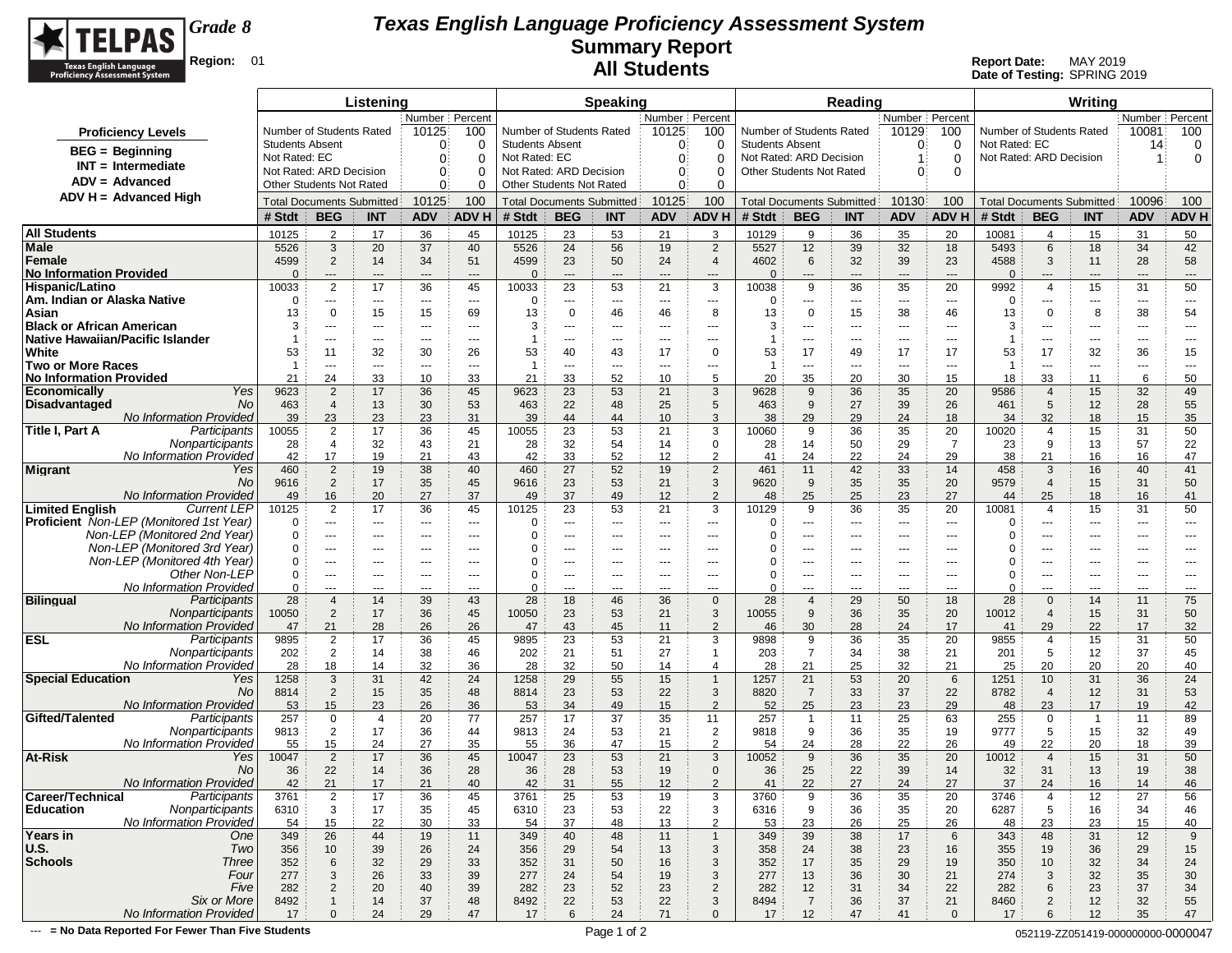# Texas English Language Proficiency Assessment System
## Summary Report
## All Students

**TELPAS** Texas English Language Proficiency Assessment System

**Grade 8**

**Region:** 01

**Report Date:** MAY 2019
**Date of Testing:** SPRING 2019

**Proficiency Levels**

- BEG = Beginning
- INT = Intermediate
- ADV = Advanced
- ADV H = Advanced High

| | Listening Number | Listening Percent | Speaking Number | Speaking Percent | Reading Number | Reading Percent | Writing Number | Writing Percent |
|---|---|---|---|---|---|---|---|---|
| Number of Students Rated | 10125 | 100 | 10125 | 100 | 10129 | 100 | 10081 | 100 |
| Students Absent | 0 | 0 | 0 | 0 | 0 | 0 | | |
| Not Rated: EC | 0 | 0 | 0 | 0 | | | 14 | 0 |
| Not Rated: ARD Decision | 0 | 0 | 0 | 0 | 1 | 0 | 1 | 0 |
| Other Students Not Rated | 0 | 0 | 0 | 0 | 0 | 0 | | |
| Total Documents Submitted | 10125 | 100 | 10125 | 100 | 10130 | 100 | 10096 | 100 |

| | | Listening # Stdt | BEG | INT | ADV | ADV H | Speaking # Stdt | BEG | INT | ADV | ADV H | Reading # Stdt | BEG | INT | ADV | ADV H | Writing # Stdt | BEG | INT | ADV | ADV H |
|---|---|---|---|---|---|---|---|---|---|---|---|---|---|---|---|---|---|---|---|---|---|
| All Students | | 10125 | 2 | 17 | 36 | 45 | 10125 | 23 | 53 | 21 | 3 | 10129 | 9 | 36 | 35 | 20 | 10081 | 4 | 15 | 31 | 50 |
| Male | | 5526 | 3 | 20 | 37 | 40 | 5526 | 24 | 56 | 19 | 2 | 5527 | 12 | 39 | 32 | 18 | 5493 | 6 | 18 | 34 | 42 |
| Female | | 4599 | 2 | 14 | 34 | 51 | 4599 | 23 | 50 | 24 | 4 | 4602 | 6 | 32 | 39 | 23 | 4588 | 3 | 11 | 28 | 58 |
| No Information Provided | | 0 | --- | --- | --- | --- | 0 | --- | --- | --- | --- | 0 | --- | --- | --- | --- | 0 | --- | --- | --- | --- |
| Hispanic/Latino | | 10033 | 2 | 17 | 36 | 45 | 10033 | 23 | 53 | 21 | 3 | 10038 | 9 | 36 | 35 | 20 | 9992 | 4 | 15 | 31 | 50 |
| Am. Indian or Alaska Native | | 0 | --- | --- | --- | --- | 0 | --- | --- | --- | --- | 0 | --- | --- | --- | --- | 0 | --- | --- | --- | --- |
| Asian | | 13 | 0 | 15 | 15 | 69 | 13 | 0 | 46 | 46 | 8 | 13 | 0 | 15 | 38 | 46 | 13 | 0 | 8 | 38 | 54 |
| Black or African American | | 3 | --- | --- | --- | --- | 3 | --- | --- | --- | --- | 3 | --- | --- | --- | --- | 3 | --- | --- | --- | --- |
| Native Hawaiian/Pacific Islander | | 1 | --- | --- | --- | --- | 1 | --- | --- | --- | --- | 1 | --- | --- | --- | --- | 1 | --- | --- | --- | --- |
| White | | 53 | 11 | 32 | 30 | 26 | 53 | 40 | 43 | 17 | 0 | 53 | 17 | 49 | 17 | 17 | 53 | 17 | 32 | 36 | 15 |
| Two or More Races | | 1 | --- | --- | --- | --- | 1 | --- | --- | --- | --- | 1 | --- | --- | --- | --- | 1 | --- | --- | --- | --- |
| No Information Provided | | 21 | 24 | 33 | 10 | 33 | 21 | 33 | 52 | 10 | 5 | 20 | 35 | 20 | 30 | 15 | 18 | 33 | 11 | 6 | 50 |
| Economically Disadvantaged | Yes | 9623 | 2 | 17 | 36 | 45 | 9623 | 23 | 53 | 21 | 3 | 9628 | 9 | 36 | 35 | 20 | 9586 | 4 | 15 | 32 | 49 |
| | No | 463 | 4 | 13 | 30 | 53 | 463 | 22 | 48 | 25 | 5 | 463 | 9 | 27 | 39 | 26 | 461 | 5 | 12 | 28 | 55 |
| | No Information Provided | 39 | 23 | 23 | 23 | 31 | 39 | 44 | 44 | 10 | 3 | 38 | 29 | 29 | 24 | 18 | 34 | 32 | 18 | 15 | 35 |
| Title I, Part A | Participants | 10055 | 2 | 17 | 36 | 45 | 10055 | 23 | 53 | 21 | 3 | 10060 | 9 | 36 | 35 | 20 | 10020 | 4 | 15 | 31 | 50 |
| | Nonparticipants | 28 | 4 | 32 | 43 | 21 | 28 | 32 | 54 | 14 | 0 | 28 | 14 | 50 | 29 | 7 | 23 | 9 | 13 | 57 | 22 |
| | No Information Provided | 42 | 17 | 19 | 21 | 43 | 42 | 33 | 52 | 12 | 2 | 41 | 24 | 22 | 24 | 29 | 38 | 21 | 16 | 16 | 47 |
| Migrant | Yes | 460 | 2 | 19 | 38 | 40 | 460 | 27 | 52 | 19 | 2 | 461 | 11 | 42 | 33 | 14 | 458 | 3 | 16 | 40 | 41 |
| | No | 9616 | 2 | 17 | 35 | 45 | 9616 | 23 | 53 | 21 | 3 | 9620 | 9 | 35 | 35 | 20 | 9579 | 4 | 15 | 31 | 50 |
| | No Information Provided | 49 | 16 | 20 | 27 | 37 | 49 | 37 | 49 | 12 | 2 | 48 | 25 | 25 | 23 | 27 | 44 | 25 | 18 | 16 | 41 |
| Limited English Proficient | Current LEP | 10125 | 2 | 17 | 36 | 45 | 10125 | 23 | 53 | 21 | 3 | 10129 | 9 | 36 | 35 | 20 | 10081 | 4 | 15 | 31 | 50 |
| | Non-LEP (Monitored 1st Year) | 0 | --- | --- | --- | --- | 0 | --- | --- | --- | --- | 0 | --- | --- | --- | --- | 0 | --- | --- | --- | --- |
| | Non-LEP (Monitored 2nd Year) | 0 | --- | --- | --- | --- | 0 | --- | --- | --- | --- | 0 | --- | --- | --- | --- | 0 | --- | --- | --- | --- |
| | Non-LEP (Monitored 3rd Year) | 0 | --- | --- | --- | --- | 0 | --- | --- | --- | --- | 0 | --- | --- | --- | --- | 0 | --- | --- | --- | --- |
| | Non-LEP (Monitored 4th Year) | 0 | --- | --- | --- | --- | 0 | --- | --- | --- | --- | 0 | --- | --- | --- | --- | 0 | --- | --- | --- | --- |
| | Other Non-LEP | 0 | --- | --- | --- | --- | 0 | --- | --- | --- | --- | 0 | --- | --- | --- | --- | 0 | --- | --- | --- | --- |
| | No Information Provided | 0 | --- | --- | --- | --- | 0 | --- | --- | --- | --- | 0 | --- | --- | --- | --- | 0 | --- | --- | --- | --- |
| Bilingual | Participants | 28 | 4 | 14 | 39 | 43 | 28 | 18 | 46 | 36 | 0 | 28 | 4 | 29 | 50 | 18 | 28 | 0 | 14 | 11 | 75 |
| | Nonparticipants | 10050 | 2 | 17 | 36 | 45 | 10050 | 23 | 53 | 21 | 3 | 10055 | 9 | 36 | 35 | 20 | 10012 | 4 | 15 | 31 | 50 |
| | No Information Provided | 47 | 21 | 28 | 26 | 26 | 47 | 43 | 45 | 11 | 2 | 46 | 30 | 28 | 24 | 17 | 41 | 29 | 22 | 17 | 32 |
| ESL | Participants | 9895 | 2 | 17 | 36 | 45 | 9895 | 23 | 53 | 21 | 3 | 9898 | 9 | 36 | 35 | 20 | 9855 | 4 | 15 | 31 | 50 |
| | Nonparticipants | 202 | 2 | 14 | 38 | 46 | 202 | 21 | 51 | 27 | 1 | 203 | 7 | 34 | 38 | 21 | 201 | 5 | 12 | 37 | 45 |
| | No Information Provided | 28 | 18 | 14 | 32 | 36 | 28 | 32 | 50 | 14 | 4 | 28 | 21 | 25 | 32 | 21 | 25 | 20 | 20 | 20 | 40 |
| Special Education | Yes | 1258 | 3 | 31 | 42 | 24 | 1258 | 29 | 55 | 15 | 1 | 1257 | 21 | 53 | 20 | 6 | 1251 | 10 | 31 | 36 | 24 |
| | No | 8814 | 2 | 15 | 35 | 48 | 8814 | 23 | 53 | 22 | 3 | 8820 | 7 | 33 | 37 | 22 | 8782 | 4 | 12 | 31 | 53 |
| | No Information Provided | 53 | 15 | 23 | 26 | 36 | 53 | 34 | 49 | 15 | 2 | 52 | 25 | 23 | 23 | 29 | 48 | 23 | 17 | 19 | 42 |
| Gifted/Talented | Participants | 257 | 0 | 4 | 20 | 77 | 257 | 17 | 37 | 35 | 11 | 257 | 1 | 11 | 25 | 63 | 255 | 0 | 1 | 11 | 89 |
| | Nonparticipants | 9813 | 2 | 17 | 36 | 44 | 9813 | 24 | 53 | 21 | 2 | 9818 | 9 | 36 | 35 | 19 | 9777 | 5 | 15 | 32 | 49 |
| | No Information Provided | 55 | 15 | 24 | 27 | 35 | 55 | 36 | 47 | 15 | 2 | 54 | 24 | 28 | 22 | 26 | 49 | 22 | 20 | 18 | 39 |
| At-Risk | Yes | 10047 | 2 | 17 | 36 | 45 | 10047 | 23 | 53 | 21 | 3 | 10052 | 9 | 36 | 35 | 20 | 10012 | 4 | 15 | 31 | 50 |
| | No | 36 | 22 | 14 | 36 | 28 | 36 | 28 | 53 | 19 | 0 | 36 | 25 | 22 | 39 | 14 | 32 | 31 | 13 | 19 | 38 |
| | No Information Provided | 42 | 21 | 17 | 21 | 40 | 42 | 31 | 55 | 12 | 2 | 41 | 22 | 27 | 24 | 27 | 37 | 24 | 16 | 14 | 46 |
| Career/Technical Education | Participants | 3761 | 2 | 17 | 36 | 45 | 3761 | 25 | 53 | 19 | 3 | 3760 | 9 | 36 | 35 | 20 | 3746 | 4 | 12 | 27 | 56 |
| | Nonparticipants | 6310 | 3 | 17 | 35 | 45 | 6310 | 23 | 53 | 22 | 3 | 6316 | 9 | 36 | 35 | 20 | 6287 | 5 | 16 | 34 | 46 |
| | No Information Provided | 54 | 15 | 22 | 30 | 33 | 54 | 37 | 48 | 13 | 2 | 53 | 23 | 26 | 25 | 26 | 48 | 23 | 23 | 15 | 40 |
| Years in U.S. Schools | One | 349 | 26 | 44 | 19 | 11 | 349 | 40 | 48 | 11 | 1 | 349 | 39 | 38 | 17 | 6 | 343 | 48 | 31 | 12 | 9 |
| | Two | 356 | 10 | 39 | 26 | 24 | 356 | 29 | 54 | 13 | 3 | 358 | 24 | 38 | 23 | 16 | 355 | 19 | 36 | 29 | 15 |
| | Three | 352 | 6 | 32 | 29 | 33 | 352 | 31 | 50 | 16 | 3 | 352 | 17 | 35 | 29 | 19 | 350 | 10 | 32 | 34 | 24 |
| | Four | 277 | 3 | 26 | 33 | 39 | 277 | 24 | 54 | 19 | 3 | 277 | 13 | 36 | 30 | 21 | 274 | 3 | 32 | 35 | 30 |
| | Five | 282 | 2 | 20 | 40 | 39 | 282 | 23 | 52 | 23 | 2 | 282 | 12 | 31 | 34 | 22 | 282 | 6 | 23 | 37 | 34 |
| | Six or More | 8492 | 1 | 14 | 37 | 48 | 8492 | 22 | 53 | 22 | 3 | 8494 | 7 | 36 | 37 | 21 | 8460 | 2 | 12 | 32 | 55 |
| | No Information Provided | 17 | 0 | 24 | 29 | 47 | 17 | 6 | 24 | 71 | 0 | 17 | 12 | 47 | 41 | 0 | 17 | 6 | 12 | 35 | 47 |

--- = No Data Reported For Fewer Than Five Students

052119-ZZ051419-000000000-0000047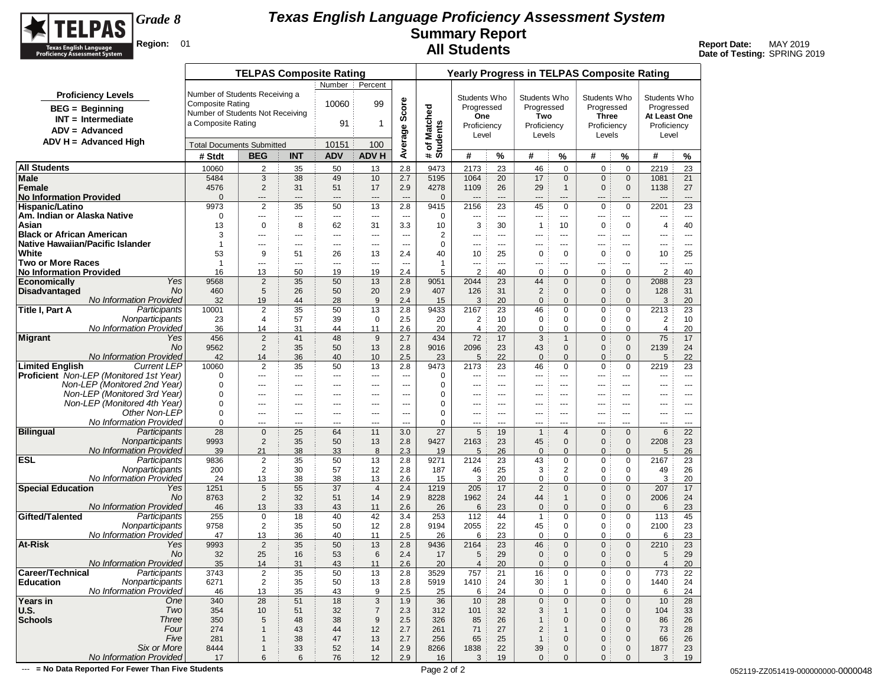# Texas English Language Proficiency Assessment System
## Summary Report
## All Students

Grade 8

Region: 01

**Report Date:** MAY 2019
**Date of Testing:** SPRING 2019

**Proficiency Levels**
- BEG = Beginning
- INT = Intermediate
- ADV = Advanced
- ADV H = Advanced High

**TELPAS Composite Rating**

| | Number | Percent |
|---|---|---|
| Number of Students Receiving a Composite Rating | 10060 | 99 |
| Number of Students Not Receiving a Composite Rating | 91 | 1 |
| Total Documents Submitted | 10151 | 100 |

| | | TELPAS Composite Rating | | | | | Average Score | # of Matched Students | Yearly Progress in TELPAS Composite Rating | | | | | | | |
|---|---|---|---|---|---|---|---|---|---|---|---|---|---|---|---|---|
| | | | | | | | | | Students Who Progressed One Proficiency Level | | Students Who Progressed Two Proficiency Levels | | Students Who Progressed Three Proficiency Levels | | Students Who Progressed At Least One Proficiency Level | |
| | | # Stdt | BEG | INT | ADV | ADV H | | | # | % | # | % | # | % | # | % |
| **All Students** | | 10060 | 2 | 35 | 50 | 13 | 2.8 | 9473 | 2173 | 23 | 46 | 0 | 0 | 0 | 2219 | 23 |
| **Male** | | 5484 | 3 | 38 | 49 | 10 | 2.7 | 5195 | 1064 | 20 | 17 | 0 | 0 | 0 | 1081 | 21 |
| **Female** | | 4576 | 2 | 31 | 51 | 17 | 2.9 | 4278 | 1109 | 26 | 29 | 1 | 0 | 0 | 1138 | 27 |
| **No Information Provided** | | 0 | --- | --- | --- | --- | --- | 0 | --- | --- | --- | --- | --- | --- | --- | --- |
| **Hispanic/Latino** | | 9973 | 2 | 35 | 50 | 13 | 2.8 | 9415 | 2156 | 23 | 45 | 0 | 0 | 0 | 2201 | 23 |
| **Am. Indian or Alaska Native** | | 0 | --- | --- | --- | --- | --- | 0 | --- | --- | --- | --- | --- | --- | --- | --- |
| **Asian** | | 13 | 0 | 8 | 62 | 31 | 3.3 | 10 | 3 | 30 | 1 | 10 | 0 | 0 | 4 | 40 |
| **Black or African American** | | 3 | --- | --- | --- | --- | --- | 2 | --- | --- | --- | --- | --- | --- | --- | --- |
| **Native Hawaiian/Pacific Islander** | | 1 | --- | --- | --- | --- | --- | 0 | --- | --- | --- | --- | --- | --- | --- | --- |
| **White** | | 53 | 9 | 51 | 26 | 13 | 2.4 | 40 | 10 | 25 | 0 | 0 | 0 | 0 | 10 | 25 |
| **Two or More Races** | | 1 | --- | --- | --- | --- | --- | 1 | --- | --- | --- | --- | --- | --- | --- | --- |
| **No Information Provided** | | 16 | 13 | 50 | 19 | 19 | 2.4 | 5 | 2 | 40 | 0 | 0 | 0 | 0 | 2 | 40 |
| **Economically Disadvantaged** | *Yes* | 9568 | 2 | 35 | 50 | 13 | 2.8 | 9051 | 2044 | 23 | 44 | 0 | 0 | 0 | 2088 | 23 |
| | *No* | 460 | 5 | 26 | 50 | 20 | 2.9 | 407 | 126 | 31 | 2 | 0 | 0 | 0 | 128 | 31 |
| | *No Information Provided* | 32 | 19 | 44 | 28 | 9 | 2.4 | 15 | 3 | 20 | 0 | 0 | 0 | 0 | 3 | 20 |
| **Title I, Part A** | *Participants* | 10001 | 2 | 35 | 50 | 13 | 2.8 | 9433 | 2167 | 23 | 46 | 0 | 0 | 0 | 2213 | 23 |
| | *Nonparticipants* | 23 | 4 | 57 | 39 | 0 | 2.5 | 20 | 2 | 10 | 0 | 0 | 0 | 0 | 2 | 10 |
| | *No Information Provided* | 36 | 14 | 31 | 44 | 11 | 2.6 | 20 | 4 | 20 | 0 | 0 | 0 | 0 | 4 | 20 |
| **Migrant** | *Yes* | 456 | 2 | 41 | 48 | 9 | 2.7 | 434 | 72 | 17 | 3 | 1 | 0 | 0 | 75 | 17 |
| | *No* | 9562 | 2 | 35 | 50 | 13 | 2.8 | 9016 | 2096 | 23 | 43 | 0 | 0 | 0 | 2139 | 24 |
| | *No Information Provided* | 42 | 14 | 36 | 40 | 10 | 2.5 | 23 | 5 | 22 | 0 | 0 | 0 | 0 | 5 | 22 |
| **Limited English Proficient** | *Current LEP* | 10060 | 2 | 35 | 50 | 13 | 2.8 | 9473 | 2173 | 23 | 46 | 0 | 0 | 0 | 2219 | 23 |
| | *Non-LEP (Monitored 1st Year)* | 0 | --- | --- | --- | --- | --- | 0 | --- | --- | --- | --- | --- | --- | --- | --- |
| | *Non-LEP (Monitored 2nd Year)* | 0 | --- | --- | --- | --- | --- | 0 | --- | --- | --- | --- | --- | --- | --- | --- |
| | *Non-LEP (Monitored 3rd Year)* | 0 | --- | --- | --- | --- | --- | 0 | --- | --- | --- | --- | --- | --- | --- | --- |
| | *Non-LEP (Monitored 4th Year)* | 0 | --- | --- | --- | --- | --- | 0 | --- | --- | --- | --- | --- | --- | --- | --- |
| | *Other Non-LEP* | 0 | --- | --- | --- | --- | --- | 0 | --- | --- | --- | --- | --- | --- | --- | --- |
| | *No Information Provided* | 0 | --- | --- | --- | --- | --- | 0 | --- | --- | --- | --- | --- | --- | --- | --- |
| **Bilingual** | *Participants* | 28 | 0 | 25 | 64 | 11 | 3.0 | 27 | 5 | 19 | 1 | 4 | 0 | 0 | 6 | 22 |
| | *Nonparticipants* | 9993 | 2 | 35 | 50 | 13 | 2.8 | 9427 | 2163 | 23 | 45 | 0 | 0 | 0 | 2208 | 23 |
| | *No Information Provided* | 39 | 21 | 38 | 33 | 8 | 2.3 | 19 | 5 | 26 | 0 | 0 | 0 | 0 | 5 | 26 |
| **ESL** | *Participants* | 9836 | 2 | 35 | 50 | 13 | 2.8 | 9271 | 2124 | 23 | 43 | 0 | 0 | 0 | 2167 | 23 |
| | *Nonparticipants* | 200 | 2 | 30 | 57 | 12 | 2.8 | 187 | 46 | 25 | 3 | 2 | 0 | 0 | 49 | 26 |
| | *No Information Provided* | 24 | 13 | 38 | 38 | 13 | 2.6 | 15 | 3 | 20 | 0 | 0 | 0 | 0 | 3 | 20 |
| **Special Education** | *Yes* | 1251 | 5 | 55 | 37 | 4 | 2.4 | 1219 | 205 | 17 | 2 | 0 | 0 | 0 | 207 | 17 |
| | *No* | 8763 | 2 | 32 | 51 | 14 | 2.9 | 8228 | 1962 | 24 | 44 | 1 | 0 | 0 | 2006 | 24 |
| | *No Information Provided* | 46 | 13 | 33 | 43 | 11 | 2.6 | 26 | 6 | 23 | 0 | 0 | 0 | 0 | 6 | 23 |
| **Gifted/Talented** | *Participants* | 255 | 0 | 18 | 40 | 42 | 3.4 | 253 | 112 | 44 | 1 | 0 | 0 | 0 | 113 | 45 |
| | *Nonparticipants* | 9758 | 2 | 35 | 50 | 12 | 2.8 | 9194 | 2055 | 22 | 45 | 0 | 0 | 0 | 2100 | 23 |
| | *No Information Provided* | 47 | 13 | 36 | 40 | 11 | 2.5 | 26 | 6 | 23 | 0 | 0 | 0 | 0 | 6 | 23 |
| **At-Risk** | *Yes* | 9993 | 2 | 35 | 50 | 13 | 2.8 | 9436 | 2164 | 23 | 46 | 0 | 0 | 0 | 2210 | 23 |
| | *No* | 32 | 25 | 16 | 53 | 6 | 2.4 | 17 | 5 | 29 | 0 | 0 | 0 | 0 | 5 | 29 |
| | *No Information Provided* | 35 | 14 | 31 | 43 | 11 | 2.6 | 20 | 4 | 20 | 0 | 0 | 0 | 0 | 4 | 20 |
| **Career/Technical Education** | *Participants* | 3743 | 2 | 35 | 50 | 13 | 2.8 | 3529 | 757 | 21 | 16 | 0 | 0 | 0 | 773 | 22 |
| | *Nonparticipants* | 6271 | 2 | 35 | 50 | 13 | 2.8 | 5919 | 1410 | 24 | 30 | 1 | 0 | 0 | 1440 | 24 |
| | *No Information Provided* | 46 | 13 | 35 | 43 | 9 | 2.5 | 25 | 6 | 24 | 0 | 0 | 0 | 0 | 6 | 24 |
| **Years in U.S. Schools** | *One* | 340 | 28 | 51 | 18 | 3 | 1.9 | 36 | 10 | 28 | 0 | 0 | 0 | 0 | 10 | 28 |
| | *Two* | 354 | 10 | 51 | 32 | 7 | 2.3 | 312 | 101 | 32 | 3 | 1 | 0 | 0 | 104 | 33 |
| | *Three* | 350 | 5 | 48 | 38 | 9 | 2.5 | 326 | 85 | 26 | 1 | 0 | 0 | 0 | 86 | 26 |
| | *Four* | 274 | 1 | 43 | 44 | 12 | 2.7 | 261 | 71 | 27 | 2 | 1 | 0 | 0 | 73 | 28 |
| | *Five* | 281 | 1 | 38 | 47 | 13 | 2.7 | 256 | 65 | 25 | 1 | 0 | 0 | 0 | 66 | 26 |
| | *Six or More* | 8444 | 1 | 33 | 52 | 14 | 2.9 | 8266 | 1838 | 22 | 39 | 0 | 0 | 0 | 1877 | 23 |
| | *No Information Provided* | 17 | 6 | 6 | 76 | 12 | 2.9 | 16 | 3 | 19 | 0 | 0 | 0 | 0 | 3 | 19 |

--- = No Data Reported For Fewer Than Five Students

052119-ZZ051419-000000000-0000048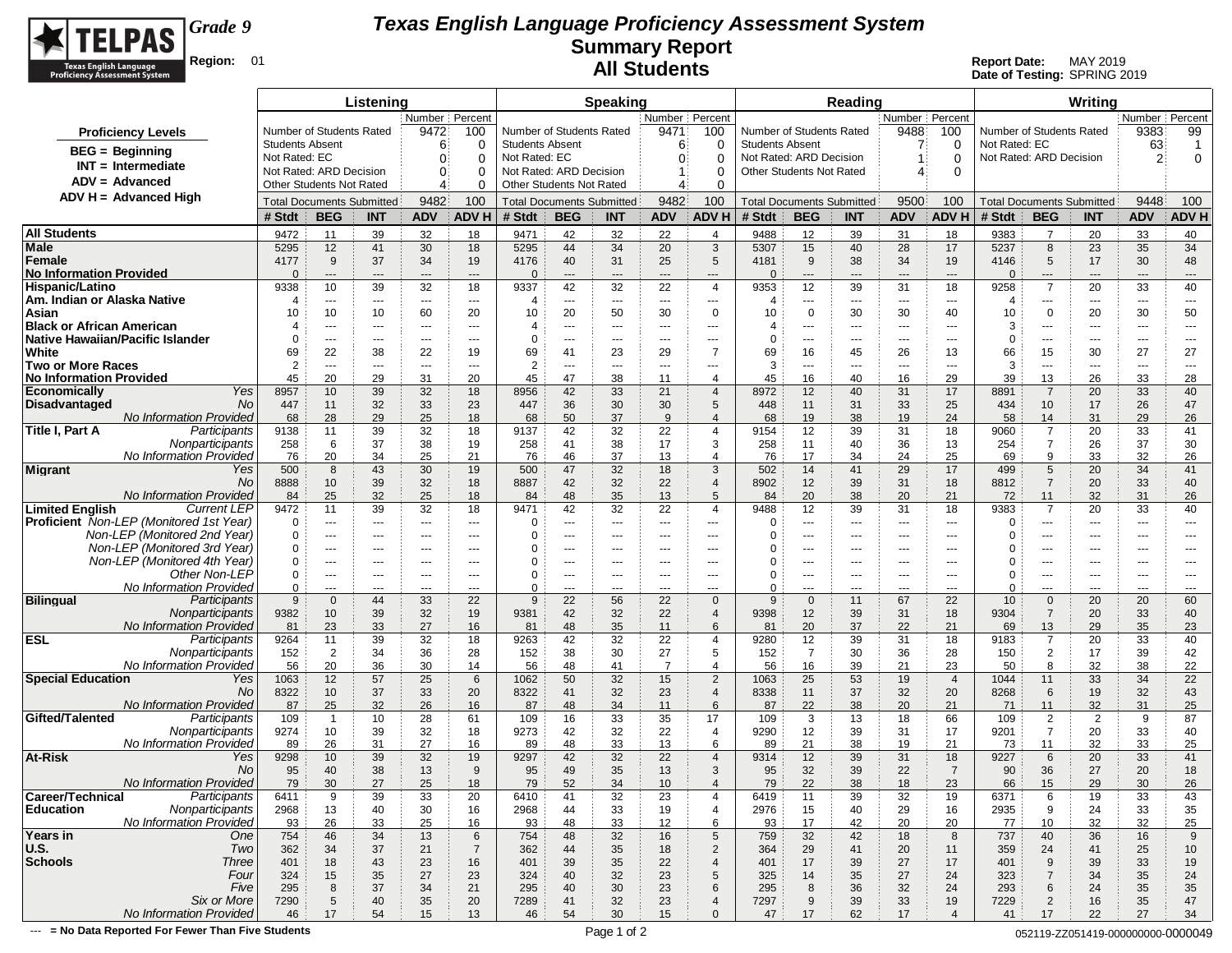# Texas English Language Proficiency Assessment System
## Summary Report
## All Students

**Grade 9**
**Region:** 01

**Report Date:** MAY 2019
**Date of Testing:** SPRING 2019

**Proficiency Levels**
- BEG = Beginning
- INT = Intermediate
- ADV = Advanced
- ADV H = Advanced High

| Listening | Number | Percent | Speaking | Number | Percent | Reading | Number | Percent | Writing | Number | Percent |
|---|---|---|---|---|---|---|---|---|---|---|---|
| Number of Students Rated | 9472 | 100 | Number of Students Rated | 9471 | 100 | Number of Students Rated | 9488 | 100 | Number of Students Rated | 9383 | 99 |
| Students Absent | 6 | 0 | Students Absent | 6 | 0 | Students Absent | 7 | 0 | Not Rated: EC | 63 | 1 |
| Not Rated: EC | 0 | 0 | Not Rated: EC | 0 | 0 | Not Rated: ARD Decision | 1 | 0 | Not Rated: ARD Decision | 2 | 0 |
| Not Rated: ARD Decision | 0 | 0 | Not Rated: ARD Decision | 1 | 0 | Other Students Not Rated | 4 | 0 | | | |
| Other Students Not Rated | 4 | 0 | Other Students Not Rated | 4 | 0 | | | | | | |
| Total Documents Submitted | 9482 | 100 | Total Documents Submitted | 9482 | 100 | Total Documents Submitted | 9500 | 100 | Total Documents Submitted | 9448 | 100 |

| | | Listening # Stdt | BEG | INT | ADV | ADV H | Speaking # Stdt | BEG | INT | ADV | ADV H | Reading # Stdt | BEG | INT | ADV | ADV H | Writing # Stdt | BEG | INT | ADV | ADV H |
|---|---|---|---|---|---|---|---|---|---|---|---|---|---|---|---|---|---|---|---|---|---|
| **All Students** | | 9472 | 11 | 39 | 32 | 18 | 9471 | 42 | 32 | 22 | 4 | 9488 | 12 | 39 | 31 | 18 | 9383 | 7 | 20 | 33 | 40 |
| **Male** | | 5295 | 12 | 41 | 30 | 18 | 5295 | 44 | 34 | 20 | 3 | 5307 | 15 | 40 | 28 | 17 | 5237 | 8 | 23 | 35 | 34 |
| **Female** | | 4177 | 9 | 37 | 34 | 19 | 4176 | 40 | 31 | 25 | 5 | 4181 | 9 | 38 | 34 | 19 | 4146 | 5 | 17 | 30 | 48 |
| **No Information Provided** | | 0 | --- | --- | --- | --- | 0 | --- | --- | --- | --- | 0 | --- | --- | --- | --- | 0 | --- | --- | --- | --- |
| **Hispanic/Latino** | | 9338 | 10 | 39 | 32 | 18 | 9337 | 42 | 32 | 22 | 4 | 9353 | 12 | 39 | 31 | 18 | 9258 | 7 | 20 | 33 | 40 |
| **Am. Indian or Alaska Native** | | 4 | --- | --- | --- | --- | 4 | --- | --- | --- | --- | 4 | --- | --- | --- | --- | 4 | --- | --- | --- | --- |
| **Asian** | | 10 | 10 | 10 | 60 | 20 | 10 | 20 | 50 | 30 | 0 | 10 | 0 | 30 | 30 | 40 | 10 | 0 | 20 | 30 | 50 |
| **Black or African American** | | 4 | --- | --- | --- | --- | 4 | --- | --- | --- | --- | 4 | --- | --- | --- | --- | 3 | --- | --- | --- | --- |
| **Native Hawaiian/Pacific Islander** | | 0 | --- | --- | --- | --- | 0 | --- | --- | --- | --- | 0 | --- | --- | --- | --- | 0 | --- | --- | --- | --- |
| **White** | | 69 | 22 | 38 | 22 | 19 | 69 | 41 | 23 | 29 | 7 | 69 | 16 | 45 | 26 | 13 | 66 | 15 | 30 | 27 | 27 |
| **Two or More Races** | | 2 | --- | --- | --- | --- | 2 | --- | --- | --- | --- | 3 | --- | --- | --- | --- | 3 | --- | --- | --- | --- |
| **No Information Provided** | | 45 | 20 | 29 | 31 | 20 | 45 | 47 | 38 | 11 | 4 | 45 | 16 | 40 | 16 | 29 | 39 | 13 | 26 | 33 | 28 |
| **Economically Disadvantaged** | *Yes* | 8957 | 10 | 39 | 32 | 18 | 8956 | 42 | 33 | 21 | 4 | 8972 | 12 | 40 | 31 | 17 | 8891 | 7 | 20 | 33 | 40 |
| | *No* | 447 | 11 | 32 | 33 | 23 | 447 | 36 | 30 | 30 | 5 | 448 | 11 | 31 | 33 | 25 | 434 | 10 | 17 | 26 | 47 |
| | *No Information Provided* | 68 | 28 | 29 | 25 | 18 | 68 | 50 | 37 | 9 | 4 | 68 | 19 | 38 | 19 | 24 | 58 | 14 | 31 | 29 | 26 |
| **Title I, Part A** | *Participants* | 9138 | 11 | 39 | 32 | 18 | 9137 | 42 | 32 | 22 | 4 | 9154 | 12 | 39 | 31 | 18 | 9060 | 7 | 20 | 33 | 41 |
| | *Nonparticipants* | 258 | 6 | 37 | 38 | 19 | 258 | 41 | 38 | 17 | 3 | 258 | 11 | 40 | 36 | 13 | 254 | 7 | 26 | 37 | 30 |
| | *No Information Provided* | 76 | 20 | 34 | 25 | 21 | 76 | 46 | 37 | 13 | 4 | 76 | 17 | 34 | 24 | 25 | 69 | 9 | 33 | 32 | 26 |
| **Migrant** | *Yes* | 500 | 8 | 43 | 30 | 19 | 500 | 47 | 32 | 18 | 3 | 502 | 14 | 41 | 29 | 17 | 499 | 5 | 20 | 34 | 41 |
| | *No* | 8888 | 10 | 39 | 32 | 18 | 8887 | 42 | 32 | 22 | 4 | 8902 | 12 | 39 | 31 | 18 | 8812 | 7 | 20 | 33 | 40 |
| | *No Information Provided* | 84 | 25 | 32 | 25 | 18 | 84 | 48 | 35 | 13 | 5 | 84 | 20 | 38 | 20 | 21 | 72 | 11 | 32 | 31 | 26 |
| **Limited English Proficient** | *Current LEP* | 9472 | 11 | 39 | 32 | 18 | 9471 | 42 | 32 | 22 | 4 | 9488 | 12 | 39 | 31 | 18 | 9383 | 7 | 20 | 33 | 40 |
| | *Non-LEP (Monitored 1st Year)* | 0 | --- | --- | --- | --- | 0 | --- | --- | --- | --- | 0 | --- | --- | --- | --- | 0 | --- | --- | --- | --- |
| | *Non-LEP (Monitored 2nd Year)* | 0 | --- | --- | --- | --- | 0 | --- | --- | --- | --- | 0 | --- | --- | --- | --- | 0 | --- | --- | --- | --- |
| | *Non-LEP (Monitored 3rd Year)* | 0 | --- | --- | --- | --- | 0 | --- | --- | --- | --- | 0 | --- | --- | --- | --- | 0 | --- | --- | --- | --- |
| | *Non-LEP (Monitored 4th Year)* | 0 | --- | --- | --- | --- | 0 | --- | --- | --- | --- | 0 | --- | --- | --- | --- | 0 | --- | --- | --- | --- |
| | *Other Non-LEP* | 0 | --- | --- | --- | --- | 0 | --- | --- | --- | --- | 0 | --- | --- | --- | --- | 0 | --- | --- | --- | --- |
| | *No Information Provided* | 0 | --- | --- | --- | --- | 0 | --- | --- | --- | --- | 0 | --- | --- | --- | --- | 0 | --- | --- | --- | --- |
| **Bilingual** | *Participants* | 9 | 0 | 44 | 33 | 22 | 9 | 22 | 56 | 22 | 0 | 9 | 0 | 11 | 67 | 22 | 10 | 0 | 20 | 20 | 60 |
| | *Nonparticipants* | 9382 | 10 | 39 | 32 | 19 | 9381 | 42 | 32 | 22 | 4 | 9398 | 12 | 39 | 31 | 18 | 9304 | 7 | 20 | 33 | 40 |
| | *No Information Provided* | 81 | 23 | 33 | 27 | 16 | 81 | 48 | 35 | 11 | 6 | 81 | 20 | 37 | 22 | 21 | 69 | 13 | 29 | 35 | 23 |
| **ESL** | *Participants* | 9264 | 11 | 39 | 32 | 18 | 9263 | 42 | 32 | 22 | 4 | 9280 | 12 | 39 | 31 | 18 | 9183 | 7 | 20 | 33 | 40 |
| | *Nonparticipants* | 152 | 2 | 34 | 36 | 28 | 152 | 38 | 30 | 27 | 5 | 152 | 7 | 30 | 36 | 28 | 150 | 2 | 17 | 39 | 42 |
| | *No Information Provided* | 56 | 20 | 36 | 30 | 14 | 56 | 48 | 41 | 7 | 4 | 56 | 16 | 39 | 21 | 23 | 50 | 8 | 32 | 38 | 22 |
| **Special Education** | *Yes* | 1063 | 12 | 57 | 25 | 6 | 1062 | 50 | 32 | 15 | 2 | 1063 | 25 | 53 | 19 | 4 | 1044 | 11 | 33 | 34 | 22 |
| | *No* | 8322 | 10 | 37 | 33 | 20 | 8322 | 41 | 32 | 23 | 4 | 8338 | 11 | 37 | 32 | 20 | 8268 | 6 | 19 | 32 | 43 |
| | *No Information Provided* | 87 | 25 | 32 | 26 | 16 | 87 | 48 | 34 | 11 | 6 | 87 | 22 | 38 | 20 | 21 | 71 | 11 | 32 | 31 | 25 |
| **Gifted/Talented** | *Participants* | 109 | 1 | 10 | 28 | 61 | 109 | 16 | 33 | 35 | 17 | 109 | 3 | 13 | 18 | 66 | 109 | 2 | 2 | 9 | 87 |
| | *Nonparticipants* | 9274 | 10 | 39 | 32 | 18 | 9273 | 42 | 32 | 22 | 4 | 9290 | 12 | 39 | 31 | 17 | 9201 | 7 | 20 | 33 | 40 |
| | *No Information Provided* | 89 | 26 | 31 | 27 | 16 | 89 | 48 | 33 | 13 | 6 | 89 | 21 | 38 | 19 | 21 | 73 | 11 | 32 | 33 | 25 |
| **At-Risk** | *Yes* | 9298 | 10 | 39 | 32 | 19 | 9297 | 42 | 32 | 22 | 4 | 9314 | 12 | 39 | 31 | 18 | 9227 | 6 | 20 | 33 | 41 |
| | *No* | 95 | 40 | 38 | 13 | 9 | 95 | 49 | 35 | 13 | 3 | 95 | 32 | 39 | 22 | 7 | 90 | 36 | 27 | 20 | 18 |
| | *No Information Provided* | 79 | 30 | 27 | 25 | 18 | 79 | 52 | 34 | 10 | 4 | 79 | 22 | 38 | 18 | 23 | 66 | 15 | 29 | 30 | 26 |
| **Career/Technical Education** | *Participants* | 6411 | 9 | 39 | 33 | 20 | 6410 | 41 | 32 | 23 | 4 | 6419 | 11 | 39 | 32 | 19 | 6371 | 6 | 19 | 33 | 43 |
| | *Nonparticipants* | 2968 | 13 | 40 | 30 | 16 | 2968 | 44 | 33 | 19 | 4 | 2976 | 15 | 40 | 29 | 16 | 2935 | 9 | 24 | 33 | 35 |
| | *No Information Provided* | 93 | 26 | 33 | 25 | 16 | 93 | 48 | 33 | 12 | 6 | 93 | 17 | 42 | 20 | 20 | 77 | 10 | 32 | 32 | 25 |
| **Years in U.S. Schools** | *One* | 754 | 46 | 34 | 13 | 6 | 754 | 48 | 32 | 16 | 5 | 759 | 32 | 42 | 18 | 8 | 737 | 40 | 36 | 16 | 9 |
| | *Two* | 362 | 34 | 37 | 21 | 7 | 362 | 44 | 35 | 18 | 2 | 364 | 29 | 41 | 20 | 11 | 359 | 24 | 41 | 25 | 10 |
| | *Three* | 401 | 18 | 43 | 23 | 16 | 401 | 39 | 35 | 22 | 4 | 401 | 17 | 39 | 27 | 17 | 401 | 9 | 39 | 33 | 19 |
| | *Four* | 324 | 15 | 35 | 27 | 23 | 324 | 40 | 32 | 23 | 5 | 325 | 14 | 35 | 27 | 24 | 323 | 7 | 34 | 35 | 24 |
| | *Five* | 295 | 8 | 37 | 34 | 21 | 295 | 40 | 30 | 23 | 6 | 295 | 8 | 36 | 32 | 24 | 293 | 6 | 24 | 35 | 35 |
| | *Six or More* | 7290 | 5 | 40 | 35 | 20 | 7289 | 41 | 32 | 23 | 4 | 7297 | 9 | 39 | 33 | 19 | 7229 | 2 | 16 | 35 | 47 |
| | *No Information Provided* | 46 | 17 | 54 | 15 | 13 | 46 | 54 | 30 | 15 | 0 | 47 | 17 | 62 | 17 | 4 | 41 | 17 | 22 | 27 | 34 |

--- = No Data Reported For Fewer Than Five Students

052119-ZZ051419-000000000-0000049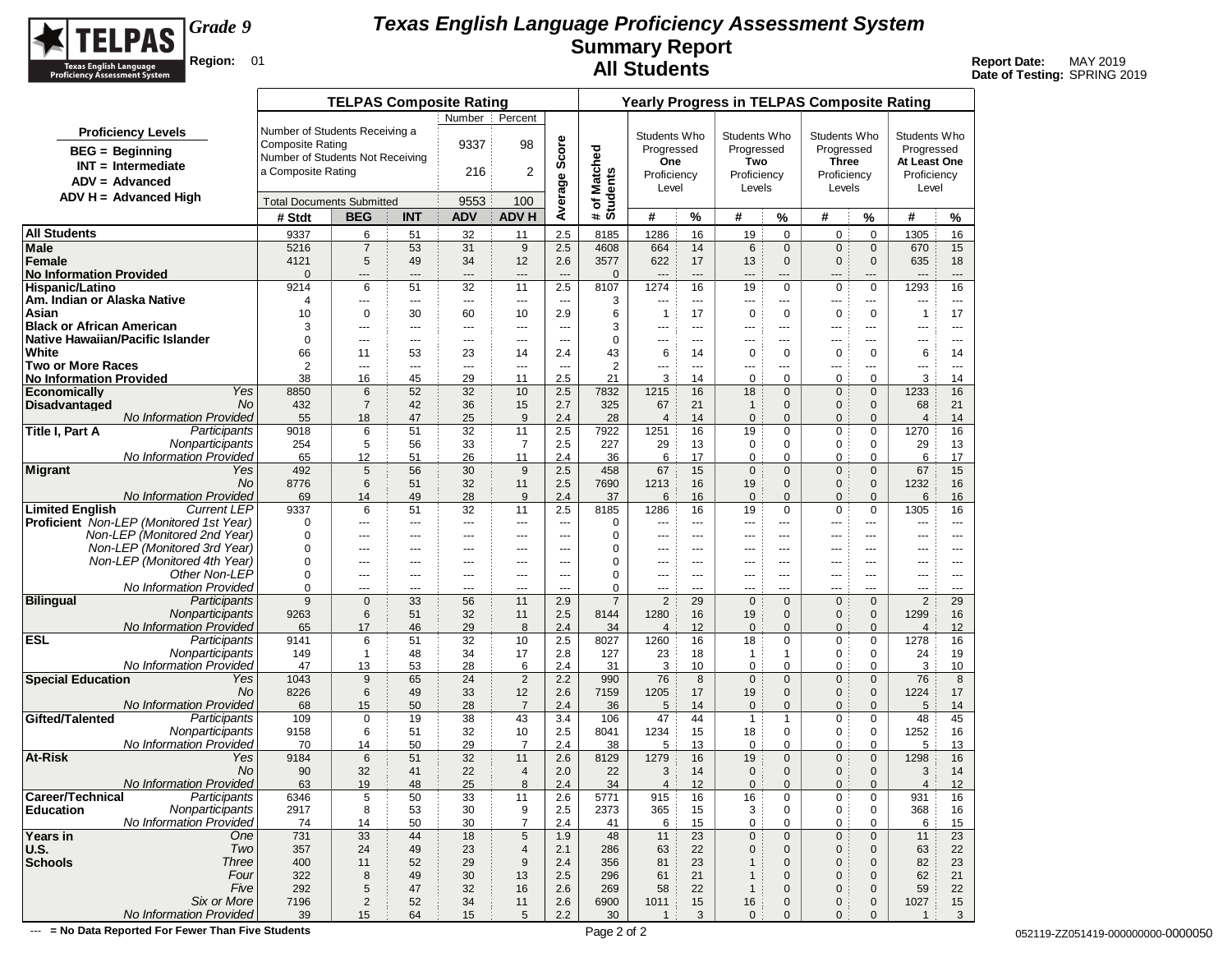# Texas English Language Proficiency Assessment System
## Summary Report
## All Students

**Grade 9**
**Region:** 01

**Report Date:** MAY 2019
**Date of Testing:** SPRING 2019

**Proficiency Levels**
- BEG = Beginning
- INT = Intermediate
- ADV = Advanced
- ADV H = Advanced High

**TELPAS Composite Rating**

| | Number | Percent |
|---|---|---|
| Number of Students Receiving a Composite Rating | 9337 | 98 |
| Number of Students Not Receiving a Composite Rating | 216 | 2 |
| Total Documents Submitted | 9553 | 100 |

| | | TELPAS Composite Rating | | | | | | Yearly Progress in TELPAS Composite Rating | | | | | | | | | |
|---|---|---|---|---|---|---|---|---|---|---|---|---|---|---|---|---|---|
| | | | | | | | | | Students Who Progressed One Proficiency Level | | Students Who Progressed Two Proficiency Levels | | Students Who Progressed Three Proficiency Levels | | Students Who Progressed At Least One Proficiency Level | |
| | | # Stdt | BEG | INT | ADV | ADV H | Average Score | # of Matched Students | # | % | # | % | # | % | # | % |
| All Students | | 9337 | 6 | 51 | 32 | 11 | 2.5 | 8185 | 1286 | 16 | 19 | 0 | 0 | 0 | 1305 | 16 |
| Male | | 5216 | 7 | 53 | 31 | 9 | 2.5 | 4608 | 664 | 14 | 6 | 0 | 0 | 0 | 670 | 15 |
| Female | | 4121 | 5 | 49 | 34 | 12 | 2.6 | 3577 | 622 | 17 | 13 | 0 | 0 | 0 | 635 | 18 |
| No Information Provided | | 0 | --- | --- | --- | --- | --- | 0 | --- | --- | --- | --- | --- | --- | --- | --- |
| Hispanic/Latino | | 9214 | 6 | 51 | 32 | 11 | 2.5 | 8107 | 1274 | 16 | 19 | 0 | 0 | 0 | 1293 | 16 |
| Am. Indian or Alaska Native | | 4 | --- | --- | --- | --- | --- | 3 | --- | --- | --- | --- | --- | --- | --- | --- |
| Asian | | 10 | 0 | 30 | 60 | 10 | 2.9 | 6 | 1 | 17 | 0 | 0 | 0 | 0 | 1 | 17 |
| Black or African American | | 3 | --- | --- | --- | --- | --- | 3 | --- | --- | --- | --- | --- | --- | --- | --- |
| Native Hawaiian/Pacific Islander | | 0 | --- | --- | --- | --- | --- | 0 | --- | --- | --- | --- | --- | --- | --- | --- |
| White | | 66 | 11 | 53 | 23 | 14 | 2.4 | 43 | 6 | 14 | 0 | 0 | 0 | 0 | 6 | 14 |
| Two or More Races | | 2 | --- | --- | --- | --- | --- | 2 | --- | --- | --- | --- | --- | --- | --- | --- |
| No Information Provided | | 38 | 16 | 45 | 29 | 11 | 2.5 | 21 | 3 | 14 | 0 | 0 | 0 | 0 | 3 | 14 |
| Economically Disadvantaged | *Yes* | 8850 | 6 | 52 | 32 | 10 | 2.5 | 7832 | 1215 | 16 | 18 | 0 | 0 | 0 | 1233 | 16 |
| | *No* | 432 | 7 | 42 | 36 | 15 | 2.7 | 325 | 67 | 21 | 1 | 0 | 0 | 0 | 68 | 21 |
| | *No Information Provided* | 55 | 18 | 47 | 25 | 9 | 2.4 | 28 | 4 | 14 | 0 | 0 | 0 | 0 | 4 | 14 |
| Title I, Part A | *Participants* | 9018 | 6 | 51 | 32 | 11 | 2.5 | 7922 | 1251 | 16 | 19 | 0 | 0 | 0 | 1270 | 16 |
| | *Nonparticipants* | 254 | 5 | 56 | 33 | 7 | 2.5 | 227 | 29 | 13 | 0 | 0 | 0 | 0 | 29 | 13 |
| | *No Information Provided* | 65 | 12 | 51 | 26 | 11 | 2.4 | 36 | 6 | 17 | 0 | 0 | 0 | 0 | 6 | 17 |
| Migrant | *Yes* | 492 | 5 | 56 | 30 | 9 | 2.5 | 458 | 67 | 15 | 0 | 0 | 0 | 0 | 67 | 15 |
| | *No* | 8776 | 6 | 51 | 32 | 11 | 2.5 | 7690 | 1213 | 16 | 19 | 0 | 0 | 0 | 1232 | 16 |
| | *No Information Provided* | 69 | 14 | 49 | 28 | 9 | 2.4 | 37 | 6 | 16 | 0 | 0 | 0 | 0 | 6 | 16 |
| Limited English Proficient | *Current LEP* | 9337 | 6 | 51 | 32 | 11 | 2.5 | 8185 | 1286 | 16 | 19 | 0 | 0 | 0 | 1305 | 16 |
| | *Non-LEP (Monitored 1st Year)* | 0 | --- | --- | --- | --- | --- | 0 | --- | --- | --- | --- | --- | --- | --- | --- |
| | *Non-LEP (Monitored 2nd Year)* | 0 | --- | --- | --- | --- | --- | 0 | --- | --- | --- | --- | --- | --- | --- | --- |
| | *Non-LEP (Monitored 3rd Year)* | 0 | --- | --- | --- | --- | --- | 0 | --- | --- | --- | --- | --- | --- | --- | --- |
| | *Non-LEP (Monitored 4th Year)* | 0 | --- | --- | --- | --- | --- | 0 | --- | --- | --- | --- | --- | --- | --- | --- |
| | *Other Non-LEP* | 0 | --- | --- | --- | --- | --- | 0 | --- | --- | --- | --- | --- | --- | --- | --- |
| | *No Information Provided* | 0 | --- | --- | --- | --- | --- | 0 | --- | --- | --- | --- | --- | --- | --- | --- |
| Bilingual | *Participants* | 9 | 0 | 33 | 56 | 11 | 2.9 | 7 | 2 | 29 | 0 | 0 | 0 | 0 | 2 | 29 |
| | *Nonparticipants* | 9263 | 6 | 51 | 32 | 11 | 2.5 | 8144 | 1280 | 16 | 19 | 0 | 0 | 0 | 1299 | 16 |
| | *No Information Provided* | 65 | 17 | 46 | 29 | 8 | 2.4 | 34 | 4 | 12 | 0 | 0 | 0 | 0 | 4 | 12 |
| ESL | *Participants* | 9141 | 6 | 51 | 32 | 10 | 2.5 | 8027 | 1260 | 16 | 18 | 0 | 0 | 0 | 1278 | 16 |
| | *Nonparticipants* | 149 | 1 | 48 | 34 | 17 | 2.8 | 127 | 23 | 18 | 1 | 1 | 0 | 0 | 24 | 19 |
| | *No Information Provided* | 47 | 13 | 53 | 28 | 6 | 2.4 | 31 | 3 | 10 | 0 | 0 | 0 | 0 | 3 | 10 |
| Special Education | *Yes* | 1043 | 9 | 65 | 24 | 2 | 2.2 | 990 | 76 | 8 | 0 | 0 | 0 | 0 | 76 | 8 |
| | *No* | 8226 | 6 | 49 | 33 | 12 | 2.6 | 7159 | 1205 | 17 | 19 | 0 | 0 | 0 | 1224 | 17 |
| | *No Information Provided* | 68 | 15 | 50 | 28 | 7 | 2.4 | 36 | 5 | 14 | 0 | 0 | 0 | 0 | 5 | 14 |
| Gifted/Talented | *Participants* | 109 | 0 | 19 | 38 | 43 | 3.4 | 106 | 47 | 44 | 1 | 1 | 0 | 0 | 48 | 45 |
| | *Nonparticipants* | 9158 | 6 | 51 | 32 | 10 | 2.5 | 8041 | 1234 | 15 | 18 | 0 | 0 | 0 | 1252 | 16 |
| | *No Information Provided* | 70 | 14 | 50 | 29 | 7 | 2.4 | 38 | 5 | 13 | 0 | 0 | 0 | 0 | 5 | 13 |
| At-Risk | *Yes* | 9184 | 6 | 51 | 32 | 11 | 2.6 | 8129 | 1279 | 16 | 19 | 0 | 0 | 0 | 1298 | 16 |
| | *No* | 90 | 32 | 41 | 22 | 4 | 2.0 | 22 | 3 | 14 | 0 | 0 | 0 | 0 | 3 | 14 |
| | *No Information Provided* | 63 | 19 | 48 | 25 | 8 | 2.4 | 34 | 4 | 12 | 0 | 0 | 0 | 0 | 4 | 12 |
| Career/Technical Education | *Participants* | 6346 | 5 | 50 | 33 | 11 | 2.6 | 5771 | 915 | 16 | 16 | 0 | 0 | 0 | 931 | 16 |
| | *Nonparticipants* | 2917 | 8 | 53 | 30 | 9 | 2.5 | 2373 | 365 | 15 | 3 | 0 | 0 | 0 | 368 | 16 |
| | *No Information Provided* | 74 | 14 | 50 | 30 | 7 | 2.4 | 41 | 6 | 15 | 0 | 0 | 0 | 0 | 6 | 15 |
| Years in U.S. Schools | *One* | 731 | 33 | 44 | 18 | 5 | 1.9 | 48 | 11 | 23 | 0 | 0 | 0 | 0 | 11 | 23 |
| | *Two* | 357 | 24 | 49 | 23 | 4 | 2.1 | 286 | 63 | 22 | 0 | 0 | 0 | 0 | 63 | 22 |
| | *Three* | 400 | 11 | 52 | 29 | 9 | 2.4 | 356 | 81 | 23 | 1 | 0 | 0 | 0 | 82 | 23 |
| | *Four* | 322 | 8 | 49 | 30 | 13 | 2.5 | 296 | 61 | 21 | 1 | 0 | 0 | 0 | 62 | 21 |
| | *Five* | 292 | 5 | 47 | 32 | 16 | 2.6 | 269 | 58 | 22 | 1 | 0 | 0 | 0 | 59 | 22 |
| | *Six or More* | 7196 | 2 | 52 | 34 | 11 | 2.6 | 6900 | 1011 | 15 | 16 | 0 | 0 | 0 | 1027 | 15 |
| | *No Information Provided* | 39 | 15 | 64 | 15 | 5 | 2.2 | 30 | 1 | 3 | 0 | 0 | 0 | 0 | 1 | 3 |

--- = No Data Reported For Fewer Than Five Students

052119-ZZ051419-000000000-0000050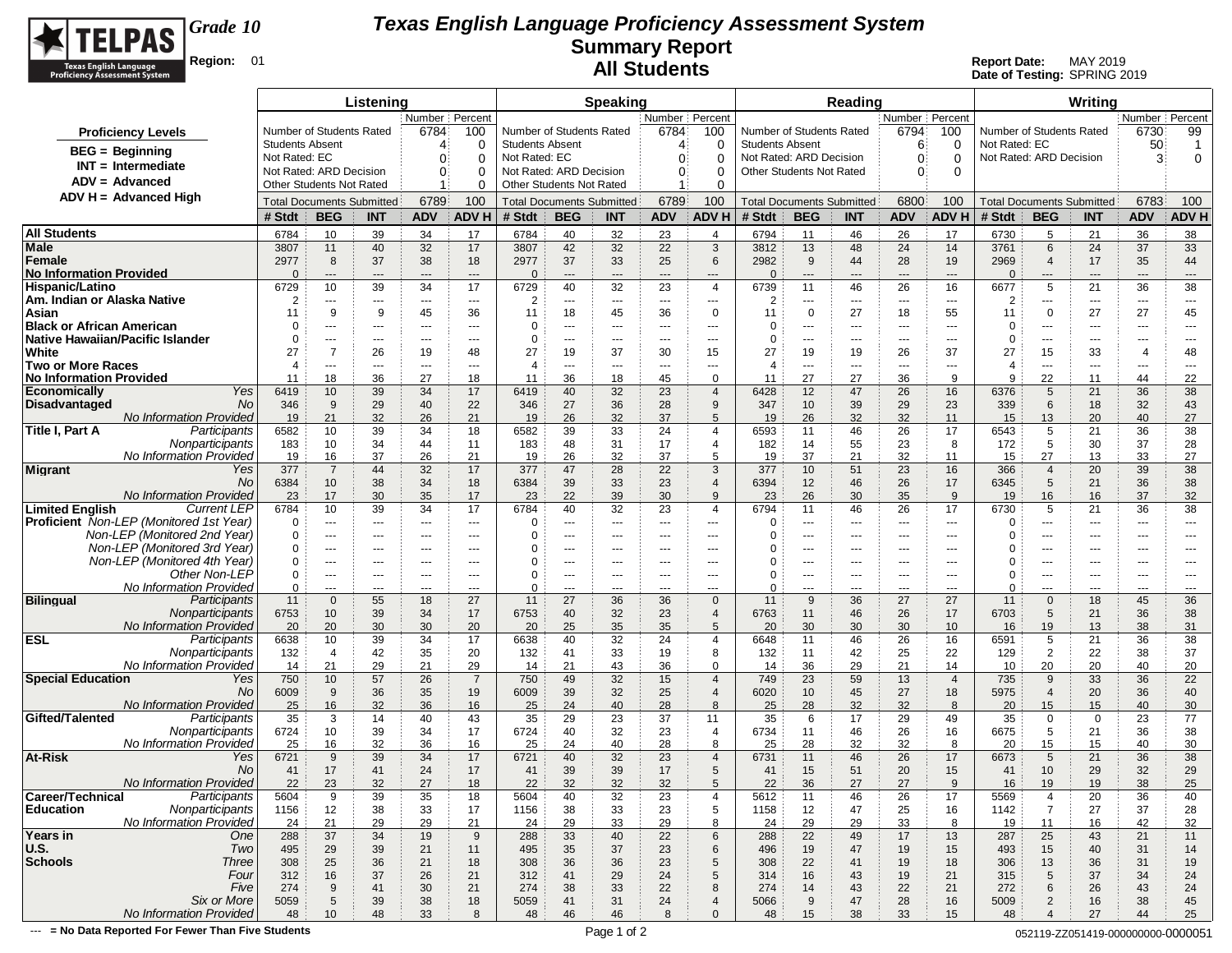# Texas English Language Proficiency Assessment System

## Summary Report

## All Students

**Grade 10**

**Region:** 01

**Report Date:** MAY 2019
**Date of Testing:** SPRING 2019

**Proficiency Levels**

- BEG = Beginning
- INT = Intermediate
- ADV = Advanced
- ADV H = Advanced High

| Listening | Number | Percent |
|---|---|---|
| Number of Students Rated | 6784 | 100 |
| Students Absent | 4 | 0 |
| Not Rated: EC | 0 | 0 |
| Not Rated: ARD Decision | 0 | 0 |
| Other Students Not Rated | 1 | 0 |
| Total Documents Submitted | 6789 | 100 |

| Speaking | Number | Percent |
|---|---|---|
| Number of Students Rated | 6784 | 100 |
| Students Absent | 4 | 0 |
| Not Rated: EC | 0 | 0 |
| Not Rated: ARD Decision | 0 | 0 |
| Other Students Not Rated | 1 | 0 |
| Total Documents Submitted | 6789 | 100 |

| Reading | Number | Percent |
|---|---|---|
| Number of Students Rated | 6794 | 100 |
| Students Absent | 6 | 0 |
| Not Rated: ARD Decision | 0 | 0 |
| Other Students Not Rated | 0 | 0 |
| Total Documents Submitted | 6800 | 100 |

| Writing | Number | Percent |
|---|---|---|
| Number of Students Rated | 6730 | 99 |
| Not Rated: EC | 50 | 1 |
| Not Rated: ARD Decision | 3 | 0 |
| Total Documents Submitted | 6783 | 100 |

| | | Listening | | | | | Speaking | | | | | Reading | | | | | Writing | | | | |
|---|---|---|---|---|---|---|---|---|---|---|---|---|---|---|---|---|---|---|---|---|---|
| | | # Stdt | BEG | INT | ADV | ADV H | # Stdt | BEG | INT | ADV | ADV H | # Stdt | BEG | INT | ADV | ADV H | # Stdt | BEG | INT | ADV | ADV H |
| **All Students** | | 6784 | 10 | 39 | 34 | 17 | 6784 | 40 | 32 | 23 | 4 | 6794 | 11 | 46 | 26 | 17 | 6730 | 5 | 21 | 36 | 38 |
| **Male** | | 3807 | 11 | 40 | 32 | 17 | 3807 | 42 | 32 | 22 | 3 | 3812 | 13 | 48 | 24 | 14 | 3761 | 6 | 24 | 37 | 33 |
| **Female** | | 2977 | 8 | 37 | 38 | 18 | 2977 | 37 | 33 | 25 | 6 | 2982 | 9 | 44 | 28 | 19 | 2969 | 4 | 17 | 35 | 44 |
| **No Information Provided** | | 0 | --- | --- | --- | --- | 0 | --- | --- | --- | --- | 0 | --- | --- | --- | --- | 0 | --- | --- | --- | --- |
| **Hispanic/Latino** | | 6729 | 10 | 39 | 34 | 17 | 6729 | 40 | 32 | 23 | 4 | 6739 | 11 | 46 | 26 | 16 | 6677 | 5 | 21 | 36 | 38 |
| **Am. Indian or Alaska Native** | | 2 | --- | --- | --- | --- | 2 | --- | --- | --- | --- | 2 | --- | --- | --- | --- | 2 | --- | --- | --- | --- |
| **Asian** | | 11 | 9 | 9 | 45 | 36 | 11 | 18 | 45 | 36 | 0 | 11 | 0 | 27 | 18 | 55 | 11 | 0 | 27 | 27 | 45 |
| **Black or African American** | | 0 | --- | --- | --- | --- | 0 | --- | --- | --- | --- | 0 | --- | --- | --- | --- | 0 | --- | --- | --- | --- |
| **Native Hawaiian/Pacific Islander** | | 0 | --- | --- | --- | --- | 0 | --- | --- | --- | --- | 0 | --- | --- | --- | --- | 0 | --- | --- | --- | --- |
| **White** | | 27 | 7 | 26 | 19 | 48 | 27 | 19 | 37 | 30 | 15 | 27 | 19 | 19 | 26 | 37 | 27 | 15 | 33 | 4 | 48 |
| **Two or More Races** | | 4 | --- | --- | --- | --- | 4 | --- | --- | --- | --- | 4 | --- | --- | --- | --- | 4 | --- | --- | --- | --- |
| **No Information Provided** | | 11 | 18 | 36 | 27 | 18 | 11 | 36 | 18 | 45 | 0 | 11 | 27 | 27 | 36 | 9 | 9 | 22 | 11 | 44 | 22 |
| **Economically Disadvantaged** | *Yes* | 6419 | 10 | 39 | 34 | 17 | 6419 | 40 | 32 | 23 | 4 | 6428 | 12 | 47 | 26 | 16 | 6376 | 5 | 21 | 36 | 38 |
| | *No* | 346 | 9 | 29 | 40 | 22 | 346 | 27 | 36 | 28 | 9 | 347 | 10 | 39 | 29 | 23 | 339 | 6 | 18 | 32 | 43 |
| | *No Information Provided* | 19 | 21 | 32 | 26 | 21 | 19 | 26 | 32 | 37 | 5 | 19 | 26 | 32 | 32 | 11 | 15 | 13 | 20 | 40 | 27 |
| **Title I, Part A** | *Participants* | 6582 | 10 | 39 | 34 | 18 | 6582 | 39 | 33 | 24 | 4 | 6593 | 11 | 46 | 26 | 17 | 6543 | 5 | 21 | 36 | 38 |
| | *Nonparticipants* | 183 | 10 | 34 | 44 | 11 | 183 | 48 | 31 | 17 | 4 | 182 | 14 | 55 | 23 | 8 | 172 | 5 | 30 | 37 | 28 |
| | *No Information Provided* | 19 | 16 | 37 | 26 | 21 | 19 | 26 | 32 | 37 | 5 | 19 | 37 | 21 | 32 | 11 | 15 | 27 | 13 | 33 | 27 |
| **Migrant** | *Yes* | 377 | 7 | 44 | 32 | 17 | 377 | 47 | 28 | 22 | 3 | 377 | 10 | 51 | 23 | 16 | 366 | 4 | 20 | 39 | 38 |
| | *No* | 6384 | 10 | 38 | 34 | 18 | 6384 | 39 | 33 | 23 | 4 | 6394 | 12 | 46 | 26 | 17 | 6345 | 5 | 21 | 36 | 38 |
| | *No Information Provided* | 23 | 17 | 30 | 35 | 17 | 23 | 22 | 39 | 30 | 9 | 23 | 26 | 30 | 35 | 9 | 19 | 16 | 16 | 37 | 32 |
| **Limited English Proficient** | *Current LEP* | 6784 | 10 | 39 | 34 | 17 | 6784 | 40 | 32 | 23 | 4 | 6794 | 11 | 46 | 26 | 17 | 6730 | 5 | 21 | 36 | 38 |
| | *Non-LEP (Monitored 1st Year)* | 0 | --- | --- | --- | --- | 0 | --- | --- | --- | --- | 0 | --- | --- | --- | --- | 0 | --- | --- | --- | --- |
| | *Non-LEP (Monitored 2nd Year)* | 0 | --- | --- | --- | --- | 0 | --- | --- | --- | --- | 0 | --- | --- | --- | --- | 0 | --- | --- | --- | --- |
| | *Non-LEP (Monitored 3rd Year)* | 0 | --- | --- | --- | --- | 0 | --- | --- | --- | --- | 0 | --- | --- | --- | --- | 0 | --- | --- | --- | --- |
| | *Non-LEP (Monitored 4th Year)* | 0 | --- | --- | --- | --- | 0 | --- | --- | --- | --- | 0 | --- | --- | --- | --- | 0 | --- | --- | --- | --- |
| | *Other Non-LEP* | 0 | --- | --- | --- | --- | 0 | --- | --- | --- | --- | 0 | --- | --- | --- | --- | 0 | --- | --- | --- | --- |
| | *No Information Provided* | 0 | --- | --- | --- | --- | 0 | --- | --- | --- | --- | 0 | --- | --- | --- | --- | 0 | --- | --- | --- | --- |
| **Bilingual** | *Participants* | 11 | 0 | 55 | 18 | 27 | 11 | 27 | 36 | 36 | 0 | 11 | 9 | 36 | 27 | 27 | 11 | 0 | 18 | 45 | 36 |
| | *Nonparticipants* | 6753 | 10 | 39 | 34 | 17 | 6753 | 40 | 32 | 23 | 4 | 6763 | 11 | 46 | 26 | 17 | 6703 | 5 | 21 | 36 | 38 |
| | *No Information Provided* | 20 | 20 | 30 | 30 | 20 | 20 | 25 | 35 | 35 | 5 | 20 | 30 | 30 | 30 | 10 | 16 | 19 | 13 | 38 | 31 |
| **ESL** | *Participants* | 6638 | 10 | 39 | 34 | 17 | 6638 | 40 | 32 | 24 | 4 | 6648 | 11 | 46 | 26 | 16 | 6591 | 5 | 21 | 36 | 38 |
| | *Nonparticipants* | 132 | 4 | 42 | 35 | 20 | 132 | 41 | 33 | 19 | 8 | 132 | 11 | 42 | 25 | 22 | 129 | 2 | 22 | 38 | 37 |
| | *No Information Provided* | 14 | 21 | 29 | 21 | 29 | 14 | 21 | 43 | 36 | 0 | 14 | 36 | 29 | 21 | 14 | 10 | 20 | 20 | 40 | 20 |
| **Special Education** | *Yes* | 750 | 10 | 57 | 26 | 7 | 750 | 49 | 32 | 15 | 4 | 749 | 23 | 59 | 13 | 4 | 735 | 9 | 33 | 36 | 22 |
| | *No* | 6009 | 9 | 36 | 35 | 19 | 6009 | 39 | 32 | 25 | 4 | 6020 | 10 | 45 | 27 | 18 | 5975 | 4 | 20 | 36 | 40 |
| | *No Information Provided* | 25 | 16 | 32 | 36 | 16 | 25 | 24 | 40 | 28 | 8 | 25 | 28 | 32 | 32 | 8 | 20 | 15 | 15 | 40 | 30 |
| **Gifted/Talented** | *Participants* | 35 | 3 | 14 | 40 | 43 | 35 | 29 | 23 | 37 | 11 | 35 | 6 | 17 | 29 | 49 | 35 | 0 | 0 | 23 | 77 |
| | *Nonparticipants* | 6724 | 10 | 39 | 34 | 17 | 6724 | 40 | 32 | 23 | 4 | 6734 | 11 | 46 | 26 | 16 | 6675 | 5 | 21 | 36 | 38 |
| | *No Information Provided* | 25 | 16 | 32 | 36 | 16 | 25 | 24 | 40 | 28 | 8 | 25 | 28 | 32 | 32 | 8 | 20 | 15 | 15 | 40 | 30 |
| **At-Risk** | *Yes* | 6721 | 9 | 39 | 34 | 17 | 6721 | 40 | 32 | 23 | 4 | 6731 | 11 | 46 | 26 | 17 | 6673 | 5 | 21 | 36 | 38 |
| | *No* | 41 | 17 | 41 | 24 | 17 | 41 | 39 | 39 | 17 | 5 | 41 | 15 | 51 | 20 | 15 | 41 | 10 | 29 | 32 | 29 |
| | *No Information Provided* | 22 | 23 | 32 | 27 | 18 | 22 | 32 | 32 | 32 | 5 | 22 | 36 | 27 | 27 | 9 | 16 | 19 | 19 | 38 | 25 |
| **Career/Technical Education** | *Participants* | 5604 | 9 | 39 | 35 | 18 | 5604 | 40 | 32 | 23 | 4 | 5612 | 11 | 46 | 26 | 17 | 5569 | 4 | 20 | 36 | 40 |
| | *Nonparticipants* | 1156 | 12 | 38 | 33 | 17 | 1156 | 38 | 33 | 23 | 5 | 1158 | 12 | 47 | 25 | 16 | 1142 | 7 | 27 | 37 | 28 |
| | *No Information Provided* | 24 | 21 | 29 | 29 | 21 | 24 | 29 | 33 | 29 | 8 | 24 | 29 | 29 | 33 | 8 | 19 | 11 | 16 | 42 | 32 |
| **Years in U.S. Schools** | *One* | 288 | 37 | 34 | 19 | 9 | 288 | 33 | 40 | 22 | 6 | 288 | 22 | 49 | 17 | 13 | 287 | 25 | 43 | 21 | 11 |
| | *Two* | 495 | 29 | 39 | 21 | 11 | 495 | 35 | 37 | 23 | 6 | 496 | 19 | 47 | 19 | 15 | 493 | 15 | 40 | 31 | 14 |
| | *Three* | 308 | 25 | 36 | 21 | 18 | 308 | 36 | 36 | 23 | 5 | 308 | 22 | 41 | 19 | 18 | 306 | 13 | 36 | 31 | 19 |
| | *Four* | 312 | 16 | 37 | 26 | 21 | 312 | 41 | 29 | 24 | 5 | 314 | 16 | 43 | 19 | 21 | 315 | 5 | 37 | 34 | 24 |
| | *Five* | 274 | 9 | 41 | 30 | 21 | 274 | 38 | 33 | 22 | 8 | 274 | 14 | 43 | 22 | 21 | 272 | 6 | 26 | 43 | 24 |
| | *Six or More* | 5059 | 5 | 39 | 38 | 18 | 5059 | 41 | 31 | 24 | 4 | 5066 | 9 | 47 | 28 | 16 | 5009 | 2 | 16 | 38 | 45 |
| | *No Information Provided* | 48 | 10 | 48 | 33 | 8 | 48 | 46 | 46 | 8 | 0 | 48 | 15 | 38 | 33 | 15 | 48 | 4 | 27 | 44 | 25 |

**--- = No Data Reported For Fewer Than Five Students**

052119-ZZ051419-000000000-0000051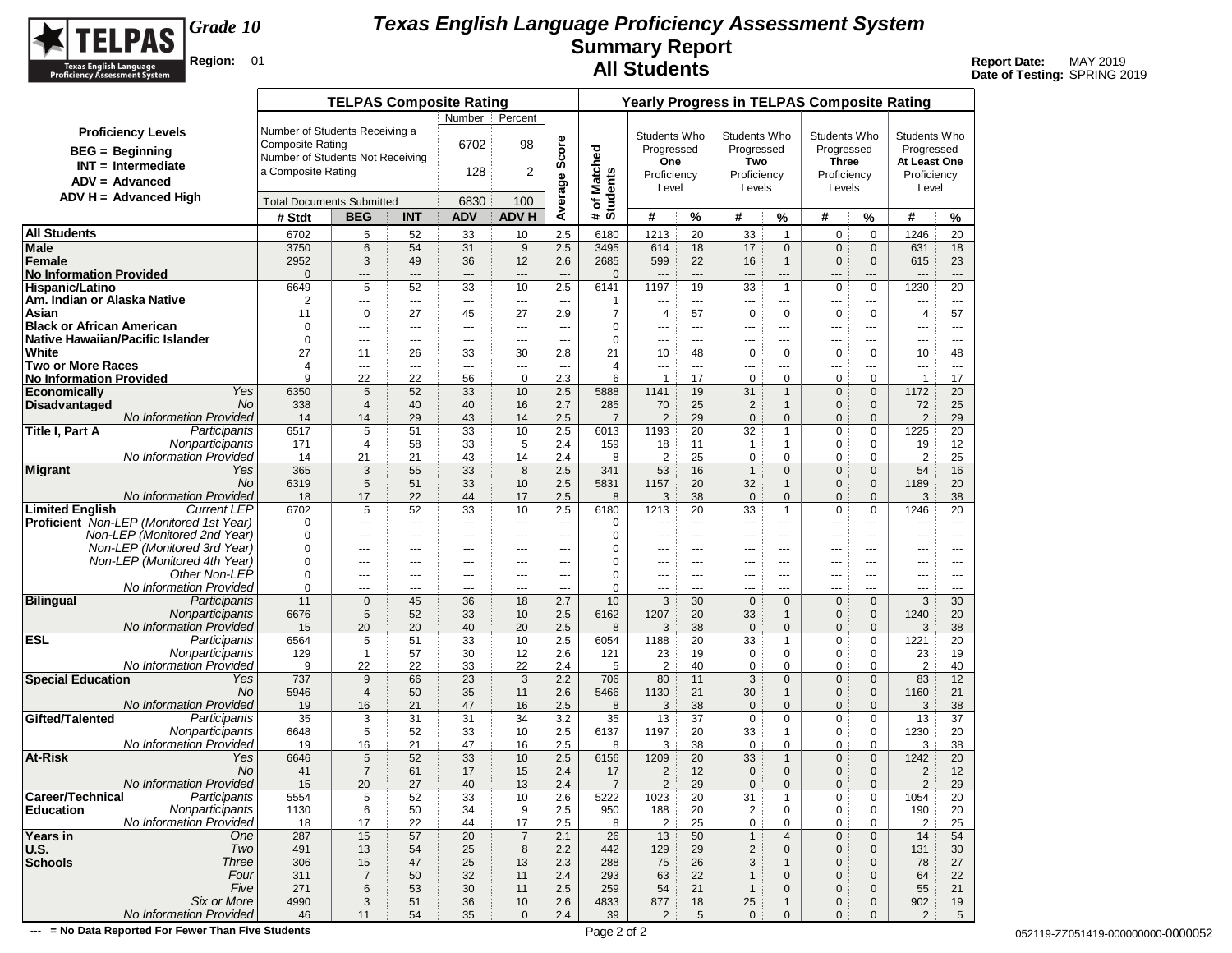# Texas English Language Proficiency Assessment System

## Summary Report

## All Students

**Grade 10**

**Region:** 01

**Report Date:** MAY 2019
**Date of Testing:** SPRING 2019

**Proficiency Levels**

- BEG = Beginning
- INT = Intermediate
- ADV = Advanced
- ADV H = Advanced High

**TELPAS Composite Rating**

| | Number | Percent |
|---|---|---|
| Number of Students Receiving a Composite Rating | 6702 | 98 |
| Number of Students Not Receiving a Composite Rating | 128 | 2 |
| Total Documents Submitted | 6830 | 100 |

| | | TELPAS Composite Rating | | | | | | Yearly Progress in TELPAS Composite Rating | | | | | | | | | |
|---|---|---|---|---|---|---|---|---|---|---|---|---|---|---|---|---|---|
| | | | | | | | Average Score | # of Matched Students | Students Who Progressed One Proficiency Level | | Students Who Progressed Two Proficiency Levels | | Students Who Progressed Three Proficiency Levels | | Students Who Progressed At Least One Proficiency Level | |
| | | # Stdt | BEG | INT | ADV | ADV H | | | # | % | # | % | # | % | # | % |
| All Students | | 6702 | 5 | 52 | 33 | 10 | 2.5 | 6180 | 1213 | 20 | 33 | 1 | 0 | 0 | 1246 | 20 |
| Male | | 3750 | 6 | 54 | 31 | 9 | 2.5 | 3495 | 614 | 18 | 17 | 0 | 0 | 0 | 631 | 18 |
| Female | | 2952 | 3 | 49 | 36 | 12 | 2.6 | 2685 | 599 | 22 | 16 | 1 | 0 | 0 | 615 | 23 |
| No Information Provided | | 0 | --- | --- | --- | --- | --- | 0 | --- | --- | --- | --- | --- | --- | --- | --- |
| Hispanic/Latino | | 6649 | 5 | 52 | 33 | 10 | 2.5 | 6141 | 1197 | 19 | 33 | 1 | 0 | 0 | 1230 | 20 |
| Am. Indian or Alaska Native | | 2 | --- | --- | --- | --- | --- | 1 | --- | --- | --- | --- | --- | --- | --- | --- |
| Asian | | 11 | 0 | 27 | 45 | 27 | 2.9 | 7 | 4 | 57 | 0 | 0 | 0 | 0 | 4 | 57 |
| Black or African American | | 0 | --- | --- | --- | --- | --- | 0 | --- | --- | --- | --- | --- | --- | --- | --- |
| Native Hawaiian/Pacific Islander | | 0 | --- | --- | --- | --- | --- | 0 | --- | --- | --- | --- | --- | --- | --- | --- |
| White | | 27 | 11 | 26 | 33 | 30 | 2.8 | 21 | 10 | 48 | 0 | 0 | 0 | 0 | 10 | 48 |
| Two or More Races | | 4 | --- | --- | --- | --- | --- | 4 | --- | --- | --- | --- | --- | --- | --- | --- |
| No Information Provided | | 9 | 22 | 22 | 56 | 0 | 2.3 | 6 | 1 | 17 | 0 | 0 | 0 | 0 | 1 | 17 |
| Economically Disadvantaged | *Yes* | 6350 | 5 | 52 | 33 | 10 | 2.5 | 5888 | 1141 | 19 | 31 | 1 | 0 | 0 | 1172 | 20 |
| | *No* | 338 | 4 | 40 | 40 | 16 | 2.7 | 285 | 70 | 25 | 2 | 1 | 0 | 0 | 72 | 25 |
| | *No Information Provided* | 14 | 14 | 29 | 43 | 14 | 2.5 | 7 | 2 | 29 | 0 | 0 | 0 | 0 | 2 | 29 |
| Title I, Part A | *Participants* | 6517 | 5 | 51 | 33 | 10 | 2.5 | 6013 | 1193 | 20 | 32 | 1 | 0 | 0 | 1225 | 20 |
| | *Nonparticipants* | 171 | 4 | 58 | 33 | 5 | 2.4 | 159 | 18 | 11 | 1 | 1 | 0 | 0 | 19 | 12 |
| | *No Information Provided* | 14 | 21 | 21 | 43 | 14 | 2.4 | 8 | 2 | 25 | 0 | 0 | 0 | 0 | 2 | 25 |
| Migrant | *Yes* | 365 | 3 | 55 | 33 | 8 | 2.5 | 341 | 53 | 16 | 1 | 0 | 0 | 0 | 54 | 16 |
| | *No* | 6319 | 5 | 51 | 33 | 10 | 2.5 | 5831 | 1157 | 20 | 32 | 1 | 0 | 0 | 1189 | 20 |
| | *No Information Provided* | 18 | 17 | 22 | 44 | 17 | 2.5 | 8 | 3 | 38 | 0 | 0 | 0 | 0 | 3 | 38 |
| Limited English Proficient | *Current LEP* | 6702 | 5 | 52 | 33 | 10 | 2.5 | 6180 | 1213 | 20 | 33 | 1 | 0 | 0 | 1246 | 20 |
| | *Non-LEP (Monitored 1st Year)* | 0 | --- | --- | --- | --- | --- | 0 | --- | --- | --- | --- | --- | --- | --- | --- |
| | *Non-LEP (Monitored 2nd Year)* | 0 | --- | --- | --- | --- | --- | 0 | --- | --- | --- | --- | --- | --- | --- | --- |
| | *Non-LEP (Monitored 3rd Year)* | 0 | --- | --- | --- | --- | --- | 0 | --- | --- | --- | --- | --- | --- | --- | --- |
| | *Non-LEP (Monitored 4th Year)* | 0 | --- | --- | --- | --- | --- | 0 | --- | --- | --- | --- | --- | --- | --- | --- |
| | *Other Non-LEP* | 0 | --- | --- | --- | --- | --- | 0 | --- | --- | --- | --- | --- | --- | --- | --- |
| | *No Information Provided* | 0 | --- | --- | --- | --- | --- | 0 | --- | --- | --- | --- | --- | --- | --- | --- |
| Bilingual | *Participants* | 11 | 0 | 45 | 36 | 18 | 2.7 | 10 | 3 | 30 | 0 | 0 | 0 | 0 | 3 | 30 |
| | *Nonparticipants* | 6676 | 5 | 52 | 33 | 10 | 2.5 | 6162 | 1207 | 20 | 33 | 1 | 0 | 0 | 1240 | 20 |
| | *No Information Provided* | 15 | 20 | 20 | 40 | 20 | 2.5 | 8 | 3 | 38 | 0 | 0 | 0 | 0 | 3 | 38 |
| ESL | *Participants* | 6564 | 5 | 51 | 33 | 10 | 2.5 | 6054 | 1188 | 20 | 33 | 1 | 0 | 0 | 1221 | 20 |
| | *Nonparticipants* | 129 | 1 | 57 | 30 | 12 | 2.6 | 121 | 23 | 19 | 0 | 0 | 0 | 0 | 23 | 19 |
| | *No Information Provided* | 9 | 22 | 22 | 33 | 22 | 2.4 | 5 | 2 | 40 | 0 | 0 | 0 | 0 | 2 | 40 |
| Special Education | *Yes* | 737 | 9 | 66 | 23 | 3 | 2.2 | 706 | 80 | 11 | 3 | 0 | 0 | 0 | 83 | 12 |
| | *No* | 5946 | 4 | 50 | 35 | 11 | 2.6 | 5466 | 1130 | 21 | 30 | 1 | 0 | 0 | 1160 | 21 |
| | *No Information Provided* | 19 | 16 | 21 | 47 | 16 | 2.5 | 8 | 3 | 38 | 0 | 0 | 0 | 0 | 3 | 38 |
| Gifted/Talented | *Participants* | 35 | 3 | 31 | 31 | 34 | 3.2 | 35 | 13 | 37 | 0 | 0 | 0 | 0 | 13 | 37 |
| | *Nonparticipants* | 6648 | 5 | 52 | 33 | 10 | 2.5 | 6137 | 1197 | 20 | 33 | 1 | 0 | 0 | 1230 | 20 |
| | *No Information Provided* | 19 | 16 | 21 | 47 | 16 | 2.5 | 8 | 3 | 38 | 0 | 0 | 0 | 0 | 3 | 38 |
| At-Risk | *Yes* | 6646 | 5 | 52 | 33 | 10 | 2.5 | 6156 | 1209 | 20 | 33 | 1 | 0 | 0 | 1242 | 20 |
| | *No* | 41 | 7 | 61 | 17 | 15 | 2.4 | 17 | 2 | 12 | 0 | 0 | 0 | 0 | 2 | 12 |
| | *No Information Provided* | 15 | 20 | 27 | 40 | 13 | 2.4 | 7 | 2 | 29 | 0 | 0 | 0 | 0 | 2 | 29 |
| Career/Technical Education | *Participants* | 5554 | 5 | 52 | 33 | 10 | 2.6 | 5222 | 1023 | 20 | 31 | 1 | 0 | 0 | 1054 | 20 |
| | *Nonparticipants* | 1130 | 6 | 50 | 34 | 9 | 2.5 | 950 | 188 | 20 | 2 | 0 | 0 | 0 | 190 | 20 |
| | *No Information Provided* | 18 | 17 | 22 | 44 | 17 | 2.5 | 8 | 2 | 25 | 0 | 0 | 0 | 0 | 2 | 25 |
| Years in U.S. Schools | *One* | 287 | 15 | 57 | 20 | 7 | 2.1 | 26 | 13 | 50 | 1 | 4 | 0 | 0 | 14 | 54 |
| | *Two* | 491 | 13 | 54 | 25 | 8 | 2.2 | 442 | 129 | 29 | 2 | 0 | 0 | 0 | 131 | 30 |
| | *Three* | 306 | 15 | 47 | 25 | 13 | 2.3 | 288 | 75 | 26 | 3 | 1 | 0 | 0 | 78 | 27 |
| | *Four* | 311 | 7 | 50 | 32 | 11 | 2.4 | 293 | 63 | 22 | 1 | 0 | 0 | 0 | 64 | 22 |
| | *Five* | 271 | 6 | 53 | 30 | 11 | 2.5 | 259 | 54 | 21 | 1 | 0 | 0 | 0 | 55 | 21 |
| | *Six or More* | 4990 | 3 | 51 | 36 | 10 | 2.6 | 4833 | 877 | 18 | 25 | 1 | 0 | 0 | 902 | 19 |
| | *No Information Provided* | 46 | 11 | 54 | 35 | 0 | 2.4 | 39 | 2 | 5 | 0 | 0 | 0 | 0 | 2 | 5 |

--- = No Data Reported For Fewer Than Five Students

052119-ZZ051419-000000000-0000052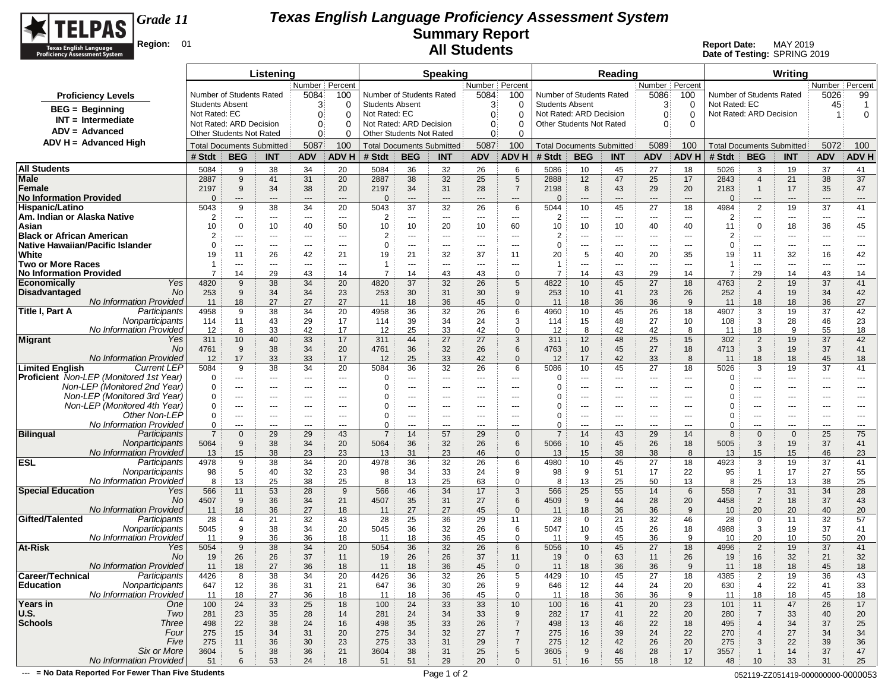# Texas English Language Proficiency Assessment System
## Summary Report
## All Students

TELPAS — Texas English Language Proficiency Assessment System

**Grade 11**

**Region:** 01

**Report Date:** MAY 2019
**Date of Testing:** SPRING 2019

**Proficiency Levels**
- BEG = Beginning
- INT = Intermediate
- ADV = Advanced
- ADV H = Advanced High

| | Listening | | Speaking | | Reading | | Writing | |
|---|---|---|---|---|---|---|---|---|
| | Number | Percent | Number | Percent | Number | Percent | Number | Percent |
| Number of Students Rated | 5084 | 100 | 5084 | 100 | 5086 | 100 | 5026 | 99 |
| Students Absent | 3 | 0 | 3 | 0 | 3 | 0 | | |
| Not Rated: EC | 0 | 0 | 0 | 0 | | | 45 | 1 |
| Not Rated: ARD Decision | 0 | 0 | 0 | 0 | 0 | 0 | 1 | 0 |
| Other Students Not Rated | 0 | 0 | 0 | 0 | 0 | 0 | | |
| Total Documents Submitted | 5087 | 100 | 5087 | 100 | 5089 | 100 | 5072 | 100 |

| | | Listening # Stdt | BEG | INT | ADV | ADV H | Speaking # Stdt | BEG | INT | ADV | ADV H | Reading # Stdt | BEG | INT | ADV | ADV H | Writing # Stdt | BEG | INT | ADV | ADV H |
|---|---|---|---|---|---|---|---|---|---|---|---|---|---|---|---|---|---|---|---|---|---|
| **All Students** | | 5084 | 9 | 38 | 34 | 20 | 5084 | 36 | 32 | 26 | 6 | 5086 | 10 | 45 | 27 | 18 | 5026 | 3 | 19 | 37 | 41 |
| **Male** | | 2887 | 9 | 41 | 31 | 20 | 2887 | 38 | 32 | 25 | 5 | 2888 | 12 | 47 | 25 | 17 | 2843 | 4 | 21 | 38 | 37 |
| **Female** | | 2197 | 9 | 34 | 38 | 20 | 2197 | 34 | 31 | 28 | 7 | 2198 | 8 | 43 | 29 | 20 | 2183 | 1 | 17 | 35 | 47 |
| **No Information Provided** | | 0 | --- | --- | --- | --- | 0 | --- | --- | --- | --- | 0 | --- | --- | --- | --- | 0 | --- | --- | --- | --- |
| **Hispanic/Latino** | | 5043 | 9 | 38 | 34 | 20 | 5043 | 37 | 32 | 26 | 6 | 5044 | 10 | 45 | 27 | 18 | 4984 | 2 | 19 | 37 | 41 |
| **Am. Indian or Alaska Native** | | 2 | --- | --- | --- | --- | 2 | --- | --- | --- | --- | 2 | --- | --- | --- | --- | 2 | --- | --- | --- | --- |
| **Asian** | | 10 | 0 | 10 | 40 | 50 | 10 | 10 | 20 | 10 | 60 | 10 | 10 | 10 | 40 | 40 | 11 | 0 | 18 | 36 | 45 |
| **Black or African American** | | 2 | --- | --- | --- | --- | 2 | --- | --- | --- | --- | 2 | --- | --- | --- | --- | 2 | --- | --- | --- | --- |
| **Native Hawaiian/Pacific Islander** | | 0 | --- | --- | --- | --- | 0 | --- | --- | --- | --- | 0 | --- | --- | --- | --- | 0 | --- | --- | --- | --- |
| **White** | | 19 | 11 | 26 | 42 | 21 | 19 | 21 | 32 | 37 | 11 | 20 | 5 | 40 | 20 | 35 | 19 | 11 | 32 | 16 | 42 |
| **Two or More Races** | | 1 | --- | --- | --- | --- | 1 | --- | --- | --- | --- | 1 | --- | --- | --- | --- | 1 | --- | --- | --- | --- |
| **No Information Provided** | | 7 | 14 | 29 | 43 | 14 | 7 | 14 | 43 | 43 | 0 | 7 | 14 | 43 | 29 | 14 | 7 | 29 | 14 | 43 | 14 |
| **Economically Disadvantaged** | *Yes* | 4820 | 9 | 38 | 34 | 20 | 4820 | 37 | 32 | 26 | 5 | 4822 | 10 | 45 | 27 | 18 | 4763 | 2 | 19 | 37 | 41 |
| | *No* | 253 | 9 | 34 | 34 | 23 | 253 | 30 | 31 | 30 | 9 | 253 | 10 | 41 | 23 | 26 | 252 | 4 | 19 | 34 | 42 |
| | *No Information Provided* | 11 | 18 | 27 | 27 | 27 | 11 | 18 | 36 | 45 | 0 | 11 | 18 | 36 | 36 | 9 | 11 | 18 | 18 | 36 | 27 |
| **Title I, Part A** | *Participants* | 4958 | 9 | 38 | 34 | 20 | 4958 | 36 | 32 | 26 | 6 | 4960 | 10 | 45 | 26 | 18 | 4907 | 3 | 19 | 37 | 42 |
| | *Nonparticipants* | 114 | 11 | 43 | 29 | 17 | 114 | 39 | 34 | 24 | 3 | 114 | 15 | 48 | 27 | 10 | 108 | 3 | 28 | 46 | 23 |
| | *No Information Provided* | 12 | 8 | 33 | 42 | 17 | 12 | 25 | 33 | 42 | 0 | 12 | 8 | 42 | 42 | 8 | 11 | 18 | 9 | 55 | 18 |
| **Migrant** | *Yes* | 311 | 10 | 40 | 33 | 17 | 311 | 44 | 27 | 27 | 3 | 311 | 12 | 48 | 25 | 15 | 302 | 2 | 19 | 37 | 42 |
| | *No* | 4761 | 9 | 38 | 34 | 20 | 4761 | 36 | 32 | 26 | 6 | 4763 | 10 | 45 | 27 | 18 | 4713 | 3 | 19 | 37 | 41 |
| | *No Information Provided* | 12 | 17 | 33 | 33 | 17 | 12 | 25 | 33 | 42 | 0 | 12 | 17 | 42 | 33 | 8 | 11 | 18 | 18 | 45 | 18 |
| **Limited English Proficient** | *Current LEP* | 5084 | 9 | 38 | 34 | 20 | 5084 | 36 | 32 | 26 | 6 | 5086 | 10 | 45 | 27 | 18 | 5026 | 3 | 19 | 37 | 41 |
| | *Non-LEP (Monitored 1st Year)* | 0 | --- | --- | --- | --- | 0 | --- | --- | --- | --- | 0 | --- | --- | --- | --- | 0 | --- | --- | --- | --- |
| | *Non-LEP (Monitored 2nd Year)* | 0 | --- | --- | --- | --- | 0 | --- | --- | --- | --- | 0 | --- | --- | --- | --- | 0 | --- | --- | --- | --- |
| | *Non-LEP (Monitored 3rd Year)* | 0 | --- | --- | --- | --- | 0 | --- | --- | --- | --- | 0 | --- | --- | --- | --- | 0 | --- | --- | --- | --- |
| | *Non-LEP (Monitored 4th Year)* | 0 | --- | --- | --- | --- | 0 | --- | --- | --- | --- | 0 | --- | --- | --- | --- | 0 | --- | --- | --- | --- |
| | *Other Non-LEP* | 0 | --- | --- | --- | --- | 0 | --- | --- | --- | --- | 0 | --- | --- | --- | --- | 0 | --- | --- | --- | --- |
| | *No Information Provided* | 0 | --- | --- | --- | --- | 0 | --- | --- | --- | --- | 0 | --- | --- | --- | --- | 0 | --- | --- | --- | --- |
| **Bilingual** | *Participants* | 7 | 0 | 29 | 29 | 43 | 7 | 14 | 57 | 29 | 0 | 7 | 14 | 43 | 29 | 14 | 8 | 0 | 0 | 25 | 75 |
| | *Nonparticipants* | 5064 | 9 | 38 | 34 | 20 | 5064 | 36 | 32 | 26 | 6 | 5066 | 10 | 45 | 26 | 18 | 5005 | 3 | 19 | 37 | 41 |
| | *No Information Provided* | 13 | 15 | 38 | 23 | 23 | 13 | 31 | 23 | 46 | 0 | 13 | 15 | 38 | 38 | 8 | 13 | 15 | 15 | 46 | 23 |
| **ESL** | *Participants* | 4978 | 9 | 38 | 34 | 20 | 4978 | 36 | 32 | 26 | 6 | 4980 | 10 | 45 | 27 | 18 | 4923 | 3 | 19 | 37 | 41 |
| | *Nonparticipants* | 98 | 5 | 40 | 32 | 23 | 98 | 34 | 33 | 24 | 9 | 98 | 9 | 51 | 17 | 22 | 95 | 1 | 17 | 27 | 55 |
| | *No Information Provided* | 8 | 13 | 25 | 38 | 25 | 8 | 13 | 25 | 63 | 0 | 8 | 13 | 25 | 50 | 13 | 8 | 25 | 13 | 38 | 25 |
| **Special Education** | *Yes* | 566 | 11 | 53 | 28 | 9 | 566 | 46 | 34 | 17 | 3 | 566 | 25 | 55 | 14 | 6 | 558 | 7 | 31 | 34 | 28 |
| | *No* | 4507 | 9 | 36 | 34 | 21 | 4507 | 35 | 31 | 27 | 6 | 4509 | 9 | 44 | 28 | 20 | 4458 | 2 | 18 | 37 | 43 |
| | *No Information Provided* | 11 | 18 | 36 | 27 | 18 | 11 | 27 | 27 | 45 | 0 | 11 | 18 | 36 | 36 | 9 | 10 | 20 | 20 | 40 | 20 |
| **Gifted/Talented** | *Participants* | 28 | 4 | 21 | 32 | 43 | 28 | 25 | 36 | 29 | 11 | 28 | 0 | 21 | 32 | 46 | 28 | 0 | 11 | 32 | 57 |
| | *Nonparticipants* | 5045 | 9 | 38 | 34 | 20 | 5045 | 36 | 32 | 26 | 6 | 5047 | 10 | 45 | 26 | 18 | 4988 | 3 | 19 | 37 | 41 |
| | *No Information Provided* | 11 | 9 | 36 | 36 | 18 | 11 | 18 | 36 | 45 | 0 | 11 | 9 | 45 | 36 | 9 | 10 | 20 | 10 | 50 | 20 |
| **At-Risk** | *Yes* | 5054 | 9 | 38 | 34 | 20 | 5054 | 36 | 32 | 26 | 6 | 5056 | 10 | 45 | 27 | 18 | 4996 | 2 | 19 | 37 | 41 |
| | *No* | 19 | 26 | 26 | 37 | 11 | 19 | 26 | 26 | 37 | 11 | 19 | 0 | 63 | 11 | 26 | 19 | 16 | 32 | 21 | 32 |
| | *No Information Provided* | 11 | 18 | 27 | 36 | 18 | 11 | 18 | 36 | 45 | 0 | 11 | 18 | 36 | 36 | 9 | 11 | 18 | 18 | 45 | 18 |
| **Career/Technical Education** | *Participants* | 4426 | 8 | 38 | 34 | 20 | 4426 | 36 | 32 | 26 | 5 | 4429 | 10 | 45 | 27 | 18 | 4385 | 2 | 19 | 36 | 43 |
| | *Nonparticipants* | 647 | 12 | 36 | 31 | 21 | 647 | 36 | 30 | 26 | 9 | 646 | 12 | 44 | 24 | 20 | 630 | 4 | 22 | 41 | 33 |
| | *No Information Provided* | 11 | 18 | 27 | 36 | 18 | 11 | 18 | 36 | 45 | 0 | 11 | 18 | 36 | 36 | 9 | 11 | 18 | 18 | 45 | 18 |
| **Years in U.S. Schools** | *One* | 100 | 24 | 33 | 25 | 18 | 100 | 24 | 33 | 33 | 10 | 100 | 16 | 41 | 20 | 23 | 101 | 11 | 47 | 26 | 17 |
| | *Two* | 281 | 23 | 35 | 28 | 14 | 281 | 24 | 34 | 33 | 9 | 282 | 17 | 41 | 22 | 20 | 280 | 7 | 33 | 40 | 20 |
| | *Three* | 498 | 22 | 38 | 24 | 16 | 498 | 35 | 33 | 26 | 7 | 498 | 13 | 46 | 22 | 18 | 495 | 4 | 34 | 37 | 25 |
| | *Four* | 275 | 15 | 34 | 31 | 20 | 275 | 34 | 32 | 27 | 7 | 275 | 16 | 39 | 24 | 22 | 270 | 4 | 27 | 34 | 34 |
| | *Five* | 275 | 11 | 36 | 30 | 23 | 275 | 33 | 31 | 29 | 7 | 275 | 12 | 42 | 26 | 20 | 275 | 3 | 22 | 39 | 36 |
| | *Six or More* | 3604 | 5 | 38 | 36 | 21 | 3604 | 38 | 31 | 25 | 5 | 3605 | 9 | 46 | 28 | 17 | 3557 | 1 | 14 | 37 | 47 |
| | *No Information Provided* | 51 | 6 | 53 | 24 | 18 | 51 | 51 | 29 | 20 | 0 | 51 | 16 | 55 | 18 | 12 | 48 | 10 | 33 | 31 | 25 |

--- = No Data Reported For Fewer Than Five Students

052119-ZZ051419-000000000-0000053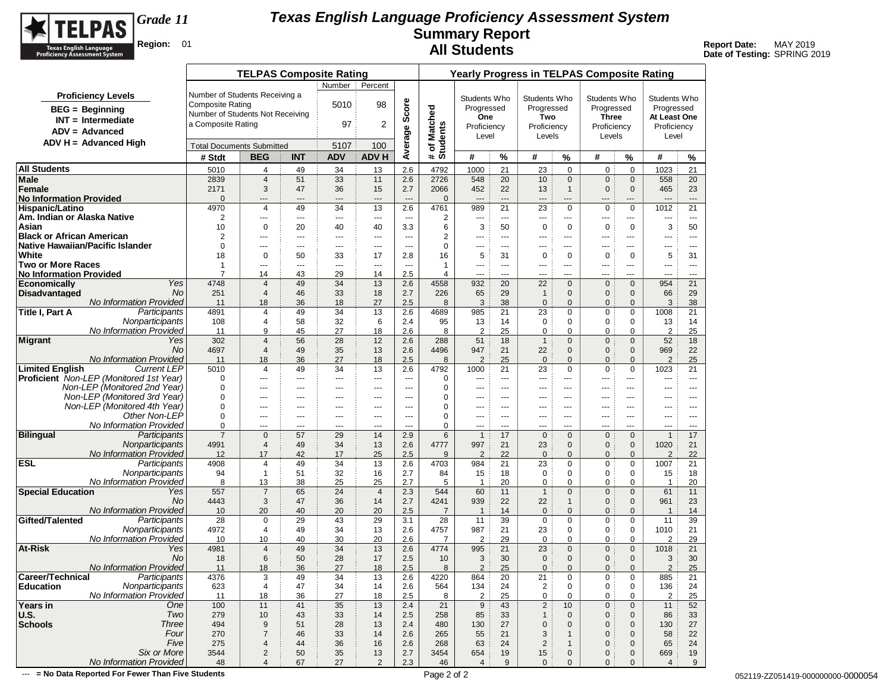# Texas English Language Proficiency Assessment System
## Summary Report
## All Students

**Grade 11**
**Region:** 01

**Report Date:** MAY 2019
**Date of Testing:** SPRING 2019

**Proficiency Levels**
- BEG = Beginning
- INT = Intermediate
- ADV = Advanced
- ADV H = Advanced High

**TELPAS Composite Rating**

| | Number | Percent |
|---|---|---|
| Number of Students Receiving a Composite Rating | 5010 | 98 |
| Number of Students Not Receiving a Composite Rating | 97 | 2 |
| Total Documents Submitted | 5107 | 100 |

| | | TELPAS Composite Rating | | | | | | Yearly Progress in TELPAS Composite Rating | | | | | | | | | |
|---|---|---|---|---|---|---|---|---|---|---|---|---|---|---|---|---|---|
| | | | | | | | | | Students Who Progressed One Proficiency Level | | Students Who Progressed Two Proficiency Levels | | Students Who Progressed Three Proficiency Levels | | Students Who Progressed At Least One Proficiency Level | |
| | | # Stdt | BEG | INT | ADV | ADV H | Average Score | # of Matched Students | # | % | # | % | # | % | # | % |
| All Students | | 5010 | 4 | 49 | 34 | 13 | 2.6 | 4792 | 1000 | 21 | 23 | 0 | 0 | 0 | 1023 | 21 |
| Male | | 2839 | 4 | 51 | 33 | 11 | 2.6 | 2726 | 548 | 20 | 10 | 0 | 0 | 0 | 558 | 20 |
| Female | | 2171 | 3 | 47 | 36 | 15 | 2.7 | 2066 | 452 | 22 | 13 | 1 | 0 | 0 | 465 | 23 |
| No Information Provided | | 0 | --- | --- | --- | --- | --- | 0 | --- | --- | --- | --- | --- | --- | --- | --- |
| Hispanic/Latino | | 4970 | 4 | 49 | 34 | 13 | 2.6 | 4761 | 989 | 21 | 23 | 0 | 0 | 0 | 1012 | 21 |
| Am. Indian or Alaska Native | | 2 | --- | --- | --- | --- | --- | 2 | --- | --- | --- | --- | --- | --- | --- | --- |
| Asian | | 10 | 0 | 20 | 40 | 40 | 3.3 | 6 | 3 | 50 | 0 | 0 | 0 | 0 | 3 | 50 |
| Black or African American | | 2 | --- | --- | --- | --- | --- | 2 | --- | --- | --- | --- | --- | --- | --- | --- |
| Native Hawaiian/Pacific Islander | | 0 | --- | --- | --- | --- | --- | 0 | --- | --- | --- | --- | --- | --- | --- | --- |
| White | | 18 | 0 | 50 | 33 | 17 | 2.8 | 16 | 5 | 31 | 0 | 0 | 0 | 0 | 5 | 31 |
| Two or More Races | | 1 | --- | --- | --- | --- | --- | 1 | --- | --- | --- | --- | --- | --- | --- | --- |
| No Information Provided | | 7 | 14 | 43 | 29 | 14 | 2.5 | 4 | --- | --- | --- | --- | --- | --- | --- | --- |
| Economically Disadvantaged | Yes | 4748 | 4 | 49 | 34 | 13 | 2.6 | 4558 | 932 | 20 | 22 | 0 | 0 | 0 | 954 | 21 |
| | No | 251 | 4 | 46 | 33 | 18 | 2.7 | 226 | 65 | 29 | 1 | 0 | 0 | 0 | 66 | 29 |
| | No Information Provided | 11 | 18 | 36 | 18 | 27 | 2.5 | 8 | 3 | 38 | 0 | 0 | 0 | 0 | 3 | 38 |
| Title I, Part A | Participants | 4891 | 4 | 49 | 34 | 13 | 2.6 | 4689 | 985 | 21 | 23 | 0 | 0 | 0 | 1008 | 21 |
| | Nonparticipants | 108 | 4 | 58 | 32 | 6 | 2.4 | 95 | 13 | 14 | 0 | 0 | 0 | 0 | 13 | 14 |
| | No Information Provided | 11 | 9 | 45 | 27 | 18 | 2.6 | 8 | 2 | 25 | 0 | 0 | 0 | 0 | 2 | 25 |
| Migrant | Yes | 302 | 4 | 56 | 28 | 12 | 2.6 | 288 | 51 | 18 | 1 | 0 | 0 | 0 | 52 | 18 |
| | No | 4697 | 4 | 49 | 35 | 13 | 2.6 | 4496 | 947 | 21 | 22 | 0 | 0 | 0 | 969 | 22 |
| | No Information Provided | 11 | 18 | 36 | 27 | 18 | 2.5 | 8 | 2 | 25 | 0 | 0 | 0 | 0 | 2 | 25 |
| Limited English Proficient | Current LEP | 5010 | 4 | 49 | 34 | 13 | 2.6 | 4792 | 1000 | 21 | 23 | 0 | 0 | 0 | 1023 | 21 |
| | Non-LEP (Monitored 1st Year) | 0 | --- | --- | --- | --- | --- | 0 | --- | --- | --- | --- | --- | --- | --- | --- |
| | Non-LEP (Monitored 2nd Year) | 0 | --- | --- | --- | --- | --- | 0 | --- | --- | --- | --- | --- | --- | --- | --- |
| | Non-LEP (Monitored 3rd Year) | 0 | --- | --- | --- | --- | --- | 0 | --- | --- | --- | --- | --- | --- | --- | --- |
| | Non-LEP (Monitored 4th Year) | 0 | --- | --- | --- | --- | --- | 0 | --- | --- | --- | --- | --- | --- | --- | --- |
| | Other Non-LEP | 0 | --- | --- | --- | --- | --- | 0 | --- | --- | --- | --- | --- | --- | --- | --- |
| | No Information Provided | 0 | --- | --- | --- | --- | --- | 0 | --- | --- | --- | --- | --- | --- | --- | --- |
| Bilingual | Participants | 7 | 0 | 57 | 29 | 14 | 2.9 | 6 | 1 | 17 | 0 | 0 | 0 | 0 | 1 | 17 |
| | Nonparticipants | 4991 | 4 | 49 | 34 | 13 | 2.6 | 4777 | 997 | 21 | 23 | 0 | 0 | 0 | 1020 | 21 |
| | No Information Provided | 12 | 17 | 42 | 17 | 25 | 2.5 | 9 | 2 | 22 | 0 | 0 | 0 | 0 | 2 | 22 |
| ESL | Participants | 4908 | 4 | 49 | 34 | 13 | 2.6 | 4703 | 984 | 21 | 23 | 0 | 0 | 0 | 1007 | 21 |
| | Nonparticipants | 94 | 1 | 51 | 32 | 16 | 2.7 | 84 | 15 | 18 | 0 | 0 | 0 | 0 | 15 | 18 |
| | No Information Provided | 8 | 13 | 38 | 25 | 25 | 2.7 | 5 | 1 | 20 | 0 | 0 | 0 | 0 | 1 | 20 |
| Special Education | Yes | 557 | 7 | 65 | 24 | 4 | 2.3 | 544 | 60 | 11 | 1 | 0 | 0 | 0 | 61 | 11 |
| | No | 4443 | 3 | 47 | 36 | 14 | 2.7 | 4241 | 939 | 22 | 22 | 1 | 0 | 0 | 961 | 23 |
| | No Information Provided | 10 | 20 | 40 | 20 | 20 | 2.5 | 7 | 1 | 14 | 0 | 0 | 0 | 0 | 1 | 14 |
| Gifted/Talented | Participants | 28 | 0 | 29 | 43 | 29 | 3.1 | 28 | 11 | 39 | 0 | 0 | 0 | 0 | 11 | 39 |
| | Nonparticipants | 4972 | 4 | 49 | 34 | 13 | 2.6 | 4757 | 987 | 21 | 23 | 0 | 0 | 0 | 1010 | 21 |
| | No Information Provided | 10 | 10 | 40 | 30 | 20 | 2.6 | 7 | 2 | 29 | 0 | 0 | 0 | 0 | 2 | 29 |
| At-Risk | Yes | 4981 | 4 | 49 | 34 | 13 | 2.6 | 4774 | 995 | 21 | 23 | 0 | 0 | 0 | 1018 | 21 |
| | No | 18 | 6 | 50 | 28 | 17 | 2.5 | 10 | 3 | 30 | 0 | 0 | 0 | 0 | 3 | 30 |
| | No Information Provided | 11 | 18 | 36 | 27 | 18 | 2.5 | 8 | 2 | 25 | 0 | 0 | 0 | 0 | 2 | 25 |
| Career/Technical Education | Participants | 4376 | 3 | 49 | 34 | 13 | 2.6 | 4220 | 864 | 20 | 21 | 0 | 0 | 0 | 885 | 21 |
| | Nonparticipants | 623 | 4 | 47 | 34 | 14 | 2.6 | 564 | 134 | 24 | 2 | 0 | 0 | 0 | 136 | 24 |
| | No Information Provided | 11 | 18 | 36 | 27 | 18 | 2.5 | 8 | 2 | 25 | 0 | 0 | 0 | 0 | 2 | 25 |
| Years in U.S. Schools | One | 100 | 11 | 41 | 35 | 13 | 2.4 | 21 | 9 | 43 | 2 | 10 | 0 | 0 | 11 | 52 |
| | Two | 279 | 10 | 43 | 33 | 14 | 2.5 | 258 | 85 | 33 | 1 | 0 | 0 | 0 | 86 | 33 |
| | Three | 494 | 9 | 51 | 28 | 13 | 2.4 | 480 | 130 | 27 | 0 | 0 | 0 | 0 | 130 | 27 |
| | Four | 270 | 7 | 46 | 33 | 14 | 2.6 | 265 | 55 | 21 | 3 | 1 | 0 | 0 | 58 | 22 |
| | Five | 275 | 4 | 44 | 36 | 16 | 2.6 | 268 | 63 | 24 | 2 | 1 | 0 | 0 | 65 | 24 |
| | Six or More | 3544 | 2 | 50 | 35 | 13 | 2.7 | 3454 | 654 | 19 | 15 | 0 | 0 | 0 | 669 | 19 |
| | No Information Provided | 48 | 4 | 67 | 27 | 2 | 2.3 | 46 | 4 | 9 | 0 | 0 | 0 | 0 | 4 | 9 |

--- = No Data Reported For Fewer Than Five Students

052119-ZZ051419-000000000-0000054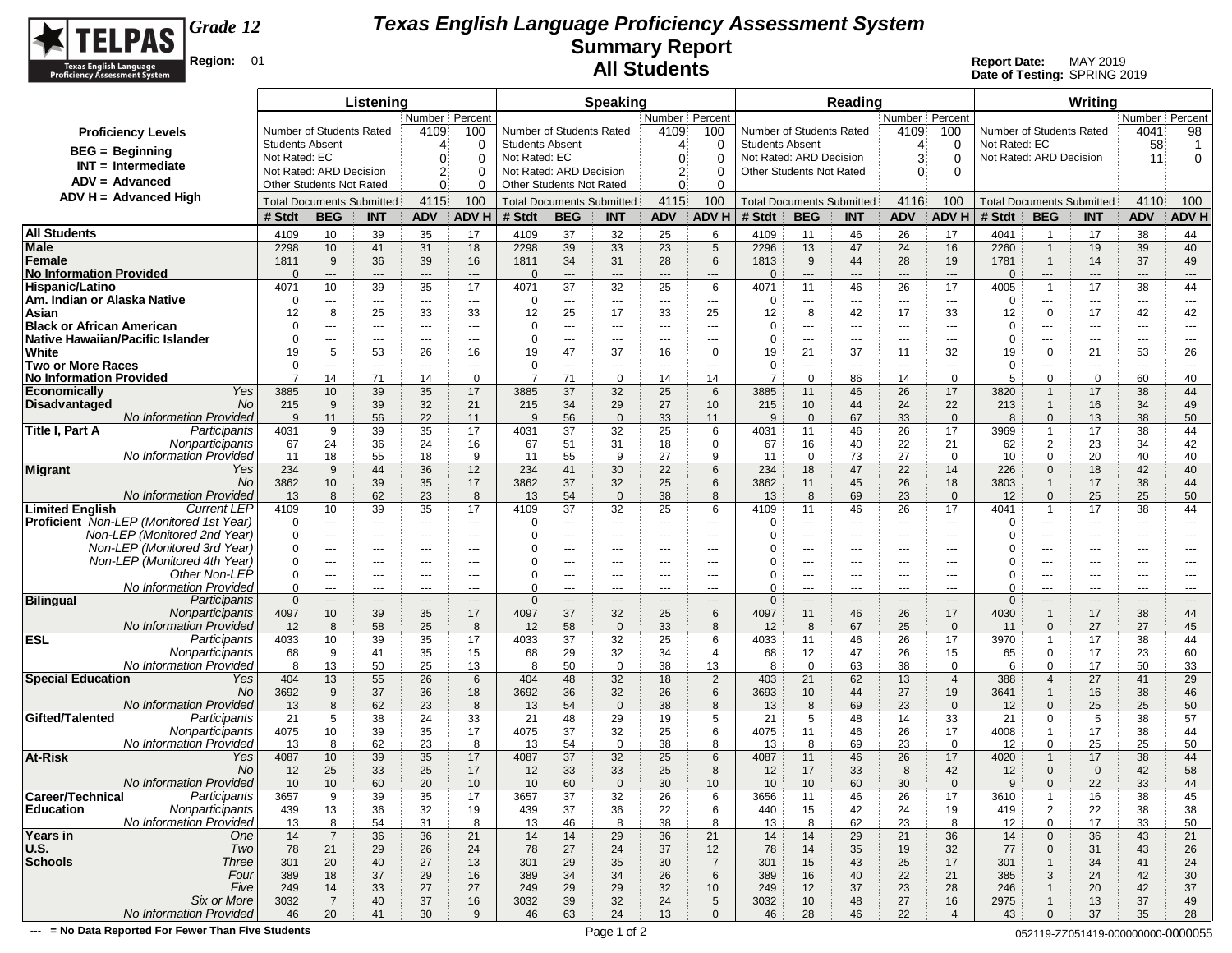# Texas English Language Proficiency Assessment System

## Summary Report

## All Students

**Grade 12**

**Region:** 01

**Report Date:** MAY 2019
**Date of Testing:** SPRING 2019

**Proficiency Levels**

- BEG = Beginning
- INT = Intermediate
- ADV = Advanced
- ADV H = Advanced High

| Listening | Number | Percent |
|---|---|---|
| Number of Students Rated | 4109 | 100 |
| Students Absent | 4 | 0 |
| Not Rated: EC | 0 | 0 |
| Not Rated: ARD Decision | 2 | 0 |
| Other Students Not Rated | 0 | 0 |
| Total Documents Submitted | 4115 | 100 |

| Speaking | Number | Percent |
|---|---|---|
| Number of Students Rated | 4109 | 100 |
| Students Absent | 4 | 0 |
| Not Rated: EC | 0 | 0 |
| Not Rated: ARD Decision | 2 | 0 |
| Other Students Not Rated | 0 | 0 |
| Total Documents Submitted | 4115 | 100 |

| Reading | Number | Percent |
|---|---|---|
| Number of Students Rated | 4109 | 100 |
| Students Absent | 4 | 0 |
| Not Rated: ARD Decision | 3 | 0 |
| Other Students Not Rated | 0 | 0 |
| Total Documents Submitted | 4116 | 100 |

| Writing | Number | Percent |
|---|---|---|
| Number of Students Rated | 4041 | 98 |
| Not Rated: EC | 58 | 1 |
| Not Rated: ARD Decision | 11 | 0 |
| Total Documents Submitted | 4110 | 100 |

| | | Listening | | | | | Speaking | | | | | Reading | | | | | Writing | | | | |
|---|---|---|---|---|---|---|---|---|---|---|---|---|---|---|---|---|---|---|---|---|---|
| | | # Stdt | BEG | INT | ADV | ADV H | # Stdt | BEG | INT | ADV | ADV H | # Stdt | BEG | INT | ADV | ADV H | # Stdt | BEG | INT | ADV | ADV H |
| **All Students** | | 4109 | 10 | 39 | 35 | 17 | 4109 | 37 | 32 | 25 | 6 | 4109 | 11 | 46 | 26 | 17 | 4041 | 1 | 17 | 38 | 44 |
| **Male** | | 2298 | 10 | 41 | 31 | 18 | 2298 | 39 | 33 | 23 | 5 | 2296 | 13 | 47 | 24 | 16 | 2260 | 1 | 19 | 39 | 40 |
| **Female** | | 1811 | 9 | 36 | 39 | 16 | 1811 | 34 | 31 | 28 | 6 | 1813 | 9 | 44 | 28 | 19 | 1781 | 1 | 14 | 37 | 49 |
| **No Information Provided** | | 0 | --- | --- | --- | --- | 0 | --- | --- | --- | --- | 0 | --- | --- | --- | --- | 0 | --- | --- | --- | --- |
| **Hispanic/Latino** | | 4071 | 10 | 39 | 35 | 17 | 4071 | 37 | 32 | 25 | 6 | 4071 | 11 | 46 | 26 | 17 | 4005 | 1 | 17 | 38 | 44 |
| **Am. Indian or Alaska Native** | | 0 | --- | --- | --- | --- | 0 | --- | --- | --- | --- | 0 | --- | --- | --- | --- | 0 | --- | --- | --- | --- |
| **Asian** | | 12 | 8 | 25 | 33 | 33 | 12 | 25 | 17 | 33 | 25 | 12 | 8 | 42 | 17 | 33 | 12 | 0 | 17 | 42 | 42 |
| **Black or African American** | | 0 | --- | --- | --- | --- | 0 | --- | --- | --- | --- | 0 | --- | --- | --- | --- | 0 | --- | --- | --- | --- |
| **Native Hawaiian/Pacific Islander** | | 0 | --- | --- | --- | --- | 0 | --- | --- | --- | --- | 0 | --- | --- | --- | --- | 0 | --- | --- | --- | --- |
| **White** | | 19 | 5 | 53 | 26 | 16 | 19 | 47 | 37 | 16 | 0 | 19 | 21 | 37 | 11 | 32 | 19 | 0 | 21 | 53 | 26 |
| **Two or More Races** | | 0 | --- | --- | --- | --- | 0 | --- | --- | --- | --- | 0 | --- | --- | --- | --- | 0 | --- | --- | --- | --- |
| **No Information Provided** | | 7 | 14 | 71 | 14 | 0 | 7 | 71 | 0 | 14 | 14 | 7 | 0 | 86 | 14 | 0 | 5 | 0 | 0 | 60 | 40 |
| **Economically Disadvantaged** | *Yes* | 3885 | 10 | 39 | 35 | 17 | 3885 | 37 | 32 | 25 | 6 | 3885 | 11 | 46 | 26 | 17 | 3820 | 1 | 17 | 38 | 44 |
| | *No* | 215 | 9 | 39 | 32 | 21 | 215 | 34 | 29 | 27 | 10 | 215 | 10 | 44 | 24 | 22 | 213 | 1 | 16 | 34 | 49 |
| | *No Information Provided* | 9 | 11 | 56 | 22 | 11 | 9 | 56 | 0 | 33 | 11 | 9 | 0 | 67 | 33 | 0 | 8 | 0 | 13 | 38 | 50 |
| **Title I, Part A** | *Participants* | 4031 | 9 | 39 | 35 | 17 | 4031 | 37 | 32 | 25 | 6 | 4031 | 11 | 46 | 26 | 17 | 3969 | 1 | 17 | 38 | 44 |
| | *Nonparticipants* | 67 | 24 | 36 | 24 | 16 | 67 | 51 | 31 | 18 | 0 | 67 | 16 | 40 | 22 | 21 | 62 | 2 | 23 | 34 | 42 |
| | *No Information Provided* | 11 | 18 | 55 | 18 | 9 | 11 | 55 | 9 | 27 | 9 | 11 | 0 | 73 | 27 | 0 | 10 | 0 | 20 | 40 | 40 |
| **Migrant** | *Yes* | 234 | 9 | 44 | 36 | 12 | 234 | 41 | 30 | 22 | 6 | 234 | 18 | 47 | 22 | 14 | 226 | 0 | 18 | 42 | 40 |
| | *No* | 3862 | 10 | 39 | 35 | 17 | 3862 | 37 | 32 | 25 | 6 | 3862 | 11 | 45 | 26 | 18 | 3803 | 1 | 17 | 38 | 44 |
| | *No Information Provided* | 13 | 8 | 62 | 23 | 8 | 13 | 54 | 0 | 38 | 8 | 13 | 8 | 69 | 23 | 0 | 12 | 0 | 25 | 25 | 50 |
| **Limited English Proficient** | *Current LEP* | 4109 | 10 | 39 | 35 | 17 | 4109 | 37 | 32 | 25 | 6 | 4109 | 11 | 46 | 26 | 17 | 4041 | 1 | 17 | 38 | 44 |
| | *Non-LEP (Monitored 1st Year)* | 0 | --- | --- | --- | --- | 0 | --- | --- | --- | --- | 0 | --- | --- | --- | --- | 0 | --- | --- | --- | --- |
| | *Non-LEP (Monitored 2nd Year)* | 0 | --- | --- | --- | --- | 0 | --- | --- | --- | --- | 0 | --- | --- | --- | --- | 0 | --- | --- | --- | --- |
| | *Non-LEP (Monitored 3rd Year)* | 0 | --- | --- | --- | --- | 0 | --- | --- | --- | --- | 0 | --- | --- | --- | --- | 0 | --- | --- | --- | --- |
| | *Non-LEP (Monitored 4th Year)* | 0 | --- | --- | --- | --- | 0 | --- | --- | --- | --- | 0 | --- | --- | --- | --- | 0 | --- | --- | --- | --- |
| | *Other Non-LEP* | 0 | --- | --- | --- | --- | 0 | --- | --- | --- | --- | 0 | --- | --- | --- | --- | 0 | --- | --- | --- | --- |
| | *No Information Provided* | 0 | --- | --- | --- | --- | 0 | --- | --- | --- | --- | 0 | --- | --- | --- | --- | 0 | --- | --- | --- | --- |
| **Bilingual** | *Participants* | 0 | --- | --- | --- | --- | 0 | --- | --- | --- | --- | 0 | --- | --- | --- | --- | 0 | --- | --- | --- | --- |
| | *Nonparticipants* | 4097 | 10 | 39 | 35 | 17 | 4097 | 37 | 32 | 25 | 6 | 4097 | 11 | 46 | 26 | 17 | 4030 | 1 | 17 | 38 | 44 |
| | *No Information Provided* | 12 | 8 | 58 | 25 | 8 | 12 | 58 | 0 | 33 | 8 | 12 | 8 | 67 | 25 | 0 | 11 | 0 | 27 | 27 | 45 |
| **ESL** | *Participants* | 4033 | 10 | 39 | 35 | 17 | 4033 | 37 | 32 | 25 | 6 | 4033 | 11 | 46 | 26 | 17 | 3970 | 1 | 17 | 38 | 44 |
| | *Nonparticipants* | 68 | 9 | 41 | 35 | 15 | 68 | 29 | 32 | 34 | 4 | 68 | 12 | 47 | 26 | 15 | 65 | 0 | 17 | 23 | 60 |
| | *No Information Provided* | 8 | 13 | 50 | 25 | 13 | 8 | 50 | 0 | 38 | 13 | 8 | 0 | 63 | 38 | 0 | 6 | 0 | 17 | 50 | 33 |
| **Special Education** | *Yes* | 404 | 13 | 55 | 26 | 6 | 404 | 48 | 32 | 18 | 2 | 403 | 21 | 62 | 13 | 4 | 388 | 4 | 27 | 41 | 29 |
| | *No* | 3692 | 9 | 37 | 36 | 18 | 3692 | 36 | 32 | 26 | 6 | 3693 | 10 | 44 | 27 | 19 | 3641 | 1 | 16 | 38 | 46 |
| | *No Information Provided* | 13 | 8 | 62 | 23 | 8 | 13 | 54 | 0 | 38 | 8 | 13 | 8 | 69 | 23 | 0 | 12 | 0 | 25 | 25 | 50 |
| **Gifted/Talented** | *Participants* | 21 | 5 | 38 | 24 | 33 | 21 | 48 | 29 | 19 | 5 | 21 | 5 | 48 | 14 | 33 | 21 | 0 | 5 | 38 | 57 |
| | *Nonparticipants* | 4075 | 10 | 39 | 35 | 17 | 4075 | 37 | 32 | 25 | 6 | 4075 | 11 | 46 | 26 | 17 | 4008 | 1 | 17 | 38 | 44 |
| | *No Information Provided* | 13 | 8 | 62 | 23 | 8 | 13 | 54 | 0 | 38 | 8 | 13 | 8 | 69 | 23 | 0 | 12 | 0 | 25 | 25 | 50 |
| **At-Risk** | *Yes* | 4087 | 10 | 39 | 35 | 17 | 4087 | 37 | 32 | 25 | 6 | 4087 | 11 | 46 | 26 | 17 | 4020 | 1 | 17 | 38 | 44 |
| | *No* | 12 | 25 | 33 | 25 | 17 | 12 | 33 | 33 | 25 | 8 | 12 | 17 | 33 | 8 | 42 | 12 | 0 | 0 | 42 | 58 |
| | *No Information Provided* | 10 | 10 | 60 | 20 | 10 | 10 | 60 | 0 | 30 | 10 | 10 | 10 | 60 | 30 | 0 | 9 | 0 | 22 | 33 | 44 |
| **Career/Technical Education** | *Participants* | 3657 | 9 | 39 | 35 | 17 | 3657 | 37 | 32 | 26 | 6 | 3656 | 11 | 46 | 26 | 17 | 3610 | 1 | 16 | 38 | 45 |
| | *Nonparticipants* | 439 | 13 | 36 | 32 | 19 | 439 | 37 | 36 | 22 | 6 | 440 | 15 | 42 | 24 | 19 | 419 | 2 | 22 | 38 | 38 |
| | *No Information Provided* | 13 | 8 | 54 | 31 | 8 | 13 | 46 | 8 | 38 | 8 | 13 | 8 | 62 | 23 | 8 | 12 | 0 | 17 | 33 | 50 |
| **Years in U.S. Schools** | *One* | 14 | 7 | 36 | 36 | 21 | 14 | 14 | 29 | 36 | 21 | 14 | 14 | 29 | 21 | 36 | 14 | 0 | 36 | 43 | 21 |
| | *Two* | 78 | 21 | 29 | 26 | 24 | 78 | 27 | 24 | 37 | 12 | 78 | 14 | 35 | 19 | 32 | 77 | 0 | 31 | 43 | 26 |
| | *Three* | 301 | 20 | 40 | 27 | 13 | 301 | 29 | 35 | 30 | 7 | 301 | 15 | 43 | 25 | 17 | 301 | 1 | 34 | 41 | 24 |
| | *Four* | 389 | 18 | 37 | 29 | 16 | 389 | 34 | 34 | 26 | 6 | 389 | 16 | 40 | 22 | 21 | 385 | 3 | 24 | 42 | 30 |
| | *Five* | 249 | 14 | 33 | 27 | 27 | 249 | 29 | 29 | 32 | 10 | 249 | 12 | 37 | 23 | 28 | 246 | 1 | 20 | 42 | 37 |
| | *Six or More* | 3032 | 7 | 40 | 37 | 16 | 3032 | 39 | 32 | 24 | 5 | 3032 | 10 | 48 | 27 | 16 | 2975 | 1 | 13 | 37 | 49 |
| | *No Information Provided* | 46 | 20 | 41 | 30 | 9 | 46 | 63 | 24 | 13 | 0 | 46 | 28 | 46 | 22 | 4 | 43 | 0 | 37 | 35 | 28 |

--- = No Data Reported For Fewer Than Five Students

052119-ZZ051419-000000000-0000055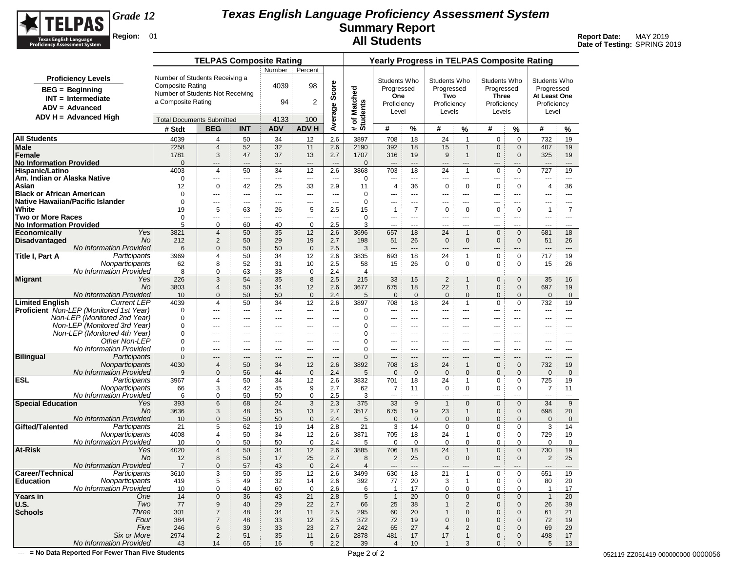# Texas English Language Proficiency Assessment System

## Summary Report

## All Students

**Grade 12**

**Region:** 01

**Report Date:** MAY 2019
**Date of Testing:** SPRING 2019

**Proficiency Levels**

- BEG = Beginning
- INT = Intermediate
- ADV = Advanced
- ADV H = Advanced High

**TELPAS Composite Rating**

| | Number | Percent |
|---|---|---|
| Number of Students Receiving a Composite Rating | 4039 | 98 |
| Number of Students Not Receiving a Composite Rating | 94 | 2 |
| Total Documents Submitted | 4133 | 100 |

| | | TELPAS Composite Rating | | | | | | Yearly Progress in TELPAS Composite Rating | | | | | | | | |
|---|---|---|---|---|---|---|---|---|---|---|---|---|---|---|---|---|
| | | | | | | | | | Students Who Progressed One Proficiency Level | | Students Who Progressed Two Proficiency Levels | | Students Who Progressed Three Proficiency Levels | | Students Who Progressed At Least One Proficiency Level | |
| | | # Stdt | BEG | INT | ADV | ADV H | Average Score | # of Matched Students | # | % | # | % | # | % | # | % |
| **All Students** | | 4039 | 4 | 50 | 34 | 12 | 2.6 | 3897 | 708 | 18 | 24 | 1 | 0 | 0 | 732 | 19 |
| **Male** | | 2258 | 4 | 52 | 32 | 11 | 2.6 | 2190 | 392 | 18 | 15 | 1 | 0 | 0 | 407 | 19 |
| **Female** | | 1781 | 3 | 47 | 37 | 13 | 2.7 | 1707 | 316 | 19 | 9 | 1 | 0 | 0 | 325 | 19 |
| **No Information Provided** | | 0 | --- | --- | --- | --- | --- | 0 | --- | --- | --- | --- | --- | --- | --- | --- |
| **Hispanic/Latino** | | 4003 | 4 | 50 | 34 | 12 | 2.6 | 3868 | 703 | 18 | 24 | 1 | 0 | 0 | 727 | 19 |
| **Am. Indian or Alaska Native** | | 0 | --- | --- | --- | --- | --- | 0 | --- | --- | --- | --- | --- | --- | --- | --- |
| **Asian** | | 12 | 0 | 42 | 25 | 33 | 2.9 | 11 | 4 | 36 | 0 | 0 | 0 | 0 | 4 | 36 |
| **Black or African American** | | 0 | --- | --- | --- | --- | --- | 0 | --- | --- | --- | --- | --- | --- | --- | --- |
| **Native Hawaiian/Pacific Islander** | | 0 | --- | --- | --- | --- | --- | 0 | --- | --- | --- | --- | --- | --- | --- | --- |
| **White** | | 19 | 5 | 63 | 26 | 5 | 2.5 | 15 | 1 | 7 | 0 | 0 | 0 | 0 | 1 | 7 |
| **Two or More Races** | | 0 | --- | --- | --- | --- | --- | 0 | --- | --- | --- | --- | --- | --- | --- | --- |
| **No Information Provided** | | 5 | 0 | 60 | 40 | 0 | 2.5 | 3 | --- | --- | --- | --- | --- | --- | --- | --- |
| **Economically Disadvantaged** | *Yes* | 3821 | 4 | 50 | 35 | 12 | 2.6 | 3696 | 657 | 18 | 24 | 1 | 0 | 0 | 681 | 18 |
| | *No* | 212 | 2 | 50 | 29 | 19 | 2.7 | 198 | 51 | 26 | 0 | 0 | 0 | 0 | 51 | 26 |
| | *No Information Provided* | 6 | 0 | 50 | 50 | 0 | 2.5 | 3 | --- | --- | --- | --- | --- | --- | --- | --- |
| **Title I, Part A** | *Participants* | 3969 | 4 | 50 | 34 | 12 | 2.6 | 3835 | 693 | 18 | 24 | 1 | 0 | 0 | 717 | 19 |
| | *Nonparticipants* | 62 | 8 | 52 | 31 | 10 | 2.5 | 58 | 15 | 26 | 0 | 0 | 0 | 0 | 15 | 26 |
| | *No Information Provided* | 8 | 0 | 63 | 38 | 0 | 2.4 | 4 | --- | --- | --- | --- | --- | --- | --- | --- |
| **Migrant** | *Yes* | 226 | 3 | 54 | 35 | 8 | 2.5 | 215 | 33 | 15 | 2 | 1 | 0 | 0 | 35 | 16 |
| | *No* | 3803 | 4 | 50 | 34 | 12 | 2.6 | 3677 | 675 | 18 | 22 | 1 | 0 | 0 | 697 | 19 |
| | *No Information Provided* | 10 | 0 | 50 | 50 | 0 | 2.4 | 5 | 0 | 0 | 0 | 0 | 0 | 0 | 0 | 0 |
| **Limited English Proficient** | *Current LEP* | 4039 | 4 | 50 | 34 | 12 | 2.6 | 3897 | 708 | 18 | 24 | 1 | 0 | 0 | 732 | 19 |
| | *Non-LEP (Monitored 1st Year)* | 0 | --- | --- | --- | --- | --- | 0 | --- | --- | --- | --- | --- | --- | --- | --- |
| | *Non-LEP (Monitored 2nd Year)* | 0 | --- | --- | --- | --- | --- | 0 | --- | --- | --- | --- | --- | --- | --- | --- |
| | *Non-LEP (Monitored 3rd Year)* | 0 | --- | --- | --- | --- | --- | 0 | --- | --- | --- | --- | --- | --- | --- | --- |
| | *Non-LEP (Monitored 4th Year)* | 0 | --- | --- | --- | --- | --- | 0 | --- | --- | --- | --- | --- | --- | --- | --- |
| | *Other Non-LEP* | 0 | --- | --- | --- | --- | --- | 0 | --- | --- | --- | --- | --- | --- | --- | --- |
| | *No Information Provided* | 0 | --- | --- | --- | --- | --- | 0 | --- | --- | --- | --- | --- | --- | --- | --- |
| **Bilingual** | *Participants* | 0 | --- | --- | --- | --- | --- | 0 | --- | --- | --- | --- | --- | --- | --- | --- |
| | *Nonparticipants* | 4030 | 4 | 50 | 34 | 12 | 2.6 | 3892 | 708 | 18 | 24 | 1 | 0 | 0 | 732 | 19 |
| | *No Information Provided* | 9 | 0 | 56 | 44 | 0 | 2.4 | 5 | 0 | 0 | 0 | 0 | 0 | 0 | 0 | 0 |
| **ESL** | *Participants* | 3967 | 4 | 50 | 34 | 12 | 2.6 | 3832 | 701 | 18 | 24 | 1 | 0 | 0 | 725 | 19 |
| | *Nonparticipants* | 66 | 3 | 42 | 45 | 9 | 2.7 | 62 | 7 | 11 | 0 | 0 | 0 | 0 | 7 | 11 |
| | *No Information Provided* | 6 | 0 | 50 | 50 | 0 | 2.5 | 3 | --- | --- | --- | --- | --- | --- | --- | --- |
| **Special Education** | *Yes* | 393 | 6 | 68 | 24 | 3 | 2.3 | 375 | 33 | 9 | 1 | 0 | 0 | 0 | 34 | 9 |
| | *No* | 3636 | 3 | 48 | 35 | 13 | 2.7 | 3517 | 675 | 19 | 23 | 1 | 0 | 0 | 698 | 20 |
| | *No Information Provided* | 10 | 0 | 50 | 50 | 0 | 2.4 | 5 | 0 | 0 | 0 | 0 | 0 | 0 | 0 | 0 |
| **Gifted/Talented** | *Participants* | 21 | 5 | 62 | 19 | 14 | 2.8 | 21 | 3 | 14 | 0 | 0 | 0 | 0 | 3 | 14 |
| | *Nonparticipants* | 4008 | 4 | 50 | 34 | 12 | 2.6 | 3871 | 705 | 18 | 24 | 1 | 0 | 0 | 729 | 19 |
| | *No Information Provided* | 10 | 0 | 50 | 50 | 0 | 2.4 | 5 | 0 | 0 | 0 | 0 | 0 | 0 | 0 | 0 |
| **At-Risk** | *Yes* | 4020 | 4 | 50 | 34 | 12 | 2.6 | 3885 | 706 | 18 | 24 | 1 | 0 | 0 | 730 | 19 |
| | *No* | 12 | 8 | 50 | 17 | 25 | 2.7 | 8 | 2 | 25 | 0 | 0 | 0 | 0 | 2 | 25 |
| | *No Information Provided* | 7 | 0 | 57 | 43 | 0 | 2.4 | 4 | --- | --- | --- | --- | --- | --- | --- | --- |
| **Career/Technical Education** | *Participants* | 3610 | 3 | 50 | 35 | 12 | 2.6 | 3499 | 630 | 18 | 21 | 1 | 0 | 0 | 651 | 19 |
| | *Nonparticipants* | 419 | 5 | 49 | 32 | 14 | 2.6 | 392 | 77 | 20 | 3 | 1 | 0 | 0 | 80 | 20 |
| | *No Information Provided* | 10 | 0 | 40 | 60 | 0 | 2.6 | 6 | 1 | 17 | 0 | 0 | 0 | 0 | 1 | 17 |
| **Years in U.S. Schools** | *One* | 14 | 0 | 36 | 43 | 21 | 2.8 | 5 | 1 | 20 | 0 | 0 | 0 | 0 | 1 | 20 |
| | *Two* | 77 | 9 | 40 | 29 | 22 | 2.7 | 66 | 25 | 38 | 1 | 2 | 0 | 0 | 26 | 39 |
| | *Three* | 301 | 7 | 48 | 34 | 11 | 2.5 | 295 | 60 | 20 | 1 | 0 | 0 | 0 | 61 | 21 |
| | *Four* | 384 | 7 | 48 | 33 | 12 | 2.5 | 372 | 72 | 19 | 0 | 0 | 0 | 0 | 72 | 19 |
| | *Five* | 246 | 6 | 39 | 33 | 23 | 2.7 | 242 | 65 | 27 | 4 | 2 | 0 | 0 | 69 | 29 |
| | *Six or More* | 2974 | 2 | 51 | 35 | 11 | 2.6 | 2878 | 481 | 17 | 17 | 1 | 0 | 0 | 498 | 17 |
| | *No Information Provided* | 43 | 14 | 65 | 16 | 5 | 2.2 | 39 | 4 | 10 | 1 | 3 | 0 | 0 | 5 | 13 |

--- = No Data Reported For Fewer Than Five Students

052119-ZZ051419-000000000-0000056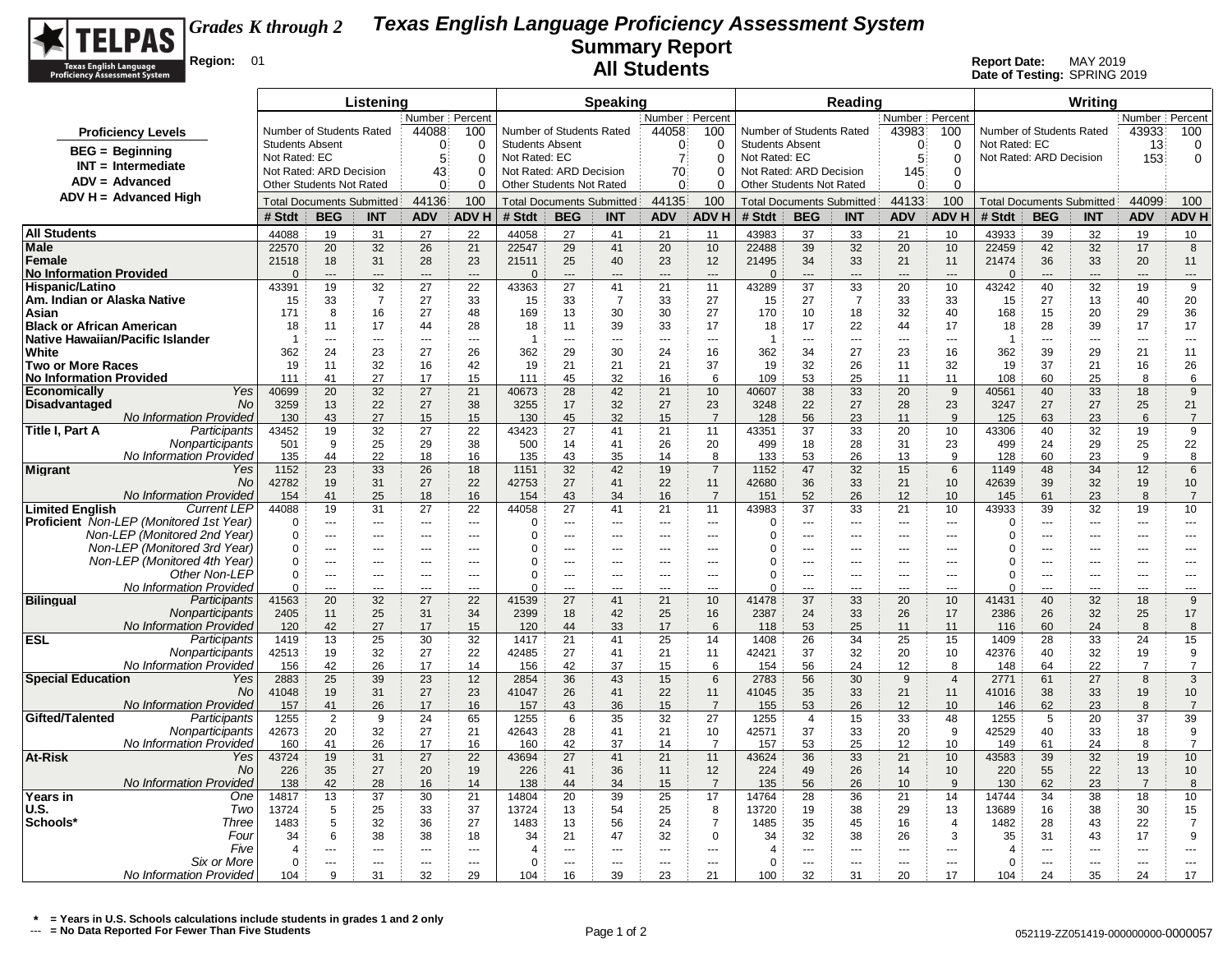# Texas English Language Proficiency Assessment System

**TELPAS** — Texas English Language Proficiency Assessment System

*Grades K through 2*

**Region:** 01

## Summary Report
## All Students

**Report Date:** MAY 2019
**Date of Testing:** SPRING 2019

**Proficiency Levels**

- BEG = Beginning
- INT = Intermediate
- ADV = Advanced
- ADV H = Advanced High

| Listening | Number | Percent | Speaking | Number | Percent | Reading | Number | Percent | Writing | Number | Percent |
|---|---|---|---|---|---|---|---|---|---|---|---|
| Number of Students Rated | 44088 | 100 | Number of Students Rated | 44058 | 100 | Number of Students Rated | 43983 | 100 | Number of Students Rated | 43933 | 100 |
| Students Absent | 0 | 0 | Students Absent | 0 | 0 | Students Absent | 0 | 0 | Not Rated: EC | 13 | 0 |
| Not Rated: EC | 5 | 0 | Not Rated: EC | 7 | 0 | Not Rated: EC | 5 | 0 | Not Rated: ARD Decision | 153 | 0 |
| Not Rated: ARD Decision | 43 | 0 | Not Rated: ARD Decision | 70 | 0 | Not Rated: ARD Decision | 145 | 0 | | | |
| Other Students Not Rated | 0 | 0 | Other Students Not Rated | 0 | 0 | Other Students Not Rated | 0 | 0 | | | |
| Total Documents Submitted | 44136 | 100 | Total Documents Submitted | 44135 | 100 | Total Documents Submitted | 44133 | 100 | Total Documents Submitted | 44099 | 100 |

| | | Listening # Stdt | BEG | INT | ADV | ADV H | Speaking # Stdt | BEG | INT | ADV | ADV H | Reading # Stdt | BEG | INT | ADV | ADV H | Writing # Stdt | BEG | INT | ADV | ADV H |
|---|---|---|---|---|---|---|---|---|---|---|---|---|---|---|---|---|---|---|---|---|---|
| **All Students** | | 44088 | 19 | 31 | 27 | 22 | 44058 | 27 | 41 | 21 | 11 | 43983 | 37 | 33 | 21 | 10 | 43933 | 39 | 32 | 19 | 10 |
| **Male** | | 22570 | 20 | 32 | 26 | 21 | 22547 | 29 | 41 | 20 | 10 | 22488 | 39 | 32 | 20 | 10 | 22459 | 42 | 32 | 17 | 8 |
| **Female** | | 21518 | 18 | 31 | 28 | 23 | 21511 | 25 | 40 | 23 | 12 | 21495 | 34 | 33 | 21 | 11 | 21474 | 36 | 33 | 20 | 11 |
| **No Information Provided** | | 0 | --- | --- | --- | --- | 0 | --- | --- | --- | --- | 0 | --- | --- | --- | --- | 0 | --- | --- | --- | --- |
| **Hispanic/Latino** | | 43391 | 19 | 32 | 27 | 22 | 43363 | 27 | 41 | 21 | 11 | 43289 | 37 | 33 | 20 | 10 | 43242 | 40 | 32 | 19 | 9 |
| **Am. Indian or Alaska Native** | | 15 | 33 | 7 | 27 | 33 | 15 | 33 | 7 | 33 | 27 | 15 | 27 | 7 | 33 | 33 | 15 | 27 | 13 | 40 | 20 |
| **Asian** | | 171 | 8 | 16 | 27 | 48 | 169 | 13 | 30 | 30 | 27 | 170 | 10 | 18 | 32 | 40 | 168 | 15 | 20 | 29 | 36 |
| **Black or African American** | | 18 | 11 | 17 | 44 | 28 | 18 | 11 | 39 | 33 | 17 | 18 | 17 | 22 | 44 | 17 | 18 | 28 | 39 | 17 | 17 |
| **Native Hawaiian/Pacific Islander** | | 1 | --- | --- | --- | --- | 1 | --- | --- | --- | --- | 1 | --- | --- | --- | --- | 1 | --- | --- | --- | --- |
| **White** | | 362 | 24 | 23 | 27 | 26 | 362 | 29 | 30 | 24 | 16 | 362 | 34 | 27 | 23 | 16 | 362 | 39 | 29 | 21 | 11 |
| **Two or More Races** | | 19 | 11 | 32 | 16 | 42 | 19 | 21 | 21 | 21 | 37 | 19 | 32 | 26 | 11 | 32 | 19 | 37 | 21 | 16 | 26 |
| **No Information Provided** | | 111 | 41 | 27 | 17 | 15 | 111 | 45 | 32 | 16 | 6 | 109 | 53 | 25 | 11 | 11 | 108 | 60 | 25 | 8 | 6 |
| **Economically Disadvantaged** | *Yes* | 40699 | 20 | 32 | 27 | 21 | 40673 | 28 | 42 | 21 | 10 | 40607 | 38 | 33 | 20 | 9 | 40561 | 40 | 33 | 18 | 9 |
| | *No* | 3259 | 13 | 22 | 27 | 38 | 3255 | 17 | 32 | 27 | 23 | 3248 | 22 | 27 | 28 | 23 | 3247 | 27 | 27 | 25 | 21 |
| | *No Information Provided* | 130 | 43 | 27 | 15 | 15 | 130 | 45 | 32 | 15 | 7 | 128 | 56 | 23 | 11 | 9 | 125 | 63 | 23 | 6 | 7 |
| **Title I, Part A** | *Participants* | 43452 | 19 | 32 | 27 | 22 | 43423 | 27 | 41 | 21 | 11 | 43351 | 37 | 33 | 20 | 10 | 43306 | 40 | 32 | 19 | 9 |
| | *Nonparticipants* | 501 | 9 | 25 | 29 | 38 | 500 | 14 | 41 | 26 | 20 | 499 | 18 | 28 | 31 | 23 | 499 | 24 | 29 | 25 | 22 |
| | *No Information Provided* | 135 | 44 | 22 | 18 | 16 | 135 | 43 | 35 | 14 | 8 | 133 | 53 | 26 | 13 | 9 | 128 | 60 | 23 | 9 | 8 |
| **Migrant** | *Yes* | 1152 | 23 | 33 | 26 | 18 | 1151 | 32 | 42 | 19 | 7 | 1152 | 47 | 32 | 15 | 6 | 1149 | 48 | 34 | 12 | 6 |
| | *No* | 42782 | 19 | 31 | 27 | 22 | 42753 | 27 | 41 | 22 | 11 | 42680 | 36 | 33 | 21 | 10 | 42639 | 39 | 32 | 19 | 10 |
| | *No Information Provided* | 154 | 41 | 25 | 18 | 16 | 154 | 43 | 34 | 16 | 7 | 151 | 52 | 26 | 12 | 10 | 145 | 61 | 23 | 8 | 7 |
| **Limited English Proficient** | *Current LEP* | 44088 | 19 | 31 | 27 | 22 | 44058 | 27 | 41 | 21 | 11 | 43983 | 37 | 33 | 21 | 10 | 43933 | 39 | 32 | 19 | 10 |
| | *Non-LEP (Monitored 1st Year)* | 0 | --- | --- | --- | --- | 0 | --- | --- | --- | --- | 0 | --- | --- | --- | --- | 0 | --- | --- | --- | --- |
| | *Non-LEP (Monitored 2nd Year)* | 0 | --- | --- | --- | --- | 0 | --- | --- | --- | --- | 0 | --- | --- | --- | --- | 0 | --- | --- | --- | --- |
| | *Non-LEP (Monitored 3rd Year)* | 0 | --- | --- | --- | --- | 0 | --- | --- | --- | --- | 0 | --- | --- | --- | --- | 0 | --- | --- | --- | --- |
| | *Non-LEP (Monitored 4th Year)* | 0 | --- | --- | --- | --- | 0 | --- | --- | --- | --- | 0 | --- | --- | --- | --- | 0 | --- | --- | --- | --- |
| | *Other Non-LEP* | 0 | --- | --- | --- | --- | 0 | --- | --- | --- | --- | 0 | --- | --- | --- | --- | 0 | --- | --- | --- | --- |
| | *No Information Provided* | 0 | --- | --- | --- | --- | 0 | --- | --- | --- | --- | 0 | --- | --- | --- | --- | 0 | --- | --- | --- | --- |
| **Bilingual** | *Participants* | 41563 | 20 | 32 | 27 | 22 | 41539 | 27 | 41 | 21 | 10 | 41478 | 37 | 33 | 20 | 10 | 41431 | 40 | 32 | 18 | 9 |
| | *Nonparticipants* | 2405 | 11 | 25 | 31 | 34 | 2399 | 18 | 42 | 25 | 16 | 2387 | 24 | 33 | 26 | 17 | 2386 | 26 | 32 | 25 | 17 |
| | *No Information Provided* | 120 | 42 | 27 | 17 | 15 | 120 | 44 | 33 | 17 | 6 | 118 | 53 | 25 | 11 | 11 | 116 | 60 | 24 | 8 | 8 |
| **ESL** | *Participants* | 1419 | 13 | 25 | 30 | 32 | 1417 | 21 | 41 | 25 | 14 | 1408 | 26 | 34 | 25 | 15 | 1409 | 28 | 33 | 24 | 15 |
| | *Nonparticipants* | 42513 | 19 | 32 | 27 | 22 | 42485 | 27 | 41 | 21 | 11 | 42421 | 37 | 32 | 20 | 10 | 42376 | 40 | 32 | 19 | 9 |
| | *No Information Provided* | 156 | 42 | 26 | 17 | 14 | 156 | 42 | 37 | 15 | 6 | 154 | 56 | 24 | 12 | 8 | 148 | 64 | 22 | 7 | 7 |
| **Special Education** | *Yes* | 2883 | 25 | 39 | 23 | 12 | 2854 | 36 | 43 | 15 | 6 | 2783 | 56 | 30 | 9 | 4 | 2771 | 61 | 27 | 8 | 3 |
| | *No* | 41048 | 19 | 31 | 27 | 23 | 41047 | 26 | 41 | 22 | 11 | 41045 | 35 | 33 | 21 | 11 | 41016 | 38 | 33 | 19 | 10 |
| | *No Information Provided* | 157 | 41 | 26 | 17 | 16 | 157 | 43 | 36 | 15 | 7 | 155 | 53 | 26 | 12 | 10 | 146 | 62 | 23 | 8 | 7 |
| **Gifted/Talented** | *Participants* | 1255 | 2 | 9 | 24 | 65 | 1255 | 6 | 35 | 32 | 27 | 1255 | 4 | 15 | 33 | 48 | 1255 | 5 | 20 | 37 | 39 |
| | *Nonparticipants* | 42673 | 20 | 32 | 27 | 21 | 42643 | 28 | 41 | 21 | 10 | 42571 | 37 | 33 | 20 | 9 | 42529 | 40 | 33 | 18 | 9 |
| | *No Information Provided* | 160 | 41 | 26 | 17 | 16 | 160 | 42 | 37 | 14 | 7 | 157 | 53 | 25 | 12 | 10 | 149 | 61 | 24 | 8 | 7 |
| **At-Risk** | *Yes* | 43724 | 19 | 31 | 27 | 22 | 43694 | 27 | 41 | 21 | 11 | 43624 | 36 | 33 | 21 | 10 | 43583 | 39 | 32 | 19 | 10 |
| | *No* | 226 | 35 | 27 | 20 | 19 | 226 | 41 | 36 | 11 | 12 | 224 | 49 | 26 | 14 | 10 | 220 | 55 | 22 | 13 | 10 |
| | *No Information Provided* | 138 | 42 | 28 | 16 | 14 | 138 | 44 | 34 | 15 | 7 | 135 | 56 | 26 | 10 | 9 | 130 | 62 | 23 | 7 | 8 |
| **Years in U.S. Schools*** | *One* | 14817 | 13 | 37 | 30 | 21 | 14804 | 20 | 39 | 25 | 17 | 14764 | 28 | 36 | 21 | 14 | 14744 | 34 | 38 | 18 | 10 |
| | *Two* | 13724 | 5 | 25 | 33 | 37 | 13724 | 13 | 54 | 25 | 8 | 13720 | 19 | 38 | 29 | 13 | 13689 | 16 | 38 | 30 | 15 |
| | *Three* | 1483 | 5 | 32 | 36 | 27 | 1483 | 13 | 56 | 24 | 7 | 1485 | 35 | 45 | 16 | 4 | 1482 | 28 | 43 | 22 | 7 |
| | *Four* | 34 | 6 | 38 | 38 | 18 | 34 | 21 | 47 | 32 | 0 | 34 | 32 | 38 | 26 | 3 | 35 | 31 | 43 | 17 | 9 |
| | *Five* | 4 | --- | --- | --- | --- | 4 | --- | --- | --- | --- | 4 | --- | --- | --- | --- | 4 | --- | --- | --- | --- |
| | *Six or More* | 0 | --- | --- | --- | --- | 0 | --- | --- | --- | --- | 0 | --- | --- | --- | --- | 0 | --- | --- | --- | --- |
| | *No Information Provided* | 104 | 9 | 31 | 32 | 29 | 104 | 16 | 39 | 23 | 21 | 100 | 32 | 31 | 20 | 17 | 104 | 24 | 35 | 24 | 17 |

**\*** = Years in U.S. Schools calculations include students in grades 1 and 2 only
**---** = No Data Reported For Fewer Than Five Students

052119-ZZ051419-000000000-0000057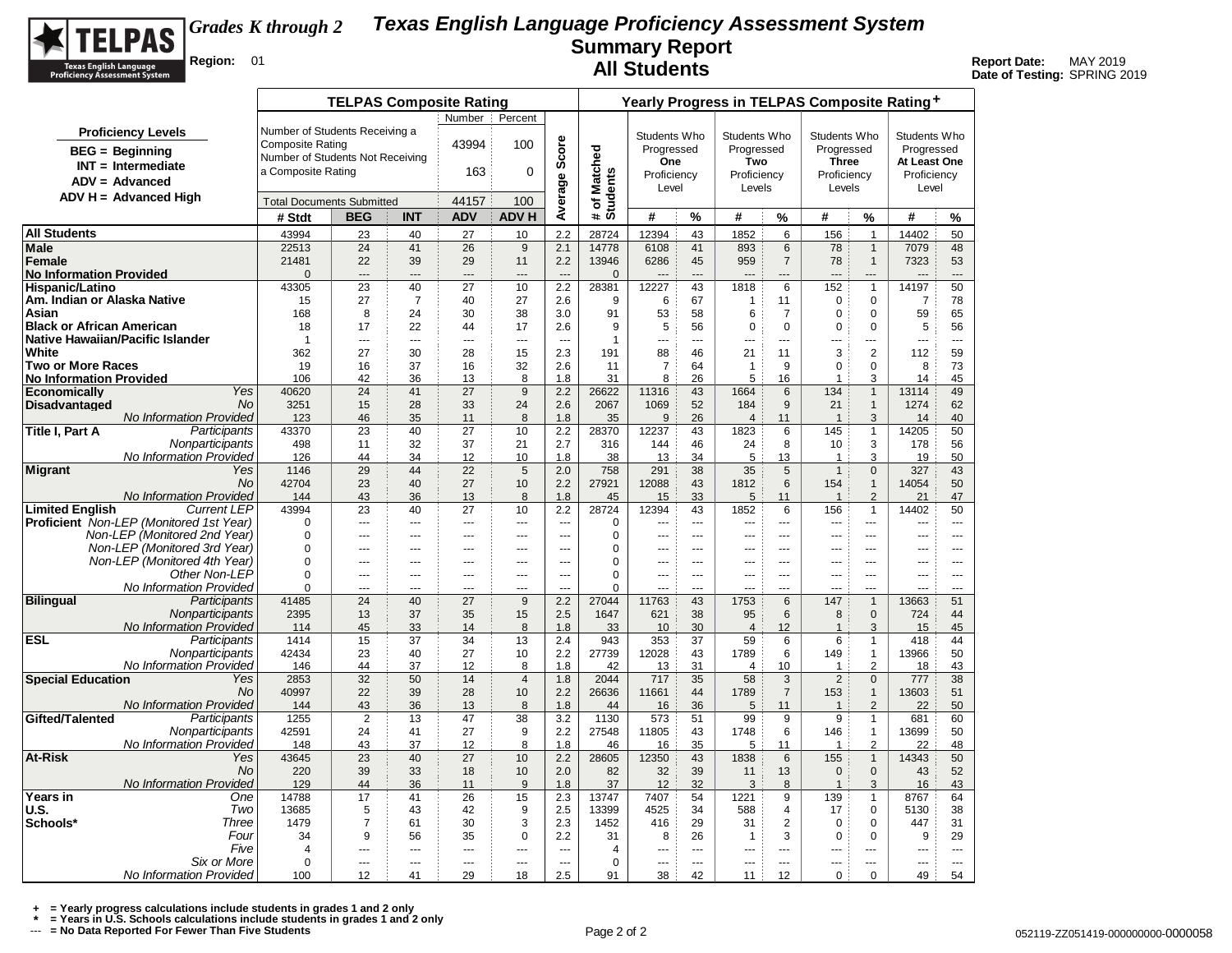# Texas English Language Proficiency Assessment System
## Summary Report
## All Students

**Grades K through 2**

**Region:** 01

**Report Date:** MAY 2019
**Date of Testing:** SPRING 2019

**Proficiency Levels**
- BEG = Beginning
- INT = Intermediate
- ADV = Advanced
- ADV H = Advanced High

**TELPAS Composite Rating**

| | Number | Percent |
|---|---|---|
| Number of Students Receiving a Composite Rating | 43994 | 100 |
| Number of Students Not Receiving a Composite Rating | 163 | 0 |
| Total Documents Submitted | 44157 | 100 |

| | | TELPAS Composite Rating | | | | | | Yearly Progress in TELPAS Composite Rating + | | | | | | | | |
|---|---|---|---|---|---|---|---|---|---|---|---|---|---|---|---|---|
| | | | | | | | | | Students Who Progressed One Proficiency Level | | Students Who Progressed Two Proficiency Levels | | Students Who Progressed Three Proficiency Levels | | Students Who Progressed At Least One Proficiency Level | |
| | | # Stdt | BEG | INT | ADV | ADV H | Average Score | # of Matched Students | # | % | # | % | # | % | # | % |
| **All Students** | | 43994 | 23 | 40 | 27 | 10 | 2.2 | 28724 | 12394 | 43 | 1852 | 6 | 156 | 1 | 14402 | 50 |
| **Male** | | 22513 | 24 | 41 | 26 | 9 | 2.1 | 14778 | 6108 | 41 | 893 | 6 | 78 | 1 | 7079 | 48 |
| **Female** | | 21481 | 22 | 39 | 29 | 11 | 2.2 | 13946 | 6286 | 45 | 959 | 7 | 78 | 1 | 7323 | 53 |
| **No Information Provided** | | 0 | --- | --- | --- | --- | --- | 0 | --- | --- | --- | --- | --- | --- | --- | --- |
| **Hispanic/Latino** | | 43305 | 23 | 40 | 27 | 10 | 2.2 | 28381 | 12227 | 43 | 1818 | 6 | 152 | 1 | 14197 | 50 |
| **Am. Indian or Alaska Native** | | 15 | 27 | 7 | 40 | 27 | 2.6 | 9 | 6 | 67 | 1 | 11 | 0 | 0 | 7 | 78 |
| **Asian** | | 168 | 8 | 24 | 30 | 38 | 3.0 | 91 | 53 | 58 | 6 | 7 | 0 | 0 | 59 | 65 |
| **Black or African American** | | 18 | 17 | 22 | 44 | 17 | 2.6 | 9 | 5 | 56 | 0 | 0 | 0 | 0 | 5 | 56 |
| **Native Hawaiian/Pacific Islander** | | 1 | --- | --- | --- | --- | --- | 1 | --- | --- | --- | --- | --- | --- | --- | --- |
| **White** | | 362 | 27 | 30 | 28 | 15 | 2.3 | 191 | 88 | 46 | 21 | 11 | 3 | 2 | 112 | 59 |
| **Two or More Races** | | 19 | 16 | 37 | 16 | 32 | 2.6 | 11 | 7 | 64 | 1 | 9 | 0 | 0 | 8 | 73 |
| **No Information Provided** | | 106 | 42 | 36 | 13 | 8 | 1.8 | 31 | 8 | 26 | 5 | 16 | 1 | 3 | 14 | 45 |
| **Economically Disadvantaged** | *Yes* | 40620 | 24 | 41 | 27 | 9 | 2.2 | 26622 | 11316 | 43 | 1664 | 6 | 134 | 1 | 13114 | 49 |
| | *No* | 3251 | 15 | 28 | 33 | 24 | 2.6 | 2067 | 1069 | 52 | 184 | 9 | 21 | 1 | 1274 | 62 |
| | *No Information Provided* | 123 | 46 | 35 | 11 | 8 | 1.8 | 35 | 9 | 26 | 4 | 11 | 1 | 3 | 14 | 40 |
| **Title I, Part A** | *Participants* | 43370 | 23 | 40 | 27 | 10 | 2.2 | 28370 | 12237 | 43 | 1823 | 6 | 145 | 1 | 14205 | 50 |
| | *Nonparticipants* | 498 | 11 | 32 | 37 | 21 | 2.7 | 316 | 144 | 46 | 24 | 8 | 10 | 3 | 178 | 56 |
| | *No Information Provided* | 126 | 44 | 34 | 12 | 10 | 1.8 | 38 | 13 | 34 | 5 | 13 | 1 | 3 | 19 | 50 |
| **Migrant** | *Yes* | 1146 | 29 | 44 | 22 | 5 | 2.0 | 758 | 291 | 38 | 35 | 5 | 1 | 0 | 327 | 43 |
| | *No* | 42704 | 23 | 40 | 27 | 10 | 2.2 | 27921 | 12088 | 43 | 1812 | 6 | 154 | 1 | 14054 | 50 |
| | *No Information Provided* | 144 | 43 | 36 | 13 | 8 | 1.8 | 45 | 15 | 33 | 5 | 11 | 1 | 2 | 21 | 47 |
| **Limited English Proficient** | *Current LEP* | 43994 | 23 | 40 | 27 | 10 | 2.2 | 28724 | 12394 | 43 | 1852 | 6 | 156 | 1 | 14402 | 50 |
| | *Non-LEP (Monitored 1st Year)* | 0 | --- | --- | --- | --- | --- | 0 | --- | --- | --- | --- | --- | --- | --- | --- |
| | *Non-LEP (Monitored 2nd Year)* | 0 | --- | --- | --- | --- | --- | 0 | --- | --- | --- | --- | --- | --- | --- | --- |
| | *Non-LEP (Monitored 3rd Year)* | 0 | --- | --- | --- | --- | --- | 0 | --- | --- | --- | --- | --- | --- | --- | --- |
| | *Non-LEP (Monitored 4th Year)* | 0 | --- | --- | --- | --- | --- | 0 | --- | --- | --- | --- | --- | --- | --- | --- |
| | *Other Non-LEP* | 0 | --- | --- | --- | --- | --- | 0 | --- | --- | --- | --- | --- | --- | --- | --- |
| | *No Information Provided* | 0 | --- | --- | --- | --- | --- | 0 | --- | --- | --- | --- | --- | --- | --- | --- |
| **Bilingual** | *Participants* | 41485 | 24 | 40 | 27 | 9 | 2.2 | 27044 | 11763 | 43 | 1753 | 6 | 147 | 1 | 13663 | 51 |
| | *Nonparticipants* | 2395 | 13 | 37 | 35 | 15 | 2.5 | 1647 | 621 | 38 | 95 | 6 | 8 | 0 | 724 | 44 |
| | *No Information Provided* | 114 | 45 | 33 | 14 | 8 | 1.8 | 33 | 10 | 30 | 4 | 12 | 1 | 3 | 15 | 45 |
| **ESL** | *Participants* | 1414 | 15 | 37 | 34 | 13 | 2.4 | 943 | 353 | 37 | 59 | 6 | 6 | 1 | 418 | 44 |
| | *Nonparticipants* | 42434 | 23 | 40 | 27 | 10 | 2.2 | 27739 | 12028 | 43 | 1789 | 6 | 149 | 1 | 13966 | 50 |
| | *No Information Provided* | 146 | 44 | 37 | 12 | 8 | 1.8 | 42 | 13 | 31 | 4 | 10 | 1 | 2 | 18 | 43 |
| **Special Education** | *Yes* | 2853 | 32 | 50 | 14 | 4 | 1.8 | 2044 | 717 | 35 | 58 | 3 | 2 | 0 | 777 | 38 |
| | *No* | 40997 | 22 | 39 | 28 | 10 | 2.2 | 26636 | 11661 | 44 | 1789 | 7 | 153 | 1 | 13603 | 51 |
| | *No Information Provided* | 144 | 43 | 36 | 13 | 8 | 1.8 | 44 | 16 | 36 | 5 | 11 | 1 | 2 | 22 | 50 |
| **Gifted/Talented** | *Participants* | 1255 | 2 | 13 | 47 | 38 | 3.2 | 1130 | 573 | 51 | 99 | 9 | 9 | 1 | 681 | 60 |
| | *Nonparticipants* | 42591 | 24 | 41 | 27 | 9 | 2.2 | 27548 | 11805 | 43 | 1748 | 6 | 146 | 1 | 13699 | 50 |
| | *No Information Provided* | 148 | 43 | 37 | 12 | 8 | 1.8 | 46 | 16 | 35 | 5 | 11 | 1 | 2 | 22 | 48 |
| **At-Risk** | *Yes* | 43645 | 23 | 40 | 27 | 10 | 2.2 | 28605 | 12350 | 43 | 1838 | 6 | 155 | 1 | 14343 | 50 |
| | *No* | 220 | 39 | 33 | 18 | 10 | 2.0 | 82 | 32 | 39 | 11 | 13 | 0 | 0 | 43 | 52 |
| | *No Information Provided* | 129 | 44 | 36 | 11 | 9 | 1.8 | 37 | 12 | 32 | 3 | 8 | 1 | 3 | 16 | 43 |
| **Years in U.S. Schools*** | *One* | 14788 | 17 | 41 | 26 | 15 | 2.3 | 13747 | 7407 | 54 | 1221 | 9 | 139 | 1 | 8767 | 64 |
| | *Two* | 13685 | 5 | 43 | 42 | 9 | 2.5 | 13399 | 4525 | 34 | 588 | 4 | 17 | 0 | 5130 | 38 |
| | *Three* | 1479 | 7 | 61 | 30 | 3 | 2.3 | 1452 | 416 | 29 | 31 | 2 | 0 | 0 | 447 | 31 |
| | *Four* | 34 | 9 | 56 | 35 | 0 | 2.2 | 31 | 8 | 26 | 1 | 3 | 0 | 0 | 9 | 29 |
| | *Five* | 4 | --- | --- | --- | --- | --- | 4 | --- | --- | --- | --- | --- | --- | --- | --- |
| | *Six or More* | 0 | --- | --- | --- | --- | --- | 0 | --- | --- | --- | --- | --- | --- | --- | --- |
| | *No Information Provided* | 100 | 12 | 41 | 29 | 18 | 2.5 | 91 | 38 | 42 | 11 | 12 | 0 | 0 | 49 | 54 |

**+ = Yearly progress calculations include students in grades 1 and 2 only**
**\* = Years in U.S. Schools calculations include students in grades 1 and 2 only**
**--- = No Data Reported For Fewer Than Five Students**

052119-ZZ051419-000000000-0000058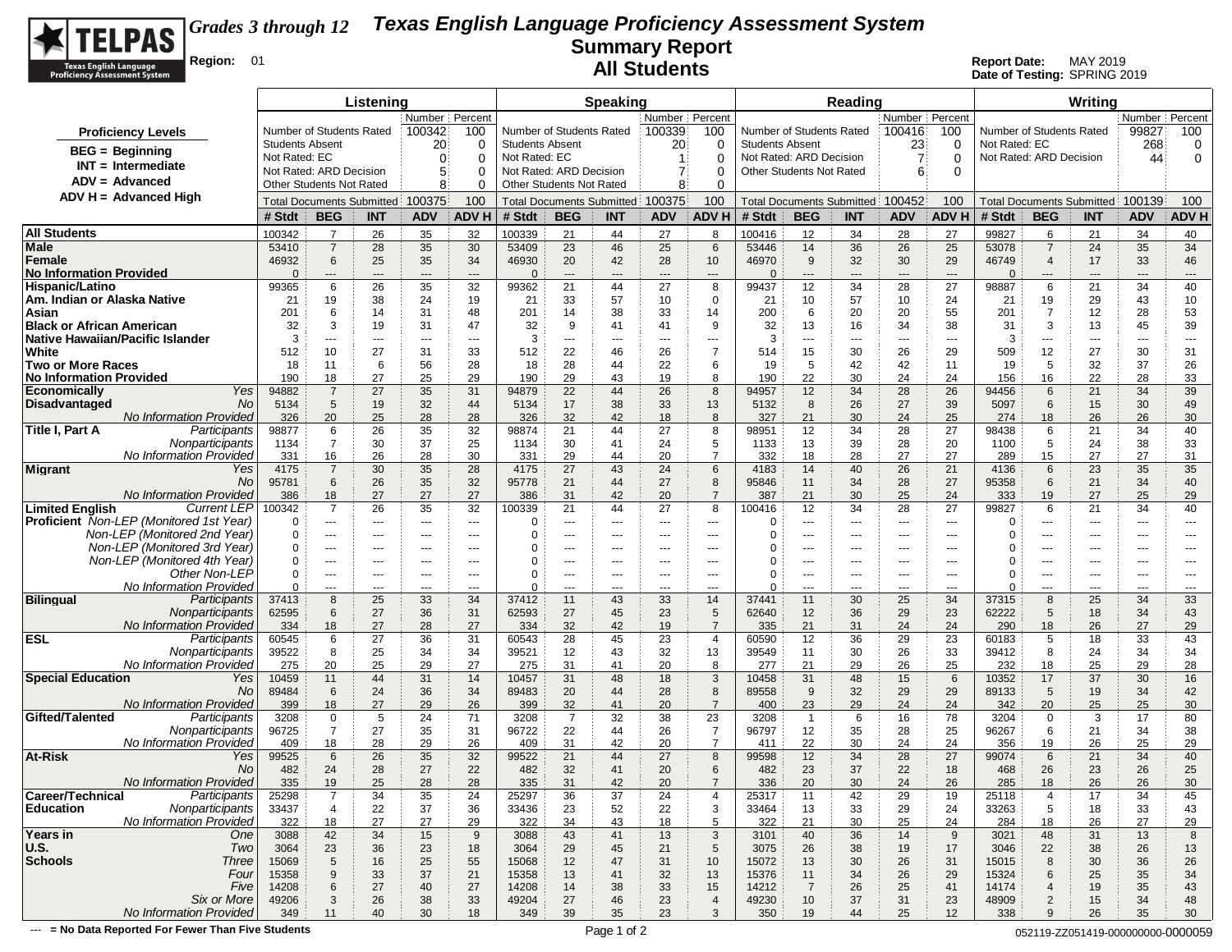# TELPAS — Texas English Language Proficiency Assessment System

**Grades 3 through 12** — **Texas English Language Proficiency Assessment System Summary Report — All Students**

**Region:** 01

**Report Date:** MAY 2019
**Date of Testing:** SPRING 2019

**Proficiency Levels**
- BEG = Beginning
- INT = Intermediate
- ADV = Advanced
- ADV H = Advanced High

| | Listening Number | Listening Percent | Speaking Number | Speaking Percent | Reading Number | Reading Percent | Writing Number | Writing Percent |
|---|---|---|---|---|---|---|---|---|
| Number of Students Rated | 100342 | 100 | 100339 | 100 | 100416 | 100 | 99827 | 100 |
| Students Absent | 20 | 0 | 20 | 0 | 23 | 0 | | |
| Not Rated: EC | 0 | 0 | 1 | 0 | | | 268 | 0 |
| Not Rated: ARD Decision | 5 | 0 | 7 | 0 | 7 | 0 | 44 | 0 |
| Other Students Not Rated | 8 | 0 | 8 | 0 | 6 | 0 | | |
| Total Documents Submitted | 100375 | 100 | 100375 | 100 | 100452 | 100 | 100139 | 100 |

| | | Listening # Stdt | BEG | INT | ADV | ADV H | Speaking # Stdt | BEG | INT | ADV | ADV H | Reading # Stdt | BEG | INT | ADV | ADV H | Writing # Stdt | BEG | INT | ADV | ADV H |
|---|---|---|---|---|---|---|---|---|---|---|---|---|---|---|---|---|---|---|---|---|---|
| **All Students** | | 100342 | 7 | 26 | 35 | 32 | 100339 | 21 | 44 | 27 | 8 | 100416 | 12 | 34 | 28 | 27 | 99827 | 6 | 21 | 34 | 40 |
| **Male** | | 53410 | 7 | 28 | 35 | 30 | 53409 | 23 | 46 | 25 | 6 | 53446 | 14 | 36 | 26 | 25 | 53078 | 7 | 24 | 35 | 34 |
| **Female** | | 46932 | 6 | 25 | 35 | 34 | 46930 | 20 | 42 | 28 | 10 | 46970 | 9 | 32 | 30 | 29 | 46749 | 4 | 17 | 33 | 46 |
| **No Information Provided** | | 0 | --- | --- | --- | --- | 0 | --- | --- | --- | --- | 0 | --- | --- | --- | --- | 0 | --- | --- | --- | --- |
| **Hispanic/Latino** | | 99365 | 6 | 26 | 35 | 32 | 99362 | 21 | 44 | 27 | 8 | 99437 | 12 | 34 | 28 | 27 | 98887 | 6 | 21 | 34 | 40 |
| **Am. Indian or Alaska Native** | | 21 | 19 | 38 | 24 | 19 | 21 | 33 | 57 | 10 | 0 | 21 | 10 | 57 | 10 | 24 | 21 | 19 | 29 | 43 | 10 |
| **Asian** | | 201 | 6 | 14 | 31 | 48 | 201 | 14 | 38 | 33 | 14 | 200 | 6 | 20 | 20 | 55 | 201 | 7 | 12 | 28 | 53 |
| **Black or African American** | | 32 | 3 | 19 | 31 | 47 | 32 | 9 | 41 | 41 | 9 | 32 | 13 | 16 | 34 | 38 | 31 | 3 | 13 | 45 | 39 |
| **Native Hawaiian/Pacific Islander** | | 3 | --- | --- | --- | --- | 3 | --- | --- | --- | --- | 3 | --- | --- | --- | --- | 3 | --- | --- | --- | --- |
| **White** | | 512 | 10 | 27 | 31 | 33 | 512 | 22 | 46 | 26 | 7 | 514 | 15 | 30 | 26 | 29 | 509 | 12 | 27 | 30 | 31 |
| **Two or More Races** | | 18 | 11 | 6 | 56 | 28 | 18 | 28 | 44 | 22 | 6 | 19 | 5 | 42 | 42 | 11 | 19 | 5 | 32 | 37 | 26 |
| **No Information Provided** | | 190 | 18 | 27 | 25 | 29 | 190 | 29 | 43 | 19 | 8 | 190 | 22 | 30 | 24 | 24 | 156 | 16 | 22 | 28 | 33 |
| **Economically Disadvantaged** | *Yes* | 94882 | 7 | 27 | 35 | 31 | 94879 | 22 | 44 | 26 | 8 | 94957 | 12 | 34 | 28 | 26 | 94456 | 6 | 21 | 34 | 39 |
| | *No* | 5134 | 5 | 19 | 32 | 44 | 5134 | 17 | 38 | 33 | 13 | 5132 | 8 | 26 | 27 | 39 | 5097 | 6 | 15 | 30 | 49 |
| | *No Information Provided* | 326 | 20 | 25 | 28 | 28 | 326 | 32 | 42 | 18 | 8 | 327 | 21 | 30 | 24 | 25 | 274 | 18 | 26 | 26 | 30 |
| **Title I, Part A** | *Participants* | 98877 | 6 | 26 | 35 | 32 | 98874 | 21 | 44 | 27 | 8 | 98951 | 12 | 34 | 28 | 27 | 98438 | 6 | 21 | 34 | 40 |
| | *Nonparticipants* | 1134 | 7 | 30 | 37 | 25 | 1134 | 30 | 41 | 24 | 5 | 1133 | 13 | 39 | 28 | 20 | 1100 | 5 | 24 | 38 | 33 |
| | *No Information Provided* | 331 | 16 | 26 | 28 | 30 | 331 | 29 | 44 | 20 | 7 | 332 | 18 | 28 | 27 | 27 | 289 | 15 | 27 | 27 | 31 |
| **Migrant** | *Yes* | 4175 | 7 | 30 | 35 | 28 | 4175 | 27 | 43 | 24 | 6 | 4183 | 14 | 40 | 26 | 21 | 4136 | 6 | 23 | 35 | 35 |
| | *No* | 95781 | 6 | 26 | 35 | 32 | 95778 | 21 | 44 | 27 | 8 | 95846 | 11 | 34 | 28 | 27 | 95358 | 6 | 21 | 34 | 40 |
| | *No Information Provided* | 386 | 18 | 27 | 27 | 27 | 386 | 31 | 42 | 20 | 7 | 387 | 21 | 30 | 25 | 24 | 333 | 19 | 27 | 25 | 29 |
| **Limited English Proficient** | *Current LEP* | 100342 | 7 | 26 | 35 | 32 | 100339 | 21 | 44 | 27 | 8 | 100416 | 12 | 34 | 28 | 27 | 99827 | 6 | 21 | 34 | 40 |
| | *Non-LEP (Monitored 1st Year)* | 0 | --- | --- | --- | --- | 0 | --- | --- | --- | --- | 0 | --- | --- | --- | --- | 0 | --- | --- | --- | --- |
| | *Non-LEP (Monitored 2nd Year)* | 0 | --- | --- | --- | --- | 0 | --- | --- | --- | --- | 0 | --- | --- | --- | --- | 0 | --- | --- | --- | --- |
| | *Non-LEP (Monitored 3rd Year)* | 0 | --- | --- | --- | --- | 0 | --- | --- | --- | --- | 0 | --- | --- | --- | --- | 0 | --- | --- | --- | --- |
| | *Non-LEP (Monitored 4th Year)* | 0 | --- | --- | --- | --- | 0 | --- | --- | --- | --- | 0 | --- | --- | --- | --- | 0 | --- | --- | --- | --- |
| | *Other Non-LEP* | 0 | --- | --- | --- | --- | 0 | --- | --- | --- | --- | 0 | --- | --- | --- | --- | 0 | --- | --- | --- | --- |
| | *No Information Provided* | 0 | --- | --- | --- | --- | 0 | --- | --- | --- | --- | 0 | --- | --- | --- | --- | 0 | --- | --- | --- | --- |
| **Bilingual** | *Participants* | 37413 | 8 | 25 | 33 | 34 | 37412 | 11 | 43 | 33 | 14 | 37441 | 11 | 30 | 25 | 34 | 37315 | 8 | 25 | 34 | 33 |
| | *Nonparticipants* | 62595 | 6 | 27 | 36 | 31 | 62593 | 27 | 45 | 23 | 5 | 62640 | 12 | 36 | 29 | 23 | 62222 | 5 | 18 | 34 | 43 |
| | *No Information Provided* | 334 | 18 | 27 | 28 | 27 | 334 | 32 | 42 | 19 | 7 | 335 | 21 | 31 | 24 | 24 | 290 | 18 | 26 | 27 | 29 |
| **ESL** | *Participants* | 60545 | 6 | 27 | 36 | 31 | 60543 | 28 | 45 | 23 | 4 | 60590 | 12 | 36 | 29 | 23 | 60183 | 5 | 18 | 33 | 43 |
| | *Nonparticipants* | 39522 | 8 | 25 | 34 | 34 | 39521 | 12 | 43 | 32 | 13 | 39549 | 11 | 30 | 26 | 33 | 39412 | 8 | 24 | 34 | 34 |
| | *No Information Provided* | 275 | 20 | 25 | 29 | 27 | 275 | 31 | 41 | 20 | 8 | 277 | 21 | 29 | 26 | 25 | 232 | 18 | 25 | 29 | 28 |
| **Special Education** | *Yes* | 10459 | 11 | 44 | 31 | 14 | 10457 | 31 | 48 | 18 | 3 | 10458 | 31 | 48 | 15 | 6 | 10352 | 17 | 37 | 30 | 16 |
| | *No* | 89484 | 6 | 24 | 36 | 34 | 89483 | 20 | 44 | 28 | 8 | 89558 | 9 | 32 | 29 | 29 | 89133 | 5 | 19 | 34 | 42 |
| | *No Information Provided* | 399 | 18 | 27 | 29 | 26 | 399 | 32 | 41 | 20 | 7 | 400 | 23 | 29 | 24 | 24 | 342 | 20 | 25 | 25 | 30 |
| **Gifted/Talented** | *Participants* | 3208 | 0 | 5 | 24 | 71 | 3208 | 7 | 32 | 38 | 23 | 3208 | 1 | 6 | 16 | 78 | 3204 | 0 | 3 | 17 | 80 |
| | *Nonparticipants* | 96725 | 7 | 27 | 35 | 31 | 96722 | 22 | 44 | 26 | 7 | 96797 | 12 | 35 | 28 | 25 | 96267 | 6 | 21 | 34 | 38 |
| | *No Information Provided* | 409 | 18 | 28 | 29 | 26 | 409 | 31 | 42 | 20 | 7 | 411 | 22 | 30 | 24 | 24 | 356 | 19 | 26 | 25 | 29 |
| **At-Risk** | *Yes* | 99525 | 6 | 26 | 35 | 32 | 99522 | 21 | 44 | 27 | 8 | 99598 | 12 | 34 | 28 | 27 | 99074 | 6 | 21 | 34 | 40 |
| | *No* | 482 | 24 | 28 | 27 | 22 | 482 | 32 | 41 | 20 | 6 | 482 | 23 | 37 | 22 | 18 | 468 | 26 | 23 | 26 | 25 |
| | *No Information Provided* | 335 | 19 | 25 | 28 | 28 | 335 | 31 | 42 | 20 | 7 | 336 | 20 | 30 | 24 | 26 | 285 | 18 | 26 | 26 | 30 |
| **Career/Technical Education** | *Participants* | 25298 | 7 | 34 | 35 | 24 | 25297 | 36 | 37 | 24 | 4 | 25317 | 11 | 42 | 29 | 19 | 25118 | 4 | 17 | 34 | 45 |
| | *Nonparticipants* | 33437 | 4 | 22 | 37 | 36 | 33436 | 23 | 52 | 22 | 3 | 33464 | 13 | 33 | 29 | 24 | 33263 | 5 | 18 | 33 | 43 |
| | *No Information Provided* | 322 | 18 | 27 | 27 | 29 | 322 | 34 | 43 | 18 | 5 | 322 | 21 | 30 | 25 | 24 | 284 | 18 | 26 | 27 | 29 |
| **Years in U.S. Schools** | *One* | 3088 | 42 | 34 | 15 | 9 | 3088 | 43 | 41 | 13 | 3 | 3101 | 40 | 36 | 14 | 9 | 3021 | 48 | 31 | 13 | 8 |
| | *Two* | 3064 | 23 | 36 | 23 | 18 | 3064 | 29 | 45 | 21 | 5 | 3075 | 26 | 38 | 19 | 17 | 3046 | 22 | 38 | 26 | 13 |
| | *Three* | 15069 | 5 | 16 | 25 | 55 | 15068 | 12 | 47 | 31 | 10 | 15072 | 13 | 30 | 26 | 31 | 15015 | 8 | 30 | 36 | 26 |
| | *Four* | 15358 | 9 | 33 | 37 | 21 | 15358 | 13 | 41 | 32 | 13 | 15376 | 11 | 34 | 26 | 29 | 15324 | 6 | 25 | 35 | 34 |
| | *Five* | 14208 | 6 | 27 | 40 | 27 | 14208 | 14 | 38 | 33 | 15 | 14212 | 7 | 26 | 25 | 41 | 14174 | 4 | 19 | 35 | 43 |
| | *Six or More* | 49206 | 3 | 26 | 38 | 33 | 49204 | 27 | 46 | 23 | 4 | 49230 | 10 | 37 | 31 | 23 | 48909 | 2 | 15 | 34 | 48 |
| | *No Information Provided* | 349 | 11 | 40 | 30 | 18 | 349 | 39 | 35 | 23 | 3 | 350 | 19 | 44 | 25 | 12 | 338 | 9 | 26 | 35 | 30 |

--- = No Data Reported For Fewer Than Five Students

052119-ZZ051419-000000000-0000059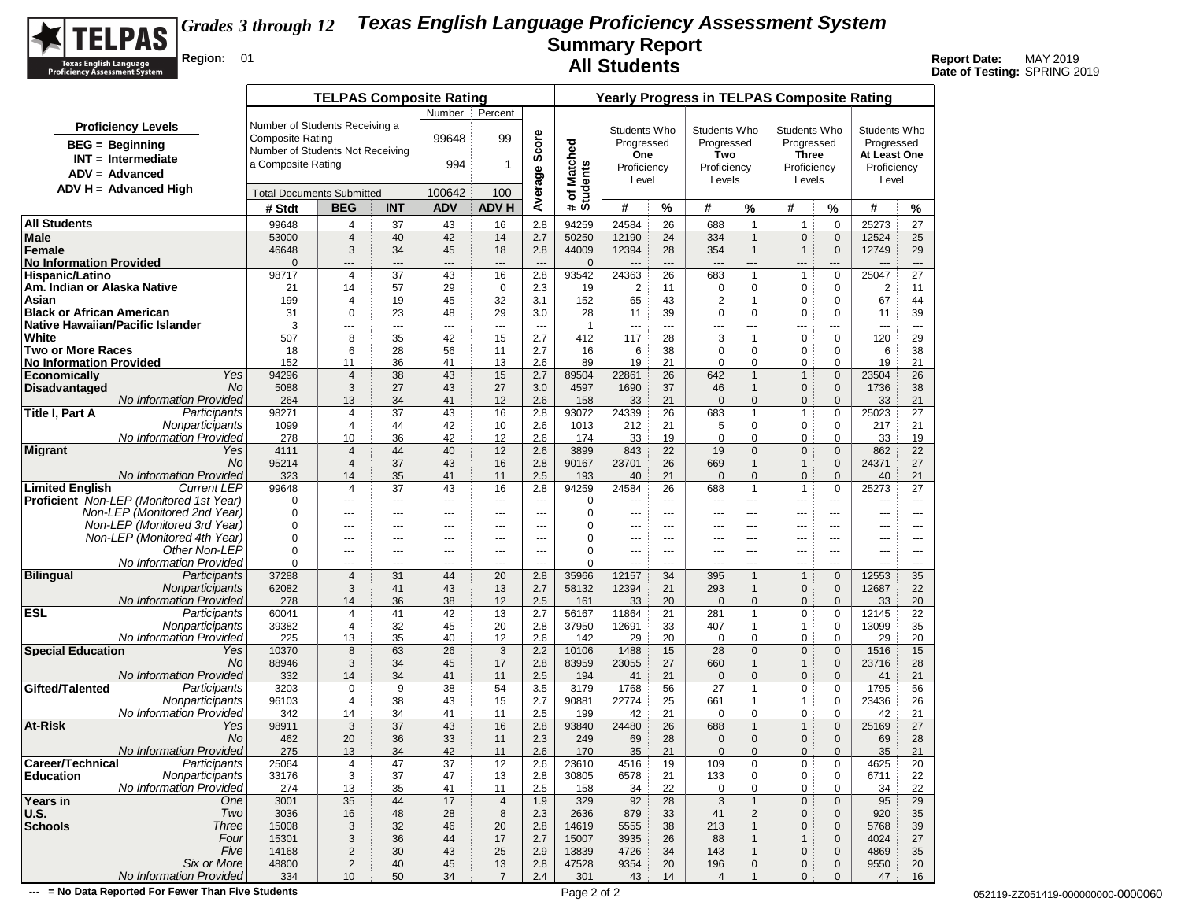# TELPAS

*Texas English Language Proficiency Assessment System*

**Grades 3 through 12**

**Region: 01**

## Texas English Language Proficiency Assessment System
## Summary Report
## All Students

**Report Date:** MAY 2019
**Date of Testing:** SPRING 2019

**Proficiency Levels**
- BEG = Beginning
- INT = Intermediate
- ADV = Advanced
- ADV H = Advanced High

**TELPAS Composite Rating**

| | Number | Percent |
|---|---|---|
| Number of Students Receiving a Composite Rating | 99648 | 99 |
| Number of Students Not Receiving a Composite Rating | 994 | 1 |
| Total Documents Submitted | 100642 | 100 |

| | | TELPAS Composite Rating | | | | | | Yearly Progress in TELPAS Composite Rating | | | | | | | | |
|---|---|---|---|---|---|---|---|---|---|---|---|---|---|---|---|---|
| | | | | | | | | | Students Who Progressed One Proficiency Level | | Students Who Progressed Two Proficiency Levels | | Students Who Progressed Three Proficiency Levels | | Students Who Progressed At Least One Proficiency Level | |
| | | # Stdt | BEG | INT | ADV | ADV H | Average Score | # of Matched Students | # | % | # | % | # | % | # | % |
| **All Students** | | 99648 | 4 | 37 | 43 | 16 | 2.8 | 94259 | 24584 | 26 | 688 | 1 | 1 | 0 | 25273 | 27 |
| **Male** | | 53000 | 4 | 40 | 42 | 14 | 2.7 | 50250 | 12190 | 24 | 334 | 1 | 0 | 0 | 12524 | 25 |
| **Female** | | 46648 | 3 | 34 | 45 | 18 | 2.8 | 44009 | 12394 | 28 | 354 | 1 | 1 | 0 | 12749 | 29 |
| **No Information Provided** | | 0 | --- | --- | --- | --- | --- | 0 | --- | --- | --- | --- | --- | --- | --- | --- |
| **Hispanic/Latino** | | 98717 | 4 | 37 | 43 | 16 | 2.8 | 93542 | 24363 | 26 | 683 | 1 | 1 | 0 | 25047 | 27 |
| **Am. Indian or Alaska Native** | | 21 | 14 | 57 | 29 | 0 | 2.3 | 19 | 2 | 11 | 0 | 0 | 0 | 0 | 2 | 11 |
| **Asian** | | 199 | 4 | 19 | 45 | 32 | 3.1 | 152 | 65 | 43 | 2 | 1 | 0 | 0 | 67 | 44 |
| **Black or African American** | | 31 | 0 | 23 | 48 | 29 | 3.0 | 28 | 11 | 39 | 0 | 0 | 0 | 0 | 11 | 39 |
| **Native Hawaiian/Pacific Islander** | | 3 | --- | --- | --- | --- | --- | 1 | --- | --- | --- | --- | --- | --- | --- | --- |
| **White** | | 507 | 8 | 35 | 42 | 15 | 2.7 | 412 | 117 | 28 | 3 | 1 | 0 | 0 | 120 | 29 |
| **Two or More Races** | | 18 | 6 | 28 | 56 | 11 | 2.7 | 16 | 6 | 38 | 0 | 0 | 0 | 0 | 6 | 38 |
| **No Information Provided** | | 152 | 11 | 36 | 41 | 13 | 2.6 | 89 | 19 | 21 | 0 | 0 | 0 | 0 | 19 | 21 |
| **Economically Disadvantaged** | *Yes* | 94296 | 4 | 38 | 43 | 15 | 2.7 | 89504 | 22861 | 26 | 642 | 1 | 1 | 0 | 23504 | 26 |
| | *No* | 5088 | 3 | 27 | 43 | 27 | 3.0 | 4597 | 1690 | 37 | 46 | 1 | 0 | 0 | 1736 | 38 |
| | *No Information Provided* | 264 | 13 | 34 | 41 | 12 | 2.6 | 158 | 33 | 21 | 0 | 0 | 0 | 0 | 33 | 21 |
| **Title I, Part A** | *Participants* | 98271 | 4 | 37 | 43 | 16 | 2.8 | 93072 | 24339 | 26 | 683 | 1 | 1 | 0 | 25023 | 27 |
| | *Nonparticipants* | 1099 | 4 | 44 | 42 | 10 | 2.6 | 1013 | 212 | 21 | 5 | 0 | 0 | 0 | 217 | 21 |
| | *No Information Provided* | 278 | 10 | 36 | 42 | 12 | 2.6 | 174 | 33 | 19 | 0 | 0 | 0 | 0 | 33 | 19 |
| **Migrant** | *Yes* | 4111 | 4 | 44 | 40 | 12 | 2.6 | 3899 | 843 | 22 | 19 | 0 | 0 | 0 | 862 | 22 |
| | *No* | 95214 | 4 | 37 | 43 | 16 | 2.8 | 90167 | 23701 | 26 | 669 | 1 | 1 | 0 | 24371 | 27 |
| | *No Information Provided* | 323 | 14 | 35 | 41 | 11 | 2.5 | 193 | 40 | 21 | 0 | 0 | 0 | 0 | 40 | 21 |
| **Limited English Proficient** | *Current LEP* | 99648 | 4 | 37 | 43 | 16 | 2.8 | 94259 | 24584 | 26 | 688 | 1 | 1 | 0 | 25273 | 27 |
| | *Non-LEP (Monitored 1st Year)* | 0 | --- | --- | --- | --- | --- | 0 | --- | --- | --- | --- | --- | --- | --- | --- |
| | *Non-LEP (Monitored 2nd Year)* | 0 | --- | --- | --- | --- | --- | 0 | --- | --- | --- | --- | --- | --- | --- | --- |
| | *Non-LEP (Monitored 3rd Year)* | 0 | --- | --- | --- | --- | --- | 0 | --- | --- | --- | --- | --- | --- | --- | --- |
| | *Non-LEP (Monitored 4th Year)* | 0 | --- | --- | --- | --- | --- | 0 | --- | --- | --- | --- | --- | --- | --- | --- |
| | *Other Non-LEP* | 0 | --- | --- | --- | --- | --- | 0 | --- | --- | --- | --- | --- | --- | --- | --- |
| | *No Information Provided* | 0 | --- | --- | --- | --- | --- | 0 | --- | --- | --- | --- | --- | --- | --- | --- |
| **Bilingual** | *Participants* | 37288 | 4 | 31 | 44 | 20 | 2.8 | 35966 | 12157 | 34 | 395 | 1 | 1 | 0 | 12553 | 35 |
| | *Nonparticipants* | 62082 | 3 | 41 | 43 | 13 | 2.7 | 58132 | 12394 | 21 | 293 | 1 | 0 | 0 | 12687 | 22 |
| | *No Information Provided* | 278 | 14 | 36 | 38 | 12 | 2.5 | 161 | 33 | 20 | 0 | 0 | 0 | 0 | 33 | 20 |
| **ESL** | *Participants* | 60041 | 4 | 41 | 42 | 13 | 2.7 | 56167 | 11864 | 21 | 281 | 1 | 0 | 0 | 12145 | 22 |
| | *Nonparticipants* | 39382 | 4 | 32 | 45 | 20 | 2.8 | 37950 | 12691 | 33 | 407 | 1 | 1 | 0 | 13099 | 35 |
| | *No Information Provided* | 225 | 13 | 35 | 40 | 12 | 2.6 | 142 | 29 | 20 | 0 | 0 | 0 | 0 | 29 | 20 |
| **Special Education** | *Yes* | 10370 | 8 | 63 | 26 | 3 | 2.2 | 10106 | 1488 | 15 | 28 | 0 | 0 | 0 | 1516 | 15 |
| | *No* | 88946 | 3 | 34 | 45 | 17 | 2.8 | 83959 | 23055 | 27 | 660 | 1 | 1 | 0 | 23716 | 28 |
| | *No Information Provided* | 332 | 14 | 34 | 41 | 11 | 2.5 | 194 | 41 | 21 | 0 | 0 | 0 | 0 | 41 | 21 |
| **Gifted/Talented** | *Participants* | 3203 | 0 | 9 | 38 | 54 | 3.5 | 3179 | 1768 | 56 | 27 | 1 | 0 | 0 | 1795 | 56 |
| | *Nonparticipants* | 96103 | 4 | 38 | 43 | 15 | 2.7 | 90881 | 22774 | 25 | 661 | 1 | 1 | 0 | 23436 | 26 |
| | *No Information Provided* | 342 | 14 | 34 | 41 | 11 | 2.5 | 199 | 42 | 21 | 0 | 0 | 0 | 0 | 42 | 21 |
| **At-Risk** | *Yes* | 98911 | 3 | 37 | 43 | 16 | 2.8 | 93840 | 24480 | 26 | 688 | 1 | 1 | 0 | 25169 | 27 |
| | *No* | 462 | 20 | 36 | 33 | 11 | 2.3 | 249 | 69 | 28 | 0 | 0 | 0 | 0 | 69 | 28 |
| | *No Information Provided* | 275 | 13 | 34 | 42 | 11 | 2.6 | 170 | 35 | 21 | 0 | 0 | 0 | 0 | 35 | 21 |
| **Career/Technical Education** | *Participants* | 25064 | 4 | 47 | 37 | 12 | 2.6 | 23610 | 4516 | 19 | 109 | 0 | 0 | 0 | 4625 | 20 |
| | *Nonparticipants* | 33176 | 3 | 37 | 47 | 13 | 2.8 | 30805 | 6578 | 21 | 133 | 0 | 0 | 0 | 6711 | 22 |
| | *No Information Provided* | 274 | 13 | 35 | 41 | 11 | 2.5 | 158 | 34 | 22 | 0 | 0 | 0 | 0 | 34 | 22 |
| **Years in U.S. Schools** | *One* | 3001 | 35 | 44 | 17 | 4 | 1.9 | 329 | 92 | 28 | 3 | 1 | 0 | 0 | 95 | 29 |
| | *Two* | 3036 | 16 | 48 | 28 | 8 | 2.3 | 2636 | 879 | 33 | 41 | 2 | 0 | 0 | 920 | 35 |
| | *Three* | 15008 | 3 | 32 | 46 | 20 | 2.8 | 14619 | 5555 | 38 | 213 | 1 | 0 | 0 | 5768 | 39 |
| | *Four* | 15301 | 3 | 36 | 44 | 17 | 2.7 | 15007 | 3935 | 26 | 88 | 1 | 1 | 0 | 4024 | 27 |
| | *Five* | 14168 | 2 | 30 | 43 | 25 | 2.9 | 13839 | 4726 | 34 | 143 | 1 | 0 | 0 | 4869 | 35 |
| | *Six or More* | 48800 | 2 | 40 | 45 | 13 | 2.8 | 47528 | 9354 | 20 | 196 | 0 | 0 | 0 | 9550 | 20 |
| | *No Information Provided* | 334 | 10 | 50 | 34 | 7 | 2.4 | 301 | 43 | 14 | 4 | 1 | 0 | 0 | 47 | 16 |

--- = No Data Reported For Fewer Than Five Students

052119-ZZ051419-000000000-0000060